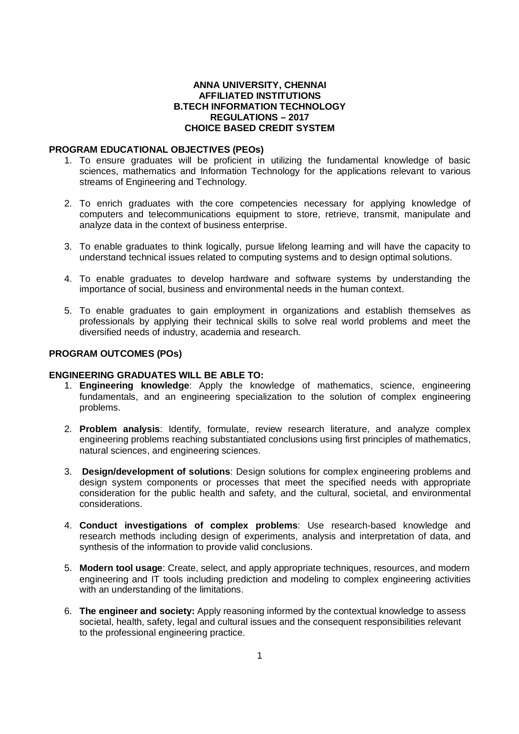# ANNA UNIVERSITY, CHENNAI
## AFFILIATED INSTITUTIONS
## B.TECH INFORMATION TECHNOLOGY
## REGULATIONS – 2017
## CHOICE BASED CREDIT SYSTEM

### PROGRAM EDUCATIONAL OBJECTIVES (PEOs)

1. To ensure graduates will be proficient in utilizing the fundamental knowledge of basic sciences, mathematics and Information Technology for the applications relevant to various streams of Engineering and Technology.

2. To enrich graduates with the core competencies necessary for applying knowledge of computers and telecommunications equipment to store, retrieve, transmit, manipulate and analyze data in the context of business enterprise.

3. To enable graduates to think logically, pursue lifelong learning and will have the capacity to understand technical issues related to computing systems and to design optimal solutions.

4. To enable graduates to develop hardware and software systems by understanding the importance of social, business and environmental needs in the human context.

5. To enable graduates to gain employment in organizations and establish themselves as professionals by applying their technical skills to solve real world problems and meet the diversified needs of industry, academia and research.

### PROGRAM OUTCOMES (POs)

**ENGINEERING GRADUATES WILL BE ABLE TO:**

1. **Engineering knowledge**: Apply the knowledge of mathematics, science, engineering fundamentals, and an engineering specialization to the solution of complex engineering problems.

2. **Problem analysis**: Identify, formulate, review research literature, and analyze complex engineering problems reaching substantiated conclusions using first principles of mathematics, natural sciences, and engineering sciences.

3. **Design/development of solutions**: Design solutions for complex engineering problems and design system components or processes that meet the specified needs with appropriate consideration for the public health and safety, and the cultural, societal, and environmental considerations.

4. **Conduct investigations of complex problems**: Use research-based knowledge and research methods including design of experiments, analysis and interpretation of data, and synthesis of the information to provide valid conclusions.

5. **Modern tool usage**: Create, select, and apply appropriate techniques, resources, and modern engineering and IT tools including prediction and modeling to complex engineering activities with an understanding of the limitations.

6. **The engineer and society:** Apply reasoning informed by the contextual knowledge to assess societal, health, safety, legal and cultural issues and the consequent responsibilities relevant to the professional engineering practice.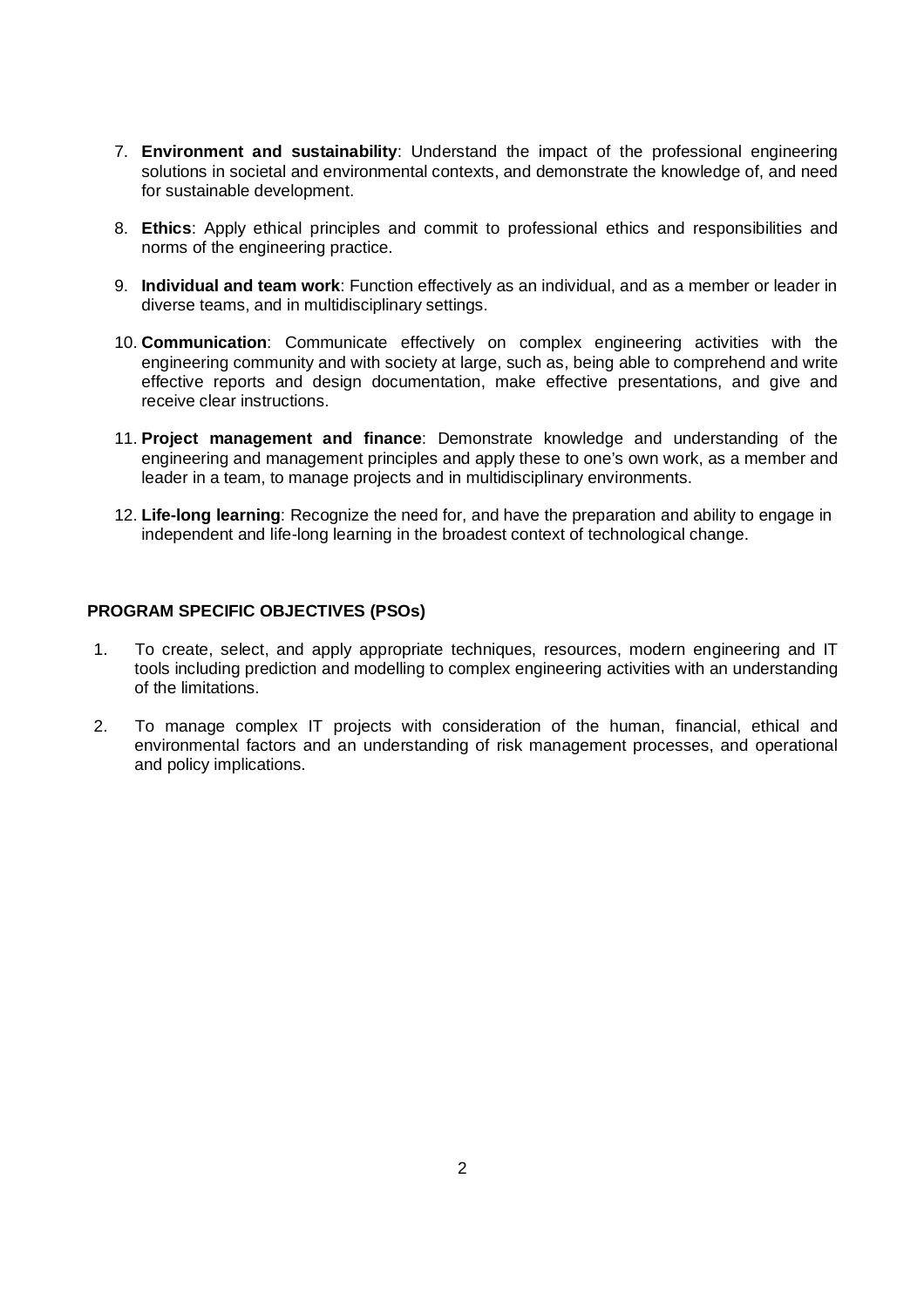7. **Environment and sustainability**: Understand the impact of the professional engineering solutions in societal and environmental contexts, and demonstrate the knowledge of, and need for sustainable development.

8. **Ethics**: Apply ethical principles and commit to professional ethics and responsibilities and norms of the engineering practice.

9. **Individual and team work**: Function effectively as an individual, and as a member or leader in diverse teams, and in multidisciplinary settings.

10. **Communication**: Communicate effectively on complex engineering activities with the engineering community and with society at large, such as, being able to comprehend and write effective reports and design documentation, make effective presentations, and give and receive clear instructions.

11. **Project management and finance**: Demonstrate knowledge and understanding of the engineering and management principles and apply these to one's own work, as a member and leader in a team, to manage projects and in multidisciplinary environments.

12. **Life-long learning**: Recognize the need for, and have the preparation and ability to engage in independent and life-long learning in the broadest context of technological change.

## PROGRAM SPECIFIC OBJECTIVES (PSOs)

1. To create, select, and apply appropriate techniques, resources, modern engineering and IT tools including prediction and modelling to complex engineering activities with an understanding of the limitations.

2. To manage complex IT projects with consideration of the human, financial, ethical and environmental factors and an understanding of risk management processes, and operational and policy implications.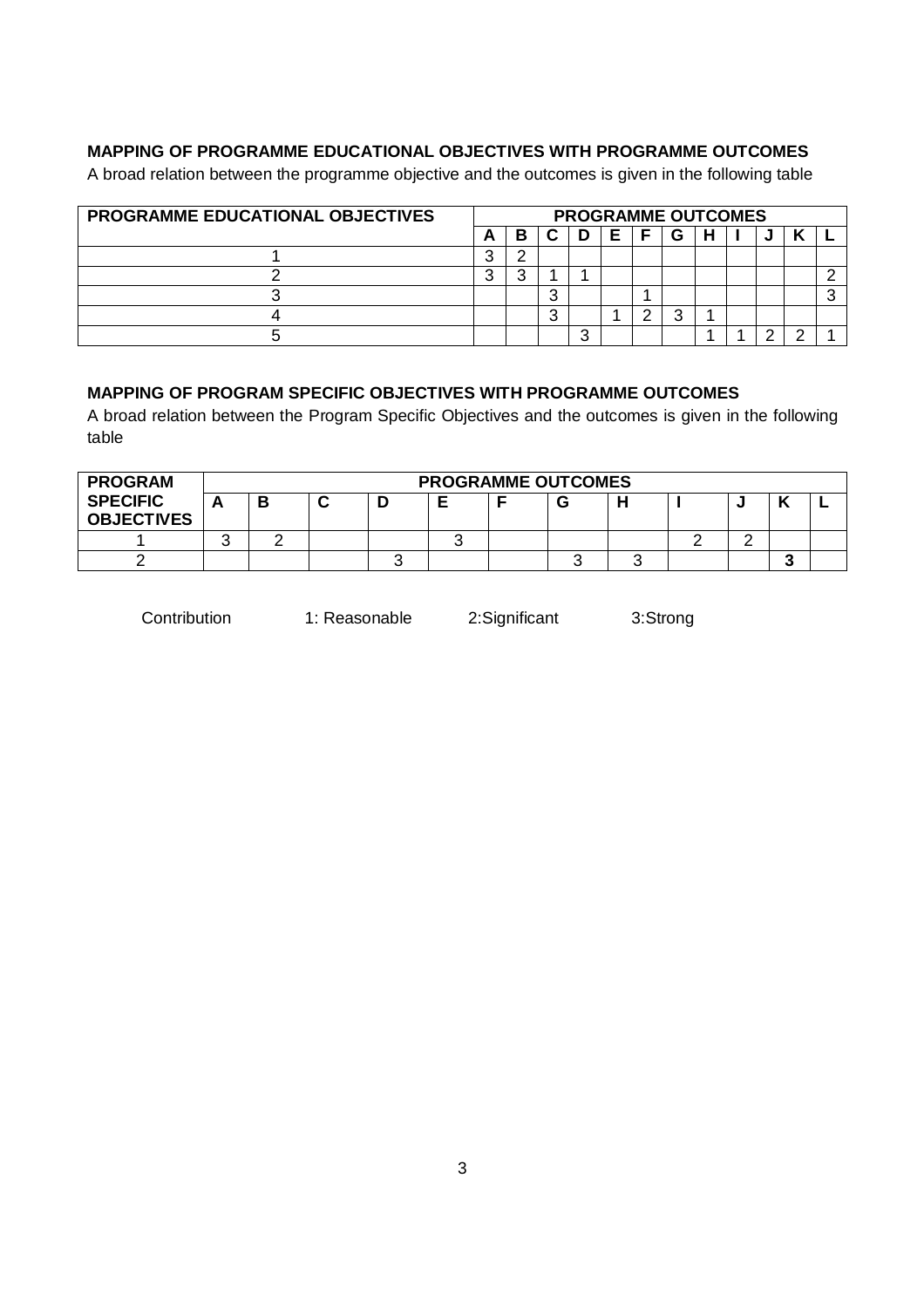## MAPPING OF PROGRAMME EDUCATIONAL OBJECTIVES WITH PROGRAMME OUTCOMES

A broad relation between the programme objective and the outcomes is given in the following table

| PROGRAMME EDUCATIONAL OBJECTIVES | PROGRAMME OUTCOMES | | | | | | | | | | | |
|---|---|---|---|---|---|---|---|---|---|---|---|---|
| | A | B | C | D | E | F | G | H | I | J | K | L |
| 1 | 3 | 2 | | | | | | | | | | |
| 2 | 3 | 3 | 1 | 1 | | | | | | | | 2 |
| 3 | | | 3 | | | 1 | | | | | | 3 |
| 4 | | | 3 | | 1 | 2 | 3 | 1 | | | | |
| 5 | | | | 3 | | | | 1 | 1 | 2 | 2 | 1 |

## MAPPING OF PROGRAM SPECIFIC OBJECTIVES WITH PROGRAMME OUTCOMES

A broad relation between the Program Specific Objectives and the outcomes is given in the following table

| PROGRAM SPECIFIC OBJECTIVES | PROGRAMME OUTCOMES | | | | | | | | | | | |
|---|---|---|---|---|---|---|---|---|---|---|---|---|
| | A | B | C | D | E | F | G | H | I | J | K | L |
| 1 | 3 | 2 | | | 3 | | | | 2 | 2 | | |
| 2 | | | | 3 | | | 3 | 3 | | | **3** | |

Contribution    1: Reasonable    2:Significant    3:Strong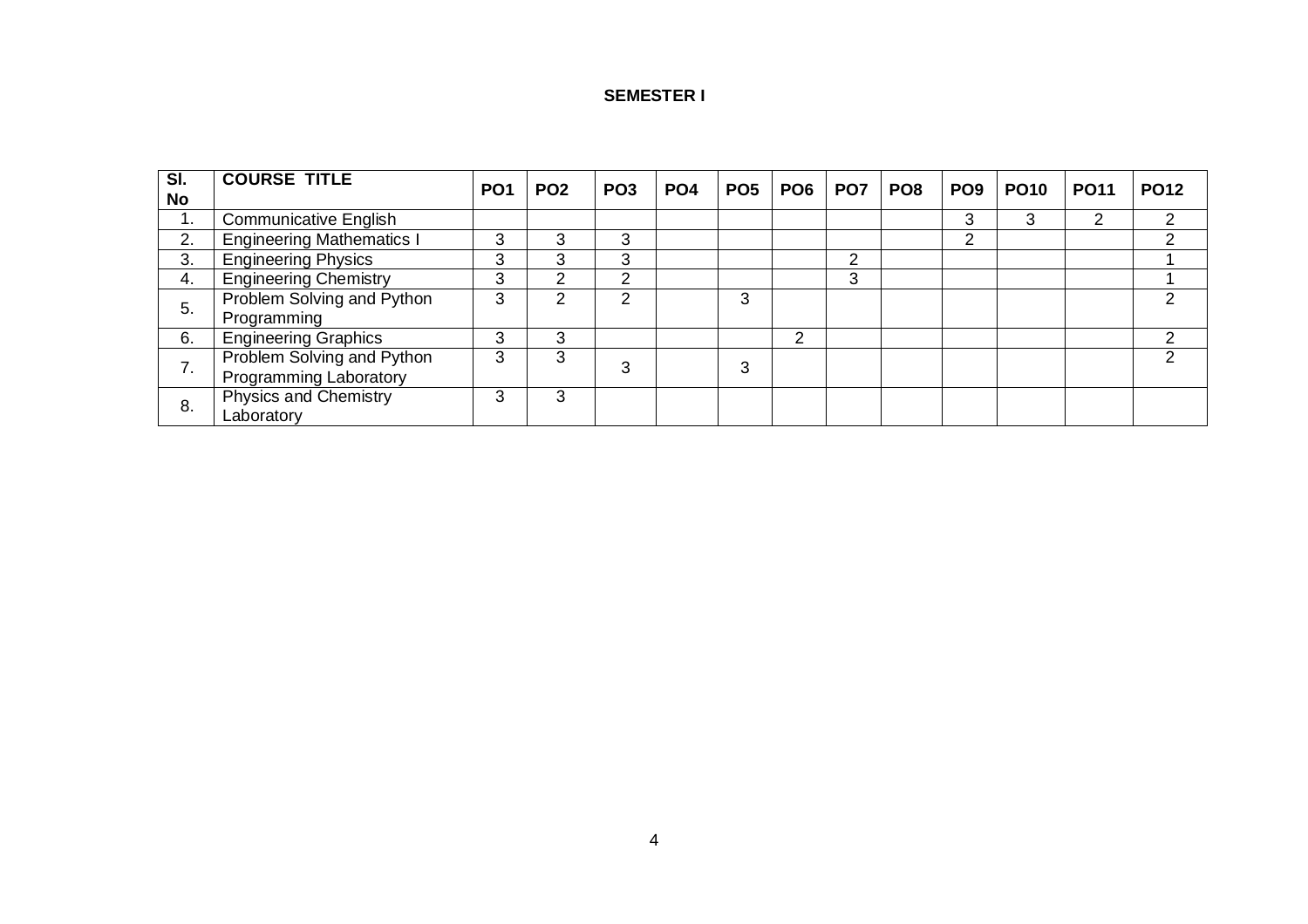**SEMESTER I**

| Sl. No | COURSE TITLE | PO1 | PO2 | PO3 | PO4 | PO5 | PO6 | PO7 | PO8 | PO9 | PO10 | PO11 | PO12 |
|---|---|---|---|---|---|---|---|---|---|---|---|---|---|
| 1. | Communicative English | | | | | | | | | 3 | 3 | 2 | 2 |
| 2. | Engineering Mathematics I | 3 | 3 | 3 | | | | | | 2 | | | 2 |
| 3. | Engineering Physics | 3 | 3 | 3 | | | | 2 | | | | | 1 |
| 4. | Engineering Chemistry | 3 | 2 | 2 | | | | 3 | | | | | 1 |
| 5. | Problem Solving and Python Programming | 3 | 2 | 2 | | 3 | | | | | | | 2 |
| 6. | Engineering Graphics | 3 | 3 | | | | 2 | | | | | | 2 |
| 7. | Problem Solving and Python Programming Laboratory | 3 | 3 | 3 | | 3 | | | | | | | 2 |
| 8. | Physics and Chemistry Laboratory | 3 | 3 | | | | | | | | | | |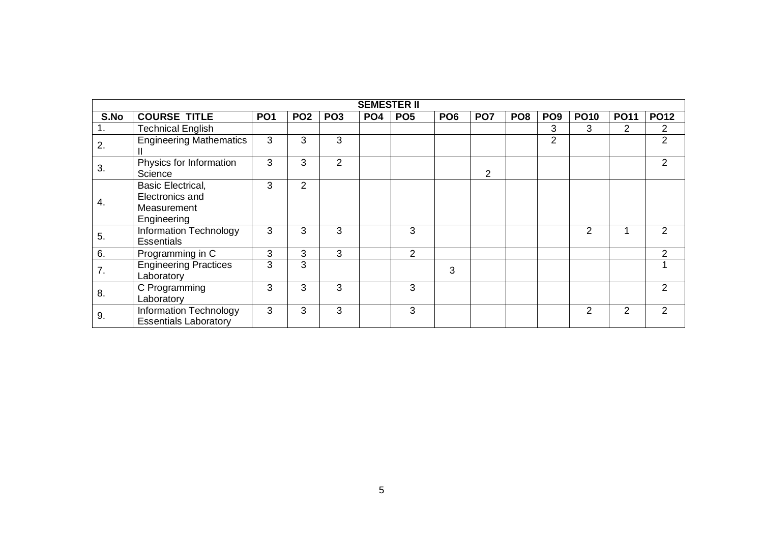| SEMESTER II | | | | | | | | | | | | | |
|---|---|---|---|---|---|---|---|---|---|---|---|---|---|
| S.No | COURSE TITLE | PO1 | PO2 | PO3 | PO4 | PO5 | PO6 | PO7 | PO8 | PO9 | PO10 | PO11 | PO12 |
| 1. | Technical English | | | | | | | | | 3 | 3 | 2 | 2 |
| 2. | Engineering Mathematics II | 3 | 3 | 3 | | | | | | 2 | | | 2 |
| 3. | Physics for Information Science | 3 | 3 | 2 | | | | 2 | | | | | 2 |
| 4. | Basic Electrical, Electronics and Measurement Engineering | 3 | 2 | | | | | | | | | | |
| 5. | Information Technology Essentials | 3 | 3 | 3 | | 3 | | | | | 2 | 1 | 2 |
| 6. | Programming in C | 3 | 3 | 3 | | 2 | | | | | | | 2 |
| 7. | Engineering Practices Laboratory | 3 | 3 | | | | 3 | | | | | | 1 |
| 8. | C Programming Laboratory | 3 | 3 | 3 | | 3 | | | | | | | 2 |
| 9. | Information Technology Essentials Laboratory | 3 | 3 | 3 | | 3 | | | | | 2 | 2 | 2 |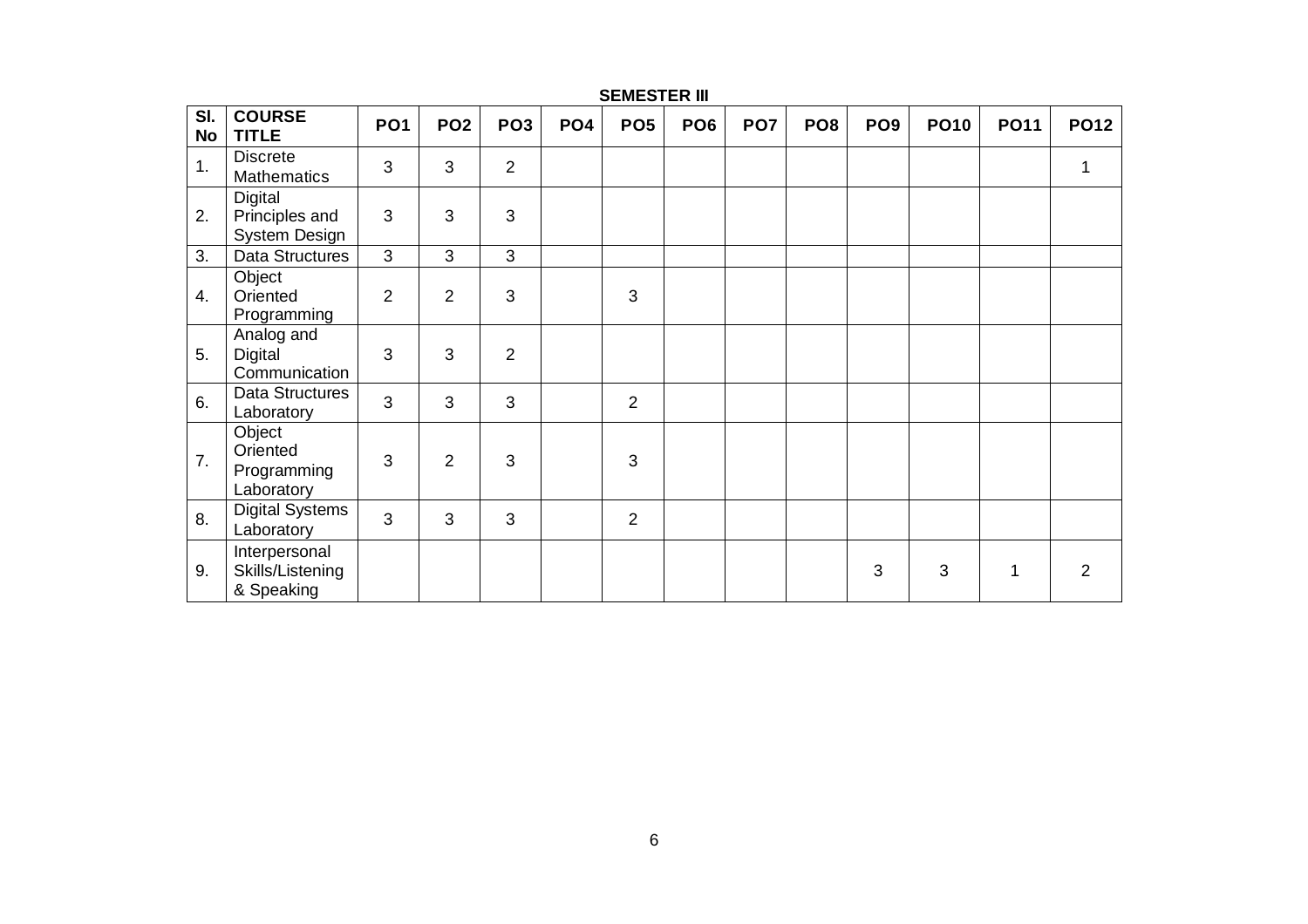**SEMESTER III**

| Sl. No | COURSE TITLE | PO1 | PO2 | PO3 | PO4 | PO5 | PO6 | PO7 | PO8 | PO9 | PO10 | PO11 | PO12 |
|---|---|---|---|---|---|---|---|---|---|---|---|---|---|
| 1. | Discrete Mathematics | 3 | 3 | 2 | | | | | | | | | 1 |
| 2. | Digital Principles and System Design | 3 | 3 | 3 | | | | | | | | | |
| 3. | Data Structures | 3 | 3 | 3 | | | | | | | | | |
| 4. | Object Oriented Programming | 2 | 2 | 3 | | 3 | | | | | | | |
| 5. | Analog and Digital Communication | 3 | 3 | 2 | | | | | | | | | |
| 6. | Data Structures Laboratory | 3 | 3 | 3 | | 2 | | | | | | | |
| 7. | Object Oriented Programming Laboratory | 3 | 2 | 3 | | 3 | | | | | | | |
| 8. | Digital Systems Laboratory | 3 | 3 | 3 | | 2 | | | | | | | |
| 9. | Interpersonal Skills/Listening & Speaking | | | | | | | | | 3 | 3 | 1 | 2 |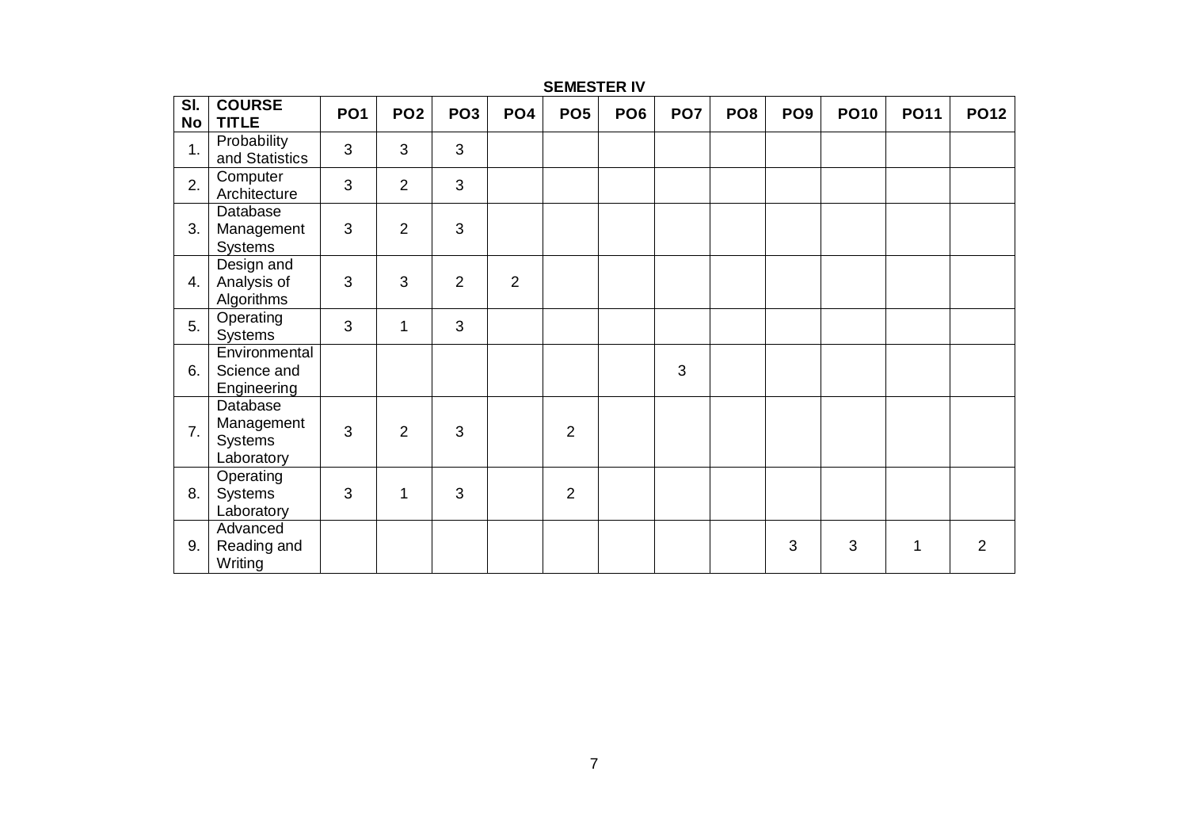**SEMESTER IV**

| Sl. No | COURSE TITLE | PO1 | PO2 | PO3 | PO4 | PO5 | PO6 | PO7 | PO8 | PO9 | PO10 | PO11 | PO12 |
|---|---|---|---|---|---|---|---|---|---|---|---|---|---|
| 1. | Probability and Statistics | 3 | 3 | 3 | | | | | | | | | |
| 2. | Computer Architecture | 3 | 2 | 3 | | | | | | | | | |
| 3. | Database Management Systems | 3 | 2 | 3 | | | | | | | | | |
| 4. | Design and Analysis of Algorithms | 3 | 3 | 2 | 2 | | | | | | | | |
| 5. | Operating Systems | 3 | 1 | 3 | | | | | | | | | |
| 6. | Environmental Science and Engineering | | | | | | | 3 | | | | | |
| 7. | Database Management Systems Laboratory | 3 | 2 | 3 | | 2 | | | | | | | |
| 8. | Operating Systems Laboratory | 3 | 1 | 3 | | 2 | | | | | | | |
| 9. | Advanced Reading and Writing | | | | | | | | | 3 | 3 | 1 | 2 |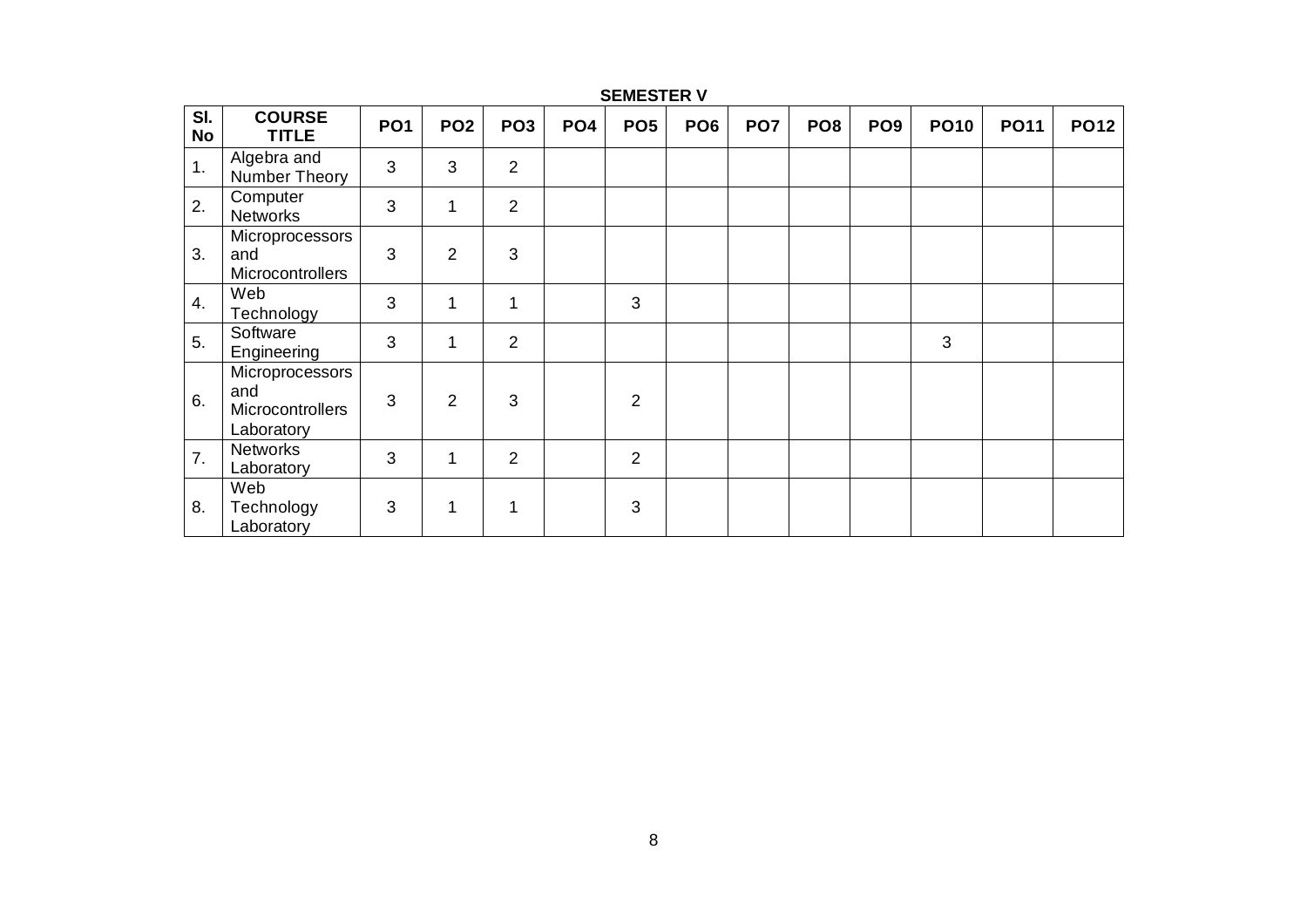**SEMESTER V**

| Sl. No | COURSE TITLE | PO1 | PO2 | PO3 | PO4 | PO5 | PO6 | PO7 | PO8 | PO9 | PO10 | PO11 | PO12 |
|---|---|---|---|---|---|---|---|---|---|---|---|---|---|
| 1. | Algebra and Number Theory | 3 | 3 | 2 | | | | | | | | | |
| 2. | Computer Networks | 3 | 1 | 2 | | | | | | | | | |
| 3. | Microprocessors and Microcontrollers | 3 | 2 | 3 | | | | | | | | | |
| 4. | Web Technology | 3 | 1 | 1 | | 3 | | | | | | | |
| 5. | Software Engineering | 3 | 1 | 2 | | | | | | | 3 | | |
| 6. | Microprocessors and Microcontrollers Laboratory | 3 | 2 | 3 | | 2 | | | | | | | |
| 7. | Networks Laboratory | 3 | 1 | 2 | | 2 | | | | | | | |
| 8. | Web Technology Laboratory | 3 | 1 | 1 | | 3 | | | | | | | |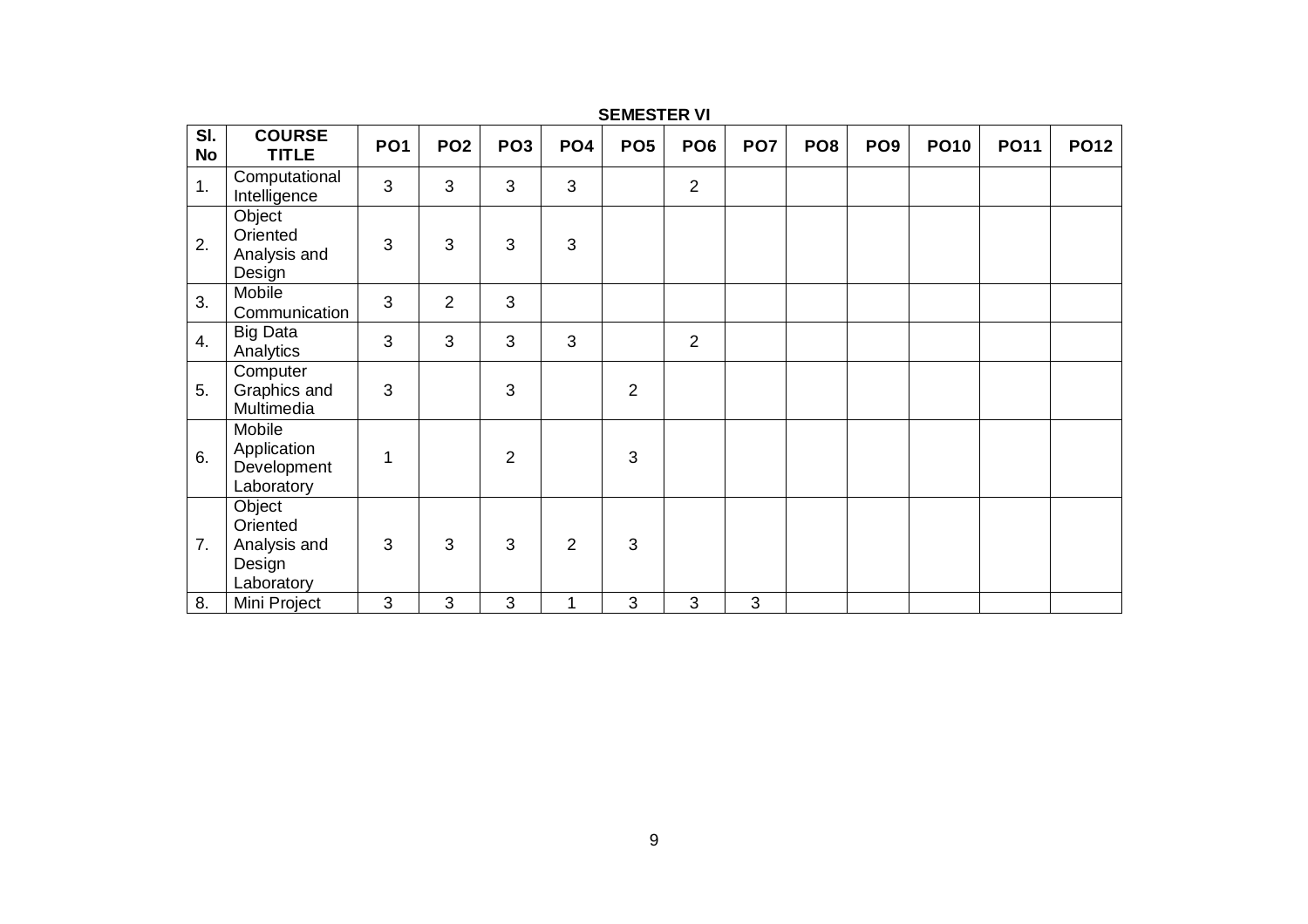**SEMESTER VI**

| Sl. No | COURSE TITLE | PO1 | PO2 | PO3 | PO4 | PO5 | PO6 | PO7 | PO8 | PO9 | PO10 | PO11 | PO12 |
|---|---|---|---|---|---|---|---|---|---|---|---|---|---|
| 1. | Computational Intelligence | 3 | 3 | 3 | 3 | | 2 | | | | | | |
| 2. | Object Oriented Analysis and Design | 3 | 3 | 3 | 3 | | | | | | | | |
| 3. | Mobile Communication | 3 | 2 | 3 | | | | | | | | | |
| 4. | Big Data Analytics | 3 | 3 | 3 | 3 | | 2 | | | | | | |
| 5. | Computer Graphics and Multimedia | 3 | | 3 | | 2 | | | | | | | |
| 6. | Mobile Application Development Laboratory | 1 | | 2 | | 3 | | | | | | | |
| 7. | Object Oriented Analysis and Design Laboratory | 3 | 3 | 3 | 2 | 3 | | | | | | | |
| 8. | Mini Project | 3 | 3 | 3 | 1 | 3 | 3 | 3 | | | | | |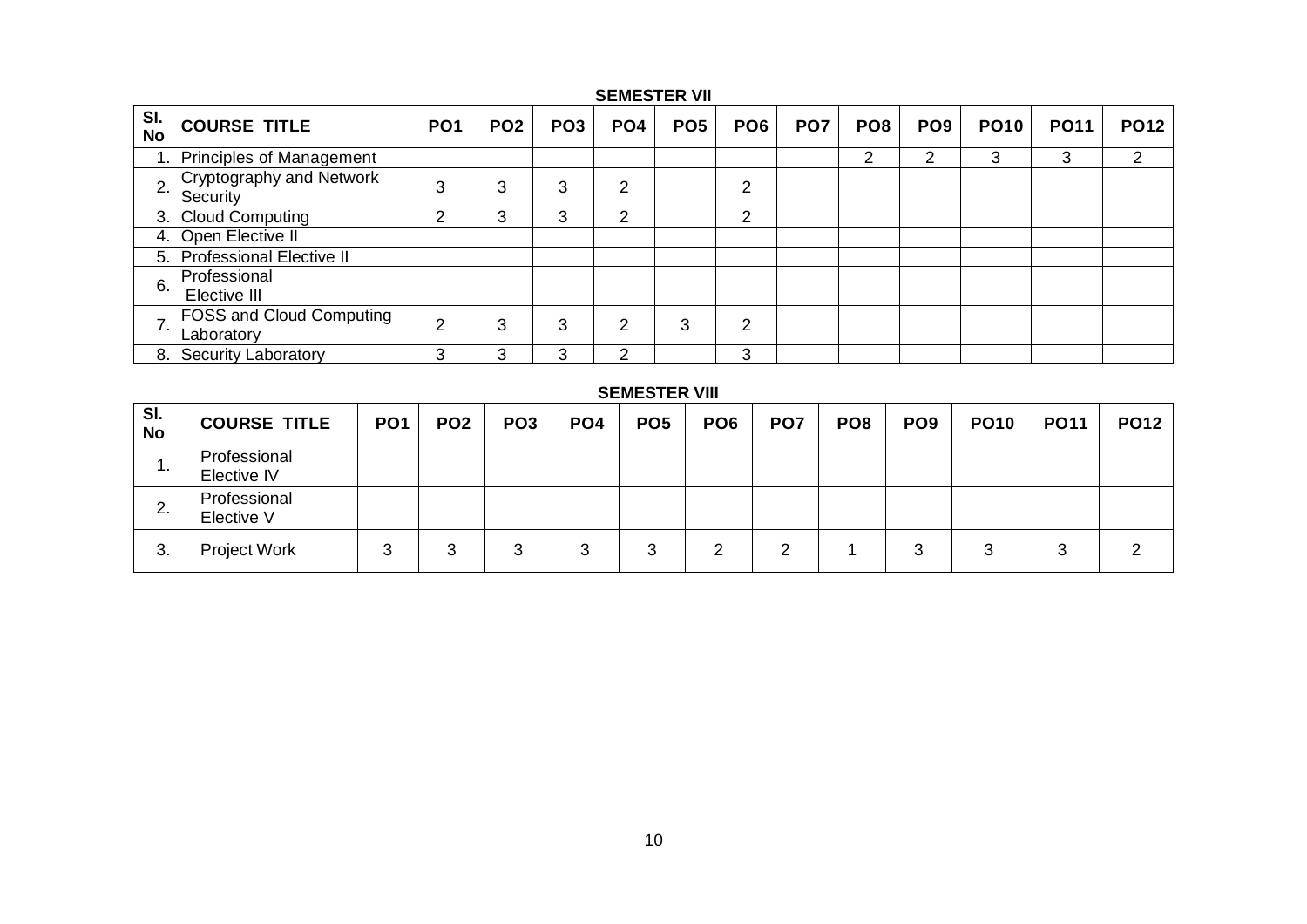## SEMESTER VII

| Sl. No | COURSE TITLE | PO1 | PO2 | PO3 | PO4 | PO5 | PO6 | PO7 | PO8 | PO9 | PO10 | PO11 | PO12 |
|---|---|---|---|---|---|---|---|---|---|---|---|---|---|
| 1. | Principles of Management | | | | | | | | 2 | 2 | 3 | 3 | 2 |
| 2. | Cryptography and Network Security | 3 | 3 | 3 | 2 | | 2 | | | | | | |
| 3. | Cloud Computing | 2 | 3 | 3 | 2 | | 2 | | | | | | |
| 4. | Open Elective II | | | | | | | | | | | | |
| 5. | Professional Elective II | | | | | | | | | | | | |
| 6. | Professional Elective III | | | | | | | | | | | | |
| 7. | FOSS and Cloud Computing Laboratory | 2 | 3 | 3 | 2 | 3 | 2 | | | | | | |
| 8. | Security Laboratory | 3 | 3 | 3 | 2 | | 3 | | | | | | |

## SEMESTER VIII

| Sl. No | COURSE TITLE | PO1 | PO2 | PO3 | PO4 | PO5 | PO6 | PO7 | PO8 | PO9 | PO10 | PO11 | PO12 |
|---|---|---|---|---|---|---|---|---|---|---|---|---|---|
| 1. | Professional Elective IV | | | | | | | | | | | | |
| 2. | Professional Elective V | | | | | | | | | | | | |
| 3. | Project Work | 3 | 3 | 3 | 3 | 3 | 2 | 2 | 1 | 3 | 3 | 3 | 2 |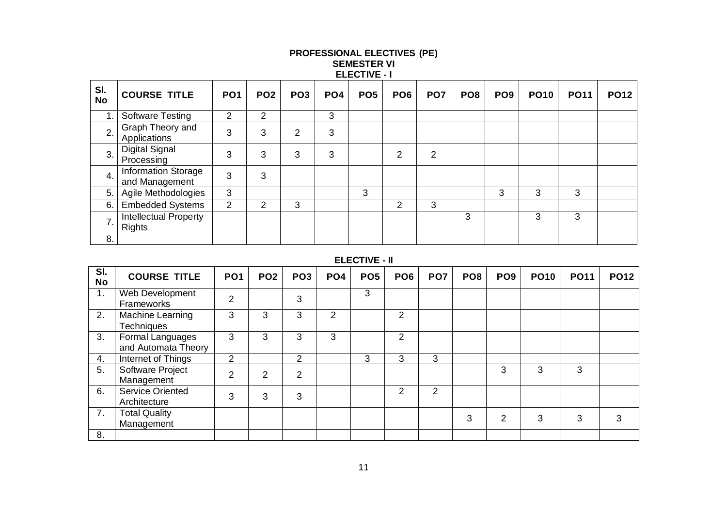# PROFESSIONAL ELECTIVES (PE)
## SEMESTER VI
### ELECTIVE - I

| Sl. No | COURSE TITLE | PO1 | PO2 | PO3 | PO4 | PO5 | PO6 | PO7 | PO8 | PO9 | PO10 | PO11 | PO12 |
|---|---|---|---|---|---|---|---|---|---|---|---|---|---|
| 1. | Software Testing | 2 | 2 | | 3 | | | | | | | | |
| 2. | Graph Theory and Applications | 3 | 3 | 2 | 3 | | | | | | | | |
| 3. | Digital Signal Processing | 3 | 3 | 3 | 3 | | 2 | 2 | | | | | |
| 4. | Information Storage and Management | 3 | 3 | | | | | | | | | | |
| 5. | Agile Methodologies | 3 | | | | 3 | | | | 3 | 3 | 3 | |
| 6. | Embedded Systems | 2 | 2 | 3 | | | 2 | 3 | | | | | |
| 7. | Intellectual Property Rights | | | | | | | | 3 | | 3 | 3 | |
| 8. | | | | | | | | | | | | | |

### ELECTIVE - II

| Sl. No | COURSE TITLE | PO1 | PO2 | PO3 | PO4 | PO5 | PO6 | PO7 | PO8 | PO9 | PO10 | PO11 | PO12 |
|---|---|---|---|---|---|---|---|---|---|---|---|---|---|
| 1. | Web Development Frameworks | 2 | | 3 | | 3 | | | | | | | |
| 2. | Machine Learning Techniques | 3 | 3 | 3 | 2 | | 2 | | | | | | |
| 3. | Formal Languages and Automata Theory | 3 | 3 | 3 | 3 | | 2 | | | | | | |
| 4. | Internet of Things | 2 | | 2 | | 3 | 3 | 3 | | | | | |
| 5. | Software Project Management | 2 | 2 | 2 | | | | | | 3 | 3 | 3 | |
| 6. | Service Oriented Architecture | 3 | 3 | 3 | | | 2 | 2 | | | | | |
| 7. | Total Quality Management | | | | | | | | 3 | 2 | 3 | 3 | 3 |
| 8. | | | | | | | | | | | | | |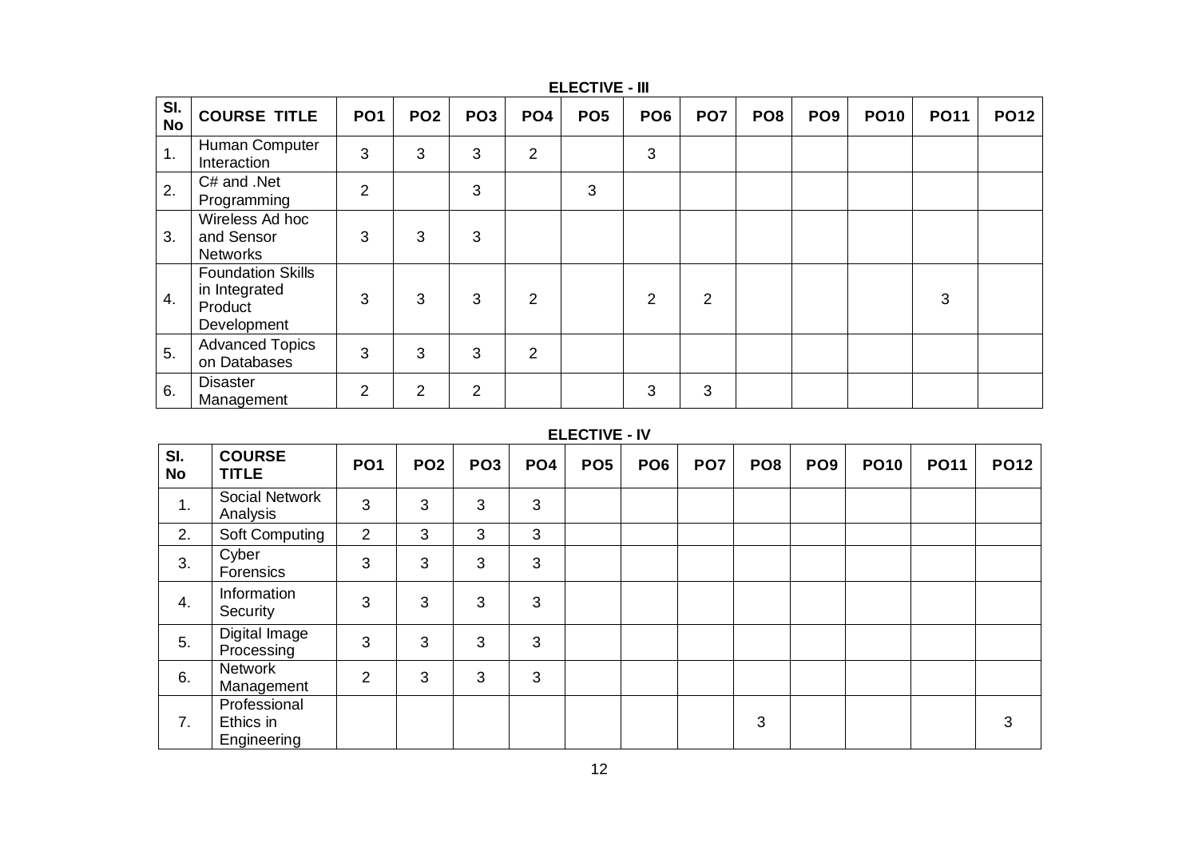## ELECTIVE - III

| Sl. No | COURSE TITLE | PO1 | PO2 | PO3 | PO4 | PO5 | PO6 | PO7 | PO8 | PO9 | PO10 | PO11 | PO12 |
|---|---|---|---|---|---|---|---|---|---|---|---|---|---|
| 1. | Human Computer Interaction | 3 | 3 | 3 | 2 | | 3 | | | | | | |
| 2. | C# and .Net Programming | 2 | | 3 | | 3 | | | | | | | |
| 3. | Wireless Ad hoc and Sensor Networks | 3 | 3 | 3 | | | | | | | | | |
| 4. | Foundation Skills in Integrated Product Development | 3 | 3 | 3 | 2 | | 2 | 2 | | | | 3 | |
| 5. | Advanced Topics on Databases | 3 | 3 | 3 | 2 | | | | | | | | |
| 6. | Disaster Management | 2 | 2 | 2 | | | 3 | 3 | | | | | |

## ELECTIVE - IV

| Sl. No | COURSE TITLE | PO1 | PO2 | PO3 | PO4 | PO5 | PO6 | PO7 | PO8 | PO9 | PO10 | PO11 | PO12 |
|---|---|---|---|---|---|---|---|---|---|---|---|---|---|
| 1. | Social Network Analysis | 3 | 3 | 3 | 3 | | | | | | | | |
| 2. | Soft Computing | 2 | 3 | 3 | 3 | | | | | | | | |
| 3. | Cyber Forensics | 3 | 3 | 3 | 3 | | | | | | | | |
| 4. | Information Security | 3 | 3 | 3 | 3 | | | | | | | | |
| 5. | Digital Image Processing | 3 | 3 | 3 | 3 | | | | | | | | |
| 6. | Network Management | 2 | 3 | 3 | 3 | | | | | | | | |
| 7. | Professional Ethics in Engineering | | | | | | | | 3 | | | | 3 |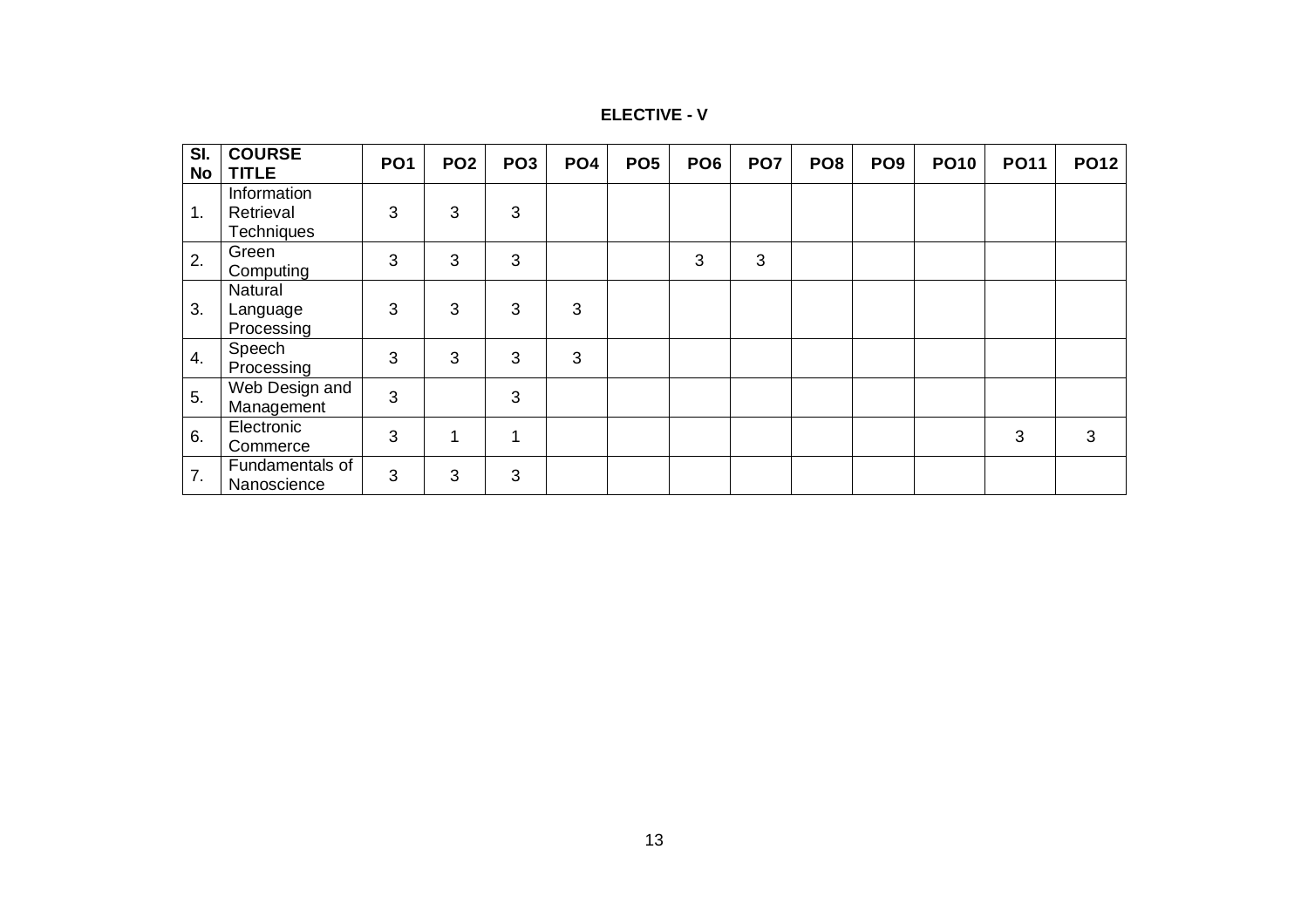## ELECTIVE - V

| Sl. No | COURSE TITLE | PO1 | PO2 | PO3 | PO4 | PO5 | PO6 | PO7 | PO8 | PO9 | PO10 | PO11 | PO12 |
|---|---|---|---|---|---|---|---|---|---|---|---|---|---|
| 1. | Information Retrieval Techniques | 3 | 3 | 3 | | | | | | | | | |
| 2. | Green Computing | 3 | 3 | 3 | | | 3 | 3 | | | | | |
| 3. | Natural Language Processing | 3 | 3 | 3 | 3 | | | | | | | | |
| 4. | Speech Processing | 3 | 3 | 3 | 3 | | | | | | | | |
| 5. | Web Design and Management | 3 | | 3 | | | | | | | | | |
| 6. | Electronic Commerce | 3 | 1 | 1 | | | | | | | | 3 | 3 |
| 7. | Fundamentals of Nanoscience | 3 | 3 | 3 | | | | | | | | | |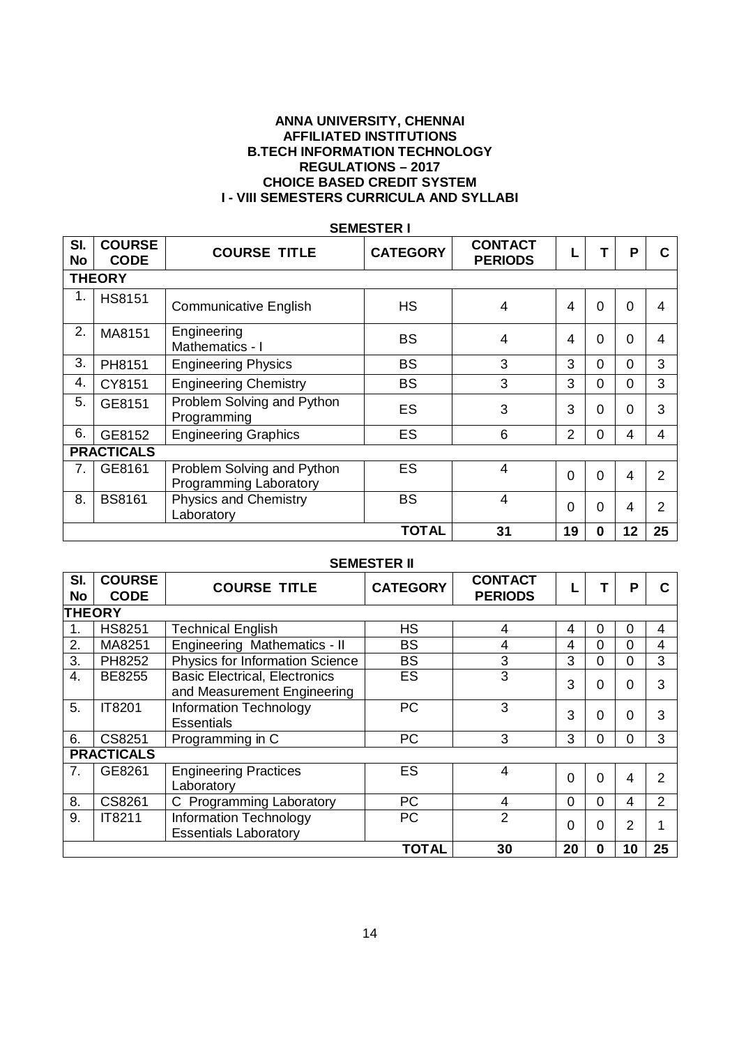**ANNA UNIVERSITY, CHENNAI**
**AFFILIATED INSTITUTIONS**
**B.TECH INFORMATION TECHNOLOGY**
**REGULATIONS – 2017**
**CHOICE BASED CREDIT SYSTEM**
**I - VIII SEMESTERS CURRICULA AND SYLLABI**

## SEMESTER I

| Sl. No | COURSE CODE | COURSE TITLE | CATEGORY | CONTACT PERIODS | L | T | P | C |
|---|---|---|---|---|---|---|---|---|
| **THEORY** | | | | | | | | |
| 1. | HS8151 | Communicative English | HS | 4 | 4 | 0 | 0 | 4 |
| 2. | MA8151 | Engineering Mathematics - I | BS | 4 | 4 | 0 | 0 | 4 |
| 3. | PH8151 | Engineering Physics | BS | 3 | 3 | 0 | 0 | 3 |
| 4. | CY8151 | Engineering Chemistry | BS | 3 | 3 | 0 | 0 | 3 |
| 5. | GE8151 | Problem Solving and Python Programming | ES | 3 | 3 | 0 | 0 | 3 |
| 6. | GE8152 | Engineering Graphics | ES | 6 | 2 | 0 | 4 | 4 |
| **PRACTICALS** | | | | | | | | |
| 7. | GE8161 | Problem Solving and Python Programming Laboratory | ES | 4 | 0 | 0 | 4 | 2 |
| 8. | BS8161 | Physics and Chemistry Laboratory | BS | 4 | 0 | 0 | 4 | 2 |
| | | | **TOTAL** | **31** | **19** | **0** | **12** | **25** |

## SEMESTER II

| Sl. No | COURSE CODE | COURSE TITLE | CATEGORY | CONTACT PERIODS | L | T | P | C |
|---|---|---|---|---|---|---|---|---|
| **THEORY** | | | | | | | | |
| 1. | HS8251 | Technical English | HS | 4 | 4 | 0 | 0 | 4 |
| 2. | MA8251 | Engineering Mathematics - II | BS | 4 | 4 | 0 | 0 | 4 |
| 3. | PH8252 | Physics for Information Science | BS | 3 | 3 | 0 | 0 | 3 |
| 4. | BE8255 | Basic Electrical, Electronics and Measurement Engineering | ES | 3 | 3 | 0 | 0 | 3 |
| 5. | IT8201 | Information Technology Essentials | PC | 3 | 3 | 0 | 0 | 3 |
| 6. | CS8251 | Programming in C | PC | 3 | 3 | 0 | 0 | 3 |
| **PRACTICALS** | | | | | | | | |
| 7. | GE8261 | Engineering Practices Laboratory | ES | 4 | 0 | 0 | 4 | 2 |
| 8. | CS8261 | C Programming Laboratory | PC | 4 | 0 | 0 | 4 | 2 |
| 9. | IT8211 | Information Technology Essentials Laboratory | PC | 2 | 0 | 0 | 2 | 1 |
| | | | **TOTAL** | **30** | **20** | **0** | **10** | **25** |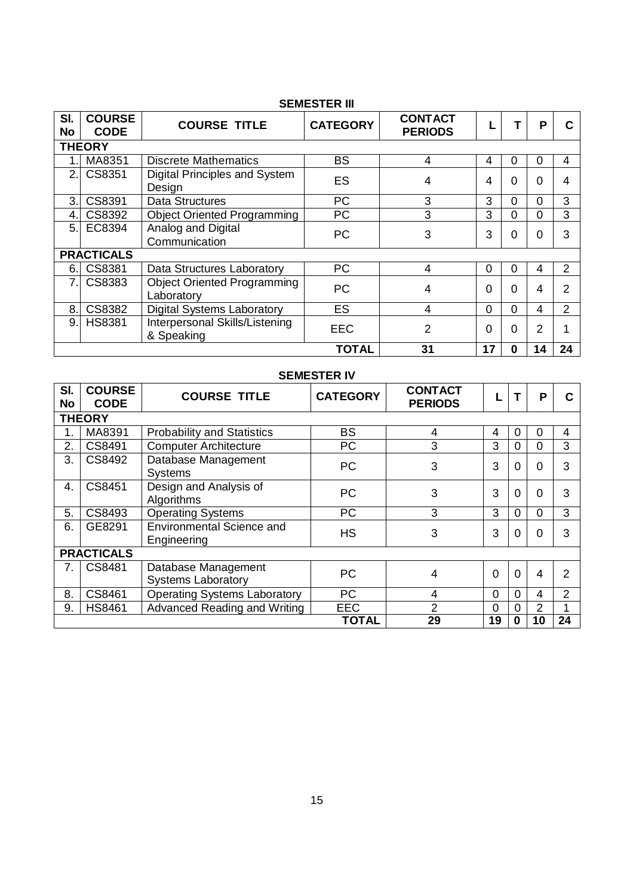## SEMESTER III

| Sl. No | COURSE CODE | COURSE TITLE | CATEGORY | CONTACT PERIODS | L | T | P | C |
|---|---|---|---|---|---|---|---|---|
| **THEORY** | | | | | | | | |
| 1. | MA8351 | Discrete Mathematics | BS | 4 | 4 | 0 | 0 | 4 |
| 2. | CS8351 | Digital Principles and System Design | ES | 4 | 4 | 0 | 0 | 4 |
| 3. | CS8391 | Data Structures | PC | 3 | 3 | 0 | 0 | 3 |
| 4. | CS8392 | Object Oriented Programming | PC | 3 | 3 | 0 | 0 | 3 |
| 5. | EC8394 | Analog and Digital Communication | PC | 3 | 3 | 0 | 0 | 3 |
| **PRACTICALS** | | | | | | | | |
| 6. | CS8381 | Data Structures Laboratory | PC | 4 | 0 | 0 | 4 | 2 |
| 7. | CS8383 | Object Oriented Programming Laboratory | PC | 4 | 0 | 0 | 4 | 2 |
| 8. | CS8382 | Digital Systems Laboratory | ES | 4 | 0 | 0 | 4 | 2 |
| 9. | HS8381 | Interpersonal Skills/Listening & Speaking | EEC | 2 | 0 | 0 | 2 | 1 |
| | | | **TOTAL** | **31** | **17** | **0** | **14** | **24** |

## SEMESTER IV

| Sl. No | COURSE CODE | COURSE TITLE | CATEGORY | CONTACT PERIODS | L | T | P | C |
|---|---|---|---|---|---|---|---|---|
| **THEORY** | | | | | | | | |
| 1. | MA8391 | Probability and Statistics | BS | 4 | 4 | 0 | 0 | 4 |
| 2. | CS8491 | Computer Architecture | PC | 3 | 3 | 0 | 0 | 3 |
| 3. | CS8492 | Database Management Systems | PC | 3 | 3 | 0 | 0 | 3 |
| 4. | CS8451 | Design and Analysis of Algorithms | PC | 3 | 3 | 0 | 0 | 3 |
| 5. | CS8493 | Operating Systems | PC | 3 | 3 | 0 | 0 | 3 |
| 6. | GE8291 | Environmental Science and Engineering | HS | 3 | 3 | 0 | 0 | 3 |
| **PRACTICALS** | | | | | | | | |
| 7. | CS8481 | Database Management Systems Laboratory | PC | 4 | 0 | 0 | 4 | 2 |
| 8. | CS8461 | Operating Systems Laboratory | PC | 4 | 0 | 0 | 4 | 2 |
| 9. | HS8461 | Advanced Reading and Writing | EEC | 2 | 0 | 0 | 2 | 1 |
| | | | **TOTAL** | **29** | **19** | **0** | **10** | **24** |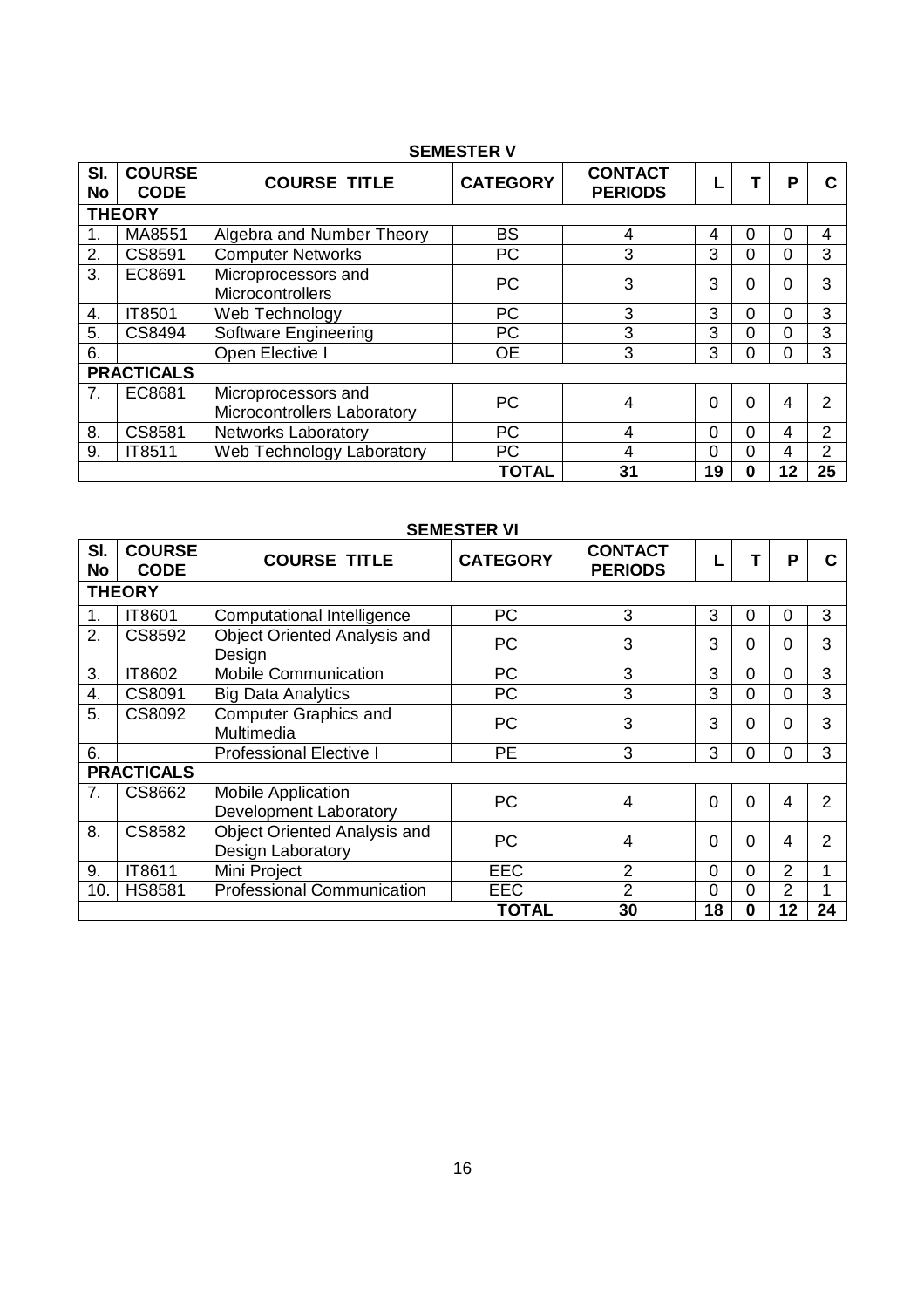## SEMESTER V

| Sl. No | COURSE CODE | COURSE TITLE | CATEGORY | CONTACT PERIODS | L | T | P | C |
|---|---|---|---|---|---|---|---|---|
| **THEORY** | | | | | | | | |
| 1. | MA8551 | Algebra and Number Theory | BS | 4 | 4 | 0 | 0 | 4 |
| 2. | CS8591 | Computer Networks | PC | 3 | 3 | 0 | 0 | 3 |
| 3. | EC8691 | Microprocessors and Microcontrollers | PC | 3 | 3 | 0 | 0 | 3 |
| 4. | IT8501 | Web Technology | PC | 3 | 3 | 0 | 0 | 3 |
| 5. | CS8494 | Software Engineering | PC | 3 | 3 | 0 | 0 | 3 |
| 6. | | Open Elective I | OE | 3 | 3 | 0 | 0 | 3 |
| **PRACTICALS** | | | | | | | | |
| 7. | EC8681 | Microprocessors and Microcontrollers Laboratory | PC | 4 | 0 | 0 | 4 | 2 |
| 8. | CS8581 | Networks Laboratory | PC | 4 | 0 | 0 | 4 | 2 |
| 9. | IT8511 | Web Technology Laboratory | PC | 4 | 0 | 0 | 4 | 2 |
| | | | **TOTAL** | **31** | **19** | **0** | **12** | **25** |

## SEMESTER VI

| Sl. No | COURSE CODE | COURSE TITLE | CATEGORY | CONTACT PERIODS | L | T | P | C |
|---|---|---|---|---|---|---|---|---|
| **THEORY** | | | | | | | | |
| 1. | IT8601 | Computational Intelligence | PC | 3 | 3 | 0 | 0 | 3 |
| 2. | CS8592 | Object Oriented Analysis and Design | PC | 3 | 3 | 0 | 0 | 3 |
| 3. | IT8602 | Mobile Communication | PC | 3 | 3 | 0 | 0 | 3 |
| 4. | CS8091 | Big Data Analytics | PC | 3 | 3 | 0 | 0 | 3 |
| 5. | CS8092 | Computer Graphics and Multimedia | PC | 3 | 3 | 0 | 0 | 3 |
| 6. | | Professional Elective I | PE | 3 | 3 | 0 | 0 | 3 |
| **PRACTICALS** | | | | | | | | |
| 7. | CS8662 | Mobile Application Development Laboratory | PC | 4 | 0 | 0 | 4 | 2 |
| 8. | CS8582 | Object Oriented Analysis and Design Laboratory | PC | 4 | 0 | 0 | 4 | 2 |
| 9. | IT8611 | Mini Project | EEC | 2 | 0 | 0 | 2 | 1 |
| 10. | HS8581 | Professional Communication | EEC | 2 | 0 | 0 | 2 | 1 |
| | | | **TOTAL** | **30** | **18** | **0** | **12** | **24** |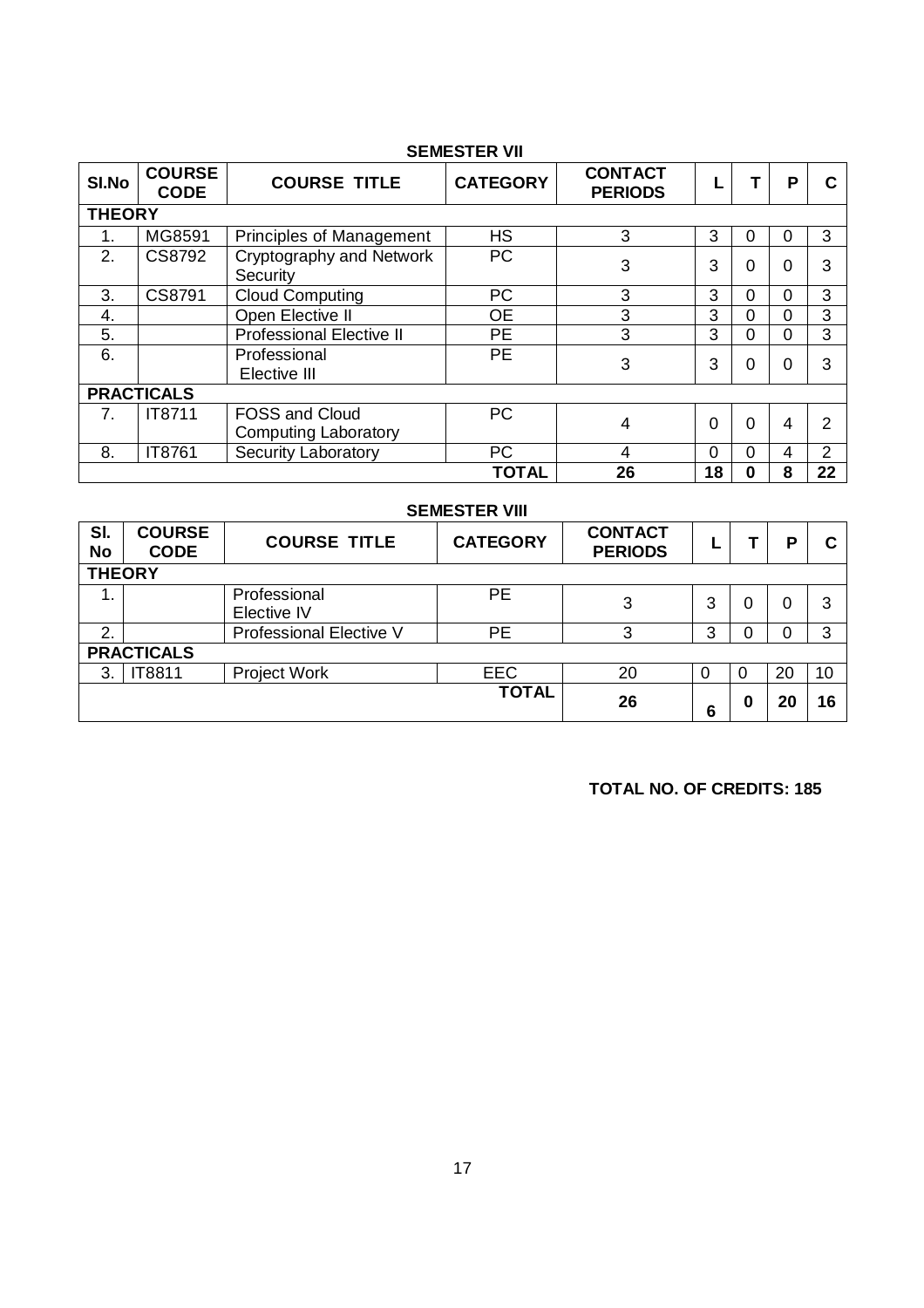## SEMESTER VII

| Sl.No | COURSE CODE | COURSE TITLE | CATEGORY | CONTACT PERIODS | L | T | P | C |
|---|---|---|---|---|---|---|---|---|
| **THEORY** | | | | | | | | |
| 1. | MG8591 | Principles of Management | HS | 3 | 3 | 0 | 0 | 3 |
| 2. | CS8792 | Cryptography and Network Security | PC | 3 | 3 | 0 | 0 | 3 |
| 3. | CS8791 | Cloud Computing | PC | 3 | 3 | 0 | 0 | 3 |
| 4. | | Open Elective II | OE | 3 | 3 | 0 | 0 | 3 |
| 5. | | Professional Elective II | PE | 3 | 3 | 0 | 0 | 3 |
| 6. | | Professional Elective III | PE | 3 | 3 | 0 | 0 | 3 |
| **PRACTICALS** | | | | | | | | |
| 7. | IT8711 | FOSS and Cloud Computing Laboratory | PC | 4 | 0 | 0 | 4 | 2 |
| 8. | IT8761 | Security Laboratory | PC | 4 | 0 | 0 | 4 | 2 |
| | | | **TOTAL** | **26** | **18** | **0** | **8** | **22** |

## SEMESTER VIII

| Sl. No | COURSE CODE | COURSE TITLE | CATEGORY | CONTACT PERIODS | L | T | P | C |
|---|---|---|---|---|---|---|---|---|
| **THEORY** | | | | | | | | |
| 1. | | Professional Elective IV | PE | 3 | 3 | 0 | 0 | 3 |
| 2. | | Professional Elective V | PE | 3 | 3 | 0 | 0 | 3 |
| **PRACTICALS** | | | | | | | | |
| 3. | IT8811 | Project Work | EEC | 20 | 0 | 0 | 20 | 10 |
| | | | **TOTAL** | **26** | **6** | **0** | **20** | **16** |

**TOTAL NO. OF CREDITS: 185**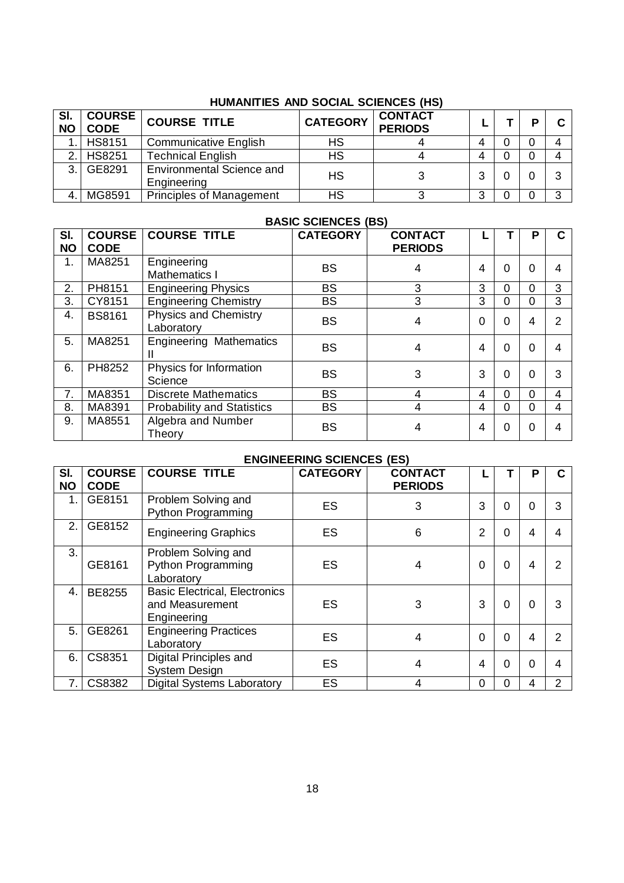## HUMANITIES AND SOCIAL SCIENCES (HS)

| Sl. NO | COURSE CODE | COURSE TITLE | CATEGORY | CONTACT PERIODS | L | T | P | C |
|---|---|---|---|---|---|---|---|---|
| 1. | HS8151 | Communicative English | HS | 4 | 4 | 0 | 0 | 4 |
| 2. | HS8251 | Technical English | HS | 4 | 4 | 0 | 0 | 4 |
| 3. | GE8291 | Environmental Science and Engineering | HS | 3 | 3 | 0 | 0 | 3 |
| 4. | MG8591 | Principles of Management | HS | 3 | 3 | 0 | 0 | 3 |

## BASIC SCIENCES (BS)

| Sl. NO | COURSE CODE | COURSE TITLE | CATEGORY | CONTACT PERIODS | L | T | P | C |
|---|---|---|---|---|---|---|---|---|
| 1. | MA8251 | Engineering Mathematics I | BS | 4 | 4 | 0 | 0 | 4 |
| 2. | PH8151 | Engineering Physics | BS | 3 | 3 | 0 | 0 | 3 |
| 3. | CY8151 | Engineering Chemistry | BS | 3 | 3 | 0 | 0 | 3 |
| 4. | BS8161 | Physics and Chemistry Laboratory | BS | 4 | 0 | 0 | 4 | 2 |
| 5. | MA8251 | Engineering Mathematics II | BS | 4 | 4 | 0 | 0 | 4 |
| 6. | PH8252 | Physics for Information Science | BS | 3 | 3 | 0 | 0 | 3 |
| 7. | MA8351 | Discrete Mathematics | BS | 4 | 4 | 0 | 0 | 4 |
| 8. | MA8391 | Probability and Statistics | BS | 4 | 4 | 0 | 0 | 4 |
| 9. | MA8551 | Algebra and Number Theory | BS | 4 | 4 | 0 | 0 | 4 |

## ENGINEERING SCIENCES (ES)

| Sl. NO | COURSE CODE | COURSE TITLE | CATEGORY | CONTACT PERIODS | L | T | P | C |
|---|---|---|---|---|---|---|---|---|
| 1. | GE8151 | Problem Solving and Python Programming | ES | 3 | 3 | 0 | 0 | 3 |
| 2. | GE8152 | Engineering Graphics | ES | 6 | 2 | 0 | 4 | 4 |
| 3. | GE8161 | Problem Solving and Python Programming Laboratory | ES | 4 | 0 | 0 | 4 | 2 |
| 4. | BE8255 | Basic Electrical, Electronics and Measurement Engineering | ES | 3 | 3 | 0 | 0 | 3 |
| 5. | GE8261 | Engineering Practices Laboratory | ES | 4 | 0 | 0 | 4 | 2 |
| 6. | CS8351 | Digital Principles and System Design | ES | 4 | 4 | 0 | 0 | 4 |
| 7. | CS8382 | Digital Systems Laboratory | ES | 4 | 0 | 0 | 4 | 2 |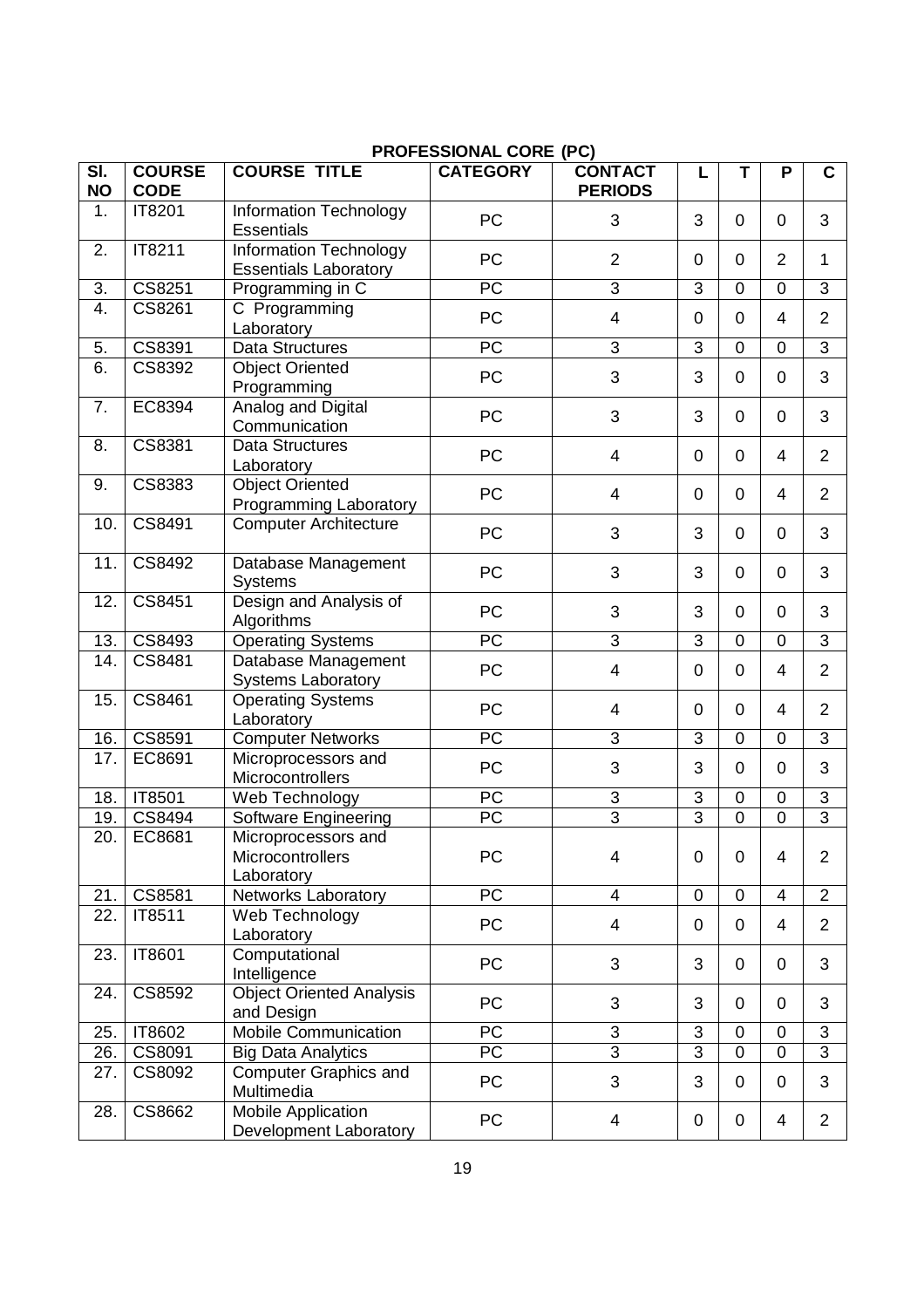## PROFESSIONAL CORE (PC)

| Sl. NO | COURSE CODE | COURSE TITLE | CATEGORY | CONTACT PERIODS | L | T | P | C |
|---|---|---|---|---|---|---|---|---|
| 1. | IT8201 | Information Technology Essentials | PC | 3 | 3 | 0 | 0 | 3 |
| 2. | IT8211 | Information Technology Essentials Laboratory | PC | 2 | 0 | 0 | 2 | 1 |
| 3. | CS8251 | Programming in C | PC | 3 | 3 | 0 | 0 | 3 |
| 4. | CS8261 | C Programming Laboratory | PC | 4 | 0 | 0 | 4 | 2 |
| 5. | CS8391 | Data Structures | PC | 3 | 3 | 0 | 0 | 3 |
| 6. | CS8392 | Object Oriented Programming | PC | 3 | 3 | 0 | 0 | 3 |
| 7. | EC8394 | Analog and Digital Communication | PC | 3 | 3 | 0 | 0 | 3 |
| 8. | CS8381 | Data Structures Laboratory | PC | 4 | 0 | 0 | 4 | 2 |
| 9. | CS8383 | Object Oriented Programming Laboratory | PC | 4 | 0 | 0 | 4 | 2 |
| 10. | CS8491 | Computer Architecture | PC | 3 | 3 | 0 | 0 | 3 |
| 11. | CS8492 | Database Management Systems | PC | 3 | 3 | 0 | 0 | 3 |
| 12. | CS8451 | Design and Analysis of Algorithms | PC | 3 | 3 | 0 | 0 | 3 |
| 13. | CS8493 | Operating Systems | PC | 3 | 3 | 0 | 0 | 3 |
| 14. | CS8481 | Database Management Systems Laboratory | PC | 4 | 0 | 0 | 4 | 2 |
| 15. | CS8461 | Operating Systems Laboratory | PC | 4 | 0 | 0 | 4 | 2 |
| 16. | CS8591 | Computer Networks | PC | 3 | 3 | 0 | 0 | 3 |
| 17. | EC8691 | Microprocessors and Microcontrollers | PC | 3 | 3 | 0 | 0 | 3 |
| 18. | IT8501 | Web Technology | PC | 3 | 3 | 0 | 0 | 3 |
| 19. | CS8494 | Software Engineering | PC | 3 | 3 | 0 | 0 | 3 |
| 20. | EC8681 | Microprocessors and Microcontrollers Laboratory | PC | 4 | 0 | 0 | 4 | 2 |
| 21. | CS8581 | Networks Laboratory | PC | 4 | 0 | 0 | 4 | 2 |
| 22. | IT8511 | Web Technology Laboratory | PC | 4 | 0 | 0 | 4 | 2 |
| 23. | IT8601 | Computational Intelligence | PC | 3 | 3 | 0 | 0 | 3 |
| 24. | CS8592 | Object Oriented Analysis and Design | PC | 3 | 3 | 0 | 0 | 3 |
| 25. | IT8602 | Mobile Communication | PC | 3 | 3 | 0 | 0 | 3 |
| 26. | CS8091 | Big Data Analytics | PC | 3 | 3 | 0 | 0 | 3 |
| 27. | CS8092 | Computer Graphics and Multimedia | PC | 3 | 3 | 0 | 0 | 3 |
| 28. | CS8662 | Mobile Application Development Laboratory | PC | 4 | 0 | 0 | 4 | 2 |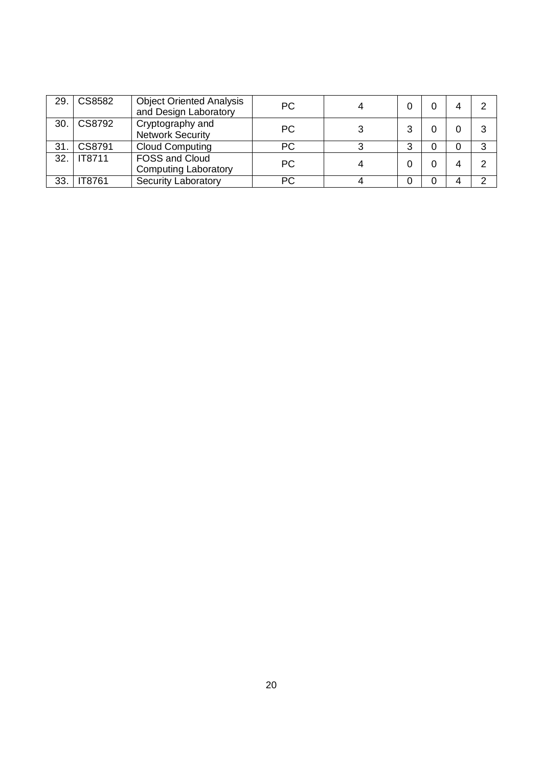| 29. | CS8582 | Object Oriented Analysis and Design Laboratory | PC | 4 | 0 | 0 | 4 | 2 |
|---|---|---|---|---|---|---|---|---|
| 30. | CS8792 | Cryptography and Network Security | PC | 3 | 3 | 0 | 0 | 3 |
| 31. | CS8791 | Cloud Computing | PC | 3 | 3 | 0 | 0 | 3 |
| 32. | IT8711 | FOSS and Cloud Computing Laboratory | PC | 4 | 0 | 0 | 4 | 2 |
| 33. | IT8761 | Security Laboratory | PC | 4 | 0 | 0 | 4 | 2 |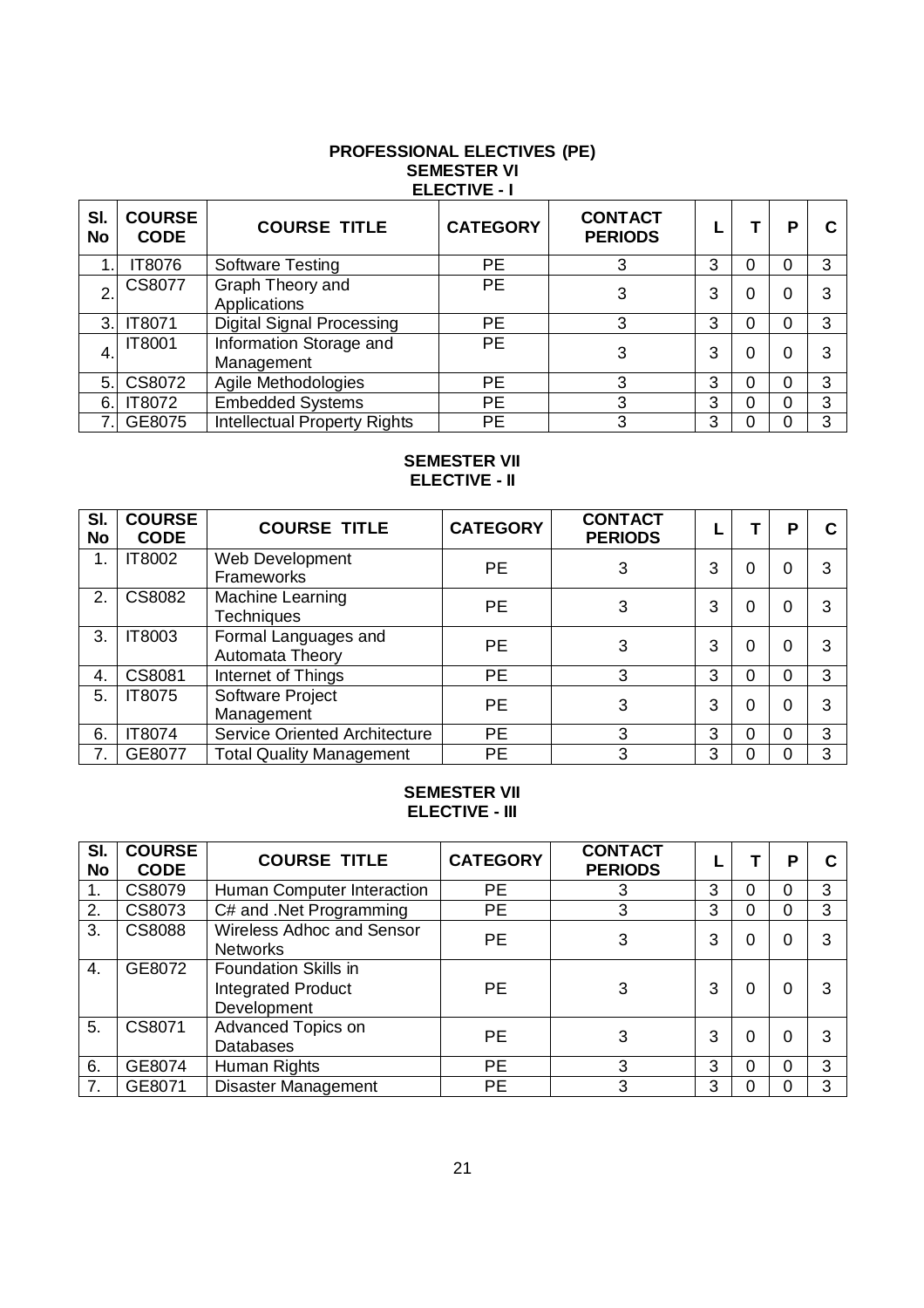## PROFESSIONAL ELECTIVES (PE)

### SEMESTER VI

### ELECTIVE - I

| Sl. No | COURSE CODE | COURSE TITLE | CATEGORY | CONTACT PERIODS | L | T | P | C |
|---|---|---|---|---|---|---|---|---|
| 1. | IT8076 | Software Testing | PE | 3 | 3 | 0 | 0 | 3 |
| 2. | CS8077 | Graph Theory and Applications | PE | 3 | 3 | 0 | 0 | 3 |
| 3. | IT8071 | Digital Signal Processing | PE | 3 | 3 | 0 | 0 | 3 |
| 4. | IT8001 | Information Storage and Management | PE | 3 | 3 | 0 | 0 | 3 |
| 5. | CS8072 | Agile Methodologies | PE | 3 | 3 | 0 | 0 | 3 |
| 6. | IT8072 | Embedded Systems | PE | 3 | 3 | 0 | 0 | 3 |
| 7. | GE8075 | Intellectual Property Rights | PE | 3 | 3 | 0 | 0 | 3 |

### SEMESTER VII

### ELECTIVE - II

| Sl. No | COURSE CODE | COURSE TITLE | CATEGORY | CONTACT PERIODS | L | T | P | C |
|---|---|---|---|---|---|---|---|---|
| 1. | IT8002 | Web Development Frameworks | PE | 3 | 3 | 0 | 0 | 3 |
| 2. | CS8082 | Machine Learning Techniques | PE | 3 | 3 | 0 | 0 | 3 |
| 3. | IT8003 | Formal Languages and Automata Theory | PE | 3 | 3 | 0 | 0 | 3 |
| 4. | CS8081 | Internet of Things | PE | 3 | 3 | 0 | 0 | 3 |
| 5. | IT8075 | Software Project Management | PE | 3 | 3 | 0 | 0 | 3 |
| 6. | IT8074 | Service Oriented Architecture | PE | 3 | 3 | 0 | 0 | 3 |
| 7. | GE8077 | Total Quality Management | PE | 3 | 3 | 0 | 0 | 3 |

### SEMESTER VII

### ELECTIVE - III

| Sl. No | COURSE CODE | COURSE TITLE | CATEGORY | CONTACT PERIODS | L | T | P | C |
|---|---|---|---|---|---|---|---|---|
| 1. | CS8079 | Human Computer Interaction | PE | 3 | 3 | 0 | 0 | 3 |
| 2. | CS8073 | C# and .Net Programming | PE | 3 | 3 | 0 | 0 | 3 |
| 3. | CS8088 | Wireless Adhoc and Sensor Networks | PE | 3 | 3 | 0 | 0 | 3 |
| 4. | GE8072 | Foundation Skills in Integrated Product Development | PE | 3 | 3 | 0 | 0 | 3 |
| 5. | CS8071 | Advanced Topics on Databases | PE | 3 | 3 | 0 | 0 | 3 |
| 6. | GE8074 | Human Rights | PE | 3 | 3 | 0 | 0 | 3 |
| 7. | GE8071 | Disaster Management | PE | 3 | 3 | 0 | 0 | 3 |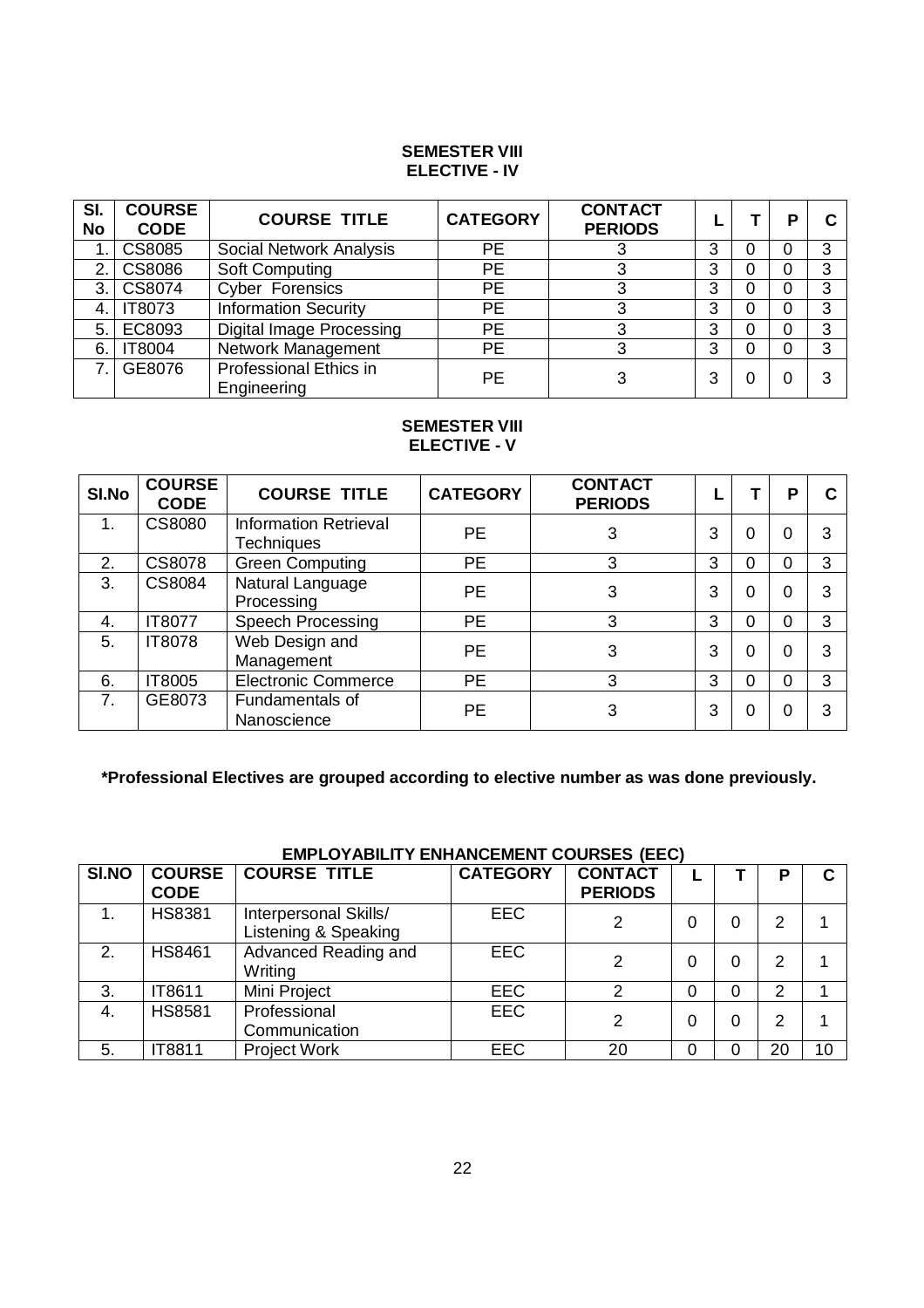## SEMESTER VIII
### ELECTIVE - IV

| Sl. No | COURSE CODE | COURSE TITLE | CATEGORY | CONTACT PERIODS | L | T | P | C |
|---|---|---|---|---|---|---|---|---|
| 1. | CS8085 | Social Network Analysis | PE | 3 | 3 | 0 | 0 | 3 |
| 2. | CS8086 | Soft Computing | PE | 3 | 3 | 0 | 0 | 3 |
| 3. | CS8074 | Cyber Forensics | PE | 3 | 3 | 0 | 0 | 3 |
| 4. | IT8073 | Information Security | PE | 3 | 3 | 0 | 0 | 3 |
| 5. | EC8093 | Digital Image Processing | PE | 3 | 3 | 0 | 0 | 3 |
| 6. | IT8004 | Network Management | PE | 3 | 3 | 0 | 0 | 3 |
| 7. | GE8076 | Professional Ethics in Engineering | PE | 3 | 3 | 0 | 0 | 3 |

## SEMESTER VIII
### ELECTIVE - V

| Sl.No | COURSE CODE | COURSE TITLE | CATEGORY | CONTACT PERIODS | L | T | P | C |
|---|---|---|---|---|---|---|---|---|
| 1. | CS8080 | Information Retrieval Techniques | PE | 3 | 3 | 0 | 0 | 3 |
| 2. | CS8078 | Green Computing | PE | 3 | 3 | 0 | 0 | 3 |
| 3. | CS8084 | Natural Language Processing | PE | 3 | 3 | 0 | 0 | 3 |
| 4. | IT8077 | Speech Processing | PE | 3 | 3 | 0 | 0 | 3 |
| 5. | IT8078 | Web Design and Management | PE | 3 | 3 | 0 | 0 | 3 |
| 6. | IT8005 | Electronic Commerce | PE | 3 | 3 | 0 | 0 | 3 |
| 7. | GE8073 | Fundamentals of Nanoscience | PE | 3 | 3 | 0 | 0 | 3 |

**\*Professional Electives are grouped according to elective number as was done previously.**

### EMPLOYABILITY ENHANCEMENT COURSES (EEC)

| SI.NO | COURSE CODE | COURSE TITLE | CATEGORY | CONTACT PERIODS | L | T | P | C |
|---|---|---|---|---|---|---|---|---|
| 1. | HS8381 | Interpersonal Skills/ Listening & Speaking | EEC | 2 | 0 | 0 | 2 | 1 |
| 2. | HS8461 | Advanced Reading and Writing | EEC | 2 | 0 | 0 | 2 | 1 |
| 3. | IT8611 | Mini Project | EEC | 2 | 0 | 0 | 2 | 1 |
| 4. | HS8581 | Professional Communication | EEC | 2 | 0 | 0 | 2 | 1 |
| 5. | IT8811 | Project Work | EEC | 20 | 0 | 0 | 20 | 10 |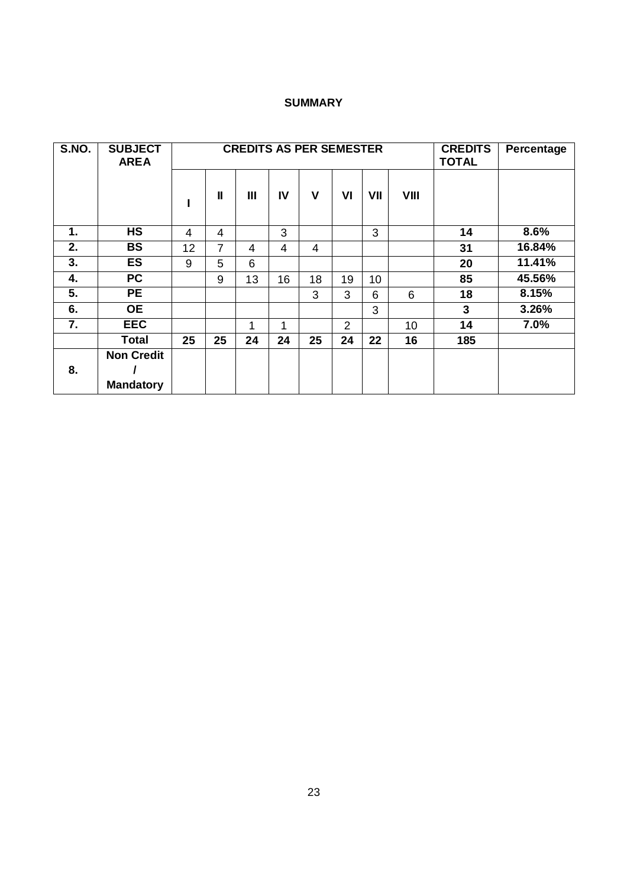## SUMMARY

| S.NO. | SUBJECT AREA | CREDITS AS PER SEMESTER | | | | | | | | CREDITS TOTAL | Percentage |
|---|---|---|---|---|---|---|---|---|---|---|---|
| | | I | II | III | IV | V | VI | VII | VIII | | |
| 1. | HS | 4 | 4 | | 3 | | | 3 | | 14 | 8.6% |
| 2. | BS | 12 | 7 | 4 | 4 | 4 | | | | 31 | 16.84% |
| 3. | ES | 9 | 5 | 6 | | | | | | 20 | 11.41% |
| 4. | PC | | 9 | 13 | 16 | 18 | 19 | 10 | | 85 | 45.56% |
| 5. | PE | | | | | 3 | 3 | 6 | 6 | 18 | 8.15% |
| 6. | OE | | | | | | | 3 | | 3 | 3.26% |
| 7. | EEC | | | 1 | 1 | | 2 | | 10 | 14 | 7.0% |
| | **Total** | **25** | **25** | **24** | **24** | **25** | **24** | **22** | **16** | **185** | |
| 8. | Non Credit / Mandatory | | | | | | | | | | |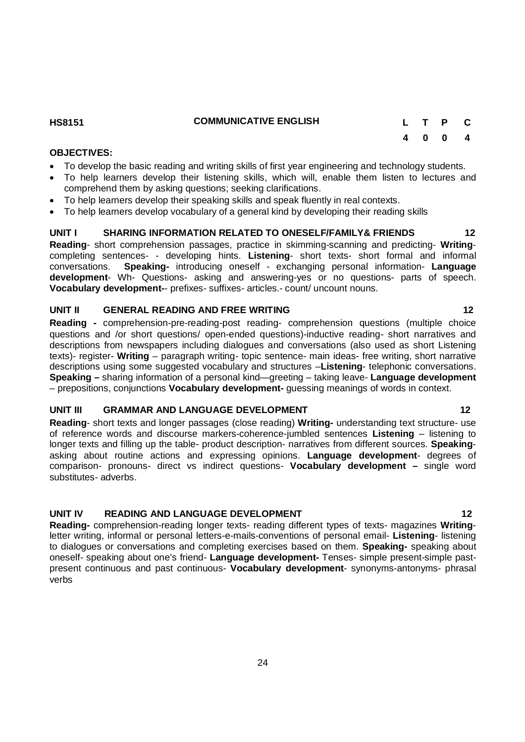**HS8151** **COMMUNICATIVE ENGLISH**

| L | T | P | C |
|---|---|---|---|
| 4 | 0 | 0 | 4 |

**OBJECTIVES:**

- To develop the basic reading and writing skills of first year engineering and technology students.
- To help learners develop their listening skills, which will, enable them listen to lectures and comprehend them by asking questions; seeking clarifications.
- To help learners develop their speaking skills and speak fluently in real contexts.
- To help learners develop vocabulary of a general kind by developing their reading skills

**UNIT I SHARING INFORMATION RELATED TO ONESELF/FAMILY& FRIENDS 12**

**Reading**- short comprehension passages, practice in skimming-scanning and predicting- **Writing**- completing sentences- - developing hints. **Listening**- short texts- short formal and informal conversations. **Speaking-** introducing oneself - exchanging personal information- **Language development**- Wh- Questions- asking and answering-yes or no questions- parts of speech. **Vocabulary development-**- prefixes- suffixes- articles.- count/ uncount nouns.

**UNIT II GENERAL READING AND FREE WRITING 12**

**Reading -** comprehension-pre-reading-post reading- comprehension questions (multiple choice questions and /or short questions/ open-ended questions)-inductive reading- short narratives and descriptions from newspapers including dialogues and conversations (also used as short Listening texts)- register- **Writing** – paragraph writing- topic sentence- main ideas- free writing, short narrative descriptions using some suggested vocabulary and structures –**Listening**- telephonic conversations. **Speaking –** sharing information of a personal kind—greeting – taking leave- **Language development** – prepositions, conjunctions **Vocabulary development-** guessing meanings of words in context.

**UNIT III GRAMMAR AND LANGUAGE DEVELOPMENT 12**

**Reading**- short texts and longer passages (close reading) **Writing-** understanding text structure- use of reference words and discourse markers-coherence-jumbled sentences **Listening** – listening to longer texts and filling up the table- product description- narratives from different sources. **Speaking**- asking about routine actions and expressing opinions. **Language development**- degrees of comparison- pronouns- direct vs indirect questions- **Vocabulary development –** single word substitutes- adverbs.

**UNIT IV READING AND LANGUAGE DEVELOPMENT 12**

**Reading-** comprehension-reading longer texts- reading different types of texts- magazines **Writing**- letter writing, informal or personal letters-e-mails-conventions of personal email- **Listening**- listening to dialogues or conversations and completing exercises based on them. **Speaking-** speaking about oneself- speaking about one's friend- **Language development-** Tenses- simple present-simple past- present continuous and past continuous- **Vocabulary development**- synonyms-antonyms- phrasal verbs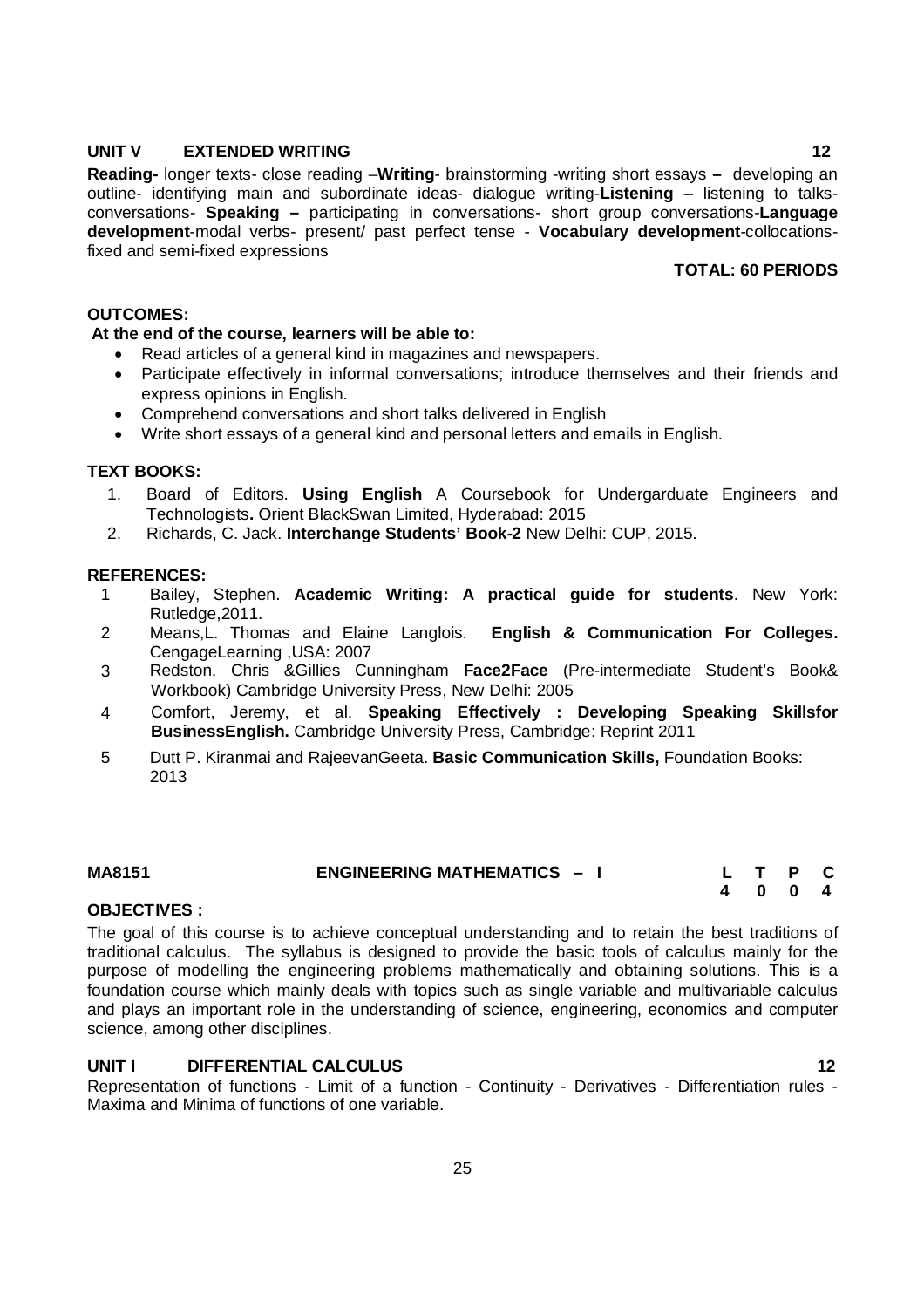**UNIT V EXTENDED WRITING** **12**

**Reading-** longer texts- close reading –**Writing**- brainstorming -writing short essays **–** developing an outline- identifying main and subordinate ideas- dialogue writing-**Listening** – listening to talks- conversations- **Speaking –** participating in conversations- short group conversations-**Language development**-modal verbs- present/ past perfect tense - **Vocabulary development**-collocations- fixed and semi-fixed expressions

**TOTAL: 60 PERIODS**

**OUTCOMES:**

**At the end of the course, learners will be able to:**

- Read articles of a general kind in magazines and newspapers.
- Participate effectively in informal conversations; introduce themselves and their friends and express opinions in English.
- Comprehend conversations and short talks delivered in English
- Write short essays of a general kind and personal letters and emails in English.

**TEXT BOOKS:**

1. Board of Editors. **Using English** A Coursebook for Undergarduate Engineers and Technologists**.** Orient BlackSwan Limited, Hyderabad: 2015
2. Richards, C. Jack. **Interchange Students' Book-2** New Delhi: CUP, 2015.

**REFERENCES:**

1. Bailey, Stephen. **Academic Writing: A practical guide for students**. New York: Rutledge,2011.
2. Means,L. Thomas and Elaine Langlois. **English & Communication For Colleges.** CengageLearning ,USA: 2007
3. Redston, Chris &Gillies Cunningham **Face2Face** (Pre-intermediate Student's Book& Workbook) Cambridge University Press, New Delhi: 2005
4. Comfort, Jeremy, et al. **Speaking Effectively : Developing Speaking Skillsfor BusinessEnglish.** Cambridge University Press, Cambridge: Reprint 2011
5. Dutt P. Kiranmai and RajeevanGeeta. **Basic Communication Skills,** Foundation Books: 2013

## MA8151 ENGINEERING MATHEMATICS – I

| L | T | P | C |
|---|---|---|---|
| 4 | 0 | 0 | 4 |

**OBJECTIVES :**

The goal of this course is to achieve conceptual understanding and to retain the best traditions of traditional calculus. The syllabus is designed to provide the basic tools of calculus mainly for the purpose of modelling the engineering problems mathematically and obtaining solutions. This is a foundation course which mainly deals with topics such as single variable and multivariable calculus and plays an important role in the understanding of science, engineering, economics and computer science, among other disciplines.

**UNIT I DIFFERENTIAL CALCULUS** **12**

Representation of functions - Limit of a function - Continuity - Derivatives - Differentiation rules - Maxima and Minima of functions of one variable.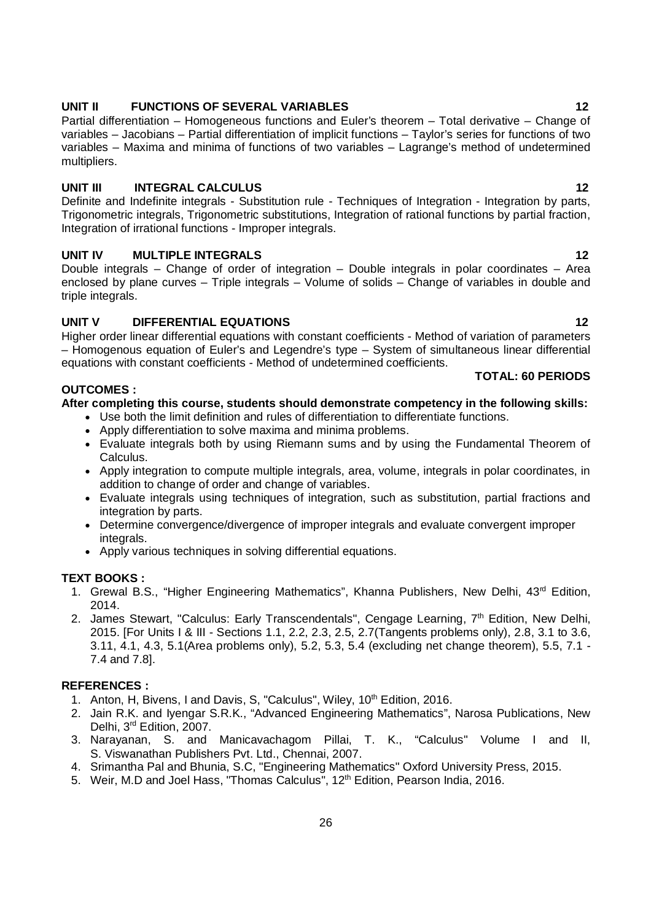**UNIT II FUNCTIONS OF SEVERAL VARIABLES 12**

Partial differentiation – Homogeneous functions and Euler's theorem – Total derivative – Change of variables – Jacobians – Partial differentiation of implicit functions – Taylor's series for functions of two variables – Maxima and minima of functions of two variables – Lagrange's method of undetermined multipliers.

**UNIT III INTEGRAL CALCULUS 12**

Definite and Indefinite integrals - Substitution rule - Techniques of Integration - Integration by parts, Trigonometric integrals, Trigonometric substitutions, Integration of rational functions by partial fraction, Integration of irrational functions - Improper integrals.

**UNIT IV MULTIPLE INTEGRALS 12**

Double integrals – Change of order of integration – Double integrals in polar coordinates – Area enclosed by plane curves – Triple integrals – Volume of solids – Change of variables in double and triple integrals.

**UNIT V DIFFERENTIAL EQUATIONS 12**

Higher order linear differential equations with constant coefficients - Method of variation of parameters – Homogenous equation of Euler's and Legendre's type – System of simultaneous linear differential equations with constant coefficients - Method of undetermined coefficients.

**TOTAL: 60 PERIODS**

**OUTCOMES :**

**After completing this course, students should demonstrate competency in the following skills:**

- Use both the limit definition and rules of differentiation to differentiate functions.
- Apply differentiation to solve maxima and minima problems.
- Evaluate integrals both by using Riemann sums and by using the Fundamental Theorem of Calculus.
- Apply integration to compute multiple integrals, area, volume, integrals in polar coordinates, in addition to change of order and change of variables.
- Evaluate integrals using techniques of integration, such as substitution, partial fractions and integration by parts.
- Determine convergence/divergence of improper integrals and evaluate convergent improper integrals.
- Apply various techniques in solving differential equations.

**TEXT BOOKS :**

1. Grewal B.S., "Higher Engineering Mathematics", Khanna Publishers, New Delhi, 43rd Edition, 2014.
2. James Stewart, "Calculus: Early Transcendentals", Cengage Learning, 7th Edition, New Delhi, 2015. [For Units I & III - Sections 1.1, 2.2, 2.3, 2.5, 2.7(Tangents problems only), 2.8, 3.1 to 3.6, 3.11, 4.1, 4.3, 5.1(Area problems only), 5.2, 5.3, 5.4 (excluding net change theorem), 5.5, 7.1 - 7.4 and 7.8].

**REFERENCES :**

1. Anton, H, Bivens, I and Davis, S, "Calculus", Wiley, 10th Edition, 2016.
2. Jain R.K. and Iyengar S.R.K., "Advanced Engineering Mathematics", Narosa Publications, New Delhi, 3rd Edition, 2007.
3. Narayanan, S. and Manicavachagom Pillai, T. K., "Calculus" Volume I and II, S. Viswanathan Publishers Pvt. Ltd., Chennai, 2007.
4. Srimantha Pal and Bhunia, S.C, "Engineering Mathematics" Oxford University Press, 2015.
5. Weir, M.D and Joel Hass, "Thomas Calculus", 12th Edition, Pearson India, 2016.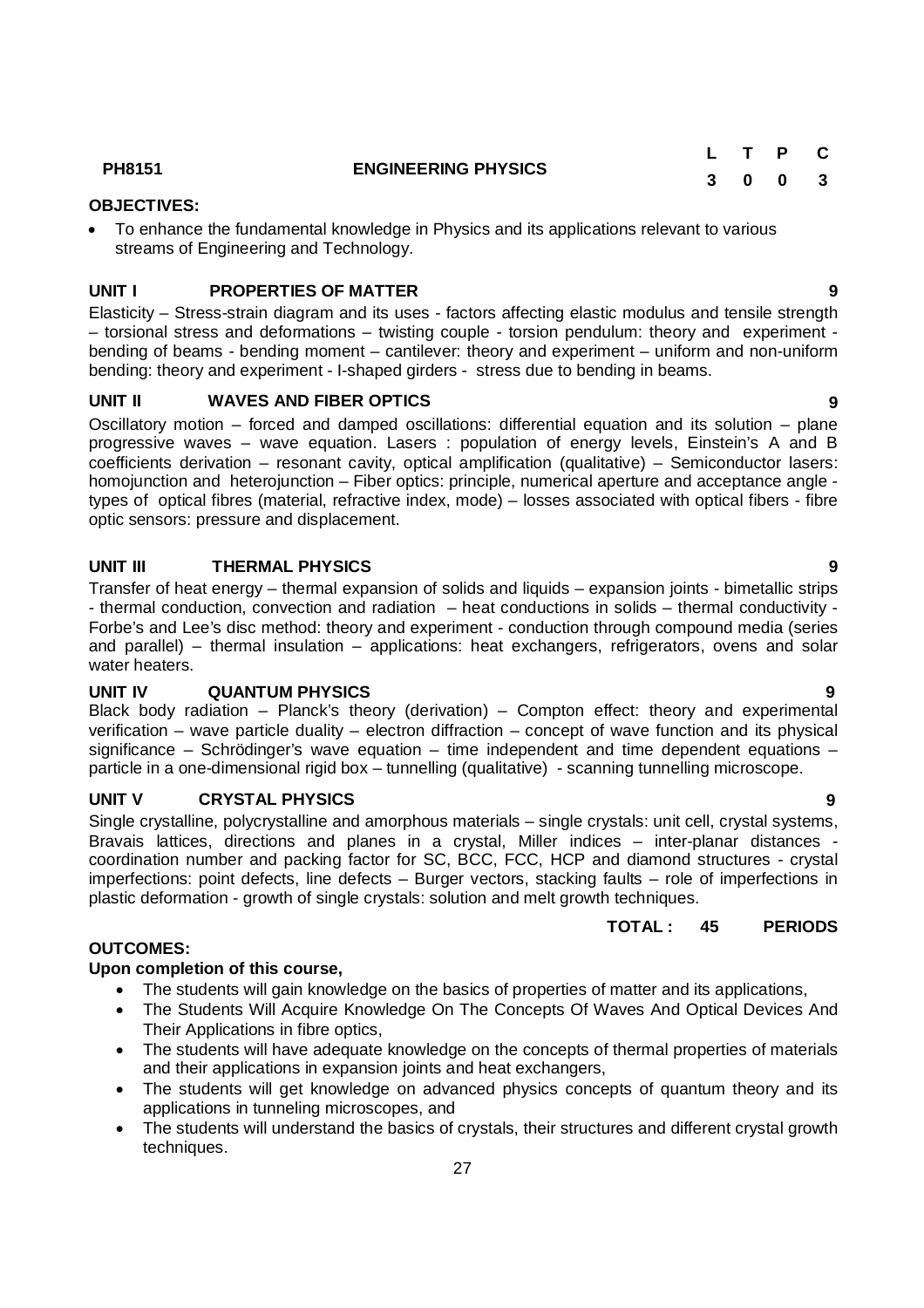| PH8151 | ENGINEERING PHYSICS | L | T | P | C |
|---|---|---|---|---|---|
| | | 3 | 0 | 0 | 3 |

**OBJECTIVES:**

- To enhance the fundamental knowledge in Physics and its applications relevant to various streams of Engineering and Technology.

**UNIT I PROPERTIES OF MATTER 9**

Elasticity – Stress-strain diagram and its uses - factors affecting elastic modulus and tensile strength – torsional stress and deformations – twisting couple - torsion pendulum: theory and experiment - bending of beams - bending moment – cantilever: theory and experiment – uniform and non-uniform bending: theory and experiment - I-shaped girders - stress due to bending in beams.

**UNIT II WAVES AND FIBER OPTICS 9**

Oscillatory motion – forced and damped oscillations: differential equation and its solution – plane progressive waves – wave equation. Lasers : population of energy levels, Einstein's A and B coefficients derivation – resonant cavity, optical amplification (qualitative) – Semiconductor lasers: homojunction and heterojunction – Fiber optics: principle, numerical aperture and acceptance angle - types of optical fibres (material, refractive index, mode) – losses associated with optical fibers - fibre optic sensors: pressure and displacement.

**UNIT III THERMAL PHYSICS 9**

Transfer of heat energy – thermal expansion of solids and liquids – expansion joints - bimetallic strips - thermal conduction, convection and radiation – heat conductions in solids – thermal conductivity - Forbe's and Lee's disc method: theory and experiment - conduction through compound media (series and parallel) – thermal insulation – applications: heat exchangers, refrigerators, ovens and solar water heaters.

**UNIT IV QUANTUM PHYSICS 9**

Black body radiation – Planck's theory (derivation) – Compton effect: theory and experimental verification – wave particle duality – electron diffraction – concept of wave function and its physical significance – Schrödinger's wave equation – time independent and time dependent equations – particle in a one-dimensional rigid box – tunnelling (qualitative) - scanning tunnelling microscope.

**UNIT V CRYSTAL PHYSICS 9**

Single crystalline, polycrystalline and amorphous materials – single crystals: unit cell, crystal systems, Bravais lattices, directions and planes in a crystal, Miller indices – inter-planar distances - coordination number and packing factor for SC, BCC, FCC, HCP and diamond structures - crystal imperfections: point defects, line defects – Burger vectors, stacking faults – role of imperfections in plastic deformation - growth of single crystals: solution and melt growth techniques.

**TOTAL : 45 PERIODS**

**OUTCOMES:**

**Upon completion of this course,**

- The students will gain knowledge on the basics of properties of matter and its applications,
- The Students Will Acquire Knowledge On The Concepts Of Waves And Optical Devices And Their Applications in fibre optics,
- The students will have adequate knowledge on the concepts of thermal properties of materials and their applications in expansion joints and heat exchangers,
- The students will get knowledge on advanced physics concepts of quantum theory and its applications in tunneling microscopes, and
- The students will understand the basics of crystals, their structures and different crystal growth techniques.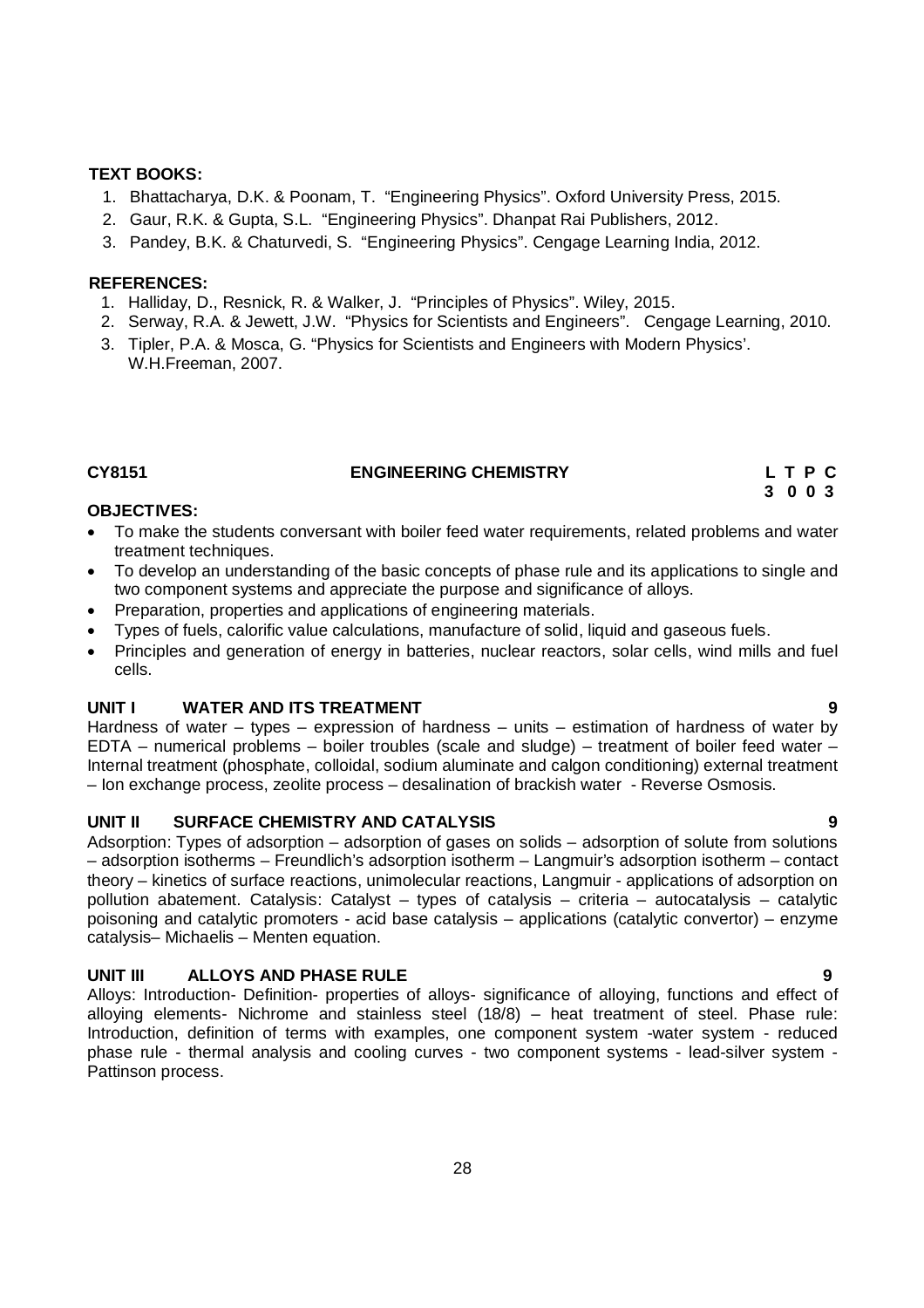**TEXT BOOKS:**

1. Bhattacharya, D.K. & Poonam, T. "Engineering Physics". Oxford University Press, 2015.
2. Gaur, R.K. & Gupta, S.L. "Engineering Physics". Dhanpat Rai Publishers, 2012.
3. Pandey, B.K. & Chaturvedi, S. "Engineering Physics". Cengage Learning India, 2012.

**REFERENCES:**

1. Halliday, D., Resnick, R. & Walker, J. "Principles of Physics". Wiley, 2015.
2. Serway, R.A. & Jewett, J.W. "Physics for Scientists and Engineers". Cengage Learning, 2010.
3. Tipler, P.A. & Mosca, G. "Physics for Scientists and Engineers with Modern Physics'. W.H.Freeman, 2007.

## CY8151 ENGINEERING CHEMISTRY

| L | T | P | C |
|---|---|---|---|
| 3 | 0 | 0 | 3 |

**OBJECTIVES:**

- To make the students conversant with boiler feed water requirements, related problems and water treatment techniques.
- To develop an understanding of the basic concepts of phase rule and its applications to single and two component systems and appreciate the purpose and significance of alloys.
- Preparation, properties and applications of engineering materials.
- Types of fuels, calorific value calculations, manufacture of solid, liquid and gaseous fuels.
- Principles and generation of energy in batteries, nuclear reactors, solar cells, wind mills and fuel cells.

**UNIT I WATER AND ITS TREATMENT 9**

Hardness of water – types – expression of hardness – units – estimation of hardness of water by EDTA – numerical problems – boiler troubles (scale and sludge) – treatment of boiler feed water – Internal treatment (phosphate, colloidal, sodium aluminate and calgon conditioning) external treatment – Ion exchange process, zeolite process – desalination of brackish water - Reverse Osmosis.

**UNIT II SURFACE CHEMISTRY AND CATALYSIS 9**

Adsorption: Types of adsorption – adsorption of gases on solids – adsorption of solute from solutions – adsorption isotherms – Freundlich's adsorption isotherm – Langmuir's adsorption isotherm – contact theory – kinetics of surface reactions, unimolecular reactions, Langmuir - applications of adsorption on pollution abatement. Catalysis: Catalyst – types of catalysis – criteria – autocatalysis – catalytic poisoning and catalytic promoters - acid base catalysis – applications (catalytic convertor) – enzyme catalysis– Michaelis – Menten equation.

**UNIT III ALLOYS AND PHASE RULE 9**

Alloys: Introduction- Definition- properties of alloys- significance of alloying, functions and effect of alloying elements- Nichrome and stainless steel (18/8) – heat treatment of steel. Phase rule: Introduction, definition of terms with examples, one component system -water system - reduced phase rule - thermal analysis and cooling curves - two component systems - lead-silver system - Pattinson process.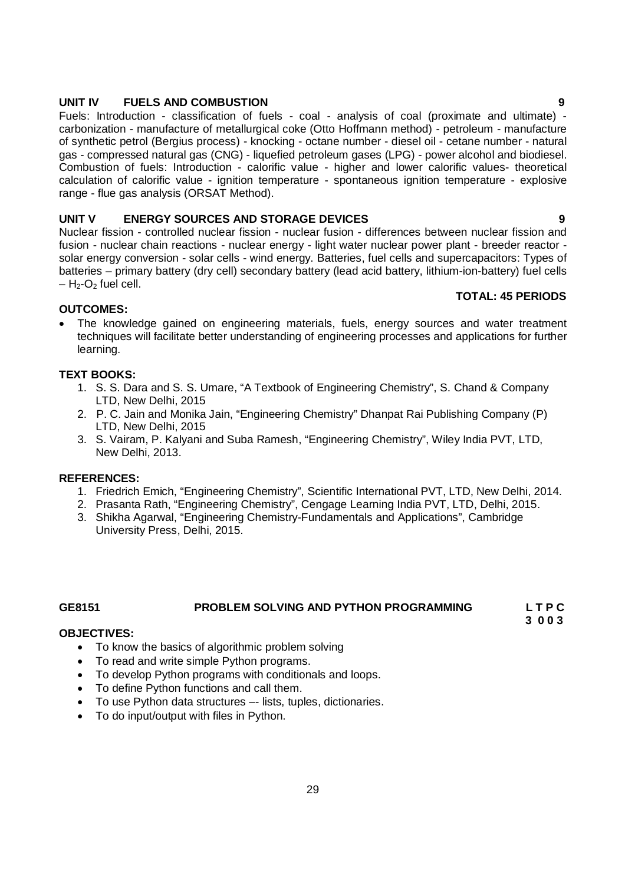**UNIT IV FUELS AND COMBUSTION 9**

Fuels: Introduction - classification of fuels - coal - analysis of coal (proximate and ultimate) - carbonization - manufacture of metallurgical coke (Otto Hoffmann method) - petroleum - manufacture of synthetic petrol (Bergius process) - knocking - octane number - diesel oil - cetane number - natural gas - compressed natural gas (CNG) - liquefied petroleum gases (LPG) - power alcohol and biodiesel. Combustion of fuels: Introduction - calorific value - higher and lower calorific values- theoretical calculation of calorific value - ignition temperature - spontaneous ignition temperature - explosive range - flue gas analysis (ORSAT Method).

**UNIT V ENERGY SOURCES AND STORAGE DEVICES 9**

Nuclear fission - controlled nuclear fission - nuclear fusion - differences between nuclear fission and fusion - nuclear chain reactions - nuclear energy - light water nuclear power plant - breeder reactor - solar energy conversion - solar cells - wind energy. Batteries, fuel cells and supercapacitors: Types of batteries – primary battery (dry cell) secondary battery (lead acid battery, lithium-ion-battery) fuel cells – $H_2$-$O_2$ fuel cell.

**TOTAL: 45 PERIODS**

**OUTCOMES:**

- The knowledge gained on engineering materials, fuels, energy sources and water treatment techniques will facilitate better understanding of engineering processes and applications for further learning.

**TEXT BOOKS:**

1. S. S. Dara and S. S. Umare, “A Textbook of Engineering Chemistry”, S. Chand & Company LTD, New Delhi, 2015
2. P. C. Jain and Monika Jain, “Engineering Chemistry” Dhanpat Rai Publishing Company (P) LTD, New Delhi, 2015
3. S. Vairam, P. Kalyani and Suba Ramesh, “Engineering Chemistry”, Wiley India PVT, LTD, New Delhi, 2013.

**REFERENCES:**

1. Friedrich Emich, “Engineering Chemistry”, Scientific International PVT, LTD, New Delhi, 2014.
2. Prasanta Rath, “Engineering Chemistry”, Cengage Learning India PVT, LTD, Delhi, 2015.
3. Shikha Agarwal, “Engineering Chemistry-Fundamentals and Applications”, Cambridge University Press, Delhi, 2015.

**GE8151 PROBLEM SOLVING AND PYTHON PROGRAMMING**

| L | T | P | C |
|---|---|---|---|
| 3 | 0 | 0 | 3 |

**OBJECTIVES:**

- To know the basics of algorithmic problem solving
- To read and write simple Python programs.
- To develop Python programs with conditionals and loops.
- To define Python functions and call them.
- To use Python data structures –- lists, tuples, dictionaries.
- To do input/output with files in Python.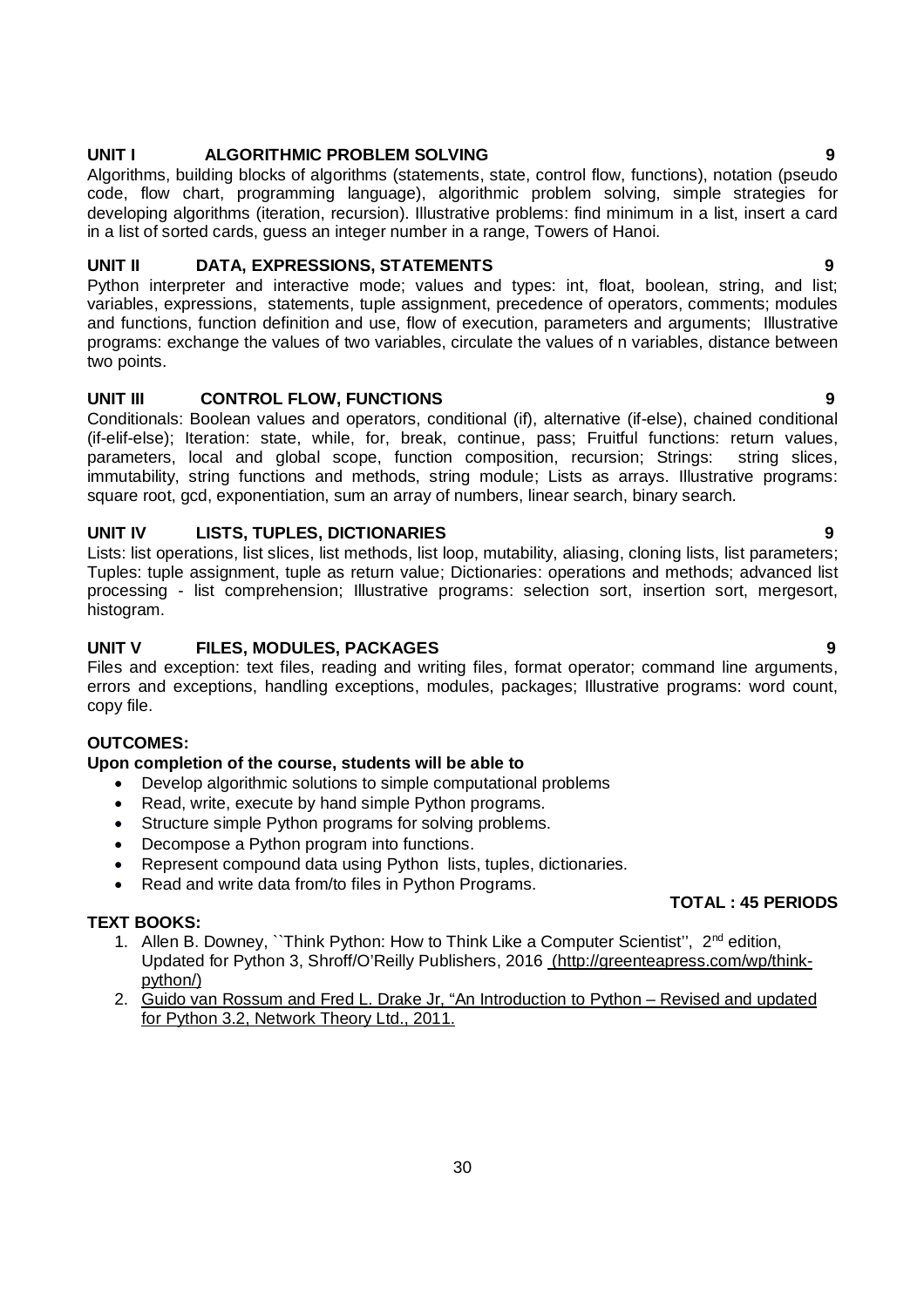**UNIT I ALGORITHMIC PROBLEM SOLVING 9**

Algorithms, building blocks of algorithms (statements, state, control flow, functions), notation (pseudo code, flow chart, programming language), algorithmic problem solving, simple strategies for developing algorithms (iteration, recursion). Illustrative problems: find minimum in a list, insert a card in a list of sorted cards, guess an integer number in a range, Towers of Hanoi.

**UNIT II DATA, EXPRESSIONS, STATEMENTS 9**

Python interpreter and interactive mode; values and types: int, float, boolean, string, and list; variables, expressions, statements, tuple assignment, precedence of operators, comments; modules and functions, function definition and use, flow of execution, parameters and arguments; Illustrative programs: exchange the values of two variables, circulate the values of n variables, distance between two points.

**UNIT III CONTROL FLOW, FUNCTIONS 9**

Conditionals: Boolean values and operators, conditional (if), alternative (if-else), chained conditional (if-elif-else); Iteration: state, while, for, break, continue, pass; Fruitful functions: return values, parameters, local and global scope, function composition, recursion; Strings: string slices, immutability, string functions and methods, string module; Lists as arrays. Illustrative programs: square root, gcd, exponentiation, sum an array of numbers, linear search, binary search.

**UNIT IV LISTS, TUPLES, DICTIONARIES 9**

Lists: list operations, list slices, list methods, list loop, mutability, aliasing, cloning lists, list parameters; Tuples: tuple assignment, tuple as return value; Dictionaries: operations and methods; advanced list processing - list comprehension; Illustrative programs: selection sort, insertion sort, mergesort, histogram.

**UNIT V FILES, MODULES, PACKAGES 9**

Files and exception: text files, reading and writing files, format operator; command line arguments, errors and exceptions, handling exceptions, modules, packages; Illustrative programs: word count, copy file.

**OUTCOMES:**

**Upon completion of the course, students will be able to**

- Develop algorithmic solutions to simple computational problems
- Read, write, execute by hand simple Python programs.
- Structure simple Python programs for solving problems.
- Decompose a Python program into functions.
- Represent compound data using Python lists, tuples, dictionaries.
- Read and write data from/to files in Python Programs.

**TOTAL : 45 PERIODS**

**TEXT BOOKS:**

1. Allen B. Downey, ``Think Python: How to Think Like a Computer Scientist'', 2nd edition, Updated for Python 3, Shroff/O'Reilly Publishers, 2016 (http://greenteapress.com/wp/think-python/)
2. Guido van Rossum and Fred L. Drake Jr, "An Introduction to Python – Revised and updated for Python 3.2, Network Theory Ltd., 2011.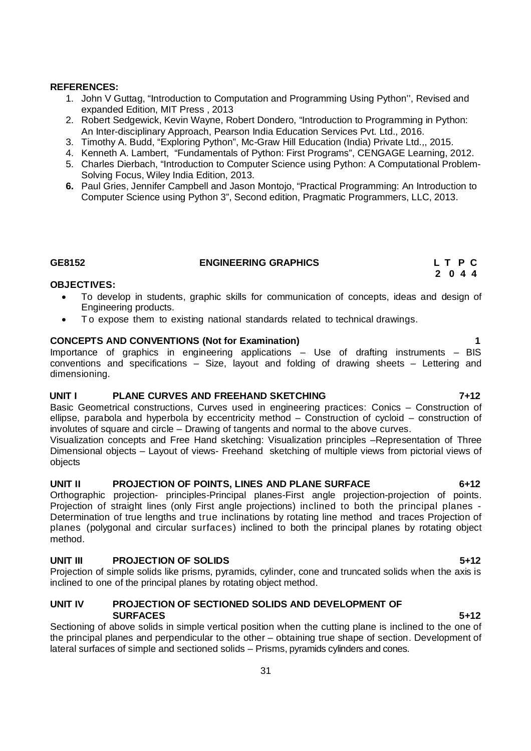**REFERENCES:**

1. John V Guttag, "Introduction to Computation and Programming Using Python'', Revised and expanded Edition, MIT Press , 2013
2. Robert Sedgewick, Kevin Wayne, Robert Dondero, "Introduction to Programming in Python: An Inter-disciplinary Approach, Pearson India Education Services Pvt. Ltd., 2016.
3. Timothy A. Budd, "Exploring Python", Mc-Graw Hill Education (India) Private Ltd.,, 2015.
4. Kenneth A. Lambert, "Fundamentals of Python: First Programs", CENGAGE Learning, 2012.
5. Charles Dierbach, "Introduction to Computer Science using Python: A Computational Problem-Solving Focus, Wiley India Edition, 2013.
6. Paul Gries, Jennifer Campbell and Jason Montojo, "Practical Programming: An Introduction to Computer Science using Python 3", Second edition, Pragmatic Programmers, LLC, 2013.

## GE8152 ENGINEERING GRAPHICS

| L | T | P | C |
|---|---|---|---|
| 2 | 0 | 4 | 4 |

**OBJECTIVES:**

- To develop in students, graphic skills for communication of concepts, ideas and design of Engineering products.
- To expose them to existing national standards related to technical drawings.

**CONCEPTS AND CONVENTIONS (Not for Examination) 1**

Importance of graphics in engineering applications – Use of drafting instruments – BIS conventions and specifications – Size, layout and folding of drawing sheets – Lettering and dimensioning.

**UNIT I PLANE CURVES AND FREEHAND SKETCHING 7+12**

Basic Geometrical constructions, Curves used in engineering practices: Conics – Construction of ellipse, parabola and hyperbola by eccentricity method – Construction of cycloid – construction of involutes of square and circle – Drawing of tangents and normal to the above curves.

Visualization concepts and Free Hand sketching: Visualization principles –Representation of Three Dimensional objects – Layout of views- Freehand sketching of multiple views from pictorial views of objects

**UNIT II PROJECTION OF POINTS, LINES AND PLANE SURFACE 6+12**

Orthographic projection- principles-Principal planes-First angle projection-projection of points. Projection of straight lines (only First angle projections) inclined to both the principal planes - Determination of true lengths and true inclinations by rotating line method and traces Projection of planes (polygonal and circular surfaces) inclined to both the principal planes by rotating object method.

**UNIT III PROJECTION OF SOLIDS 5+12**

Projection of simple solids like prisms, pyramids, cylinder, cone and truncated solids when the axis is inclined to one of the principal planes by rotating object method.

**UNIT IV PROJECTION OF SECTIONED SOLIDS AND DEVELOPMENT OF SURFACES 5+12**

Sectioning of above solids in simple vertical position when the cutting plane is inclined to the one of the principal planes and perpendicular to the other – obtaining true shape of section. Development of lateral surfaces of simple and sectioned solids – Prisms, pyramids cylinders and cones.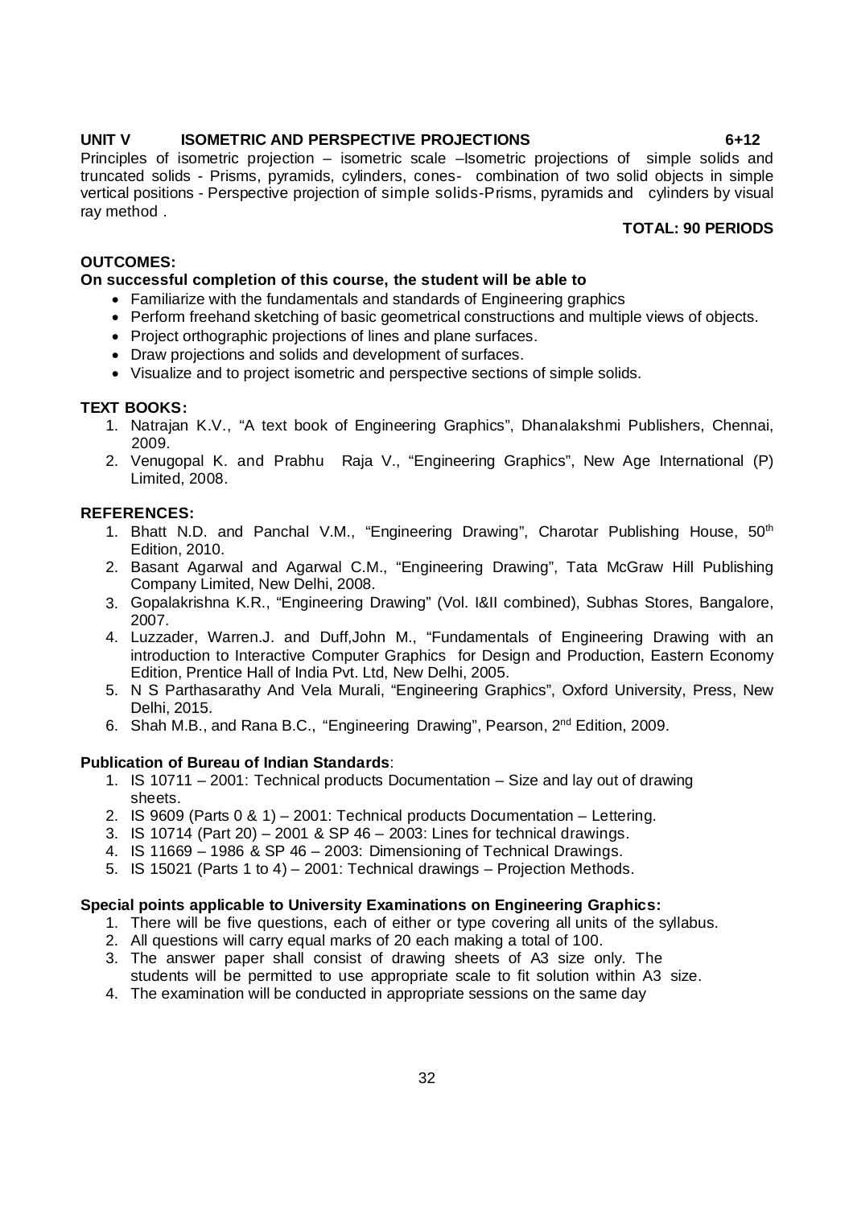**UNIT V ISOMETRIC AND PERSPECTIVE PROJECTIONS 6+12**

Principles of isometric projection – isometric scale –Isometric projections of simple solids and truncated solids - Prisms, pyramids, cylinders, cones- combination of two solid objects in simple vertical positions - Perspective projection of simple solids-Prisms, pyramids and cylinders by visual ray method .

**TOTAL: 90 PERIODS**

**OUTCOMES:**

**On successful completion of this course, the student will be able to**

- Familiarize with the fundamentals and standards of Engineering graphics
- Perform freehand sketching of basic geometrical constructions and multiple views of objects.
- Project orthographic projections of lines and plane surfaces.
- Draw projections and solids and development of surfaces.
- Visualize and to project isometric and perspective sections of simple solids.

**TEXT BOOKS:**

1. Natrajan K.V., "A text book of Engineering Graphics", Dhanalakshmi Publishers, Chennai, 2009.
2. Venugopal K. and Prabhu Raja V., "Engineering Graphics", New Age International (P) Limited, 2008.

**REFERENCES:**

1. Bhatt N.D. and Panchal V.M., "Engineering Drawing", Charotar Publishing House, 50th Edition, 2010.
2. Basant Agarwal and Agarwal C.M., "Engineering Drawing", Tata McGraw Hill Publishing Company Limited, New Delhi, 2008.
3. Gopalakrishna K.R., "Engineering Drawing" (Vol. I&II combined), Subhas Stores, Bangalore, 2007.
4. Luzzader, Warren.J. and Duff,John M., "Fundamentals of Engineering Drawing with an introduction to Interactive Computer Graphics for Design and Production, Eastern Economy Edition, Prentice Hall of India Pvt. Ltd, New Delhi, 2005.
5. N S Parthasarathy And Vela Murali, "Engineering Graphics", Oxford University, Press, New Delhi, 2015.
6. Shah M.B., and Rana B.C., "Engineering Drawing", Pearson, 2nd Edition, 2009.

**Publication of Bureau of Indian Standards**:

1. IS 10711 – 2001: Technical products Documentation – Size and lay out of drawing sheets.
2. IS 9609 (Parts 0 & 1) – 2001: Technical products Documentation – Lettering.
3. IS 10714 (Part 20) – 2001 & SP 46 – 2003: Lines for technical drawings.
4. IS 11669 – 1986 & SP 46 – 2003: Dimensioning of Technical Drawings.
5. IS 15021 (Parts 1 to 4) – 2001: Technical drawings – Projection Methods.

**Special points applicable to University Examinations on Engineering Graphics:**

1. There will be five questions, each of either or type covering all units of the syllabus.
2. All questions will carry equal marks of 20 each making a total of 100.
3. The answer paper shall consist of drawing sheets of A3 size only. The students will be permitted to use appropriate scale to fit solution within A3 size.
4. The examination will be conducted in appropriate sessions on the same day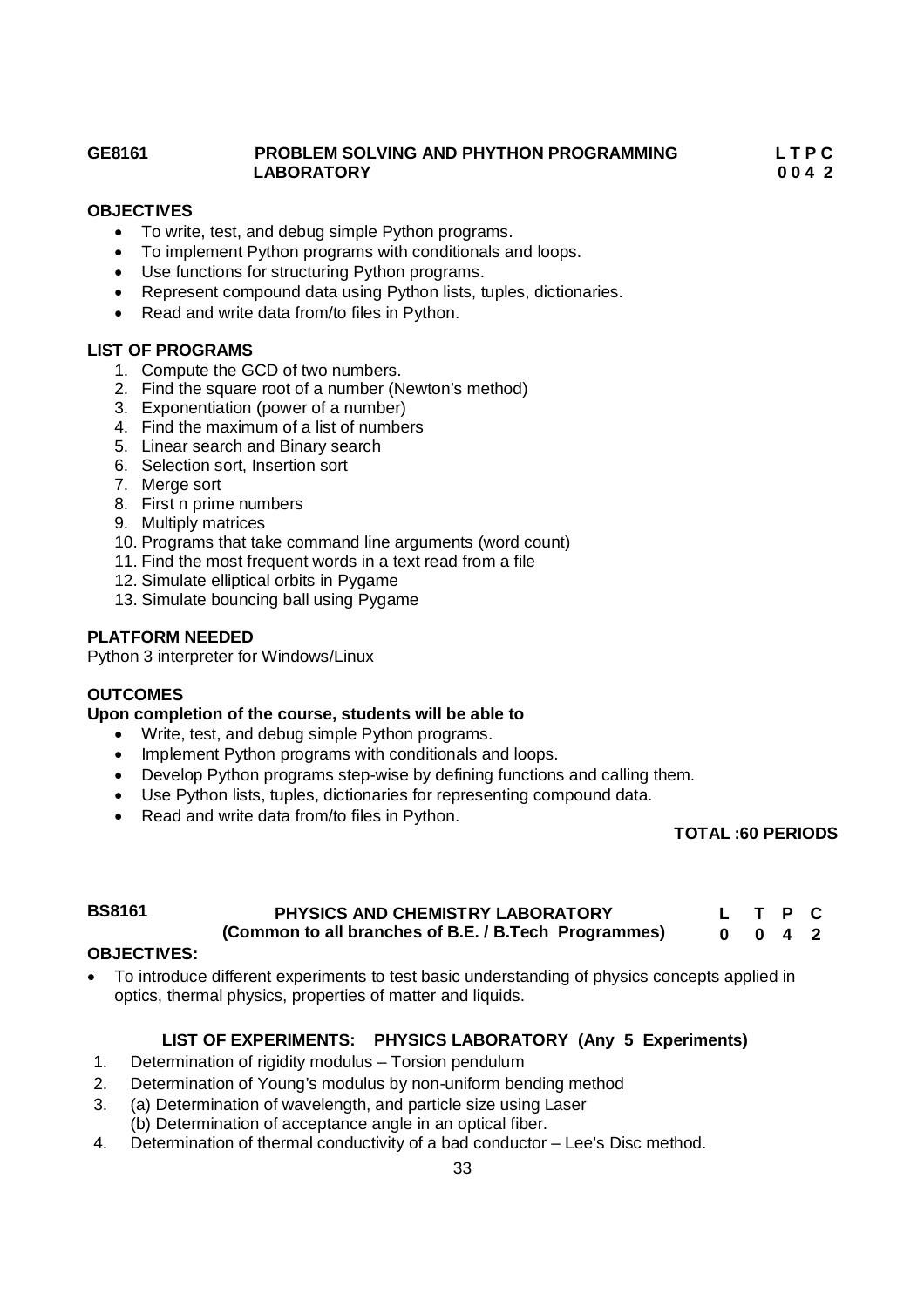**GE8161 PROBLEM SOLVING AND PHYTHON PROGRAMMING LABORATORY** **L T P C 0 0 4 2**

**OBJECTIVES**

- To write, test, and debug simple Python programs.
- To implement Python programs with conditionals and loops.
- Use functions for structuring Python programs.
- Represent compound data using Python lists, tuples, dictionaries.
- Read and write data from/to files in Python.

**LIST OF PROGRAMS**

1. Compute the GCD of two numbers.
2. Find the square root of a number (Newton's method)
3. Exponentiation (power of a number)
4. Find the maximum of a list of numbers
5. Linear search and Binary search
6. Selection sort, Insertion sort
7. Merge sort
8. First n prime numbers
9. Multiply matrices
10. Programs that take command line arguments (word count)
11. Find the most frequent words in a text read from a file
12. Simulate elliptical orbits in Pygame
13. Simulate bouncing ball using Pygame

**PLATFORM NEEDED**

Python 3 interpreter for Windows/Linux

**OUTCOMES**

**Upon completion of the course, students will be able to**

- Write, test, and debug simple Python programs.
- Implement Python programs with conditionals and loops.
- Develop Python programs step-wise by defining functions and calling them.
- Use Python lists, tuples, dictionaries for representing compound data.
- Read and write data from/to files in Python.

**TOTAL :60 PERIODS**

**BS8161 PHYSICS AND CHEMISTRY LABORATORY (Common to all branches of B.E. / B.Tech Programmes)** **L T P C 0 0 4 2**

**OBJECTIVES:**

- To introduce different experiments to test basic understanding of physics concepts applied in optics, thermal physics, properties of matter and liquids.

**LIST OF EXPERIMENTS: PHYSICS LABORATORY (Any 5 Experiments)**

1. Determination of rigidity modulus – Torsion pendulum
2. Determination of Young's modulus by non-uniform bending method
3. (a) Determination of wavelength, and particle size using Laser
   (b) Determination of acceptance angle in an optical fiber.
4. Determination of thermal conductivity of a bad conductor – Lee's Disc method.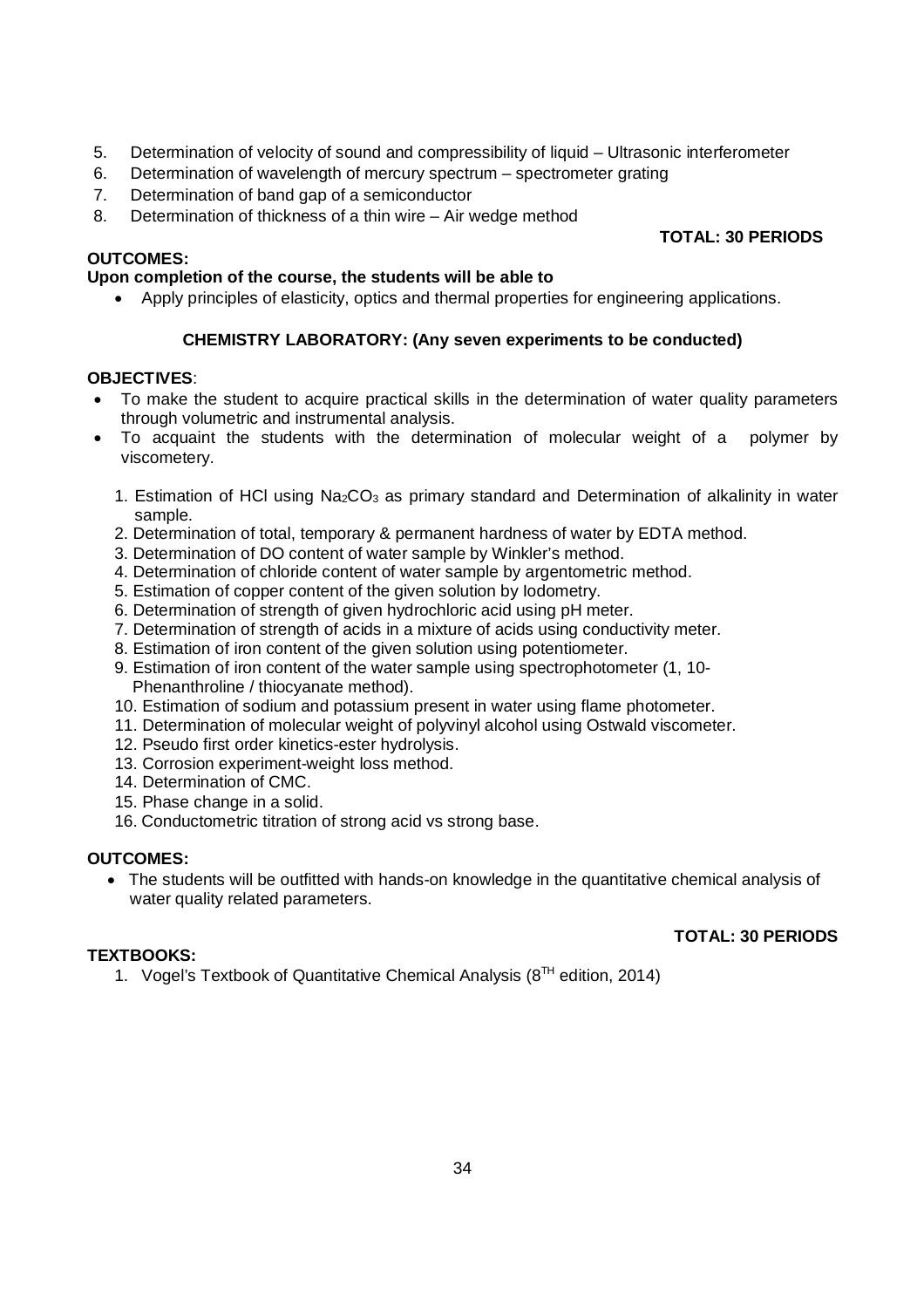5. Determination of velocity of sound and compressibility of liquid – Ultrasonic interferometer
6. Determination of wavelength of mercury spectrum – spectrometer grating
7. Determination of band gap of a semiconductor
8. Determination of thickness of a thin wire – Air wedge method

**TOTAL: 30 PERIODS**

**OUTCOMES:**

**Upon completion of the course, the students will be able to**

- Apply principles of elasticity, optics and thermal properties for engineering applications.

### CHEMISTRY LABORATORY: (Any seven experiments to be conducted)

**OBJECTIVES**:

- To make the student to acquire practical skills in the determination of water quality parameters through volumetric and instrumental analysis.
- To acquaint the students with the determination of molecular weight of a polymer by viscometery.

1. Estimation of HCl using $Na_2CO_3$ as primary standard and Determination of alkalinity in water sample.
2. Determination of total, temporary & permanent hardness of water by EDTA method.
3. Determination of DO content of water sample by Winkler's method.
4. Determination of chloride content of water sample by argentometric method.
5. Estimation of copper content of the given solution by Iodometry.
6. Determination of strength of given hydrochloric acid using pH meter.
7. Determination of strength of acids in a mixture of acids using conductivity meter.
8. Estimation of iron content of the given solution using potentiometer.
9. Estimation of iron content of the water sample using spectrophotometer (1, 10-Phenanthroline / thiocyanate method).
10. Estimation of sodium and potassium present in water using flame photometer.
11. Determination of molecular weight of polyvinyl alcohol using Ostwald viscometer.
12. Pseudo first order kinetics-ester hydrolysis.
13. Corrosion experiment-weight loss method.
14. Determination of CMC.
15. Phase change in a solid.
16. Conductometric titration of strong acid vs strong base.

**OUTCOMES:**

- The students will be outfitted with hands-on knowledge in the quantitative chemical analysis of water quality related parameters.

**TOTAL: 30 PERIODS**

**TEXTBOOKS:**

1. Vogel's Textbook of Quantitative Chemical Analysis ($8^{TH}$ edition, 2014)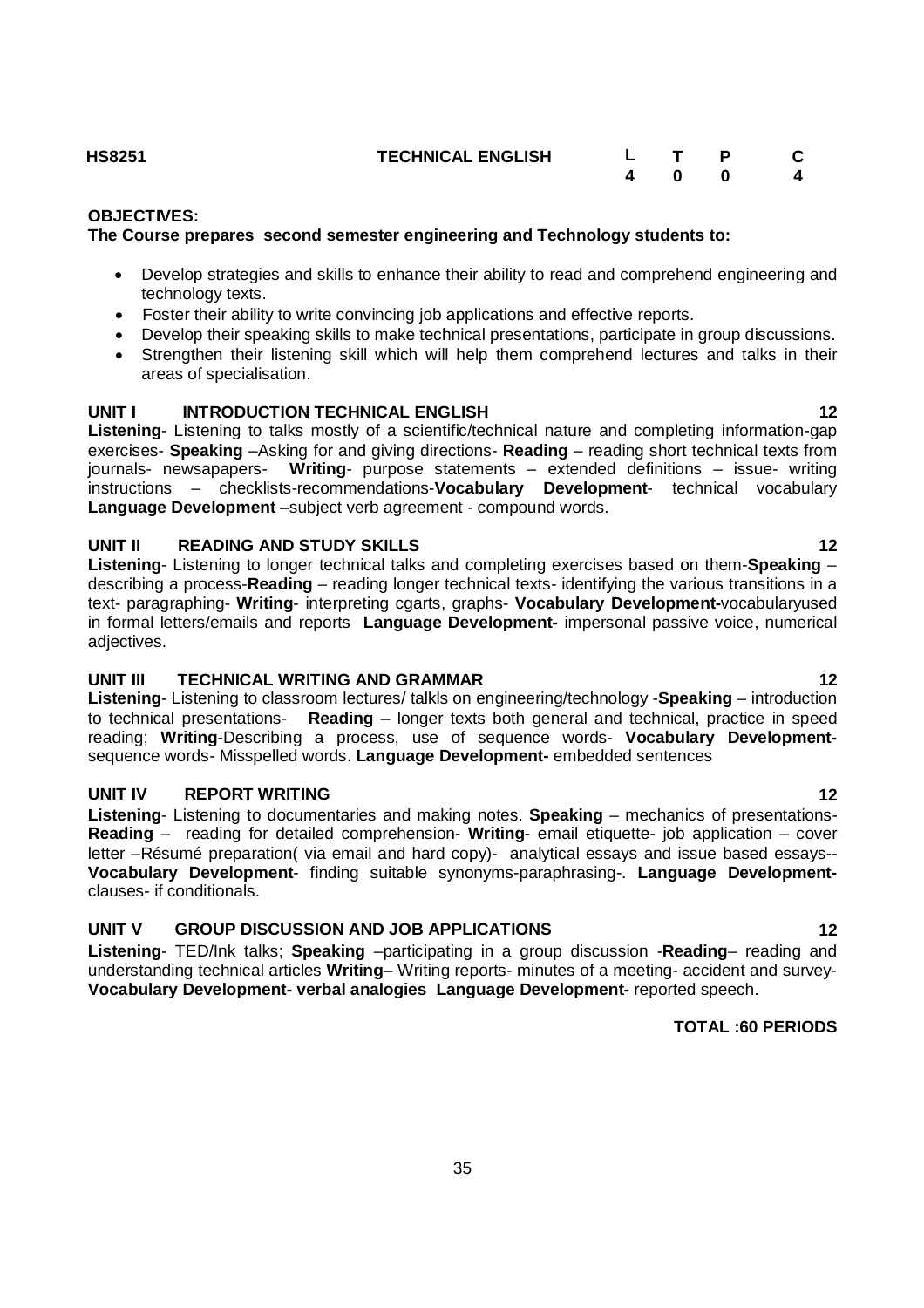| HS8251 | TECHNICAL ENGLISH | L | T | P | C |
|---|---|---|---|---|---|
| | | 4 | 0 | 0 | 4 |

**OBJECTIVES:**

**The Course prepares second semester engineering and Technology students to:**

- Develop strategies and skills to enhance their ability to read and comprehend engineering and technology texts.
- Foster their ability to write convincing job applications and effective reports.
- Develop their speaking skills to make technical presentations, participate in group discussions.
- Strengthen their listening skill which will help them comprehend lectures and talks in their areas of specialisation.

**UNIT I INTRODUCTION TECHNICAL ENGLISH 12**

**Listening**- Listening to talks mostly of a scientific/technical nature and completing information-gap exercises- **Speaking** –Asking for and giving directions- **Reading** – reading short technical texts from journals- newsapapers- **Writing**- purpose statements – extended definitions – issue- writing instructions – checklists-recommendations-**Vocabulary Development**- technical vocabulary **Language Development** –subject verb agreement - compound words.

**UNIT II READING AND STUDY SKILLS 12**

**Listening**- Listening to longer technical talks and completing exercises based on them-**Speaking** – describing a process-**Reading** – reading longer technical texts- identifying the various transitions in a text- paragraphing- **Writing**- interpreting cgarts, graphs- **Vocabulary Development-**vocabularyused in formal letters/emails and reports **Language Development-** impersonal passive voice, numerical adjectives.

**UNIT III TECHNICAL WRITING AND GRAMMAR 12**

**Listening**- Listening to classroom lectures/ talkls on engineering/technology -**Speaking** – introduction to technical presentations- **Reading** – longer texts both general and technical, practice in speed reading; **Writing**-Describing a process, use of sequence words- **Vocabulary Development-** sequence words- Misspelled words. **Language Development-** embedded sentences

**UNIT IV REPORT WRITING 12**

**Listening**- Listening to documentaries and making notes. **Speaking** – mechanics of presentations- **Reading** – reading for detailed comprehension- **Writing**- email etiquette- job application – cover letter –Résumé preparation( via email and hard copy)- analytical essays and issue based essays-- **Vocabulary Development**- finding suitable synonyms-paraphrasing-. **Language Development-** clauses- if conditionals.

**UNIT V GROUP DISCUSSION AND JOB APPLICATIONS 12**

**Listening**- TED/Ink talks; **Speaking** –participating in a group discussion -**Reading**– reading and understanding technical articles **Writing**– Writing reports- minutes of a meeting- accident and survey- **Vocabulary Development- verbal analogies Language Development-** reported speech.

**TOTAL :60 PERIODS**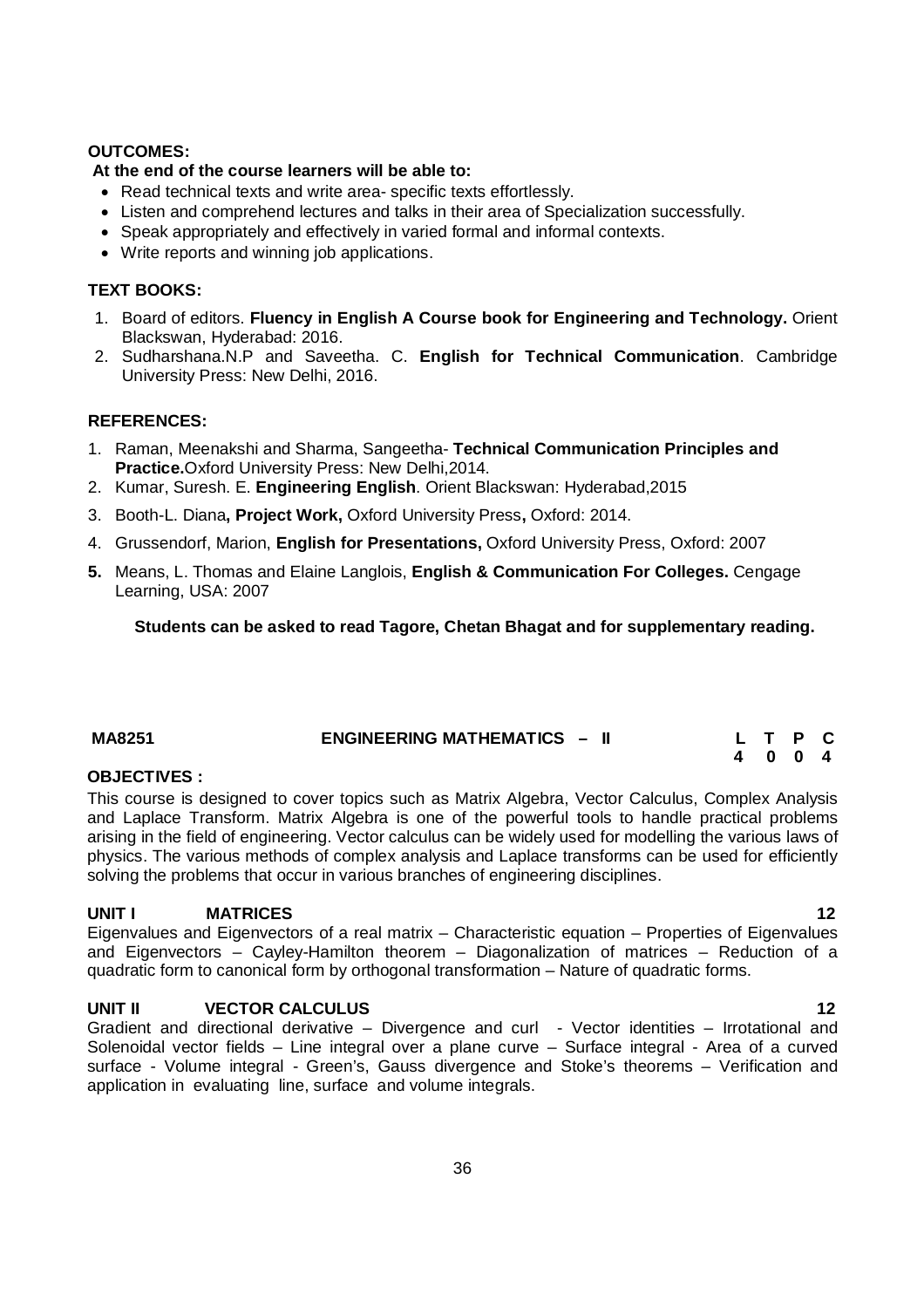**OUTCOMES:**

**At the end of the course learners will be able to:**

- Read technical texts and write area- specific texts effortlessly.
- Listen and comprehend lectures and talks in their area of Specialization successfully.
- Speak appropriately and effectively in varied formal and informal contexts.
- Write reports and winning job applications.

**TEXT BOOKS:**

1. Board of editors. **Fluency in English A Course book for Engineering and Technology.** Orient Blackswan, Hyderabad: 2016.
2. Sudharshana.N.P and Saveetha. C. **English for Technical Communication**. Cambridge University Press: New Delhi, 2016.

**REFERENCES:**

1. Raman, Meenakshi and Sharma, Sangeetha- **Technical Communication Principles and Practice.**Oxford University Press: New Delhi,2014.
2. Kumar, Suresh. E. **Engineering English**. Orient Blackswan: Hyderabad,2015
3. Booth-L. Diana**, Project Work,** Oxford University Press**,** Oxford: 2014.
4. Grussendorf, Marion, **English for Presentations,** Oxford University Press, Oxford: 2007
5. Means, L. Thomas and Elaine Langlois, **English & Communication For Colleges.** Cengage Learning, USA: 2007

**Students can be asked to read Tagore, Chetan Bhagat and for supplementary reading.**

| **MA8251** | **ENGINEERING MATHEMATICS – II** | **L** | **T** | **P** | **C** |
|---|---|---|---|---|---|
| | | **4** | **0** | **0** | **4** |

**OBJECTIVES :**

This course is designed to cover topics such as Matrix Algebra, Vector Calculus, Complex Analysis and Laplace Transform. Matrix Algebra is one of the powerful tools to handle practical problems arising in the field of engineering. Vector calculus can be widely used for modelling the various laws of physics. The various methods of complex analysis and Laplace transforms can be used for efficiently solving the problems that occur in various branches of engineering disciplines.

**UNIT I MATRICES 12**

Eigenvalues and Eigenvectors of a real matrix – Characteristic equation – Properties of Eigenvalues and Eigenvectors – Cayley-Hamilton theorem – Diagonalization of matrices – Reduction of a quadratic form to canonical form by orthogonal transformation – Nature of quadratic forms.

**UNIT II VECTOR CALCULUS 12**

Gradient and directional derivative – Divergence and curl - Vector identities – Irrotational and Solenoidal vector fields – Line integral over a plane curve – Surface integral - Area of a curved surface - Volume integral - Green's, Gauss divergence and Stoke's theorems – Verification and application in evaluating line, surface and volume integrals.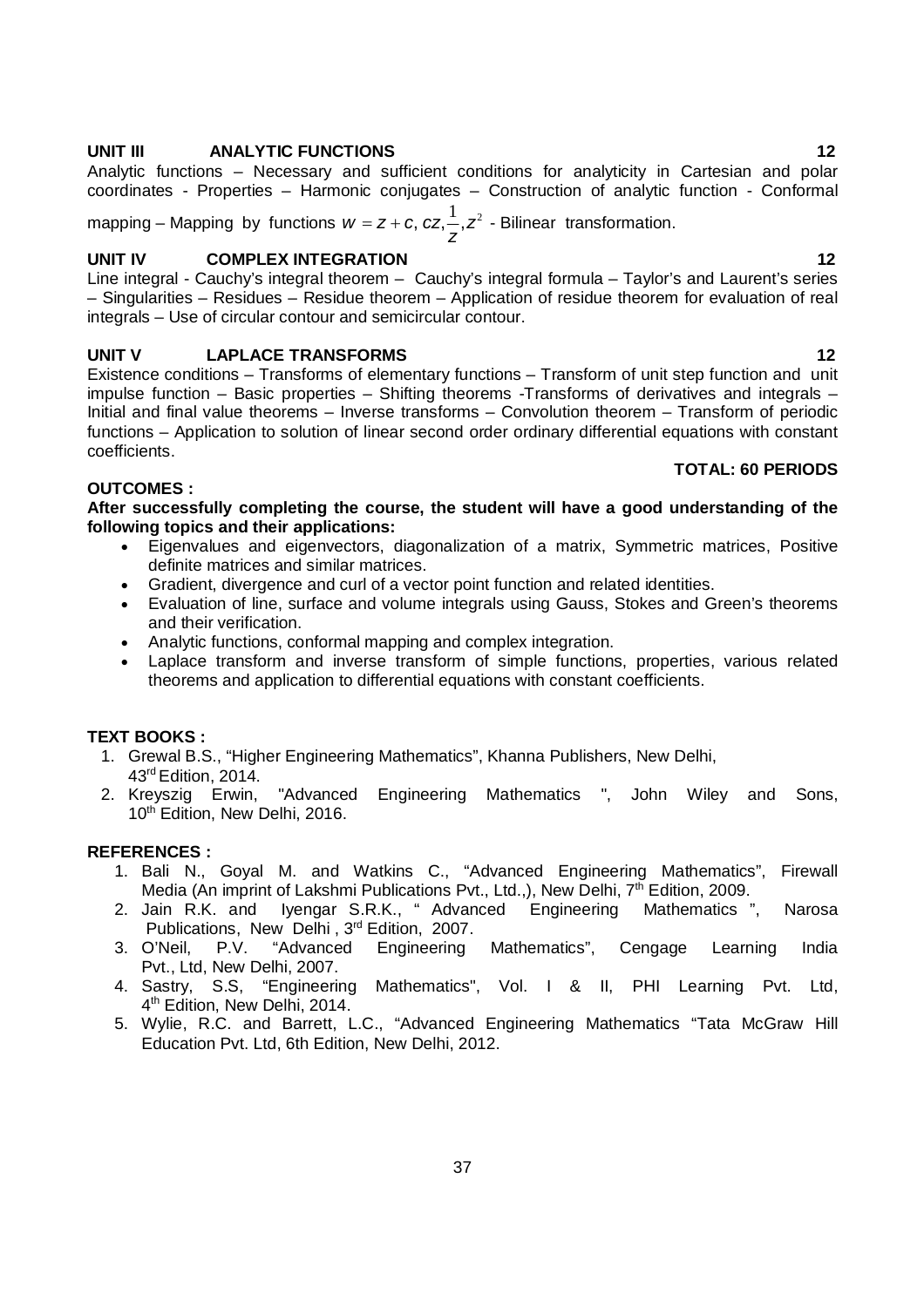**UNIT III ANALYTIC FUNCTIONS 12**

Analytic functions – Necessary and sufficient conditions for analyticity in Cartesian and polar coordinates - Properties – Harmonic conjugates – Construction of analytic function - Conformal mapping – Mapping by functions $w = z + c, cz, \frac{1}{z}, z^2$ - Bilinear transformation.

**UNIT IV COMPLEX INTEGRATION 12**

Line integral - Cauchy's integral theorem – Cauchy's integral formula – Taylor's and Laurent's series – Singularities – Residues – Residue theorem – Application of residue theorem for evaluation of real integrals – Use of circular contour and semicircular contour.

**UNIT V LAPLACE TRANSFORMS 12**

Existence conditions – Transforms of elementary functions – Transform of unit step function and unit impulse function – Basic properties – Shifting theorems -Transforms of derivatives and integrals – Initial and final value theorems – Inverse transforms – Convolution theorem – Transform of periodic functions – Application to solution of linear second order ordinary differential equations with constant coefficients.

**TOTAL: 60 PERIODS**

**OUTCOMES :**

**After successfully completing the course, the student will have a good understanding of the following topics and their applications:**

- Eigenvalues and eigenvectors, diagonalization of a matrix, Symmetric matrices, Positive definite matrices and similar matrices.
- Gradient, divergence and curl of a vector point function and related identities.
- Evaluation of line, surface and volume integrals using Gauss, Stokes and Green's theorems and their verification.
- Analytic functions, conformal mapping and complex integration.
- Laplace transform and inverse transform of simple functions, properties, various related theorems and application to differential equations with constant coefficients.

**TEXT BOOKS :**

1. Grewal B.S., "Higher Engineering Mathematics", Khanna Publishers, New Delhi, 43rd Edition, 2014.
2. Kreyszig Erwin, "Advanced Engineering Mathematics ", John Wiley and Sons, 10th Edition, New Delhi, 2016.

**REFERENCES :**

1. Bali N., Goyal M. and Watkins C., "Advanced Engineering Mathematics", Firewall Media (An imprint of Lakshmi Publications Pvt., Ltd.,), New Delhi, 7th Edition, 2009.
2. Jain R.K. and Iyengar S.R.K., " Advanced Engineering Mathematics ", Narosa Publications, New Delhi , 3rd Edition, 2007.
3. O'Neil, P.V. "Advanced Engineering Mathematics", Cengage Learning India Pvt., Ltd, New Delhi, 2007.
4. Sastry, S.S, "Engineering Mathematics", Vol. I & II, PHI Learning Pvt. Ltd, 4th Edition, New Delhi, 2014.
5. Wylie, R.C. and Barrett, L.C., "Advanced Engineering Mathematics "Tata McGraw Hill Education Pvt. Ltd, 6th Edition, New Delhi, 2012.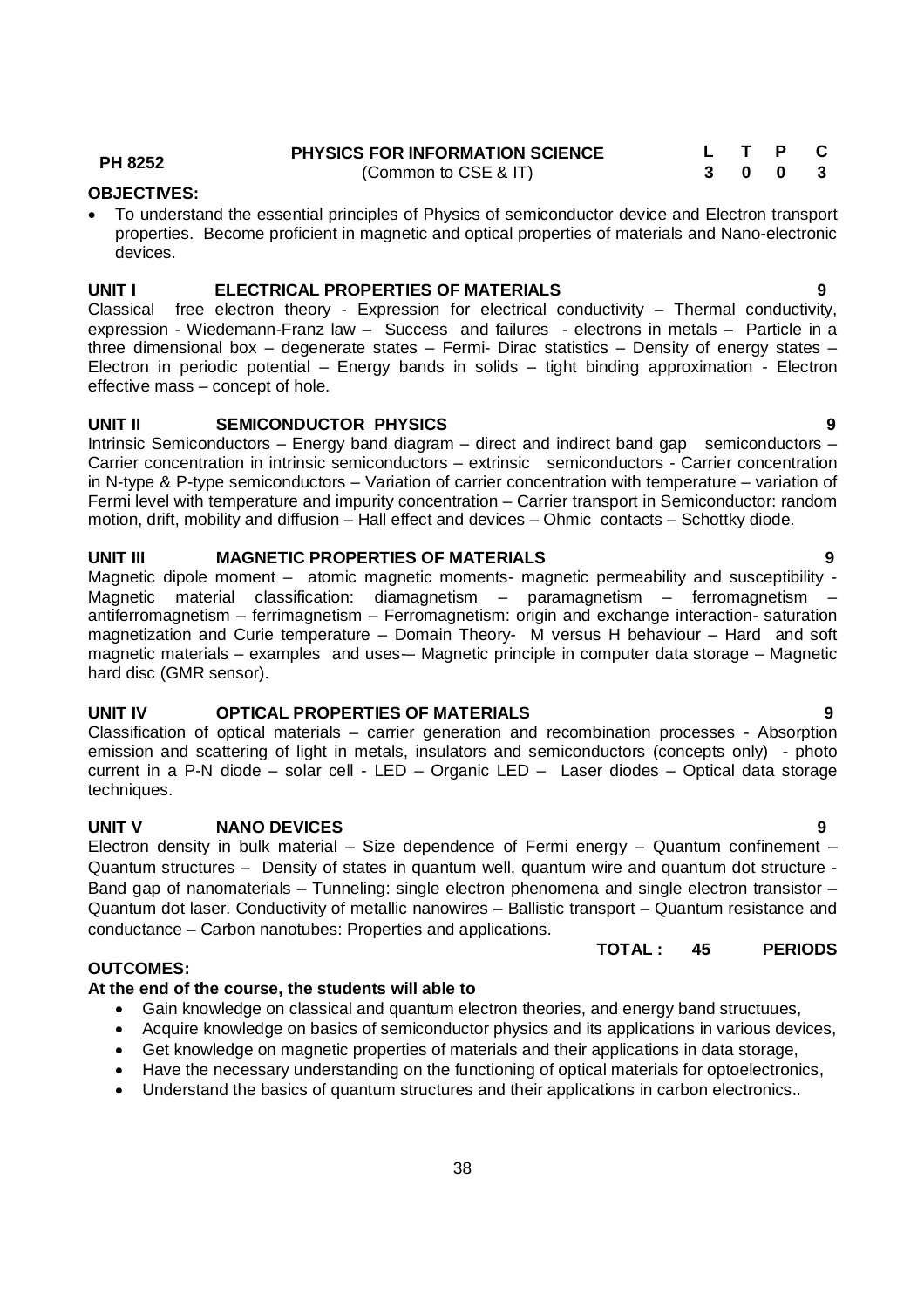| PH 8252 | PHYSICS FOR INFORMATION SCIENCE (Common to CSE & IT) | L | T | P | C |
|---|---|---|---|---|---|
| | | 3 | 0 | 0 | 3 |

**OBJECTIVES:**

- To understand the essential principles of Physics of semiconductor device and Electron transport properties. Become proficient in magnetic and optical properties of materials and Nano-electronic devices.

**UNIT I ELECTRICAL PROPERTIES OF MATERIALS 9**

Classical free electron theory - Expression for electrical conductivity – Thermal conductivity, expression - Wiedemann-Franz law – Success and failures - electrons in metals – Particle in a three dimensional box – degenerate states – Fermi- Dirac statistics – Density of energy states – Electron in periodic potential – Energy bands in solids – tight binding approximation - Electron effective mass – concept of hole.

**UNIT II SEMICONDUCTOR PHYSICS 9**

Intrinsic Semiconductors – Energy band diagram – direct and indirect band gap semiconductors – Carrier concentration in intrinsic semiconductors – extrinsic semiconductors - Carrier concentration in N-type & P-type semiconductors – Variation of carrier concentration with temperature – variation of Fermi level with temperature and impurity concentration – Carrier transport in Semiconductor: random motion, drift, mobility and diffusion – Hall effect and devices – Ohmic contacts – Schottky diode.

**UNIT III MAGNETIC PROPERTIES OF MATERIALS 9**

Magnetic dipole moment – atomic magnetic moments- magnetic permeability and susceptibility - Magnetic material classification: diamagnetism – paramagnetism – ferromagnetism – antiferromagnetism – ferrimagnetism – Ferromagnetism: origin and exchange interaction- saturation magnetization and Curie temperature – Domain Theory- M versus H behaviour – Hard and soft magnetic materials – examples and uses-– Magnetic principle in computer data storage – Magnetic hard disc (GMR sensor).

**UNIT IV OPTICAL PROPERTIES OF MATERIALS 9**

Classification of optical materials – carrier generation and recombination processes - Absorption emission and scattering of light in metals, insulators and semiconductors (concepts only) - photo current in a P-N diode – solar cell - LED – Organic LED – Laser diodes – Optical data storage techniques.

**UNIT V NANO DEVICES 9**

Electron density in bulk material – Size dependence of Fermi energy – Quantum confinement – Quantum structures – Density of states in quantum well, quantum wire and quantum dot structure - Band gap of nanomaterials – Tunneling: single electron phenomena and single electron transistor – Quantum dot laser. Conductivity of metallic nanowires – Ballistic transport – Quantum resistance and conductance – Carbon nanotubes: Properties and applications.

**TOTAL : 45 PERIODS**

**OUTCOMES:**

**At the end of the course, the students will able to**

- Gain knowledge on classical and quantum electron theories, and energy band structuues,
- Acquire knowledge on basics of semiconductor physics and its applications in various devices,
- Get knowledge on magnetic properties of materials and their applications in data storage,
- Have the necessary understanding on the functioning of optical materials for optoelectronics,
- Understand the basics of quantum structures and their applications in carbon electronics..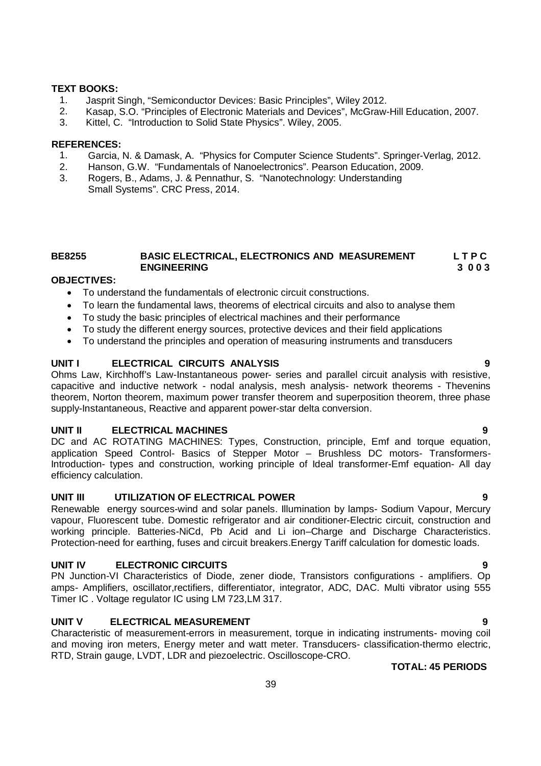**TEXT BOOKS:**

1. Jasprit Singh, "Semiconductor Devices: Basic Principles", Wiley 2012.
2. Kasap, S.O. "Principles of Electronic Materials and Devices", McGraw-Hill Education, 2007.
3. Kittel, C. "Introduction to Solid State Physics". Wiley, 2005.

**REFERENCES:**

1. Garcia, N. & Damask, A. "Physics for Computer Science Students". Springer-Verlag, 2012.
2. Hanson, G.W. "Fundamentals of Nanoelectronics". Pearson Education, 2009.
3. Rogers, B., Adams, J. & Pennathur, S. "Nanotechnology: Understanding Small Systems". CRC Press, 2014.

## BE8255 BASIC ELECTRICAL, ELECTRONICS AND MEASUREMENT ENGINEERING

**L T P C**
**3 0 0 3**

**OBJECTIVES:**

- To understand the fundamentals of electronic circuit constructions.
- To learn the fundamental laws, theorems of electrical circuits and also to analyse them
- To study the basic principles of electrical machines and their performance
- To study the different energy sources, protective devices and their field applications
- To understand the principles and operation of measuring instruments and transducers

**UNIT I ELECTRICAL CIRCUITS ANALYSIS 9**

Ohms Law, Kirchhoff's Law-Instantaneous power- series and parallel circuit analysis with resistive, capacitive and inductive network - nodal analysis, mesh analysis- network theorems - Thevenins theorem, Norton theorem, maximum power transfer theorem and superposition theorem, three phase supply-Instantaneous, Reactive and apparent power-star delta conversion.

**UNIT II ELECTRICAL MACHINES 9**

DC and AC ROTATING MACHINES: Types, Construction, principle, Emf and torque equation, application Speed Control- Basics of Stepper Motor – Brushless DC motors- Transformers-Introduction- types and construction, working principle of Ideal transformer-Emf equation- All day efficiency calculation.

**UNIT III UTILIZATION OF ELECTRICAL POWER 9**

Renewable energy sources-wind and solar panels. Illumination by lamps- Sodium Vapour, Mercury vapour, Fluorescent tube. Domestic refrigerator and air conditioner-Electric circuit, construction and working principle. Batteries-NiCd, Pb Acid and Li ion–Charge and Discharge Characteristics. Protection-need for earthing, fuses and circuit breakers.Energy Tariff calculation for domestic loads.

**UNIT IV ELECTRONIC CIRCUITS 9**

PN Junction-VI Characteristics of Diode, zener diode, Transistors configurations - amplifiers. Op amps- Amplifiers, oscillator,rectifiers, differentiator, integrator, ADC, DAC. Multi vibrator using 555 Timer IC . Voltage regulator IC using LM 723,LM 317.

**UNIT V ELECTRICAL MEASUREMENT 9**

Characteristic of measurement-errors in measurement, torque in indicating instruments- moving coil and moving iron meters, Energy meter and watt meter. Transducers- classification-thermo electric, RTD, Strain gauge, LVDT, LDR and piezoelectric. Oscilloscope-CRO.

**TOTAL: 45 PERIODS**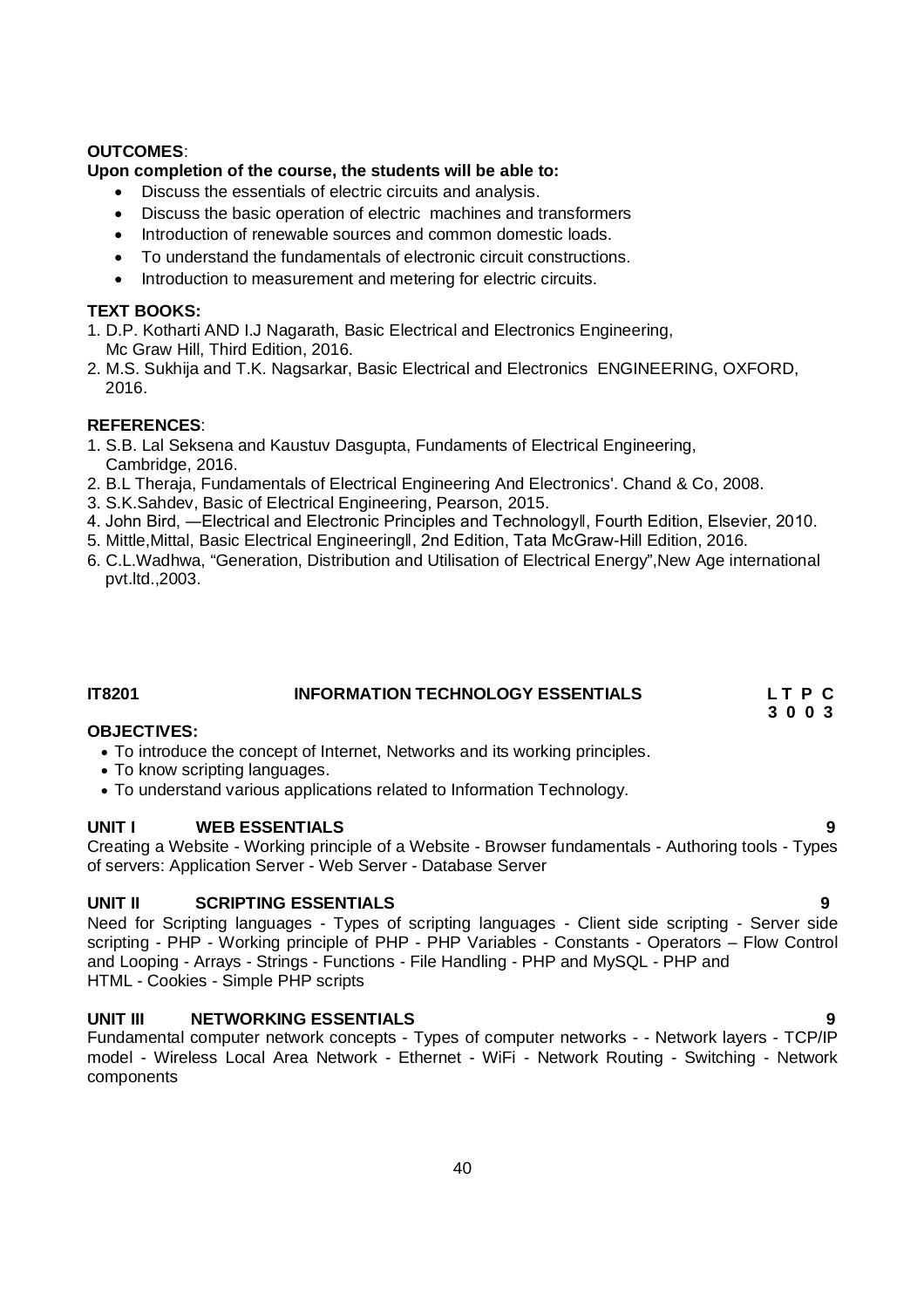**OUTCOMES**:

**Upon completion of the course, the students will be able to:**

- Discuss the essentials of electric circuits and analysis.
- Discuss the basic operation of electric machines and transformers
- Introduction of renewable sources and common domestic loads.
- To understand the fundamentals of electronic circuit constructions.
- Introduction to measurement and metering for electric circuits.

**TEXT BOOKS:**

1. D.P. Kotharti AND I.J Nagarath, Basic Electrical and Electronics Engineering, Mc Graw Hill, Third Edition, 2016.
2. M.S. Sukhija and T.K. Nagsarkar, Basic Electrical and Electronics ENGINEERING, OXFORD, 2016.

**REFERENCES**:

1. S.B. Lal Seksena and Kaustuv Dasgupta, Fundaments of Electrical Engineering, Cambridge, 2016.
2. B.L Theraja, Fundamentals of Electrical Engineering And Electronics'. Chand & Co, 2008.
3. S.K.Sahdev, Basic of Electrical Engineering, Pearson, 2015.
4. John Bird, ―Electrical and Electronic Principles and Technology‖, Fourth Edition, Elsevier, 2010.
5. Mittle,Mittal, Basic Electrical Engineering‖, 2nd Edition, Tata McGraw-Hill Edition, 2016.
6. C.L.Wadhwa, "Generation, Distribution and Utilisation of Electrical Energy",New Age international pvt.ltd.,2003.

## IT8201 INFORMATION TECHNOLOGY ESSENTIALS

**L T P C**
**3 0 0 3**

**OBJECTIVES:**

- To introduce the concept of Internet, Networks and its working principles.
- To know scripting languages.
- To understand various applications related to Information Technology.

**UNIT I WEB ESSENTIALS 9**

Creating a Website - Working principle of a Website - Browser fundamentals - Authoring tools - Types of servers: Application Server - Web Server - Database Server

**UNIT II SCRIPTING ESSENTIALS 9**

Need for Scripting languages - Types of scripting languages - Client side scripting - Server side scripting - PHP - Working principle of PHP - PHP Variables - Constants - Operators – Flow Control and Looping - Arrays - Strings - Functions - File Handling - PHP and MySQL - PHP and HTML - Cookies - Simple PHP scripts

**UNIT III NETWORKING ESSENTIALS 9**

Fundamental computer network concepts - Types of computer networks - - Network layers - TCP/IP model - Wireless Local Area Network - Ethernet - WiFi - Network Routing - Switching - Network components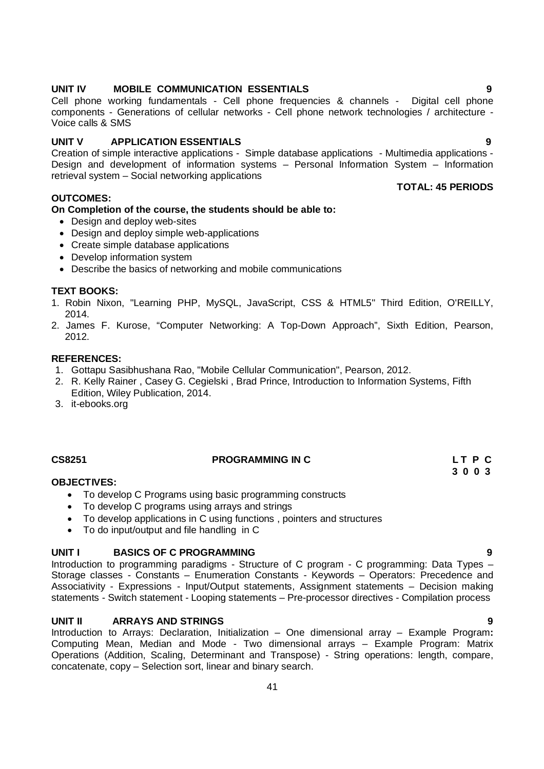**UNIT IV MOBILE COMMUNICATION ESSENTIALS 9**

Cell phone working fundamentals - Cell phone frequencies & channels - Digital cell phone components - Generations of cellular networks - Cell phone network technologies / architecture - Voice calls & SMS

**UNIT V APPLICATION ESSENTIALS 9**

Creation of simple interactive applications - Simple database applications - Multimedia applications - Design and development of information systems – Personal Information System – Information retrieval system – Social networking applications

**TOTAL: 45 PERIODS**

**OUTCOMES:**

**On Completion of the course, the students should be able to:**

- Design and deploy web-sites
- Design and deploy simple web-applications
- Create simple database applications
- Develop information system
- Describe the basics of networking and mobile communications

**TEXT BOOKS:**

1. Robin Nixon, "Learning PHP, MySQL, JavaScript, CSS & HTML5" Third Edition, O'REILLY, 2014.
2. James F. Kurose, "Computer Networking: A Top-Down Approach", Sixth Edition, Pearson, 2012.

**REFERENCES:**

1. Gottapu Sasibhushana Rao, "Mobile Cellular Communication", Pearson, 2012.
2. R. Kelly Rainer , Casey G. Cegielski , Brad Prince, Introduction to Information Systems, Fifth Edition, Wiley Publication, 2014.
3. it-ebooks.org

**CS8251 PROGRAMMING IN C**

**L T P C**
**3 0 0 3**

**OBJECTIVES:**

- To develop C Programs using basic programming constructs
- To develop C programs using arrays and strings
- To develop applications in C using functions , pointers and structures
- To do input/output and file handling in C

**UNIT I BASICS OF C PROGRAMMING 9**

Introduction to programming paradigms - Structure of C program - C programming: Data Types – Storage classes - Constants – Enumeration Constants - Keywords – Operators: Precedence and Associativity - Expressions - Input/Output statements, Assignment statements – Decision making statements - Switch statement - Looping statements – Pre-processor directives - Compilation process

**UNIT II ARRAYS AND STRINGS 9**

Introduction to Arrays: Declaration, Initialization – One dimensional array – Example Program**:** Computing Mean, Median and Mode - Two dimensional arrays – Example Program: Matrix Operations (Addition, Scaling, Determinant and Transpose) - String operations: length, compare, concatenate, copy – Selection sort, linear and binary search.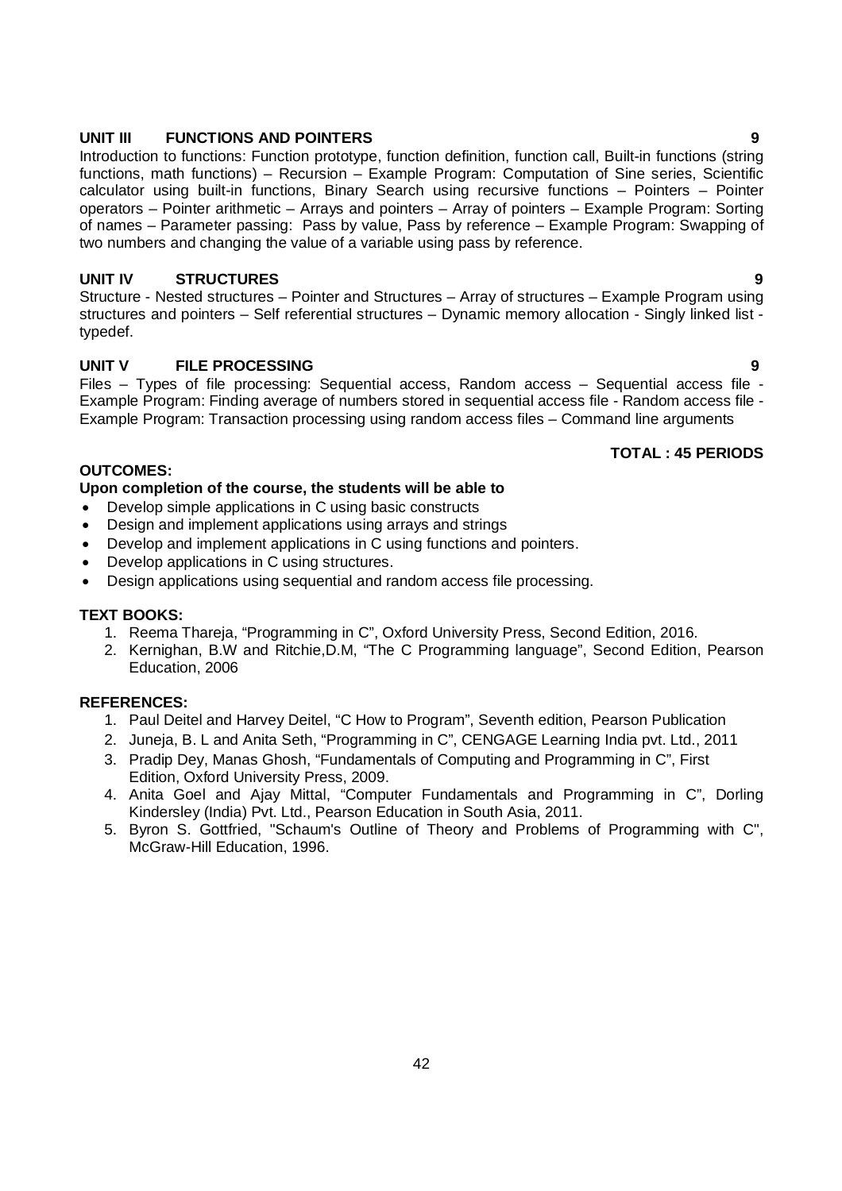**UNIT III FUNCTIONS AND POINTERS** **9**

Introduction to functions: Function prototype, function definition, function call, Built-in functions (string functions, math functions) – Recursion – Example Program: Computation of Sine series, Scientific calculator using built-in functions, Binary Search using recursive functions – Pointers – Pointer operators – Pointer arithmetic – Arrays and pointers – Array of pointers – Example Program: Sorting of names – Parameter passing: Pass by value, Pass by reference – Example Program: Swapping of two numbers and changing the value of a variable using pass by reference.

**UNIT IV STRUCTURES** **9**

Structure - Nested structures – Pointer and Structures – Array of structures – Example Program using structures and pointers – Self referential structures – Dynamic memory allocation - Singly linked list - typedef.

**UNIT V FILE PROCESSING** **9**

Files – Types of file processing: Sequential access, Random access – Sequential access file - Example Program: Finding average of numbers stored in sequential access file - Random access file - Example Program: Transaction processing using random access files – Command line arguments

**TOTAL : 45 PERIODS**

**OUTCOMES:**

**Upon completion of the course, the students will be able to**

- Develop simple applications in C using basic constructs
- Design and implement applications using arrays and strings
- Develop and implement applications in C using functions and pointers.
- Develop applications in C using structures.
- Design applications using sequential and random access file processing.

**TEXT BOOKS:**

1. Reema Thareja, "Programming in C", Oxford University Press, Second Edition, 2016.
2. Kernighan, B.W and Ritchie,D.M, "The C Programming language", Second Edition, Pearson Education, 2006

**REFERENCES:**

1. Paul Deitel and Harvey Deitel, "C How to Program", Seventh edition, Pearson Publication
2. Juneja, B. L and Anita Seth, "Programming in C", CENGAGE Learning India pvt. Ltd., 2011
3. Pradip Dey, Manas Ghosh, "Fundamentals of Computing and Programming in C", First Edition, Oxford University Press, 2009.
4. Anita Goel and Ajay Mittal, "Computer Fundamentals and Programming in C", Dorling Kindersley (India) Pvt. Ltd., Pearson Education in South Asia, 2011.
5. Byron S. Gottfried, "Schaum's Outline of Theory and Problems of Programming with C", McGraw-Hill Education, 1996.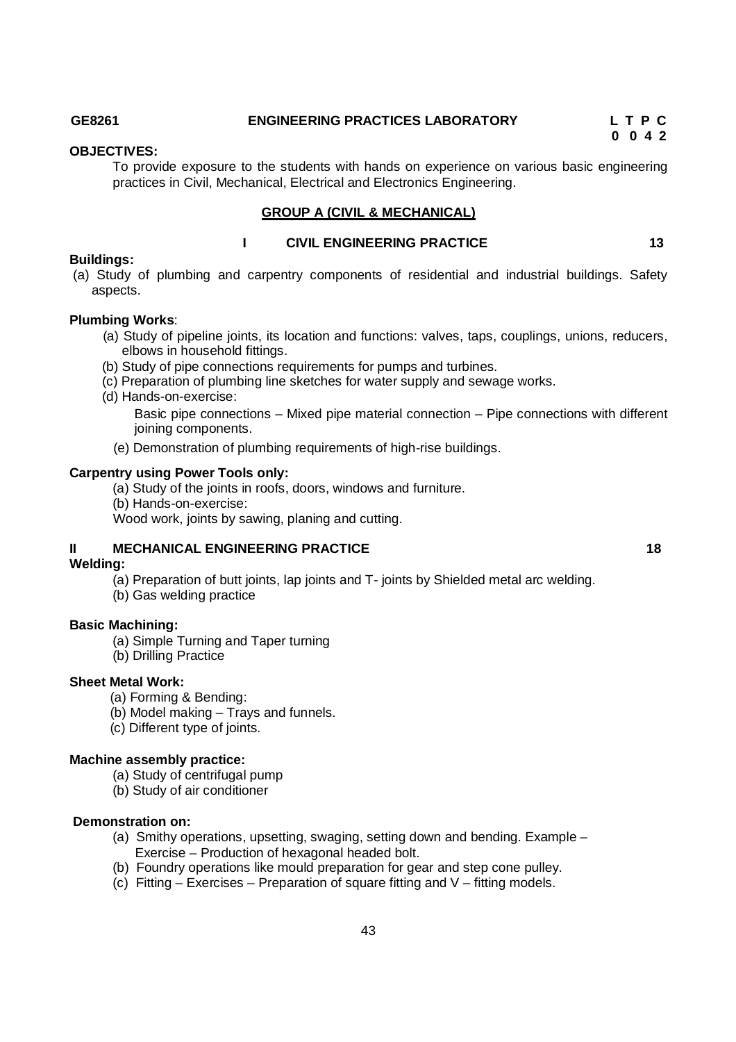**GE8261 ENGINEERING PRACTICES LABORATORY**

| L | T | P | C |
|---|---|---|---|
| 0 | 0 | 4 | 2 |

**OBJECTIVES:**

To provide exposure to the students with hands on experience on various basic engineering practices in Civil, Mechanical, Electrical and Electronics Engineering.

## GROUP A (CIVIL & MECHANICAL)

### I CIVIL ENGINEERING PRACTICE 13

**Buildings:**

(a) Study of plumbing and carpentry components of residential and industrial buildings. Safety aspects.

**Plumbing Works**:

(a) Study of pipeline joints, its location and functions: valves, taps, couplings, unions, reducers, elbows in household fittings.
(b) Study of pipe connections requirements for pumps and turbines.
(c) Preparation of plumbing line sketches for water supply and sewage works.
(d) Hands-on-exercise:
Basic pipe connections – Mixed pipe material connection – Pipe connections with different joining components.
(e) Demonstration of plumbing requirements of high-rise buildings.

**Carpentry using Power Tools only:**

(a) Study of the joints in roofs, doors, windows and furniture.
(b) Hands-on-exercise:
Wood work, joints by sawing, planing and cutting.

### II MECHANICAL ENGINEERING PRACTICE 18

**Welding:**

(a) Preparation of butt joints, lap joints and T- joints by Shielded metal arc welding.
(b) Gas welding practice

**Basic Machining:**

(a) Simple Turning and Taper turning
(b) Drilling Practice

**Sheet Metal Work:**

(a) Forming & Bending:
(b) Model making – Trays and funnels.
(c) Different type of joints.

**Machine assembly practice:**

(a) Study of centrifugal pump
(b) Study of air conditioner

**Demonstration on:**

(a) Smithy operations, upsetting, swaging, setting down and bending. Example – Exercise – Production of hexagonal headed bolt.
(b) Foundry operations like mould preparation for gear and step cone pulley.
(c) Fitting – Exercises – Preparation of square fitting and V – fitting models.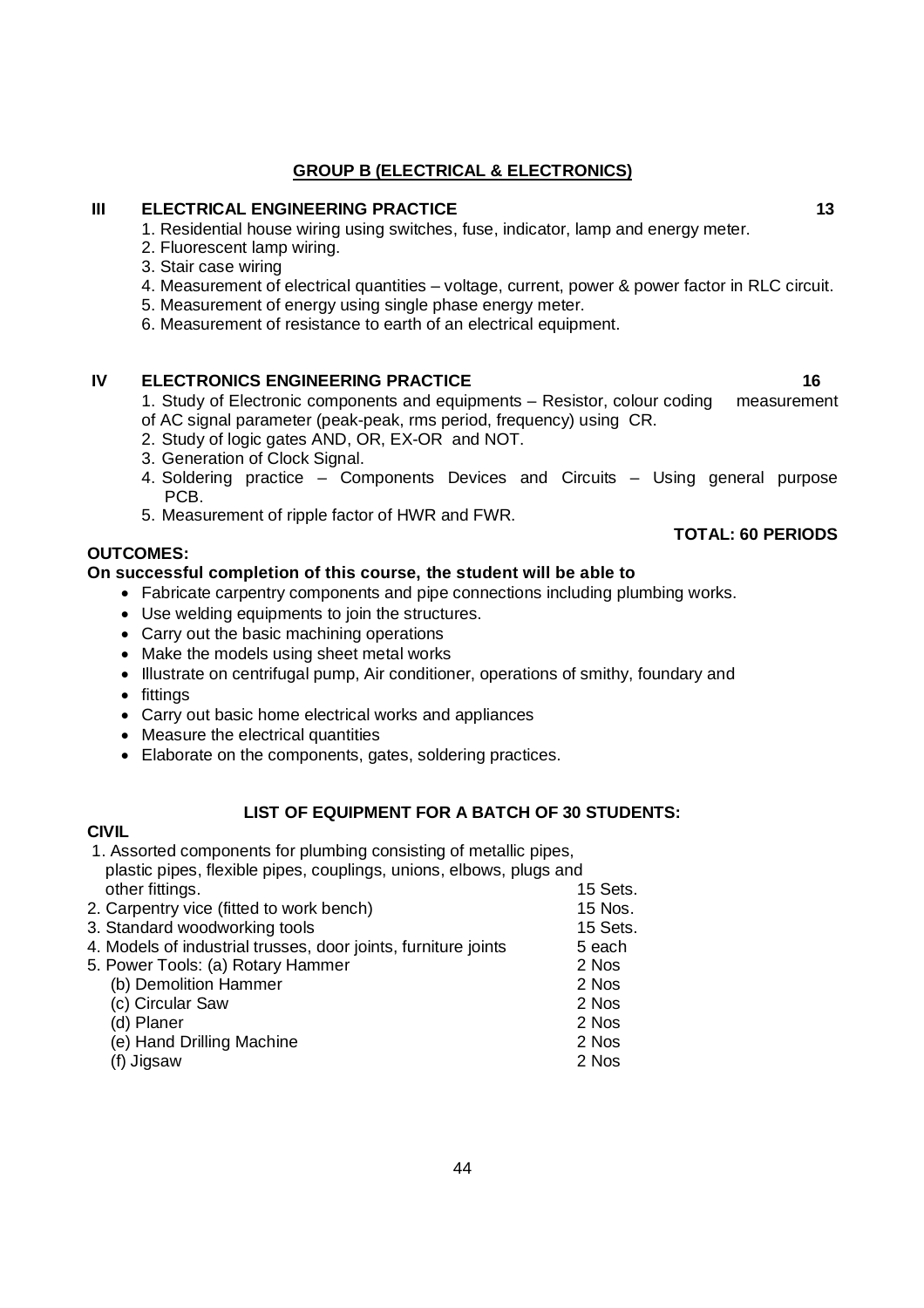## GROUP B (ELECTRICAL & ELECTRONICS)

### III ELECTRICAL ENGINEERING PRACTICE **13**

1. Residential house wiring using switches, fuse, indicator, lamp and energy meter.
2. Fluorescent lamp wiring.
3. Stair case wiring
4. Measurement of electrical quantities – voltage, current, power & power factor in RLC circuit.
5. Measurement of energy using single phase energy meter.
6. Measurement of resistance to earth of an electrical equipment.

### IV ELECTRONICS ENGINEERING PRACTICE **16**

1. Study of Electronic components and equipments – Resistor, colour coding measurement of AC signal parameter (peak-peak, rms period, frequency) using CR.
2. Study of logic gates AND, OR, EX-OR and NOT.
3. Generation of Clock Signal.
4. Soldering practice – Components Devices and Circuits – Using general purpose PCB.
5. Measurement of ripple factor of HWR and FWR.

**TOTAL: 60 PERIODS**

**OUTCOMES:**

**On successful completion of this course, the student will be able to**

- Fabricate carpentry components and pipe connections including plumbing works.
- Use welding equipments to join the structures.
- Carry out the basic machining operations
- Make the models using sheet metal works
- Illustrate on centrifugal pump, Air conditioner, operations of smithy, foundary and
- fittings
- Carry out basic home electrical works and appliances
- Measure the electrical quantities
- Elaborate on the components, gates, soldering practices.

### LIST OF EQUIPMENT FOR A BATCH OF 30 STUDENTS:

**CIVIL**

| Item | Quantity |
|---|---|
| 1. Assorted components for plumbing consisting of metallic pipes, plastic pipes, flexible pipes, couplings, unions, elbows, plugs and other fittings. | 15 Sets. |
| 2. Carpentry vice (fitted to work bench) | 15 Nos. |
| 3. Standard woodworking tools | 15 Sets. |
| 4. Models of industrial trusses, door joints, furniture joints | 5 each |
| 5. Power Tools: (a) Rotary Hammer | 2 Nos |
| (b) Demolition Hammer | 2 Nos |
| (c) Circular Saw | 2 Nos |
| (d) Planer | 2 Nos |
| (e) Hand Drilling Machine | 2 Nos |
| (f) Jigsaw | 2 Nos |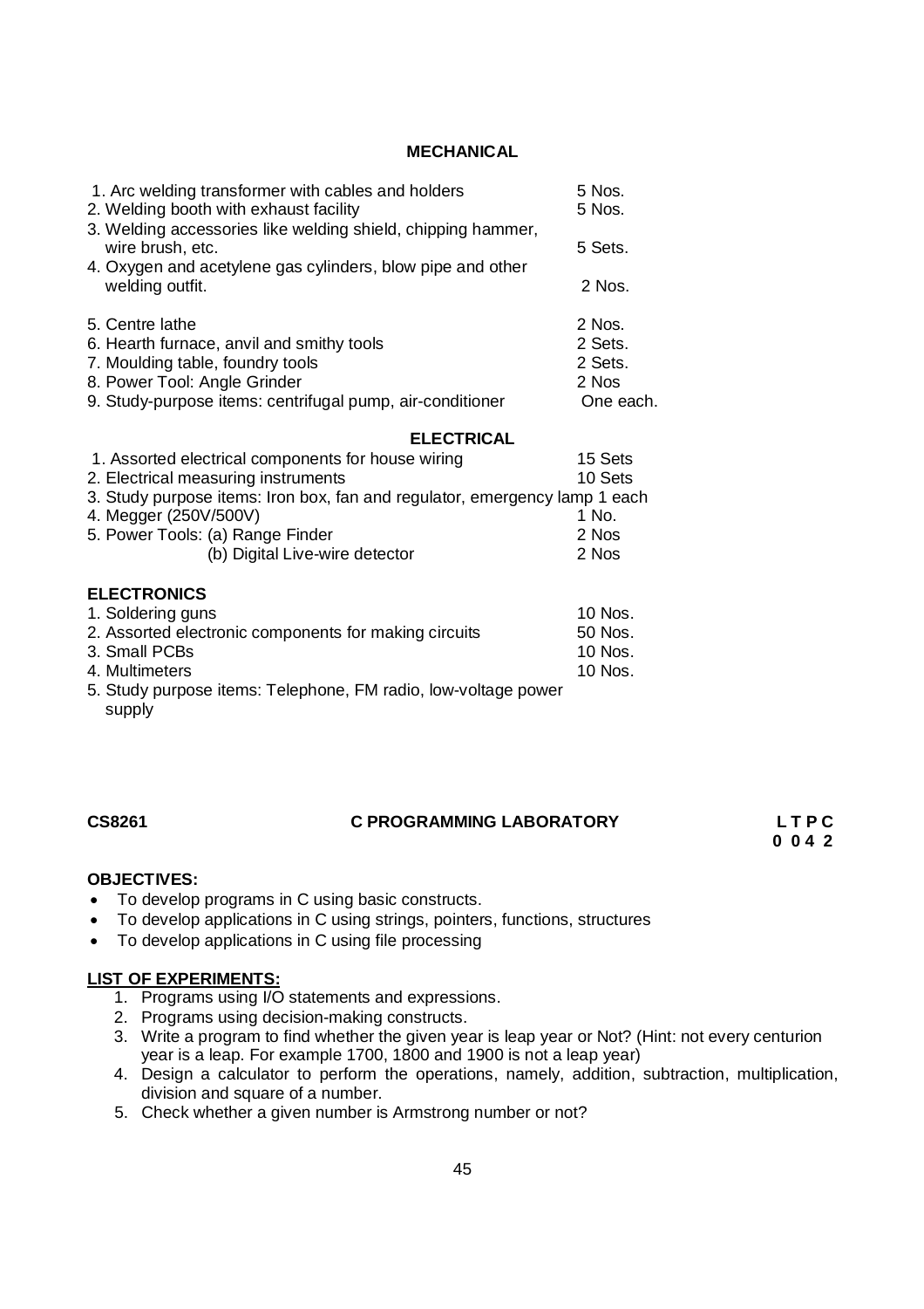**MECHANICAL**

| | |
|---|---|
| 1. Arc welding transformer with cables and holders | 5 Nos. |
| 2. Welding booth with exhaust facility | 5 Nos. |
| 3. Welding accessories like welding shield, chipping hammer, wire brush, etc. | 5 Sets. |
| 4. Oxygen and acetylene gas cylinders, blow pipe and other welding outfit. | 2 Nos. |
| 5. Centre lathe | 2 Nos. |
| 6. Hearth furnace, anvil and smithy tools | 2 Sets. |
| 7. Moulding table, foundry tools | 2 Sets. |
| 8. Power Tool: Angle Grinder | 2 Nos |
| 9. Study-purpose items: centrifugal pump, air-conditioner | One each. |

**ELECTRICAL**

| | |
|---|---|
| 1. Assorted electrical components for house wiring | 15 Sets |
| 2. Electrical measuring instruments | 10 Sets |
| 3. Study purpose items: Iron box, fan and regulator, emergency lamp | 1 each |
| 4. Megger (250V/500V) | 1 No. |
| 5. Power Tools: (a) Range Finder | 2 Nos |
| (b) Digital Live-wire detector | 2 Nos |

**ELECTRONICS**

| | |
|---|---|
| 1. Soldering guns | 10 Nos. |
| 2. Assorted electronic components for making circuits | 50 Nos. |
| 3. Small PCBs | 10 Nos. |
| 4. Multimeters | 10 Nos. |
| 5. Study purpose items: Telephone, FM radio, low-voltage power supply | |

**CS8261 C PROGRAMMING LABORATORY**

**L T P C**
**0 0 4 2**

**OBJECTIVES:**

- To develop programs in C using basic constructs.
- To develop applications in C using strings, pointers, functions, structures
- To develop applications in C using file processing

**LIST OF EXPERIMENTS:**

1. Programs using I/O statements and expressions.
2. Programs using decision-making constructs.
3. Write a program to find whether the given year is leap year or Not? (Hint: not every centurion year is a leap. For example 1700, 1800 and 1900 is not a leap year)
4. Design a calculator to perform the operations, namely, addition, subtraction, multiplication, division and square of a number.
5. Check whether a given number is Armstrong number or not?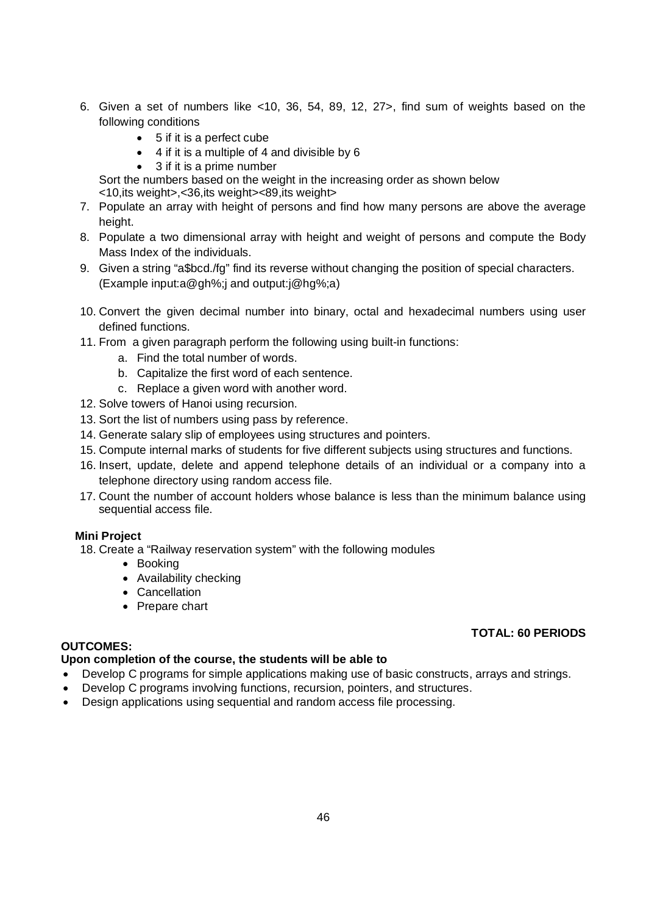6. Given a set of numbers like <10, 36, 54, 89, 12, 27>, find sum of weights based on the following conditions
   - 5 if it is a perfect cube
   - 4 if it is a multiple of 4 and divisible by 6
   - 3 if it is a prime number

   Sort the numbers based on the weight in the increasing order as shown below
   <10,its weight>,<36,its weight><89,its weight>
7. Populate an array with height of persons and find how many persons are above the average height.
8. Populate a two dimensional array with height and weight of persons and compute the Body Mass Index of the individuals.
9. Given a string "a$bcd./fg" find its reverse without changing the position of special characters. (Example input:a@gh%;j and output:j@hg%;a)
10. Convert the given decimal number into binary, octal and hexadecimal numbers using user defined functions.
11. From a given paragraph perform the following using built-in functions:
    a. Find the total number of words.
    b. Capitalize the first word of each sentence.
    c. Replace a given word with another word.
12. Solve towers of Hanoi using recursion.
13. Sort the list of numbers using pass by reference.
14. Generate salary slip of employees using structures and pointers.
15. Compute internal marks of students for five different subjects using structures and functions.
16. Insert, update, delete and append telephone details of an individual or a company into a telephone directory using random access file.
17. Count the number of account holders whose balance is less than the minimum balance using sequential access file.

**Mini Project**

18. Create a "Railway reservation system" with the following modules
    - Booking
    - Availability checking
    - Cancellation
    - Prepare chart

**TOTAL: 60 PERIODS**

**OUTCOMES:**

**Upon completion of the course, the students will be able to**

- Develop C programs for simple applications making use of basic constructs, arrays and strings.
- Develop C programs involving functions, recursion, pointers, and structures.
- Design applications using sequential and random access file processing.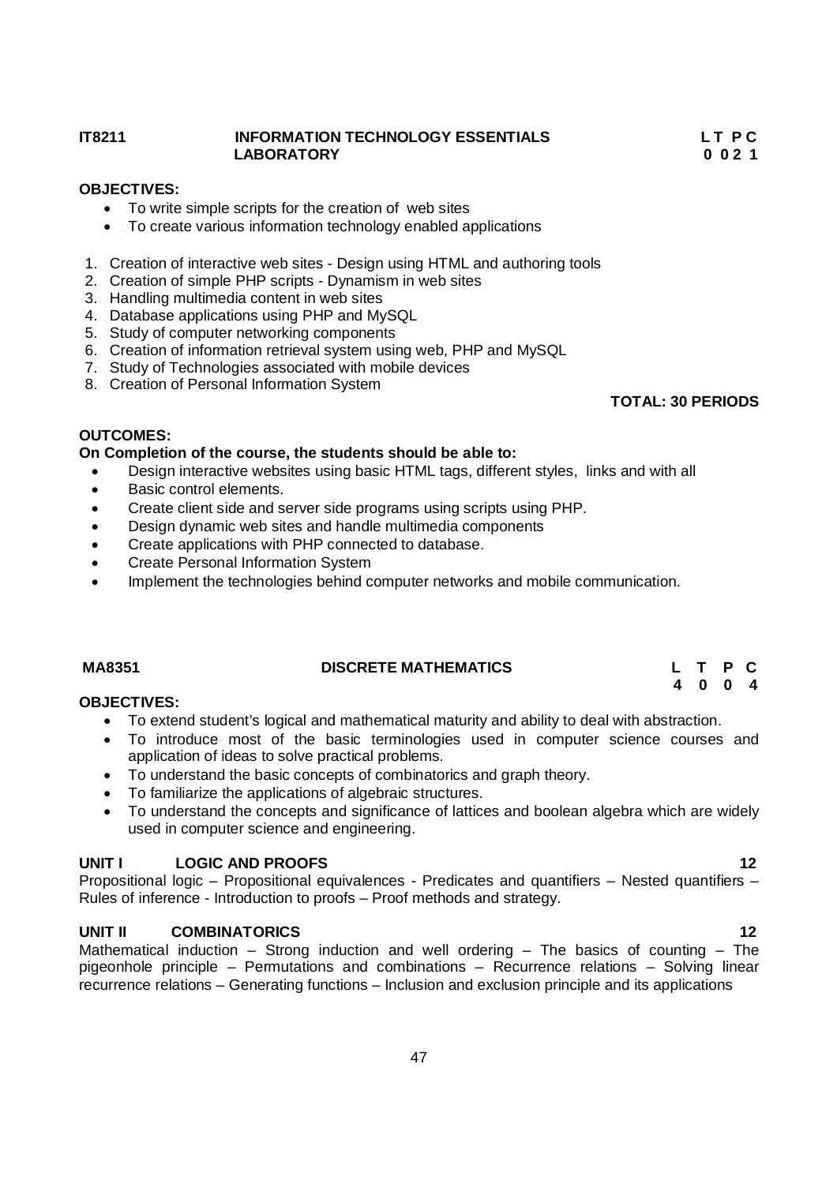**IT8211 INFORMATION TECHNOLOGY ESSENTIALS LABORATORY**

| L | T | P | C |
|---|---|---|---|
| 0 | 0 | 2 | 1 |

**OBJECTIVES:**

- To write simple scripts for the creation of web sites
- To create various information technology enabled applications

1. Creation of interactive web sites - Design using HTML and authoring tools
2. Creation of simple PHP scripts - Dynamism in web sites
3. Handling multimedia content in web sites
4. Database applications using PHP and MySQL
5. Study of computer networking components
6. Creation of information retrieval system using web, PHP and MySQL
7. Study of Technologies associated with mobile devices
8. Creation of Personal Information System

**TOTAL: 30 PERIODS**

**OUTCOMES:**

**On Completion of the course, the students should be able to:**

- Design interactive websites using basic HTML tags, different styles, links and with all
- Basic control elements.
- Create client side and server side programs using scripts using PHP.
- Design dynamic web sites and handle multimedia components
- Create applications with PHP connected to database.
- Create Personal Information System
- Implement the technologies behind computer networks and mobile communication.

**MA8351 DISCRETE MATHEMATICS**

| L | T | P | C |
|---|---|---|---|
| 4 | 0 | 0 | 4 |

**OBJECTIVES:**

- To extend student's logical and mathematical maturity and ability to deal with abstraction.
- To introduce most of the basic terminologies used in computer science courses and application of ideas to solve practical problems.
- To understand the basic concepts of combinatorics and graph theory.
- To familiarize the applications of algebraic structures.
- To understand the concepts and significance of lattices and boolean algebra which are widely used in computer science and engineering.

**UNIT I LOGIC AND PROOFS 12**

Propositional logic – Propositional equivalences - Predicates and quantifiers – Nested quantifiers – Rules of inference - Introduction to proofs – Proof methods and strategy.

**UNIT II COMBINATORICS 12**

Mathematical induction – Strong induction and well ordering – The basics of counting – The pigeonhole principle – Permutations and combinations – Recurrence relations – Solving linear recurrence relations – Generating functions – Inclusion and exclusion principle and its applications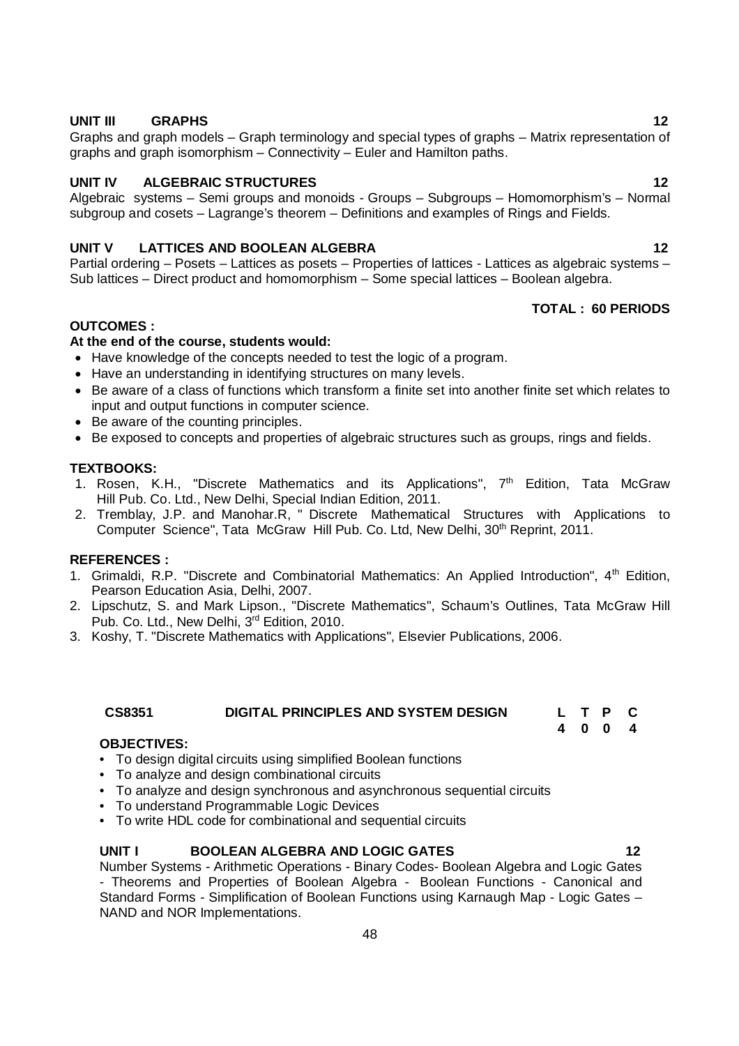**UNIT III GRAPHS 12**

Graphs and graph models – Graph terminology and special types of graphs – Matrix representation of graphs and graph isomorphism – Connectivity – Euler and Hamilton paths.

**UNIT IV ALGEBRAIC STRUCTURES 12**

Algebraic systems – Semi groups and monoids - Groups – Subgroups – Homomorphism's – Normal subgroup and cosets – Lagrange's theorem – Definitions and examples of Rings and Fields.

**UNIT V LATTICES AND BOOLEAN ALGEBRA 12**

Partial ordering – Posets – Lattices as posets – Properties of lattices - Lattices as algebraic systems – Sub lattices – Direct product and homomorphism – Some special lattices – Boolean algebra.

**TOTAL : 60 PERIODS**

**OUTCOMES :**

**At the end of the course, students would:**

- Have knowledge of the concepts needed to test the logic of a program.
- Have an understanding in identifying structures on many levels.
- Be aware of a class of functions which transform a finite set into another finite set which relates to input and output functions in computer science.
- Be aware of the counting principles.
- Be exposed to concepts and properties of algebraic structures such as groups, rings and fields.

**TEXTBOOKS:**

1. Rosen, K.H., "Discrete Mathematics and its Applications", 7th Edition, Tata McGraw Hill Pub. Co. Ltd., New Delhi, Special Indian Edition, 2011.
2. Tremblay, J.P. and Manohar.R, " Discrete Mathematical Structures with Applications to Computer Science", Tata McGraw Hill Pub. Co. Ltd, New Delhi, 30th Reprint, 2011.

**REFERENCES :**

1. Grimaldi, R.P. "Discrete and Combinatorial Mathematics: An Applied Introduction", 4th Edition, Pearson Education Asia, Delhi, 2007.
2. Lipschutz, S. and Mark Lipson., "Discrete Mathematics", Schaum's Outlines, Tata McGraw Hill Pub. Co. Ltd., New Delhi, 3rd Edition, 2010.
3. Koshy, T. "Discrete Mathematics with Applications", Elsevier Publications, 2006.

| **CS8351** | **DIGITAL PRINCIPLES AND SYSTEM DESIGN** | **L** | **T** | **P** | **C** |
|---|---|---|---|---|---|
| | | **4** | **0** | **0** | **4** |

**OBJECTIVES:**

- To design digital circuits using simplified Boolean functions
- To analyze and design combinational circuits
- To analyze and design synchronous and asynchronous sequential circuits
- To understand Programmable Logic Devices
- To write HDL code for combinational and sequential circuits

**UNIT I BOOLEAN ALGEBRA AND LOGIC GATES 12**

Number Systems - Arithmetic Operations - Binary Codes- Boolean Algebra and Logic Gates - Theorems and Properties of Boolean Algebra - Boolean Functions - Canonical and Standard Forms - Simplification of Boolean Functions using Karnaugh Map - Logic Gates – NAND and NOR Implementations.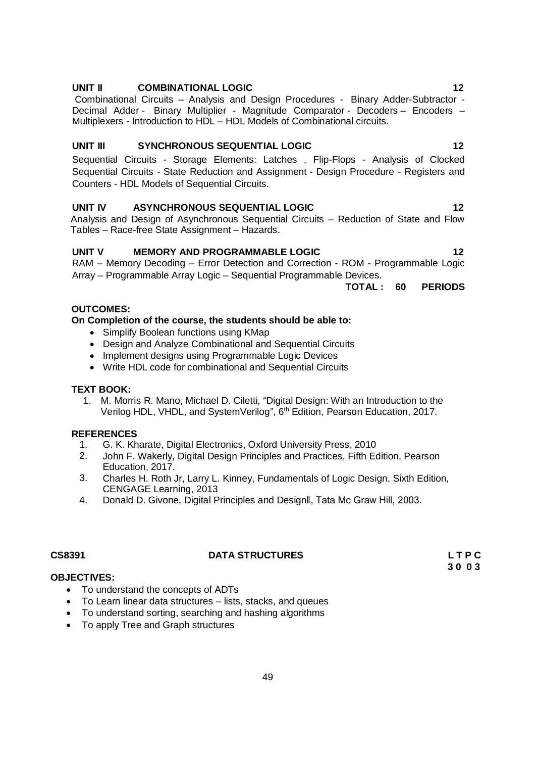**UNIT II COMBINATIONAL LOGIC 12**

Combinational Circuits – Analysis and Design Procedures - Binary Adder-Subtractor - Decimal Adder - Binary Multiplier - Magnitude Comparator - Decoders – Encoders – Multiplexers - Introduction to HDL – HDL Models of Combinational circuits.

**UNIT III SYNCHRONOUS SEQUENTIAL LOGIC 12**

Sequential Circuits - Storage Elements: Latches , Flip-Flops - Analysis of Clocked Sequential Circuits - State Reduction and Assignment - Design Procedure - Registers and Counters - HDL Models of Sequential Circuits.

**UNIT IV ASYNCHRONOUS SEQUENTIAL LOGIC 12**

Analysis and Design of Asynchronous Sequential Circuits – Reduction of State and Flow Tables – Race-free State Assignment – Hazards.

**UNIT V MEMORY AND PROGRAMMABLE LOGIC 12**

RAM – Memory Decoding – Error Detection and Correction - ROM - Programmable Logic Array – Programmable Array Logic – Sequential Programmable Devices.

**TOTAL : 60 PERIODS**

**OUTCOMES:**

**On Completion of the course, the students should be able to:**

- Simplify Boolean functions using KMap
- Design and Analyze Combinational and Sequential Circuits
- Implement designs using Programmable Logic Devices
- Write HDL code for combinational and Sequential Circuits

**TEXT BOOK:**

1. M. Morris R. Mano, Michael D. Ciletti, "Digital Design: With an Introduction to the Verilog HDL, VHDL, and SystemVerilog", 6th Edition, Pearson Education, 2017.

**REFERENCES**

1. G. K. Kharate, Digital Electronics, Oxford University Press, 2010
2. John F. Wakerly, Digital Design Principles and Practices, Fifth Edition, Pearson Education, 2017.
3. Charles H. Roth Jr, Larry L. Kinney, Fundamentals of Logic Design, Sixth Edition, CENGAGE Learning, 2013
4. Donald D. Givone, Digital Principles and Designll, Tata Mc Graw Hill, 2003.

**CS8391 DATA STRUCTURES L T P C**
**3 0 0 3**

**OBJECTIVES:**

- To understand the concepts of ADTs
- To Learn linear data structures – lists, stacks, and queues
- To understand sorting, searching and hashing algorithms
- To apply Tree and Graph structures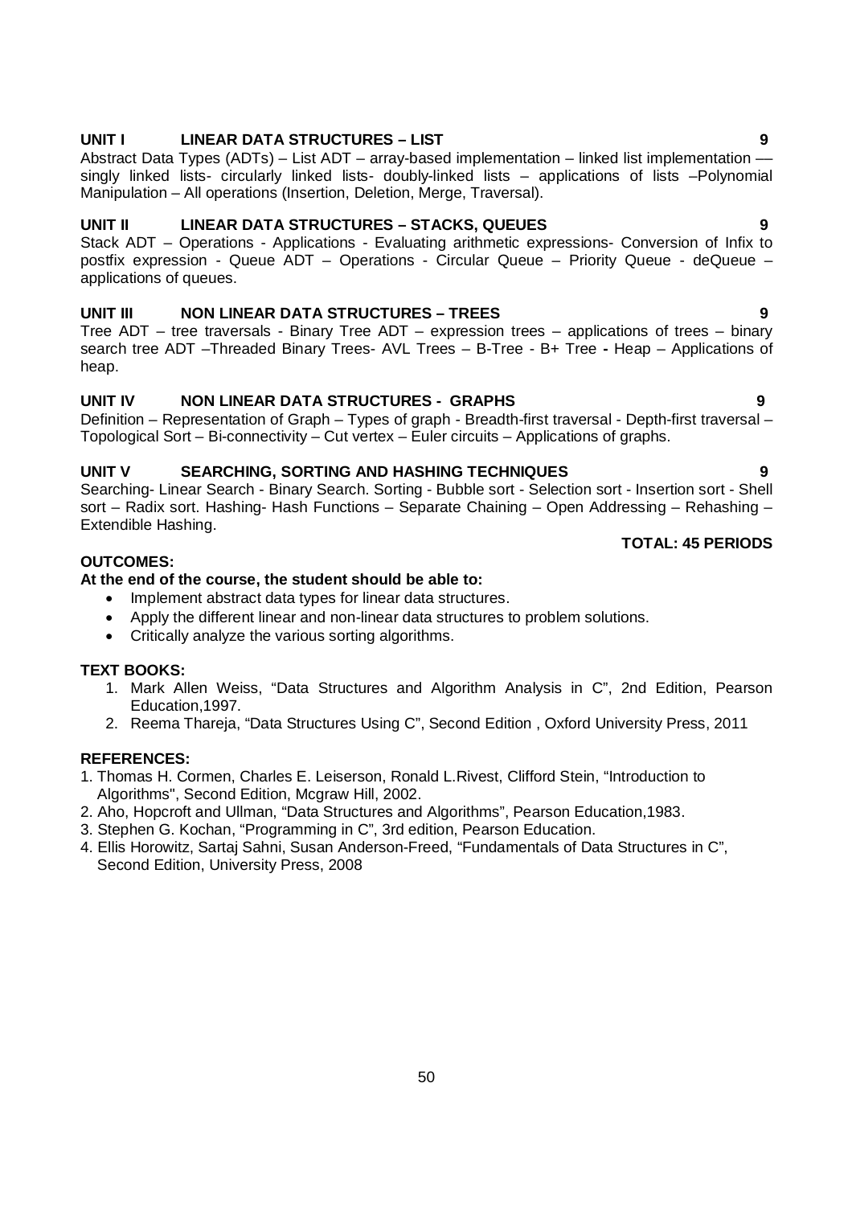**UNIT I LINEAR DATA STRUCTURES – LIST 9**

Abstract Data Types (ADTs) – List ADT – array-based implementation – linked list implementation –– singly linked lists- circularly linked lists- doubly-linked lists – applications of lists –Polynomial Manipulation – All operations (Insertion, Deletion, Merge, Traversal).

**UNIT II LINEAR DATA STRUCTURES – STACKS, QUEUES 9**

Stack ADT – Operations - Applications - Evaluating arithmetic expressions- Conversion of Infix to postfix expression - Queue ADT – Operations - Circular Queue – Priority Queue - deQueue – applications of queues.

**UNIT III NON LINEAR DATA STRUCTURES – TREES 9**

Tree ADT – tree traversals - Binary Tree ADT – expression trees – applications of trees – binary search tree ADT –Threaded Binary Trees- AVL Trees – B-Tree - B+ Tree - Heap – Applications of heap.

**UNIT IV NON LINEAR DATA STRUCTURES - GRAPHS 9**

Definition – Representation of Graph – Types of graph - Breadth-first traversal - Depth-first traversal – Topological Sort – Bi-connectivity – Cut vertex – Euler circuits – Applications of graphs.

**UNIT V SEARCHING, SORTING AND HASHING TECHNIQUES 9**

Searching- Linear Search - Binary Search. Sorting - Bubble sort - Selection sort - Insertion sort - Shell sort – Radix sort. Hashing- Hash Functions – Separate Chaining – Open Addressing – Rehashing – Extendible Hashing.

**TOTAL: 45 PERIODS**

**OUTCOMES:**

**At the end of the course, the student should be able to:**

- Implement abstract data types for linear data structures.
- Apply the different linear and non-linear data structures to problem solutions.
- Critically analyze the various sorting algorithms.

**TEXT BOOKS:**

1. Mark Allen Weiss, "Data Structures and Algorithm Analysis in C", 2nd Edition, Pearson Education,1997.
2. Reema Thareja, "Data Structures Using C", Second Edition , Oxford University Press, 2011

**REFERENCES:**

1. Thomas H. Cormen, Charles E. Leiserson, Ronald L.Rivest, Clifford Stein, "Introduction to Algorithms", Second Edition, Mcgraw Hill, 2002.
2. Aho, Hopcroft and Ullman, "Data Structures and Algorithms", Pearson Education,1983.
3. Stephen G. Kochan, "Programming in C", 3rd edition, Pearson Education.
4. Ellis Horowitz, Sartaj Sahni, Susan Anderson-Freed, "Fundamentals of Data Structures in C", Second Edition, University Press, 2008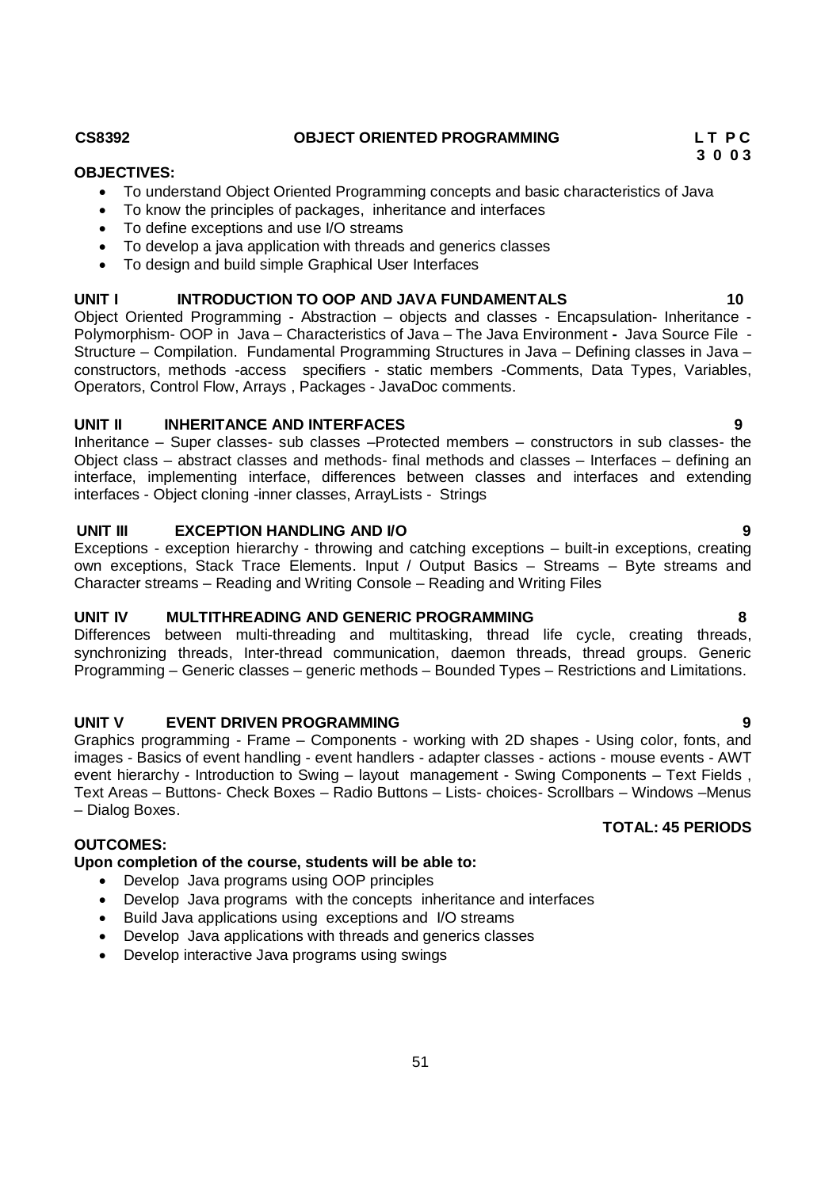**CS8392 OBJECT ORIENTED PROGRAMMING**

| L | T | P | C |
|---|---|---|---|
| 3 | 0 | 0 | 3 |

**OBJECTIVES:**

- To understand Object Oriented Programming concepts and basic characteristics of Java
- To know the principles of packages, inheritance and interfaces
- To define exceptions and use I/O streams
- To develop a java application with threads and generics classes
- To design and build simple Graphical User Interfaces

**UNIT I INTRODUCTION TO OOP AND JAVA FUNDAMENTALS 10**

Object Oriented Programming - Abstraction – objects and classes - Encapsulation- Inheritance - Polymorphism- OOP in Java – Characteristics of Java – The Java Environment **-** Java Source File - Structure – Compilation. Fundamental Programming Structures in Java – Defining classes in Java – constructors, methods -access specifiers - static members -Comments, Data Types, Variables, Operators, Control Flow, Arrays , Packages - JavaDoc comments.

**UNIT II INHERITANCE AND INTERFACES 9**

Inheritance – Super classes- sub classes –Protected members – constructors in sub classes- the Object class – abstract classes and methods- final methods and classes – Interfaces – defining an interface, implementing interface, differences between classes and interfaces and extending interfaces - Object cloning -inner classes, ArrayLists - Strings

**UNIT III EXCEPTION HANDLING AND I/O 9**

Exceptions - exception hierarchy - throwing and catching exceptions – built-in exceptions, creating own exceptions, Stack Trace Elements. Input / Output Basics – Streams – Byte streams and Character streams – Reading and Writing Console – Reading and Writing Files

**UNIT IV MULTITHREADING AND GENERIC PROGRAMMING 8**

Differences between multi-threading and multitasking, thread life cycle, creating threads, synchronizing threads, Inter-thread communication, daemon threads, thread groups. Generic Programming – Generic classes – generic methods – Bounded Types – Restrictions and Limitations.

**UNIT V EVENT DRIVEN PROGRAMMING 9**

Graphics programming - Frame – Components - working with 2D shapes - Using color, fonts, and images - Basics of event handling - event handlers - adapter classes - actions - mouse events - AWT event hierarchy - Introduction to Swing – layout management - Swing Components – Text Fields , Text Areas – Buttons- Check Boxes – Radio Buttons – Lists- choices- Scrollbars – Windows –Menus – Dialog Boxes.

**TOTAL: 45 PERIODS**

**OUTCOMES:**

**Upon completion of the course, students will be able to:**

- Develop Java programs using OOP principles
- Develop Java programs with the concepts inheritance and interfaces
- Build Java applications using exceptions and I/O streams
- Develop Java applications with threads and generics classes
- Develop interactive Java programs using swings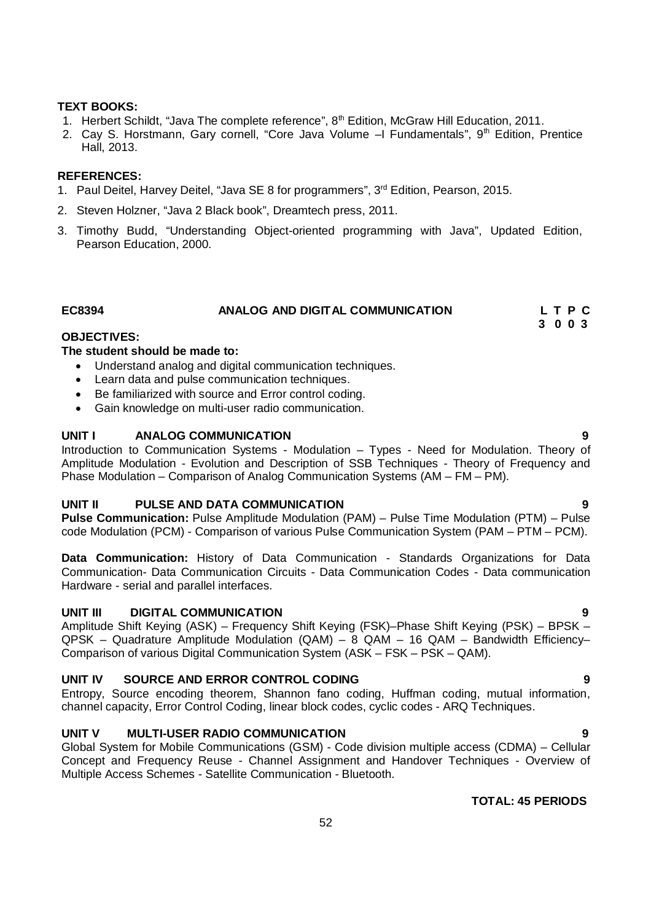**TEXT BOOKS:**

1. Herbert Schildt, "Java The complete reference", 8th Edition, McGraw Hill Education, 2011.
2. Cay S. Horstmann, Gary cornell, "Core Java Volume –I Fundamentals", 9th Edition, Prentice Hall, 2013.

**REFERENCES:**

1. Paul Deitel, Harvey Deitel, "Java SE 8 for programmers", 3rd Edition, Pearson, 2015.
2. Steven Holzner, "Java 2 Black book", Dreamtech press, 2011.
3. Timothy Budd, "Understanding Object-oriented programming with Java", Updated Edition, Pearson Education, 2000.

## EC8394 ANALOG AND DIGITAL COMMUNICATION

| L | T | P | C |
|---|---|---|---|
| 3 | 0 | 0 | 3 |

**OBJECTIVES:**

**The student should be made to:**

- Understand analog and digital communication techniques.
- Learn data and pulse communication techniques.
- Be familiarized with source and Error control coding.
- Gain knowledge on multi-user radio communication.

**UNIT I ANALOG COMMUNICATION 9**

Introduction to Communication Systems - Modulation – Types - Need for Modulation. Theory of Amplitude Modulation - Evolution and Description of SSB Techniques - Theory of Frequency and Phase Modulation – Comparison of Analog Communication Systems (AM – FM – PM).

**UNIT II PULSE AND DATA COMMUNICATION 9**

**Pulse Communication:** Pulse Amplitude Modulation (PAM) – Pulse Time Modulation (PTM) – Pulse code Modulation (PCM) - Comparison of various Pulse Communication System (PAM – PTM – PCM).

**Data Communication:** History of Data Communication - Standards Organizations for Data Communication- Data Communication Circuits - Data Communication Codes - Data communication Hardware - serial and parallel interfaces.

**UNIT III DIGITAL COMMUNICATION 9**

Amplitude Shift Keying (ASK) – Frequency Shift Keying (FSK)–Phase Shift Keying (PSK) – BPSK – QPSK – Quadrature Amplitude Modulation (QAM) – 8 QAM – 16 QAM – Bandwidth Efficiency– Comparison of various Digital Communication System (ASK – FSK – PSK – QAM).

**UNIT IV SOURCE AND ERROR CONTROL CODING 9**

Entropy, Source encoding theorem, Shannon fano coding, Huffman coding, mutual information, channel capacity, Error Control Coding, linear block codes, cyclic codes - ARQ Techniques.

**UNIT V MULTI-USER RADIO COMMUNICATION 9**

Global System for Mobile Communications (GSM) - Code division multiple access (CDMA) – Cellular Concept and Frequency Reuse - Channel Assignment and Handover Techniques - Overview of Multiple Access Schemes - Satellite Communication - Bluetooth.

**TOTAL: 45 PERIODS**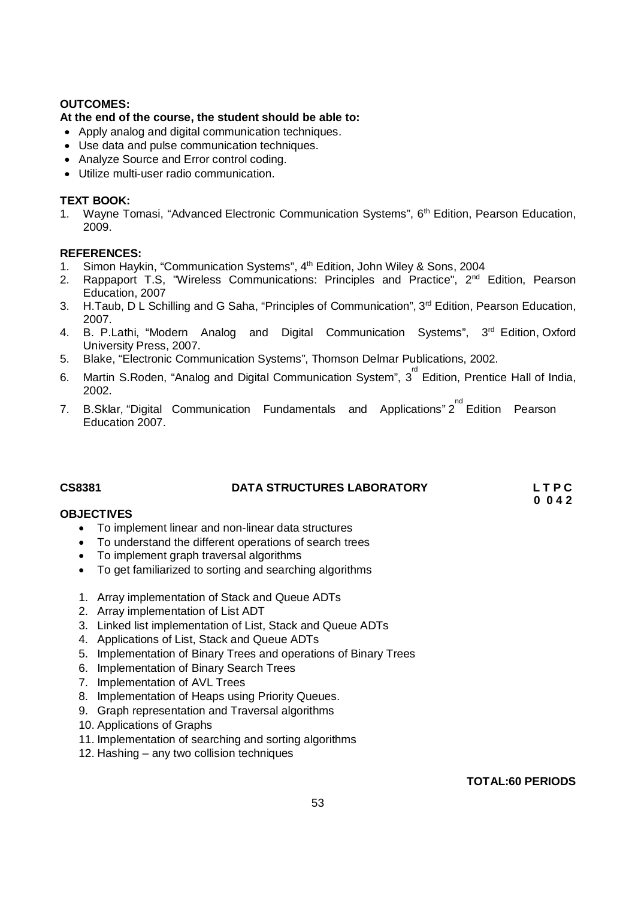**OUTCOMES:**

**At the end of the course, the student should be able to:**

- Apply analog and digital communication techniques.
- Use data and pulse communication techniques.
- Analyze Source and Error control coding.
- Utilize multi-user radio communication.

**TEXT BOOK:**

1. Wayne Tomasi, "Advanced Electronic Communication Systems", 6th Edition, Pearson Education, 2009.

**REFERENCES:**

1. Simon Haykin, "Communication Systems", 4th Edition, John Wiley & Sons, 2004
2. Rappaport T.S, "Wireless Communications: Principles and Practice", 2nd Edition, Pearson Education, 2007
3. H.Taub, D L Schilling and G Saha, "Principles of Communication", 3rd Edition, Pearson Education, 2007.
4. B. P.Lathi, "Modern Analog and Digital Communication Systems", 3rd Edition, Oxford University Press, 2007.
5. Blake, "Electronic Communication Systems", Thomson Delmar Publications, 2002.
6. Martin S.Roden, "Analog and Digital Communication System", 3rd Edition, Prentice Hall of India, 2002.
7. B.Sklar, "Digital Communication Fundamentals and Applications" 2nd Edition Pearson Education 2007.

**CS8381 DATA STRUCTURES LABORATORY** **L T P C**
**0 0 4 2**

**OBJECTIVES**

- To implement linear and non-linear data structures
- To understand the different operations of search trees
- To implement graph traversal algorithms
- To get familiarized to sorting and searching algorithms

1. Array implementation of Stack and Queue ADTs
2. Array implementation of List ADT
3. Linked list implementation of List, Stack and Queue ADTs
4. Applications of List, Stack and Queue ADTs
5. Implementation of Binary Trees and operations of Binary Trees
6. Implementation of Binary Search Trees
7. Implementation of AVL Trees
8. Implementation of Heaps using Priority Queues.
9. Graph representation and Traversal algorithms
10. Applications of Graphs
11. Implementation of searching and sorting algorithms
12. Hashing – any two collision techniques

**TOTAL:60 PERIODS**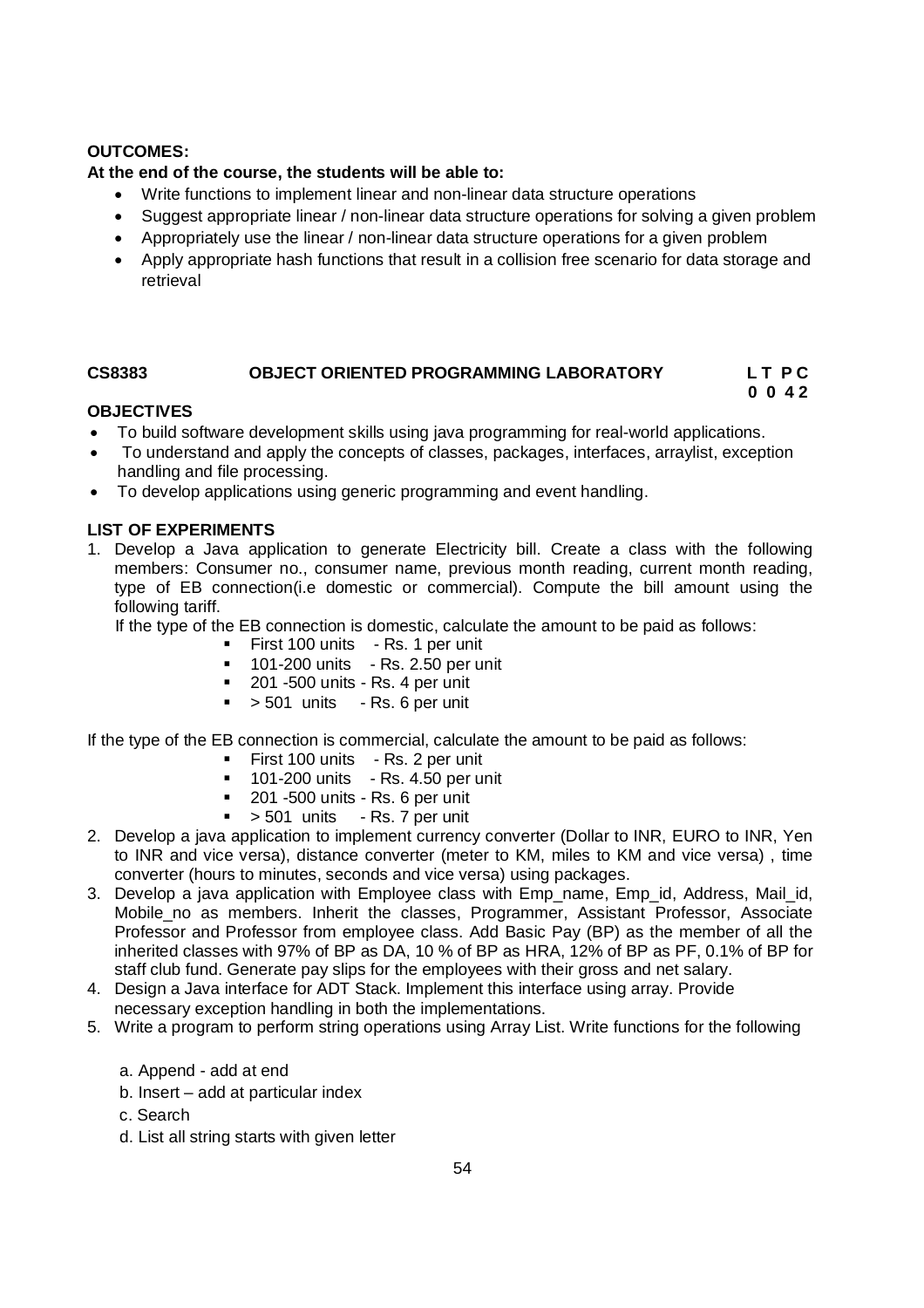**OUTCOMES:**

**At the end of the course, the students will be able to:**

- Write functions to implement linear and non-linear data structure operations
- Suggest appropriate linear / non-linear data structure operations for solving a given problem
- Appropriately use the linear / non-linear data structure operations for a given problem
- Apply appropriate hash functions that result in a collision free scenario for data storage and retrieval

**CS8383 OBJECT ORIENTED PROGRAMMING LABORATORY** **L T P C**
**0 0 4 2**

**OBJECTIVES**

- To build software development skills using java programming for real-world applications.
- To understand and apply the concepts of classes, packages, interfaces, arraylist, exception handling and file processing.
- To develop applications using generic programming and event handling.

**LIST OF EXPERIMENTS**

1. Develop a Java application to generate Electricity bill. Create a class with the following members: Consumer no., consumer name, previous month reading, current month reading, type of EB connection(i.e domestic or commercial). Compute the bill amount using the following tariff.

   If the type of the EB connection is domestic, calculate the amount to be paid as follows:
   - First 100 units - Rs. 1 per unit
   - 101-200 units - Rs. 2.50 per unit
   - 201 -500 units - Rs. 4 per unit
   - > 501 units - Rs. 6 per unit

   If the type of the EB connection is commercial, calculate the amount to be paid as follows:
   - First 100 units - Rs. 2 per unit
   - 101-200 units - Rs. 4.50 per unit
   - 201 -500 units - Rs. 6 per unit
   - > 501 units - Rs. 7 per unit
2. Develop a java application to implement currency converter (Dollar to INR, EURO to INR, Yen to INR and vice versa), distance converter (meter to KM, miles to KM and vice versa) , time converter (hours to minutes, seconds and vice versa) using packages.
3. Develop a java application with Employee class with Emp_name, Emp_id, Address, Mail_id, Mobile_no as members. Inherit the classes, Programmer, Assistant Professor, Associate Professor and Professor from employee class. Add Basic Pay (BP) as the member of all the inherited classes with 97% of BP as DA, 10 % of BP as HRA, 12% of BP as PF, 0.1% of BP for staff club fund. Generate pay slips for the employees with their gross and net salary.
4. Design a Java interface for ADT Stack. Implement this interface using array. Provide necessary exception handling in both the implementations.
5. Write a program to perform string operations using Array List. Write functions for the following

   a. Append - add at end

   b. Insert – add at particular index

   c. Search

   d. List all string starts with given letter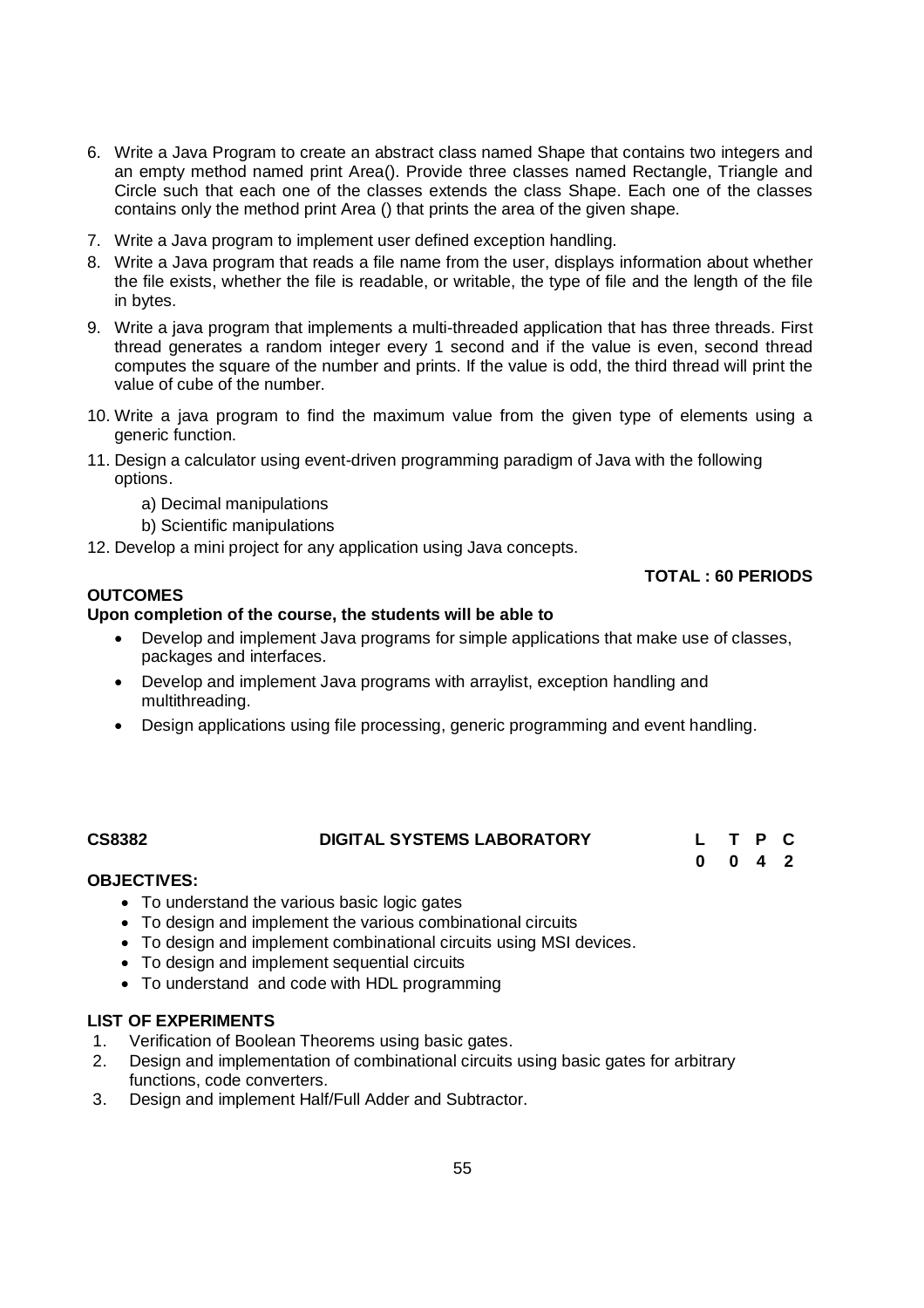6. Write a Java Program to create an abstract class named Shape that contains two integers and an empty method named print Area(). Provide three classes named Rectangle, Triangle and Circle such that each one of the classes extends the class Shape. Each one of the classes contains only the method print Area () that prints the area of the given shape.
7. Write a Java program to implement user defined exception handling.
8. Write a Java program that reads a file name from the user, displays information about whether the file exists, whether the file is readable, or writable, the type of file and the length of the file in bytes.
9. Write a java program that implements a multi-threaded application that has three threads. First thread generates a random integer every 1 second and if the value is even, second thread computes the square of the number and prints. If the value is odd, the third thread will print the value of cube of the number.
10. Write a java program to find the maximum value from the given type of elements using a generic function.
11. Design a calculator using event-driven programming paradigm of Java with the following options.
    a) Decimal manipulations
    b) Scientific manipulations
12. Develop a mini project for any application using Java concepts.

**TOTAL : 60 PERIODS**

**OUTCOMES**

**Upon completion of the course, the students will be able to**

- Develop and implement Java programs for simple applications that make use of classes, packages and interfaces.
- Develop and implement Java programs with arraylist, exception handling and multithreading.
- Design applications using file processing, generic programming and event handling.

| **CS8382** | **DIGITAL SYSTEMS LABORATORY** | **L** | **T** | **P** | **C** |
|---|---|---|---|---|---|
| | | **0** | **0** | **4** | **2** |

**OBJECTIVES:**

- To understand the various basic logic gates
- To design and implement the various combinational circuits
- To design and implement combinational circuits using MSI devices.
- To design and implement sequential circuits
- To understand and code with HDL programming

**LIST OF EXPERIMENTS**

1. Verification of Boolean Theorems using basic gates.
2. Design and implementation of combinational circuits using basic gates for arbitrary functions, code converters.
3. Design and implement Half/Full Adder and Subtractor.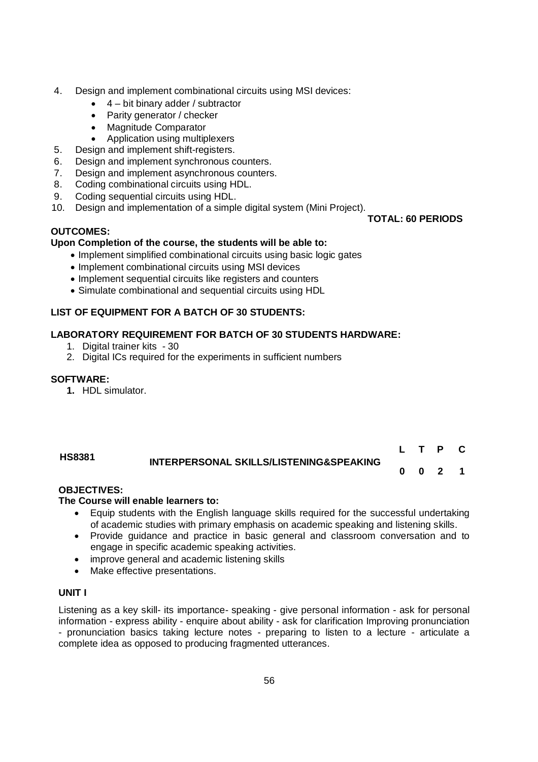4. Design and implement combinational circuits using MSI devices:
    - 4 – bit binary adder / subtractor
    - Parity generator / checker
    - Magnitude Comparator
    - Application using multiplexers
5. Design and implement shift-registers.
6. Design and implement synchronous counters.
7. Design and implement asynchronous counters.
8. Coding combinational circuits using HDL.
9. Coding sequential circuits using HDL.
10. Design and implementation of a simple digital system (Mini Project).

**TOTAL: 60 PERIODS**

**OUTCOMES:**

**Upon Completion of the course, the students will be able to:**

- Implement simplified combinational circuits using basic logic gates
- Implement combinational circuits using MSI devices
- Implement sequential circuits like registers and counters
- Simulate combinational and sequential circuits using HDL

**LIST OF EQUIPMENT FOR A BATCH OF 30 STUDENTS:**

**LABORATORY REQUIREMENT FOR BATCH OF 30 STUDENTS HARDWARE:**

1. Digital trainer kits - 30
2. Digital ICs required for the experiments in sufficient numbers

**SOFTWARE:**

1. HDL simulator.

| **HS8381** | **INTERPERSONAL SKILLS/LISTENING&SPEAKING** | **L** | **T** | **P** | **C** |
|---|---|---|---|---|---|
| | | **0** | **0** | **2** | **1** |

**OBJECTIVES:**

**The Course will enable learners to:**

- Equip students with the English language skills required for the successful undertaking of academic studies with primary emphasis on academic speaking and listening skills.
- Provide guidance and practice in basic general and classroom conversation and to engage in specific academic speaking activities.
- improve general and academic listening skills
- Make effective presentations.

**UNIT I**

Listening as a key skill- its importance- speaking - give personal information - ask for personal information - express ability - enquire about ability - ask for clarification Improving pronunciation - pronunciation basics taking lecture notes - preparing to listen to a lecture - articulate a complete idea as opposed to producing fragmented utterances.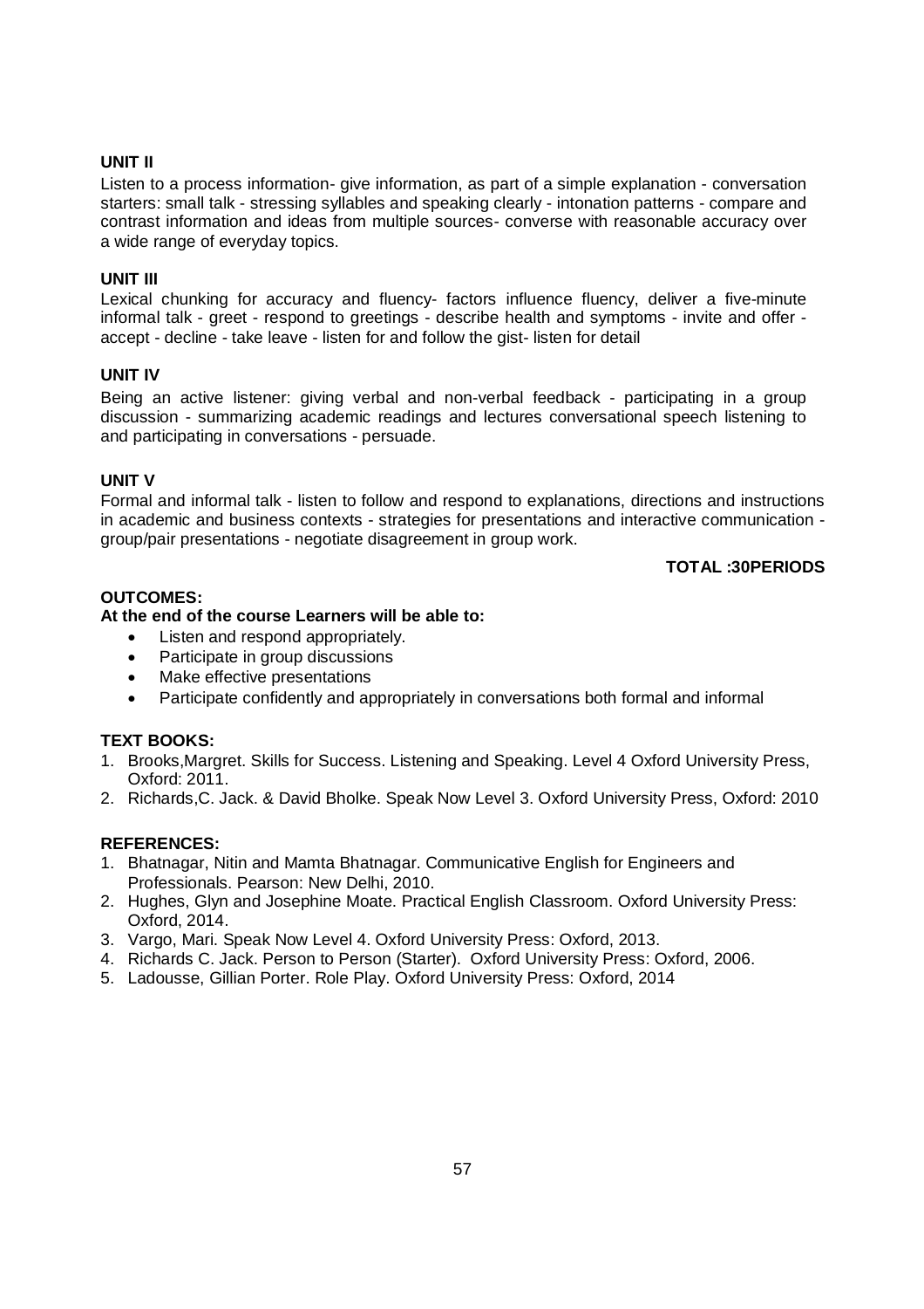**UNIT II**

Listen to a process information- give information, as part of a simple explanation - conversation starters: small talk - stressing syllables and speaking clearly - intonation patterns - compare and contrast information and ideas from multiple sources- converse with reasonable accuracy over a wide range of everyday topics.

**UNIT III**

Lexical chunking for accuracy and fluency- factors influence fluency, deliver a five-minute informal talk - greet - respond to greetings - describe health and symptoms - invite and offer - accept - decline - take leave - listen for and follow the gist- listen for detail

**UNIT IV**

Being an active listener: giving verbal and non-verbal feedback - participating in a group discussion - summarizing academic readings and lectures conversational speech listening to and participating in conversations - persuade.

**UNIT V**

Formal and informal talk - listen to follow and respond to explanations, directions and instructions in academic and business contexts - strategies for presentations and interactive communication - group/pair presentations - negotiate disagreement in group work.

**TOTAL :30PERIODS**

**OUTCOMES:**

**At the end of the course Learners will be able to:**

- Listen and respond appropriately.
- Participate in group discussions
- Make effective presentations
- Participate confidently and appropriately in conversations both formal and informal

**TEXT BOOKS:**

1. Brooks,Margret. Skills for Success. Listening and Speaking. Level 4 Oxford University Press, Oxford: 2011.
2. Richards,C. Jack. & David Bholke. Speak Now Level 3. Oxford University Press, Oxford: 2010

**REFERENCES:**

1. Bhatnagar, Nitin and Mamta Bhatnagar. Communicative English for Engineers and Professionals. Pearson: New Delhi, 2010.
2. Hughes, Glyn and Josephine Moate. Practical English Classroom. Oxford University Press: Oxford, 2014.
3. Vargo, Mari. Speak Now Level 4. Oxford University Press: Oxford, 2013.
4. Richards C. Jack. Person to Person (Starter). Oxford University Press: Oxford, 2006.
5. Ladousse, Gillian Porter. Role Play. Oxford University Press: Oxford, 2014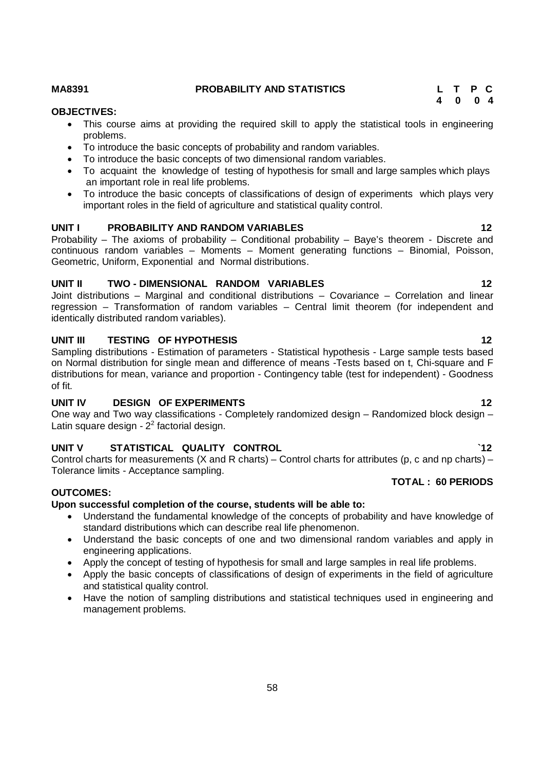**MA8391 PROBABILITY AND STATISTICS**

| L | T | P | C |
|---|---|---|---|
| 4 | 0 | 0 | 4 |

**OBJECTIVES:**

- This course aims at providing the required skill to apply the statistical tools in engineering problems.
- To introduce the basic concepts of probability and random variables.
- To introduce the basic concepts of two dimensional random variables.
- To acquaint the knowledge of testing of hypothesis for small and large samples which plays an important role in real life problems.
- To introduce the basic concepts of classifications of design of experiments which plays very important roles in the field of agriculture and statistical quality control.

**UNIT I PROBABILITY AND RANDOM VARIABLES 12**

Probability – The axioms of probability – Conditional probability – Baye's theorem - Discrete and continuous random variables – Moments – Moment generating functions – Binomial, Poisson, Geometric, Uniform, Exponential and Normal distributions.

**UNIT II TWO - DIMENSIONAL RANDOM VARIABLES 12**

Joint distributions – Marginal and conditional distributions – Covariance – Correlation and linear regression – Transformation of random variables – Central limit theorem (for independent and identically distributed random variables).

**UNIT III TESTING OF HYPOTHESIS 12**

Sampling distributions - Estimation of parameters - Statistical hypothesis - Large sample tests based on Normal distribution for single mean and difference of means -Tests based on t, Chi-square and F distributions for mean, variance and proportion - Contingency table (test for independent) - Goodness of fit.

**UNIT IV DESIGN OF EXPERIMENTS 12**

One way and Two way classifications - Completely randomized design – Randomized block design – Latin square design - $2^2$ factorial design.

**UNIT V STATISTICAL QUALITY CONTROL `12**

Control charts for measurements (X and R charts) – Control charts for attributes (p, c and np charts) – Tolerance limits - Acceptance sampling.

**TOTAL : 60 PERIODS**

**OUTCOMES:**

**Upon successful completion of the course, students will be able to:**

- Understand the fundamental knowledge of the concepts of probability and have knowledge of standard distributions which can describe real life phenomenon.
- Understand the basic concepts of one and two dimensional random variables and apply in engineering applications.
- Apply the concept of testing of hypothesis for small and large samples in real life problems.
- Apply the basic concepts of classifications of design of experiments in the field of agriculture and statistical quality control.
- Have the notion of sampling distributions and statistical techniques used in engineering and management problems.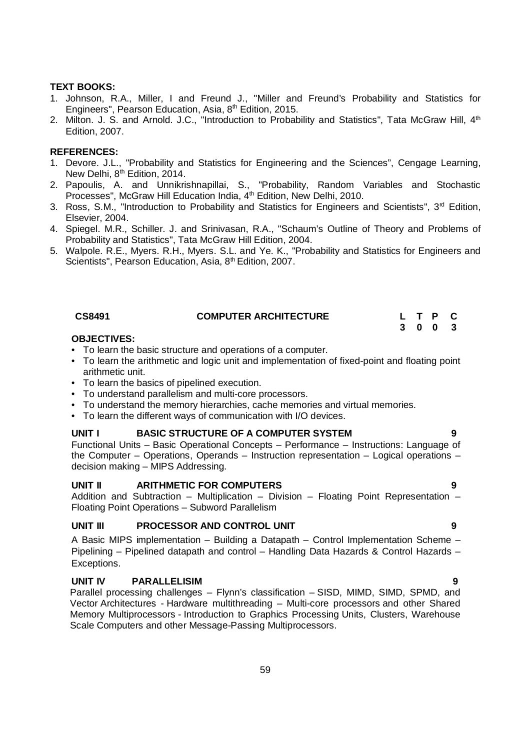**TEXT BOOKS:**

1. Johnson, R.A., Miller, I and Freund J., "Miller and Freund's Probability and Statistics for Engineers", Pearson Education, Asia, 8th Edition, 2015.
2. Milton. J. S. and Arnold. J.C., "Introduction to Probability and Statistics", Tata McGraw Hill, 4th Edition, 2007.

**REFERENCES:**

1. Devore. J.L., "Probability and Statistics for Engineering and the Sciences", Cengage Learning, New Delhi, 8th Edition, 2014.
2. Papoulis, A. and Unnikrishnapillai, S., "Probability, Random Variables and Stochastic Processes", McGraw Hill Education India, 4th Edition, New Delhi, 2010.
3. Ross, S.M., "Introduction to Probability and Statistics for Engineers and Scientists", 3rd Edition, Elsevier, 2004.
4. Spiegel. M.R., Schiller. J. and Srinivasan, R.A., "Schaum's Outline of Theory and Problems of Probability and Statistics", Tata McGraw Hill Edition, 2004.
5. Walpole. R.E., Myers. R.H., Myers. S.L. and Ye. K., "Probability and Statistics for Engineers and Scientists", Pearson Education, Asia, 8th Edition, 2007.

| **CS8491** | **COMPUTER ARCHITECTURE** | **L** | **T** | **P** | **C** |
|---|---|---|---|---|---|
| | | **3** | **0** | **0** | **3** |

**OBJECTIVES:**

- To learn the basic structure and operations of a computer.
- To learn the arithmetic and logic unit and implementation of fixed-point and floating point arithmetic unit.
- To learn the basics of pipelined execution.
- To understand parallelism and multi-core processors.
- To understand the memory hierarchies, cache memories and virtual memories.
- To learn the different ways of communication with I/O devices.

**UNIT I BASIC STRUCTURE OF A COMPUTER SYSTEM 9**

Functional Units – Basic Operational Concepts – Performance – Instructions: Language of the Computer – Operations, Operands – Instruction representation – Logical operations – decision making – MIPS Addressing.

**UNIT II ARITHMETIC FOR COMPUTERS 9**

Addition and Subtraction – Multiplication – Division – Floating Point Representation – Floating Point Operations – Subword Parallelism

**UNIT III PROCESSOR AND CONTROL UNIT 9**

A Basic MIPS implementation – Building a Datapath – Control Implementation Scheme – Pipelining – Pipelined datapath and control – Handling Data Hazards & Control Hazards – Exceptions.

**UNIT IV PARALLELISIM 9**

Parallel processing challenges – Flynn's classification – SISD, MIMD, SIMD, SPMD, and Vector Architectures - Hardware multithreading – Multi-core processors and other Shared Memory Multiprocessors - Introduction to Graphics Processing Units, Clusters, Warehouse Scale Computers and other Message-Passing Multiprocessors.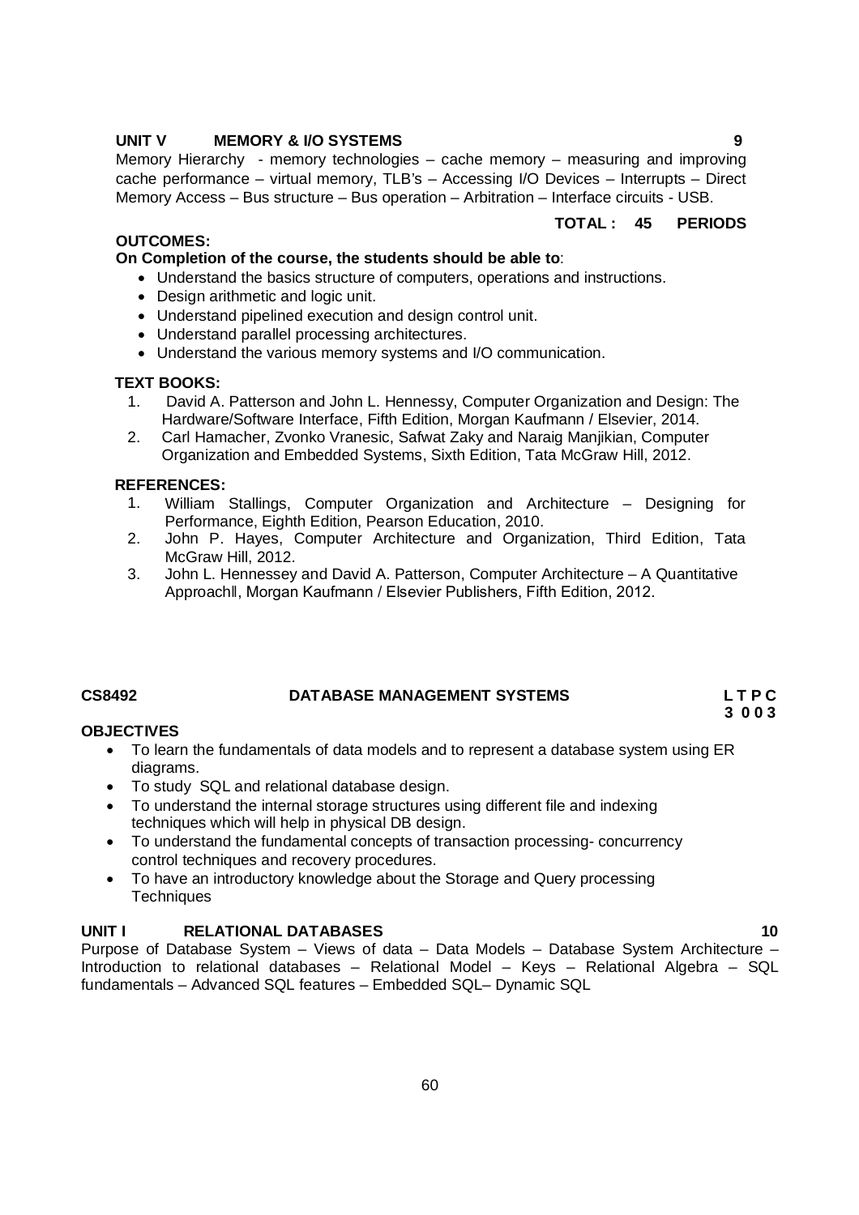**UNIT V MEMORY & I/O SYSTEMS 9**

Memory Hierarchy - memory technologies – cache memory – measuring and improving cache performance – virtual memory, TLB's – Accessing I/O Devices – Interrupts – Direct Memory Access – Bus structure – Bus operation – Arbitration – Interface circuits - USB.

**TOTAL : 45 PERIODS**

**OUTCOMES:**

**On Completion of the course, the students should be able to**:

- Understand the basics structure of computers, operations and instructions.
- Design arithmetic and logic unit.
- Understand pipelined execution and design control unit.
- Understand parallel processing architectures.
- Understand the various memory systems and I/O communication.

**TEXT BOOKS:**

1. David A. Patterson and John L. Hennessy, Computer Organization and Design: The Hardware/Software Interface, Fifth Edition, Morgan Kaufmann / Elsevier, 2014.
2. Carl Hamacher, Zvonko Vranesic, Safwat Zaky and Naraig Manjikian, Computer Organization and Embedded Systems, Sixth Edition, Tata McGraw Hill, 2012.

**REFERENCES:**

1. William Stallings, Computer Organization and Architecture – Designing for Performance, Eighth Edition, Pearson Education, 2010.
2. John P. Hayes, Computer Architecture and Organization, Third Edition, Tata McGraw Hill, 2012.
3. John L. Hennessey and David A. Patterson, Computer Architecture – A Quantitative Approach‖, Morgan Kaufmann / Elsevier Publishers, Fifth Edition, 2012.

**CS8492 DATABASE MANAGEMENT SYSTEMS L T P C**
**3 0 0 3**

**OBJECTIVES**

- To learn the fundamentals of data models and to represent a database system using ER diagrams.
- To study SQL and relational database design.
- To understand the internal storage structures using different file and indexing techniques which will help in physical DB design.
- To understand the fundamental concepts of transaction processing- concurrency control techniques and recovery procedures.
- To have an introductory knowledge about the Storage and Query processing Techniques

**UNIT I RELATIONAL DATABASES 10**

Purpose of Database System – Views of data – Data Models – Database System Architecture – Introduction to relational databases – Relational Model – Keys – Relational Algebra – SQL fundamentals – Advanced SQL features – Embedded SQL– Dynamic SQL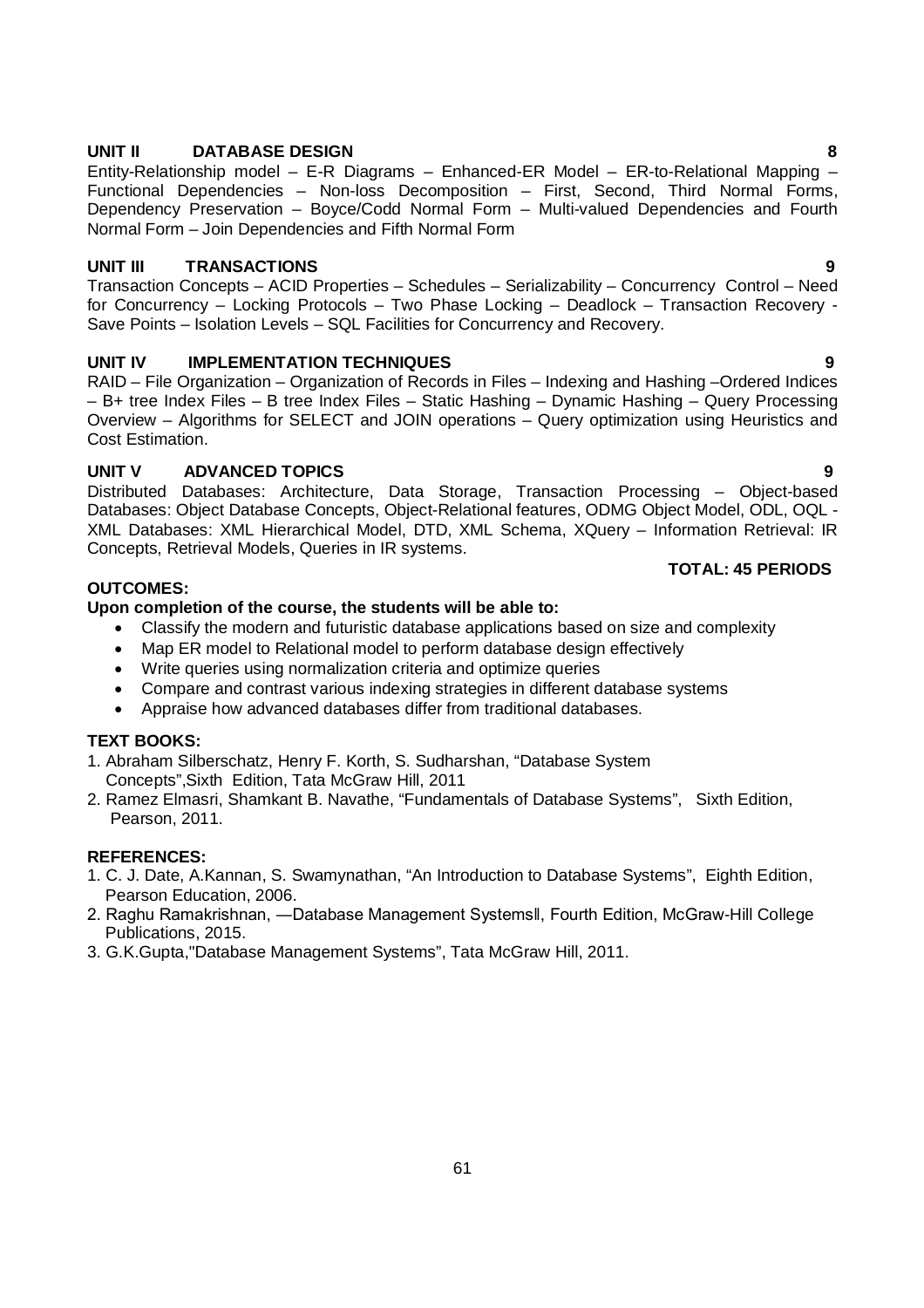**UNIT II DATABASE DESIGN 8**

Entity-Relationship model – E-R Diagrams – Enhanced-ER Model – ER-to-Relational Mapping – Functional Dependencies – Non-loss Decomposition – First, Second, Third Normal Forms, Dependency Preservation – Boyce/Codd Normal Form – Multi-valued Dependencies and Fourth Normal Form – Join Dependencies and Fifth Normal Form

**UNIT III TRANSACTIONS 9**

Transaction Concepts – ACID Properties – Schedules – Serializability – Concurrency Control – Need for Concurrency – Locking Protocols – Two Phase Locking – Deadlock – Transaction Recovery - Save Points – Isolation Levels – SQL Facilities for Concurrency and Recovery.

**UNIT IV IMPLEMENTATION TECHNIQUES 9**

RAID – File Organization – Organization of Records in Files – Indexing and Hashing –Ordered Indices – B+ tree Index Files – B tree Index Files – Static Hashing – Dynamic Hashing – Query Processing Overview – Algorithms for SELECT and JOIN operations – Query optimization using Heuristics and Cost Estimation.

**UNIT V ADVANCED TOPICS 9**

Distributed Databases: Architecture, Data Storage, Transaction Processing – Object-based Databases: Object Database Concepts, Object-Relational features, ODMG Object Model, ODL, OQL - XML Databases: XML Hierarchical Model, DTD, XML Schema, XQuery – Information Retrieval: IR Concepts, Retrieval Models, Queries in IR systems.

**TOTAL: 45 PERIODS**

**OUTCOMES:**

**Upon completion of the course, the students will be able to:**

- Classify the modern and futuristic database applications based on size and complexity
- Map ER model to Relational model to perform database design effectively
- Write queries using normalization criteria and optimize queries
- Compare and contrast various indexing strategies in different database systems
- Appraise how advanced databases differ from traditional databases.

**TEXT BOOKS:**

1. Abraham Silberschatz, Henry F. Korth, S. Sudharshan, "Database System Concepts",Sixth Edition, Tata McGraw Hill, 2011
2. Ramez Elmasri, Shamkant B. Navathe, "Fundamentals of Database Systems", Sixth Edition, Pearson, 2011.

**REFERENCES:**

1. C. J. Date, A.Kannan, S. Swamynathan, "An Introduction to Database Systems", Eighth Edition, Pearson Education, 2006.
2. Raghu Ramakrishnan, ―Database Management Systems‖, Fourth Edition, McGraw-Hill College Publications, 2015.
3. G.K.Gupta,"Database Management Systems", Tata McGraw Hill, 2011.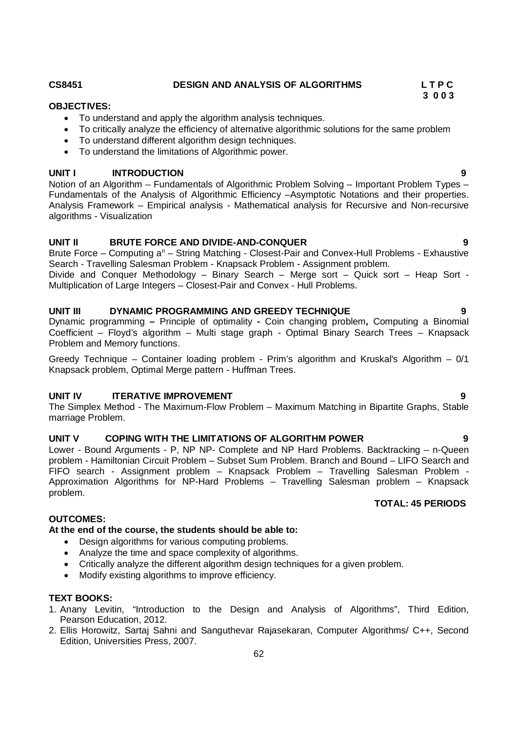**CS8451 DESIGN AND ANALYSIS OF ALGORITHMS** **L T P C**
**3 0 0 3**

**OBJECTIVES:**

- To understand and apply the algorithm analysis techniques.
- To critically analyze the efficiency of alternative algorithmic solutions for the same problem
- To understand different algorithm design techniques.
- To understand the limitations of Algorithmic power.

**UNIT I INTRODUCTION 9**

Notion of an Algorithm – Fundamentals of Algorithmic Problem Solving – Important Problem Types – Fundamentals of the Analysis of Algorithmic Efficiency –Asymptotic Notations and their properties. Analysis Framework – Empirical analysis - Mathematical analysis for Recursive and Non-recursive algorithms - Visualization

**UNIT II BRUTE FORCE AND DIVIDE-AND-CONQUER 9**

Brute Force – Computing $a^n$ – String Matching - Closest-Pair and Convex-Hull Problems - Exhaustive Search - Travelling Salesman Problem - Knapsack Problem - Assignment problem.

Divide and Conquer Methodology – Binary Search – Merge sort – Quick sort – Heap Sort - Multiplication of Large Integers – Closest-Pair and Convex - Hull Problems.

**UNIT III DYNAMIC PROGRAMMING AND GREEDY TECHNIQUE 9**

Dynamic programming **–** Principle of optimality **-** Coin changing problem**,** Computing a Binomial Coefficient – Floyd's algorithm – Multi stage graph - Optimal Binary Search Trees – Knapsack Problem and Memory functions.

Greedy Technique – Container loading problem - Prim's algorithm and Kruskal's Algorithm – 0/1 Knapsack problem, Optimal Merge pattern - Huffman Trees.

**UNIT IV ITERATIVE IMPROVEMENT 9**

The Simplex Method - The Maximum-Flow Problem – Maximum Matching in Bipartite Graphs, Stable marriage Problem.

**UNIT V COPING WITH THE LIMITATIONS OF ALGORITHM POWER 9**

Lower - Bound Arguments - P, NP NP- Complete and NP Hard Problems. Backtracking – n-Queen problem - Hamiltonian Circuit Problem – Subset Sum Problem. Branch and Bound – LIFO Search and FIFO search - Assignment problem – Knapsack Problem – Travelling Salesman Problem - Approximation Algorithms for NP-Hard Problems – Travelling Salesman problem – Knapsack problem.

**TOTAL: 45 PERIODS**

**OUTCOMES:**

**At the end of the course, the students should be able to:**

- Design algorithms for various computing problems.
- Analyze the time and space complexity of algorithms.
- Critically analyze the different algorithm design techniques for a given problem.
- Modify existing algorithms to improve efficiency.

**TEXT BOOKS:**

1. Anany Levitin, "Introduction to the Design and Analysis of Algorithms", Third Edition, Pearson Education, 2012.
2. Ellis Horowitz, Sartaj Sahni and Sanguthevar Rajasekaran, Computer Algorithms/ C++, Second Edition, Universities Press, 2007.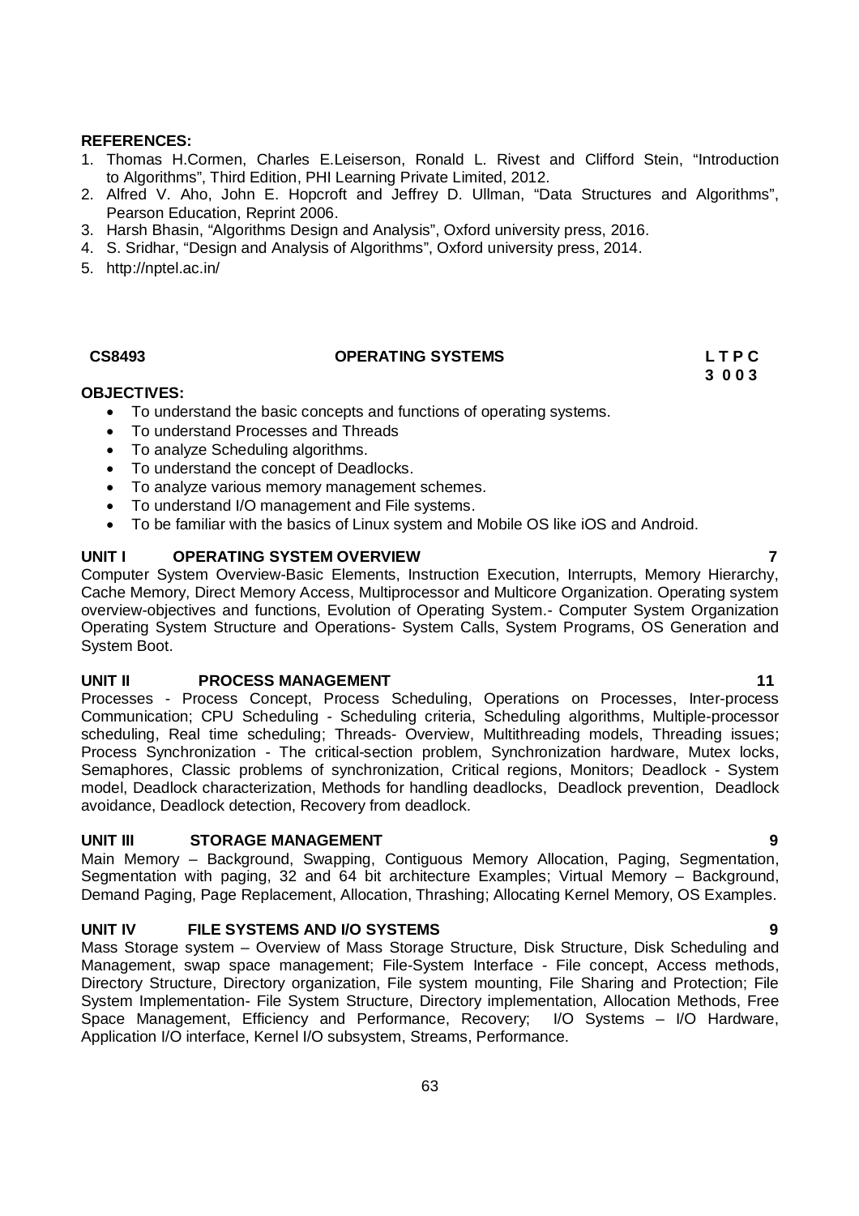**REFERENCES:**

1. Thomas H.Cormen, Charles E.Leiserson, Ronald L. Rivest and Clifford Stein, "Introduction to Algorithms", Third Edition, PHI Learning Private Limited, 2012.
2. Alfred V. Aho, John E. Hopcroft and Jeffrey D. Ullman, "Data Structures and Algorithms", Pearson Education, Reprint 2006.
3. Harsh Bhasin, "Algorithms Design and Analysis", Oxford university press, 2016.
4. S. Sridhar, "Design and Analysis of Algorithms", Oxford university press, 2014.
5. http://nptel.ac.in/

## CS8493 OPERATING SYSTEMS

| L | T | P | C |
|---|---|---|---|
| 3 | 0 | 0 | 3 |

**OBJECTIVES:**

- To understand the basic concepts and functions of operating systems.
- To understand Processes and Threads
- To analyze Scheduling algorithms.
- To understand the concept of Deadlocks.
- To analyze various memory management schemes.
- To understand I/O management and File systems.
- To be familiar with the basics of Linux system and Mobile OS like iOS and Android.

**UNIT I OPERATING SYSTEM OVERVIEW** **7**

Computer System Overview-Basic Elements, Instruction Execution, Interrupts, Memory Hierarchy, Cache Memory, Direct Memory Access, Multiprocessor and Multicore Organization. Operating system overview-objectives and functions, Evolution of Operating System.- Computer System Organization Operating System Structure and Operations- System Calls, System Programs, OS Generation and System Boot.

**UNIT II PROCESS MANAGEMENT** **11**

Processes - Process Concept, Process Scheduling, Operations on Processes, Inter-process Communication; CPU Scheduling - Scheduling criteria, Scheduling algorithms, Multiple-processor scheduling, Real time scheduling; Threads- Overview, Multithreading models, Threading issues; Process Synchronization - The critical-section problem, Synchronization hardware, Mutex locks, Semaphores, Classic problems of synchronization, Critical regions, Monitors; Deadlock - System model, Deadlock characterization, Methods for handling deadlocks, Deadlock prevention, Deadlock avoidance, Deadlock detection, Recovery from deadlock.

**UNIT III STORAGE MANAGEMENT** **9**

Main Memory – Background, Swapping, Contiguous Memory Allocation, Paging, Segmentation, Segmentation with paging, 32 and 64 bit architecture Examples; Virtual Memory – Background, Demand Paging, Page Replacement, Allocation, Thrashing; Allocating Kernel Memory, OS Examples.

**UNIT IV FILE SYSTEMS AND I/O SYSTEMS** **9**

Mass Storage system – Overview of Mass Storage Structure, Disk Structure, Disk Scheduling and Management, swap space management; File-System Interface - File concept, Access methods, Directory Structure, Directory organization, File system mounting, File Sharing and Protection; File System Implementation- File System Structure, Directory implementation, Allocation Methods, Free Space Management, Efficiency and Performance, Recovery; I/O Systems – I/O Hardware, Application I/O interface, Kernel I/O subsystem, Streams, Performance.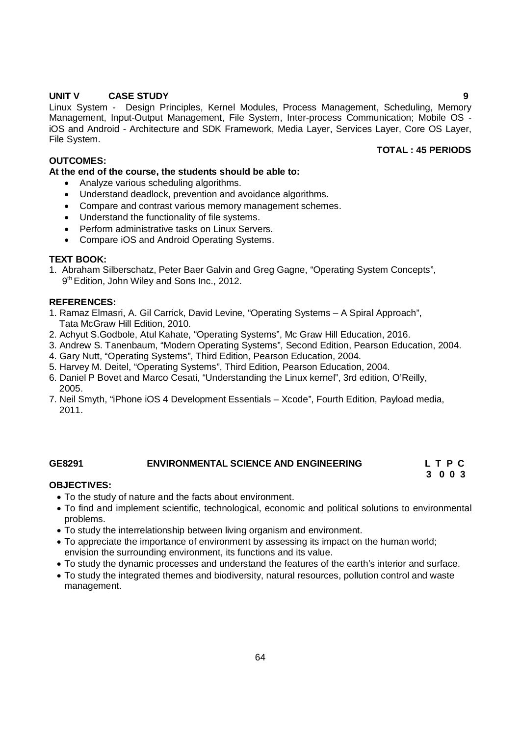**UNIT V CASE STUDY 9**

Linux System - Design Principles, Kernel Modules, Process Management, Scheduling, Memory Management, Input-Output Management, File System, Inter-process Communication; Mobile OS - iOS and Android - Architecture and SDK Framework, Media Layer, Services Layer, Core OS Layer, File System.

**TOTAL : 45 PERIODS**

**OUTCOMES:**

**At the end of the course, the students should be able to:**

- Analyze various scheduling algorithms.
- Understand deadlock, prevention and avoidance algorithms.
- Compare and contrast various memory management schemes.
- Understand the functionality of file systems.
- Perform administrative tasks on Linux Servers.
- Compare iOS and Android Operating Systems.

**TEXT BOOK:**

1. Abraham Silberschatz, Peter Baer Galvin and Greg Gagne, "Operating System Concepts", 9th Edition, John Wiley and Sons Inc., 2012.

**REFERENCES:**

1. Ramaz Elmasri, A. Gil Carrick, David Levine, "Operating Systems – A Spiral Approach", Tata McGraw Hill Edition, 2010.
2. Achyut S.Godbole, Atul Kahate, "Operating Systems", Mc Graw Hill Education, 2016.
3. Andrew S. Tanenbaum, "Modern Operating Systems", Second Edition, Pearson Education, 2004.
4. Gary Nutt, "Operating Systems", Third Edition, Pearson Education, 2004.
5. Harvey M. Deitel, "Operating Systems", Third Edition, Pearson Education, 2004.
6. Daniel P Bovet and Marco Cesati, "Understanding the Linux kernel", 3rd edition, O'Reilly, 2005.
7. Neil Smyth, "iPhone iOS 4 Development Essentials – Xcode", Fourth Edition, Payload media, 2011.

## GE8291 ENVIRONMENTAL SCIENCE AND ENGINEERING

**L T P C**
**3 0 0 3**

**OBJECTIVES:**

- To the study of nature and the facts about environment.
- To find and implement scientific, technological, economic and political solutions to environmental problems.
- To study the interrelationship between living organism and environment.
- To appreciate the importance of environment by assessing its impact on the human world; envision the surrounding environment, its functions and its value.
- To study the dynamic processes and understand the features of the earth's interior and surface.
- To study the integrated themes and biodiversity, natural resources, pollution control and waste management.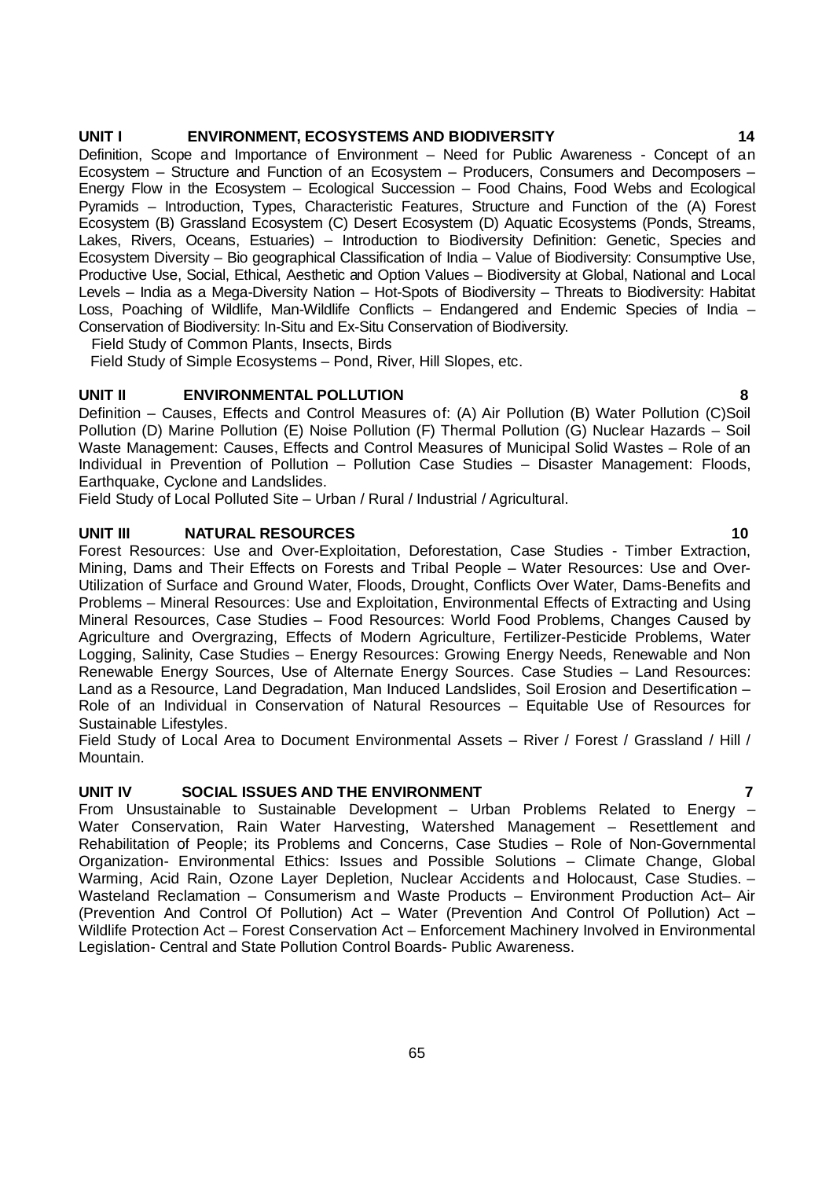**UNIT I ENVIRONMENT, ECOSYSTEMS AND BIODIVERSITY 14**

Definition, Scope and Importance of Environment – Need for Public Awareness - Concept of an Ecosystem – Structure and Function of an Ecosystem – Producers, Consumers and Decomposers – Energy Flow in the Ecosystem – Ecological Succession – Food Chains, Food Webs and Ecological Pyramids – Introduction, Types, Characteristic Features, Structure and Function of the (A) Forest Ecosystem (B) Grassland Ecosystem (C) Desert Ecosystem (D) Aquatic Ecosystems (Ponds, Streams, Lakes, Rivers, Oceans, Estuaries) – Introduction to Biodiversity Definition: Genetic, Species and Ecosystem Diversity – Bio geographical Classification of India – Value of Biodiversity: Consumptive Use, Productive Use, Social, Ethical, Aesthetic and Option Values – Biodiversity at Global, National and Local Levels – India as a Mega-Diversity Nation – Hot-Spots of Biodiversity – Threats to Biodiversity: Habitat Loss, Poaching of Wildlife, Man-Wildlife Conflicts – Endangered and Endemic Species of India – Conservation of Biodiversity: In-Situ and Ex-Situ Conservation of Biodiversity.

Field Study of Common Plants, Insects, Birds

Field Study of Simple Ecosystems – Pond, River, Hill Slopes, etc.

**UNIT II ENVIRONMENTAL POLLUTION 8**

Definition – Causes, Effects and Control Measures of: (A) Air Pollution (B) Water Pollution (C)Soil Pollution (D) Marine Pollution (E) Noise Pollution (F) Thermal Pollution (G) Nuclear Hazards – Soil Waste Management: Causes, Effects and Control Measures of Municipal Solid Wastes – Role of an Individual in Prevention of Pollution – Pollution Case Studies – Disaster Management: Floods, Earthquake, Cyclone and Landslides.

Field Study of Local Polluted Site – Urban / Rural / Industrial / Agricultural.

**UNIT III NATURAL RESOURCES 10**

Forest Resources: Use and Over-Exploitation, Deforestation, Case Studies - Timber Extraction, Mining, Dams and Their Effects on Forests and Tribal People – Water Resources: Use and Over-Utilization of Surface and Ground Water, Floods, Drought, Conflicts Over Water, Dams-Benefits and Problems – Mineral Resources: Use and Exploitation, Environmental Effects of Extracting and Using Mineral Resources, Case Studies – Food Resources: World Food Problems, Changes Caused by Agriculture and Overgrazing, Effects of Modern Agriculture, Fertilizer-Pesticide Problems, Water Logging, Salinity, Case Studies – Energy Resources: Growing Energy Needs, Renewable and Non Renewable Energy Sources, Use of Alternate Energy Sources. Case Studies – Land Resources: Land as a Resource, Land Degradation, Man Induced Landslides, Soil Erosion and Desertification – Role of an Individual in Conservation of Natural Resources – Equitable Use of Resources for Sustainable Lifestyles.

Field Study of Local Area to Document Environmental Assets – River / Forest / Grassland / Hill / Mountain.

**UNIT IV SOCIAL ISSUES AND THE ENVIRONMENT 7**

From Unsustainable to Sustainable Development – Urban Problems Related to Energy – Water Conservation, Rain Water Harvesting, Watershed Management – Resettlement and Rehabilitation of People; its Problems and Concerns, Case Studies – Role of Non-Governmental Organization- Environmental Ethics: Issues and Possible Solutions – Climate Change, Global Warming, Acid Rain, Ozone Layer Depletion, Nuclear Accidents and Holocaust, Case Studies. – Wasteland Reclamation – Consumerism and Waste Products – Environment Production Act– Air (Prevention And Control Of Pollution) Act – Water (Prevention And Control Of Pollution) Act – Wildlife Protection Act – Forest Conservation Act – Enforcement Machinery Involved in Environmental Legislation- Central and State Pollution Control Boards- Public Awareness.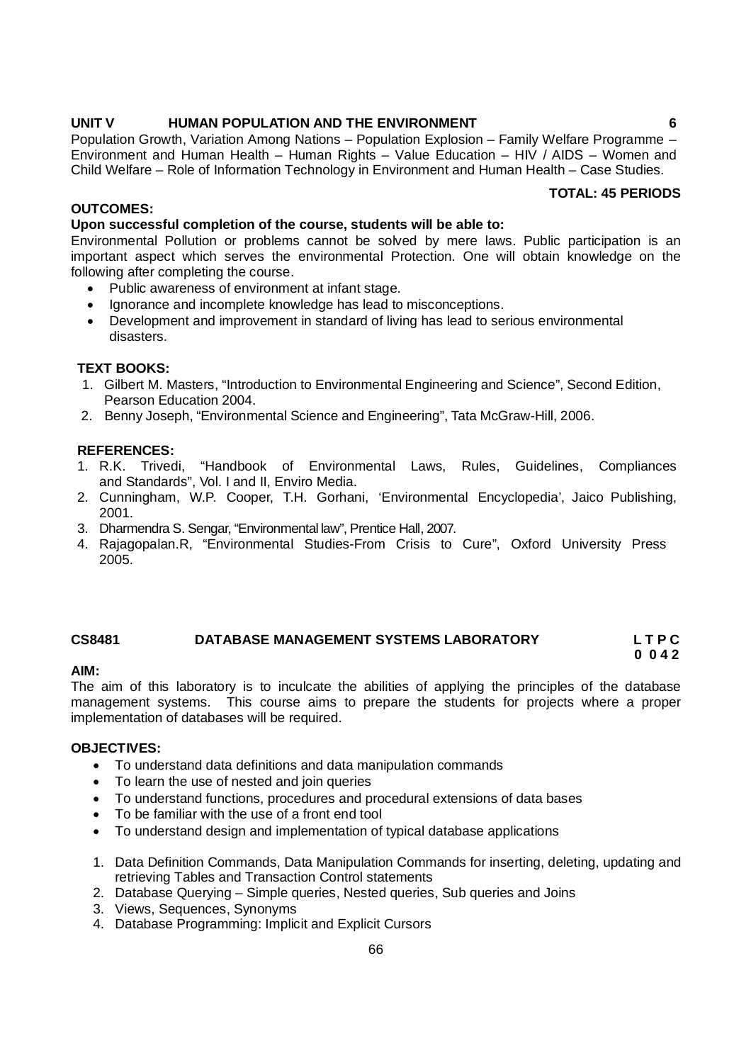**UNIT V HUMAN POPULATION AND THE ENVIRONMENT 6**

Population Growth, Variation Among Nations – Population Explosion – Family Welfare Programme – Environment and Human Health – Human Rights – Value Education – HIV / AIDS – Women and Child Welfare – Role of Information Technology in Environment and Human Health – Case Studies.

**TOTAL: 45 PERIODS**

**OUTCOMES:**

**Upon successful completion of the course, students will be able to:**

Environmental Pollution or problems cannot be solved by mere laws. Public participation is an important aspect which serves the environmental Protection. One will obtain knowledge on the following after completing the course.

- Public awareness of environment at infant stage.
- Ignorance and incomplete knowledge has lead to misconceptions.
- Development and improvement in standard of living has lead to serious environmental disasters.

**TEXT BOOKS:**

1. Gilbert M. Masters, "Introduction to Environmental Engineering and Science", Second Edition, Pearson Education 2004.
2. Benny Joseph, "Environmental Science and Engineering", Tata McGraw-Hill, 2006.

**REFERENCES:**

1. R.K. Trivedi, "Handbook of Environmental Laws, Rules, Guidelines, Compliances and Standards", Vol. I and II, Enviro Media.
2. Cunningham, W.P. Cooper, T.H. Gorhani, 'Environmental Encyclopedia', Jaico Publishing, 2001.
3. Dharmendra S. Sengar, "Environmental law", Prentice Hall, 2007.
4. Rajagopalan.R, "Environmental Studies-From Crisis to Cure", Oxford University Press 2005.

**CS8481 DATABASE MANAGEMENT SYSTEMS LABORATORY**

**L T P C**
**0 0 4 2**

**AIM:**

The aim of this laboratory is to inculcate the abilities of applying the principles of the database management systems. This course aims to prepare the students for projects where a proper implementation of databases will be required.

**OBJECTIVES:**

- To understand data definitions and data manipulation commands
- To learn the use of nested and join queries
- To understand functions, procedures and procedural extensions of data bases
- To be familiar with the use of a front end tool
- To understand design and implementation of typical database applications

1. Data Definition Commands, Data Manipulation Commands for inserting, deleting, updating and retrieving Tables and Transaction Control statements
2. Database Querying – Simple queries, Nested queries, Sub queries and Joins
3. Views, Sequences, Synonyms
4. Database Programming: Implicit and Explicit Cursors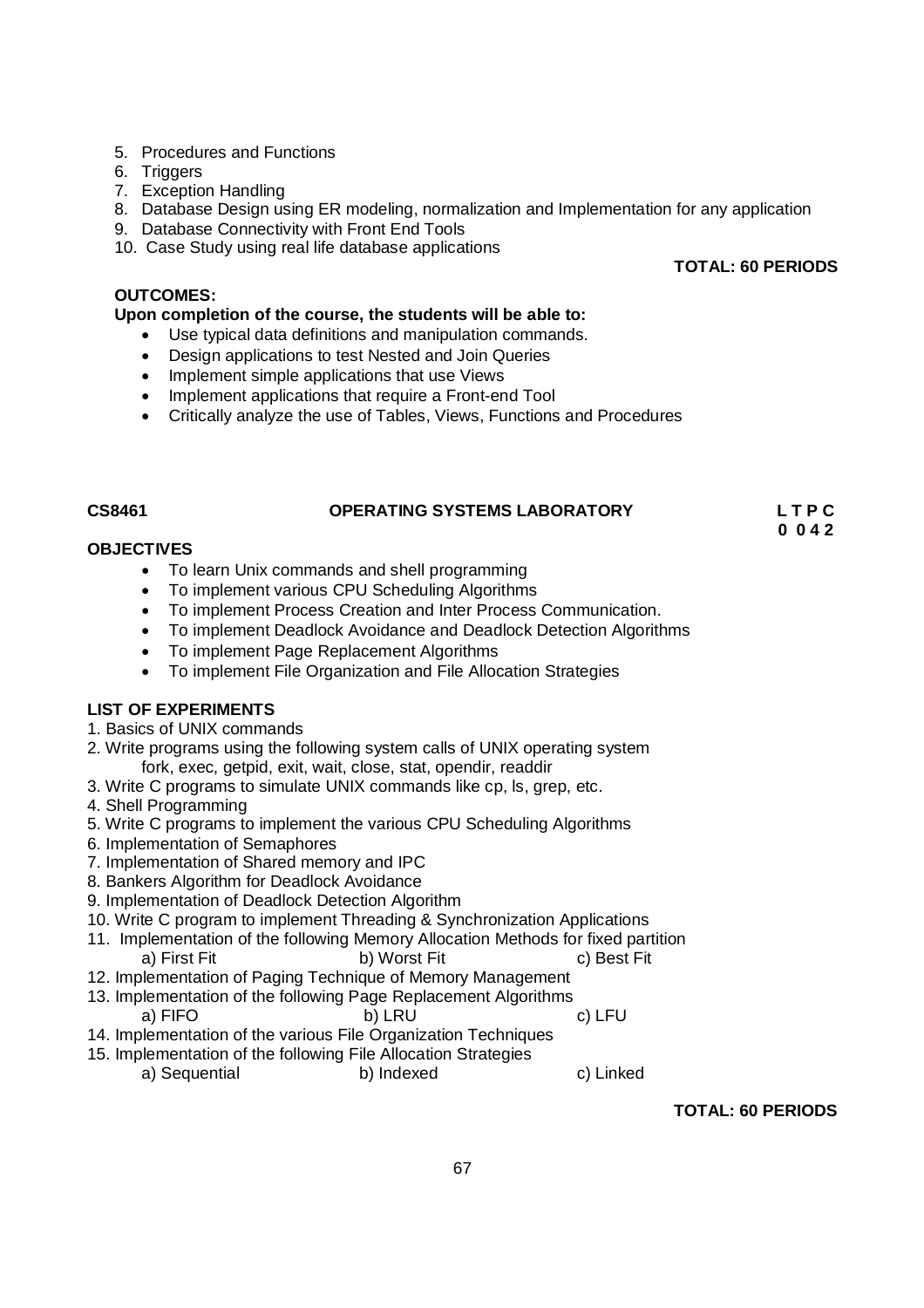5. Procedures and Functions
6. Triggers
7. Exception Handling
8. Database Design using ER modeling, normalization and Implementation for any application
9. Database Connectivity with Front End Tools
10. Case Study using real life database applications

**TOTAL: 60 PERIODS**

**OUTCOMES:**

**Upon completion of the course, the students will be able to:**

- Use typical data definitions and manipulation commands.
- Design applications to test Nested and Join Queries
- Implement simple applications that use Views
- Implement applications that require a Front-end Tool
- Critically analyze the use of Tables, Views, Functions and Procedures

## CS8461 OPERATING SYSTEMS LABORATORY

**L T P C**
**0 0 4 2**

**OBJECTIVES**

- To learn Unix commands and shell programming
- To implement various CPU Scheduling Algorithms
- To implement Process Creation and Inter Process Communication.
- To implement Deadlock Avoidance and Deadlock Detection Algorithms
- To implement Page Replacement Algorithms
- To implement File Organization and File Allocation Strategies

**LIST OF EXPERIMENTS**

1. Basics of UNIX commands
2. Write programs using the following system calls of UNIX operating system
   fork, exec, getpid, exit, wait, close, stat, opendir, readdir
3. Write C programs to simulate UNIX commands like cp, ls, grep, etc.
4. Shell Programming
5. Write C programs to implement the various CPU Scheduling Algorithms
6. Implementation of Semaphores
7. Implementation of Shared memory and IPC
8. Bankers Algorithm for Deadlock Avoidance
9. Implementation of Deadlock Detection Algorithm
10. Write C program to implement Threading & Synchronization Applications
11. Implementation of the following Memory Allocation Methods for fixed partition
    a) First Fit b) Worst Fit c) Best Fit
12. Implementation of Paging Technique of Memory Management
13. Implementation of the following Page Replacement Algorithms
    a) FIFO b) LRU c) LFU
14. Implementation of the various File Organization Techniques
15. Implementation of the following File Allocation Strategies
    a) Sequential b) Indexed c) Linked

**TOTAL: 60 PERIODS**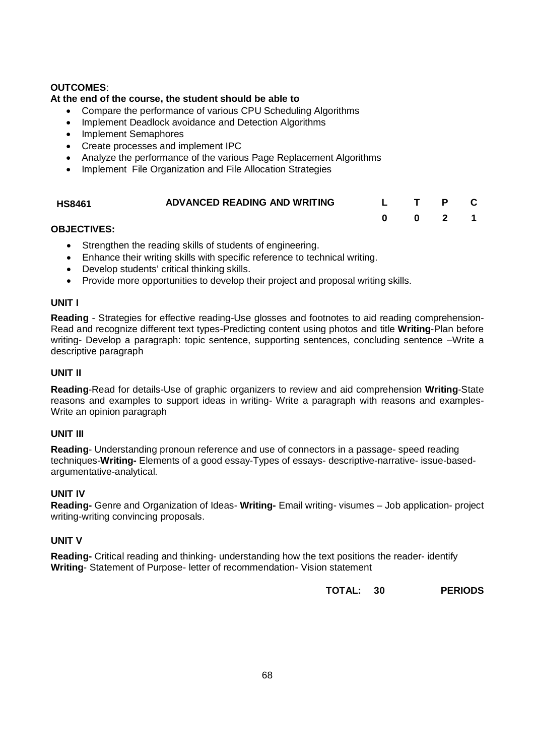**OUTCOMES**:

**At the end of the course, the student should be able to**

- Compare the performance of various CPU Scheduling Algorithms
- Implement Deadlock avoidance and Detection Algorithms
- Implement Semaphores
- Create processes and implement IPC
- Analyze the performance of the various Page Replacement Algorithms
- Implement File Organization and File Allocation Strategies

| HS8461 | ADVANCED READING AND WRITING | L | T | P | C |
|---|---|---|---|---|---|
| | | 0 | 0 | 2 | 1 |

**OBJECTIVES:**

- Strengthen the reading skills of students of engineering.
- Enhance their writing skills with specific reference to technical writing.
- Develop students' critical thinking skills.
- Provide more opportunities to develop their project and proposal writing skills.

**UNIT I**

**Reading** - Strategies for effective reading-Use glosses and footnotes to aid reading comprehension-Read and recognize different text types-Predicting content using photos and title **Writing**-Plan before writing- Develop a paragraph: topic sentence, supporting sentences, concluding sentence –Write a descriptive paragraph

**UNIT II**

**Reading**-Read for details-Use of graphic organizers to review and aid comprehension **Writing**-State reasons and examples to support ideas in writing- Write a paragraph with reasons and examples-Write an opinion paragraph

**UNIT III**

**Reading**- Understanding pronoun reference and use of connectors in a passage- speed reading techniques-**Writing-** Elements of a good essay-Types of essays- descriptive-narrative- issue-based-argumentative-analytical.

**UNIT IV**

**Reading-** Genre and Organization of Ideas- **Writing-** Email writing- visumes – Job application- project writing-writing convincing proposals.

**UNIT V**

**Reading-** Critical reading and thinking- understanding how the text positions the reader- identify **Writing**- Statement of Purpose- letter of recommendation- Vision statement

**TOTAL: 30 PERIODS**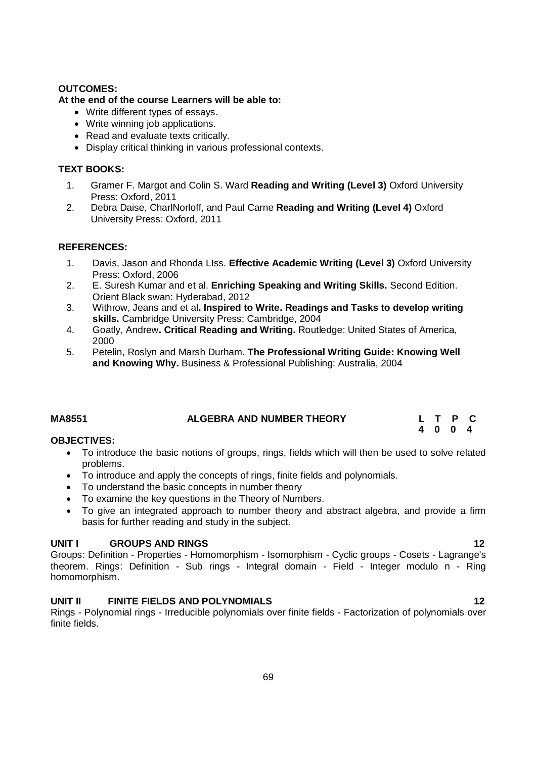**OUTCOMES:**

**At the end of the course Learners will be able to:**

- Write different types of essays.
- Write winning job applications.
- Read and evaluate texts critically.
- Display critical thinking in various professional contexts.

**TEXT BOOKS:**

1. Gramer F. Margot and Colin S. Ward **Reading and Writing (Level 3)** Oxford University Press: Oxford, 2011
2. Debra Daise, CharlNorloff, and Paul Carne **Reading and Writing (Level 4)** Oxford University Press: Oxford, 2011

**REFERENCES:**

1. Davis, Jason and Rhonda LIss. **Effective Academic Writing (Level 3)** Oxford University Press: Oxford, 2006
2. E. Suresh Kumar and et al. **Enriching Speaking and Writing Skills.** Second Edition. Orient Black swan: Hyderabad, 2012
3. Withrow, Jeans and et al**. Inspired to Write. Readings and Tasks to develop writing skills.** Cambridge University Press: Cambridge, 2004
4. Goatly, Andrew**. Critical Reading and Writing.** Routledge: United States of America, 2000
5. Petelin, Roslyn and Marsh Durham**. The Professional Writing Guide: Knowing Well and Knowing Why.** Business & Professional Publishing: Australia, 2004

| **MA8551** | **ALGEBRA AND NUMBER THEORY** | **L** | **T** | **P** | **C** |
|---|---|---|---|---|---|
| | | **4** | **0** | **0** | **4** |

**OBJECTIVES:**

- To introduce the basic notions of groups, rings, fields which will then be used to solve related problems.
- To introduce and apply the concepts of rings, finite fields and polynomials.
- To understand the basic concepts in number theory
- To examine the key questions in the Theory of Numbers.
- To give an integrated approach to number theory and abstract algebra, and provide a firm basis for further reading and study in the subject.

**UNIT I GROUPS AND RINGS 12**

Groups: Definition - Properties - Homomorphism - Isomorphism - Cyclic groups - Cosets - Lagrange's theorem. Rings: Definition - Sub rings - Integral domain - Field - Integer modulo n - Ring homomorphism.

**UNIT II FINITE FIELDS AND POLYNOMIALS 12**

Rings - Polynomial rings - Irreducible polynomials over finite fields - Factorization of polynomials over finite fields.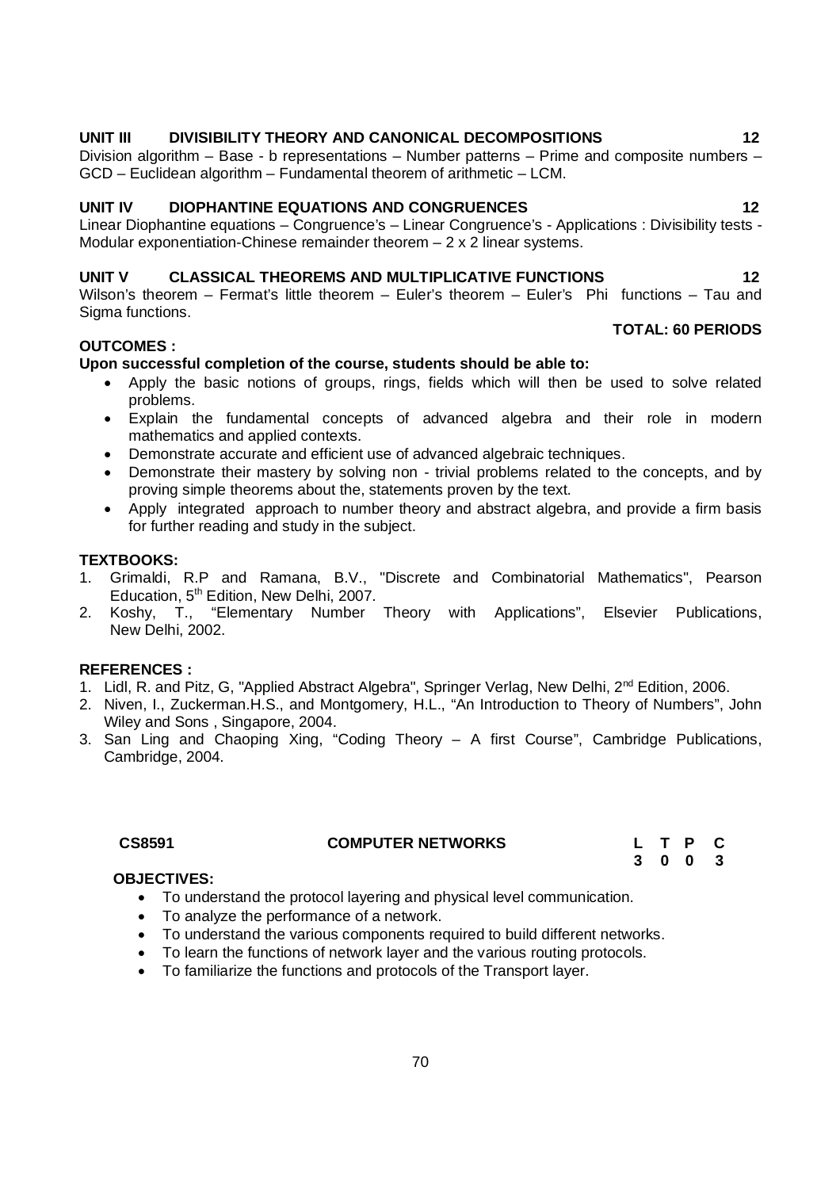**UNIT III DIVISIBILITY THEORY AND CANONICAL DECOMPOSITIONS 12**

Division algorithm – Base - b representations – Number patterns – Prime and composite numbers – GCD – Euclidean algorithm – Fundamental theorem of arithmetic – LCM.

**UNIT IV DIOPHANTINE EQUATIONS AND CONGRUENCES 12**

Linear Diophantine equations – Congruence's – Linear Congruence's - Applications : Divisibility tests - Modular exponentiation-Chinese remainder theorem – 2 x 2 linear systems.

**UNIT V CLASSICAL THEOREMS AND MULTIPLICATIVE FUNCTIONS 12**

Wilson's theorem – Fermat's little theorem – Euler's theorem – Euler's Phi functions – Tau and Sigma functions.

**TOTAL: 60 PERIODS**

**OUTCOMES :**

**Upon successful completion of the course, students should be able to:**

- Apply the basic notions of groups, rings, fields which will then be used to solve related problems.
- Explain the fundamental concepts of advanced algebra and their role in modern mathematics and applied contexts.
- Demonstrate accurate and efficient use of advanced algebraic techniques.
- Demonstrate their mastery by solving non - trivial problems related to the concepts, and by proving simple theorems about the, statements proven by the text.
- Apply integrated approach to number theory and abstract algebra, and provide a firm basis for further reading and study in the subject.

**TEXTBOOKS:**

1. Grimaldi, R.P and Ramana, B.V., "Discrete and Combinatorial Mathematics", Pearson Education, 5th Edition, New Delhi, 2007.
2. Koshy, T., "Elementary Number Theory with Applications", Elsevier Publications, New Delhi, 2002.

**REFERENCES :**

1. Lidl, R. and Pitz, G, "Applied Abstract Algebra", Springer Verlag, New Delhi, 2nd Edition, 2006.
2. Niven, I., Zuckerman.H.S., and Montgomery, H.L., "An Introduction to Theory of Numbers", John Wiley and Sons , Singapore, 2004.
3. San Ling and Chaoping Xing, "Coding Theory – A first Course", Cambridge Publications, Cambridge, 2004.

| **CS8591** | **COMPUTER NETWORKS** | **L** | **T** | **P** | **C** |
|---|---|---|---|---|---|
| | | **3** | **0** | **0** | **3** |

**OBJECTIVES:**

- To understand the protocol layering and physical level communication.
- To analyze the performance of a network.
- To understand the various components required to build different networks.
- To learn the functions of network layer and the various routing protocols.
- To familiarize the functions and protocols of the Transport layer.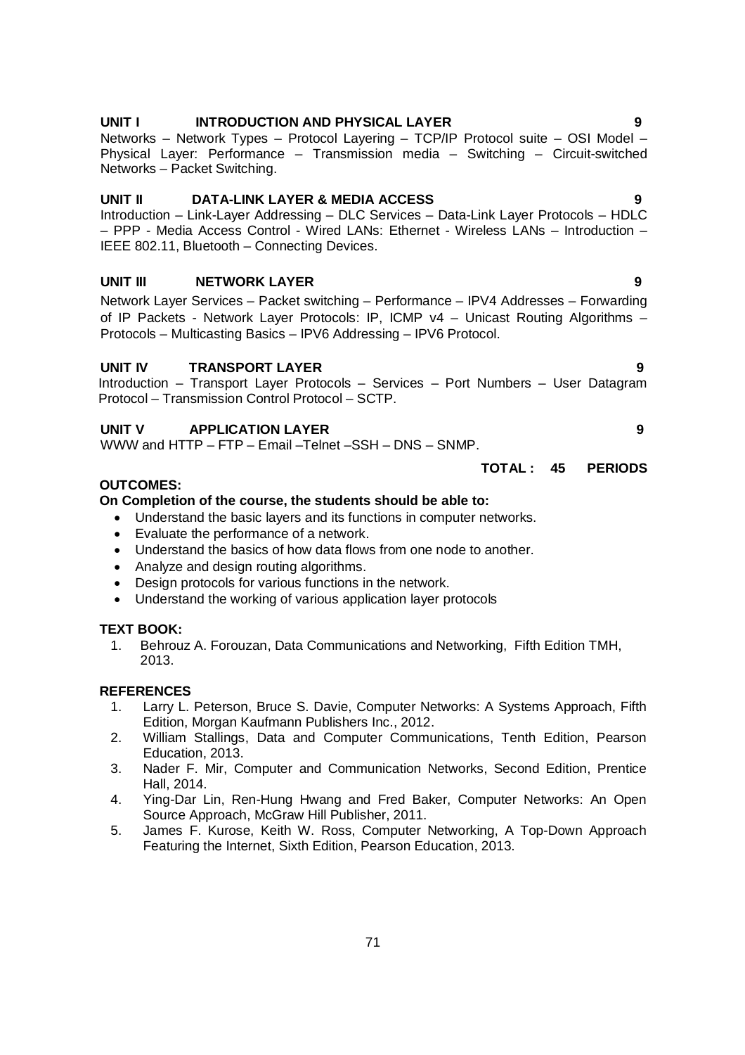### UNIT I INTRODUCTION AND PHYSICAL LAYER 9

Networks – Network Types – Protocol Layering – TCP/IP Protocol suite – OSI Model – Physical Layer: Performance – Transmission media – Switching – Circuit-switched Networks – Packet Switching.

### UNIT II DATA-LINK LAYER & MEDIA ACCESS 9

Introduction – Link-Layer Addressing – DLC Services – Data-Link Layer Protocols – HDLC – PPP - Media Access Control - Wired LANs: Ethernet - Wireless LANs – Introduction – IEEE 802.11, Bluetooth – Connecting Devices.

### UNIT III NETWORK LAYER 9

Network Layer Services – Packet switching – Performance – IPV4 Addresses – Forwarding of IP Packets - Network Layer Protocols: IP, ICMP v4 – Unicast Routing Algorithms – Protocols – Multicasting Basics – IPV6 Addressing – IPV6 Protocol.

### UNIT IV TRANSPORT LAYER 9

Introduction – Transport Layer Protocols – Services – Port Numbers – User Datagram Protocol – Transmission Control Protocol – SCTP.

### UNIT V APPLICATION LAYER 9

WWW and HTTP – FTP – Email –Telnet –SSH – DNS – SNMP.

**TOTAL : 45 PERIODS**

**OUTCOMES:**

**On Completion of the course, the students should be able to:**

- Understand the basic layers and its functions in computer networks.
- Evaluate the performance of a network.
- Understand the basics of how data flows from one node to another.
- Analyze and design routing algorithms.
- Design protocols for various functions in the network.
- Understand the working of various application layer protocols

**TEXT BOOK:**

1. Behrouz A. Forouzan, Data Communications and Networking, Fifth Edition TMH, 2013.

**REFERENCES**

1. Larry L. Peterson, Bruce S. Davie, Computer Networks: A Systems Approach, Fifth Edition, Morgan Kaufmann Publishers Inc., 2012.
2. William Stallings, Data and Computer Communications, Tenth Edition, Pearson Education, 2013.
3. Nader F. Mir, Computer and Communication Networks, Second Edition, Prentice Hall, 2014.
4. Ying-Dar Lin, Ren-Hung Hwang and Fred Baker, Computer Networks: An Open Source Approach, McGraw Hill Publisher, 2011.
5. James F. Kurose, Keith W. Ross, Computer Networking, A Top-Down Approach Featuring the Internet, Sixth Edition, Pearson Education, 2013.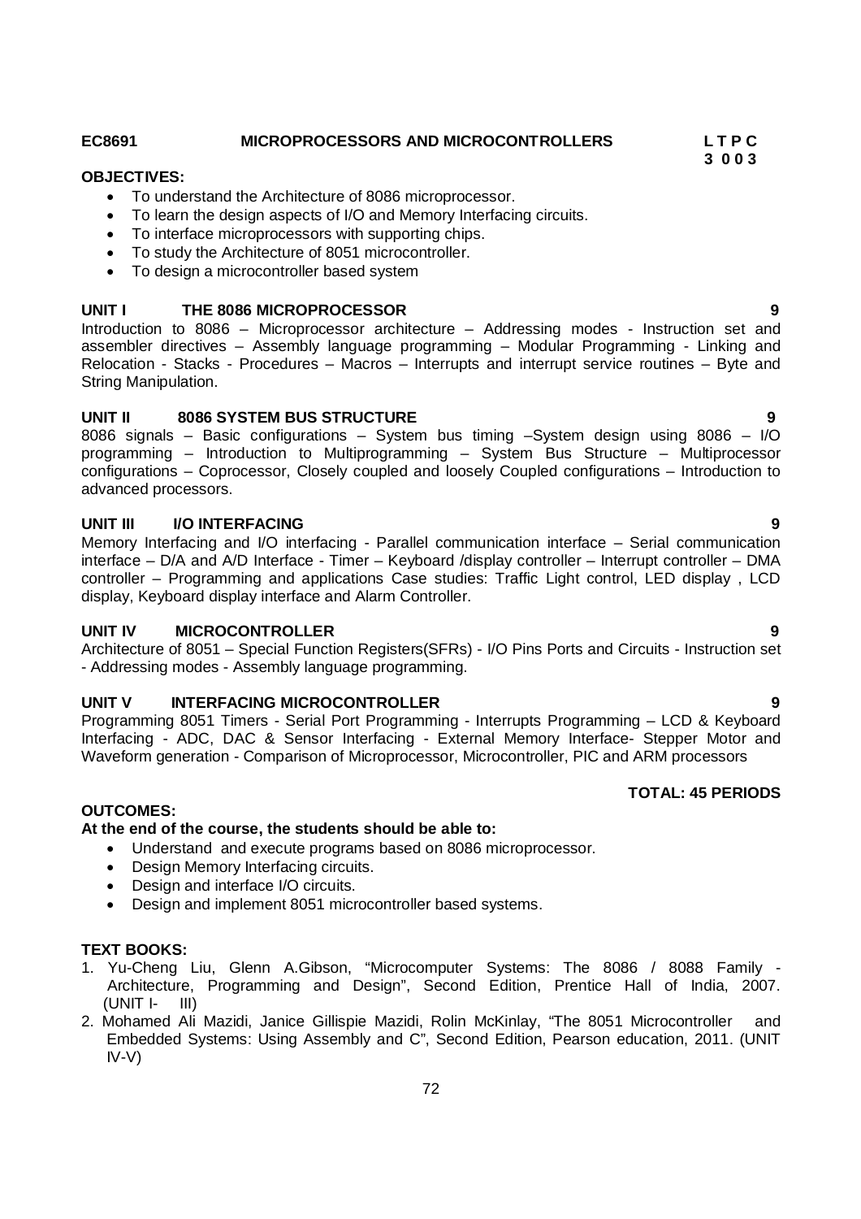**EC8691 MICROPROCESSORS AND MICROCONTROLLERS** **L T P C**
**3 0 0 3**

**OBJECTIVES:**

- To understand the Architecture of 8086 microprocessor.
- To learn the design aspects of I/O and Memory Interfacing circuits.
- To interface microprocessors with supporting chips.
- To study the Architecture of 8051 microcontroller.
- To design a microcontroller based system

**UNIT I THE 8086 MICROPROCESSOR 9**

Introduction to 8086 – Microprocessor architecture – Addressing modes - Instruction set and assembler directives – Assembly language programming – Modular Programming - Linking and Relocation - Stacks - Procedures – Macros – Interrupts and interrupt service routines – Byte and String Manipulation.

**UNIT II 8086 SYSTEM BUS STRUCTURE 9**

8086 signals – Basic configurations – System bus timing –System design using 8086 – I/O programming – Introduction to Multiprogramming – System Bus Structure – Multiprocessor configurations – Coprocessor, Closely coupled and loosely Coupled configurations – Introduction to advanced processors.

**UNIT III I/O INTERFACING 9**

Memory Interfacing and I/O interfacing - Parallel communication interface – Serial communication interface – D/A and A/D Interface - Timer – Keyboard /display controller – Interrupt controller – DMA controller – Programming and applications Case studies: Traffic Light control, LED display , LCD display, Keyboard display interface and Alarm Controller.

**UNIT IV MICROCONTROLLER 9**

Architecture of 8051 – Special Function Registers(SFRs) - I/O Pins Ports and Circuits - Instruction set - Addressing modes - Assembly language programming.

**UNIT V INTERFACING MICROCONTROLLER 9**

Programming 8051 Timers - Serial Port Programming - Interrupts Programming – LCD & Keyboard Interfacing - ADC, DAC & Sensor Interfacing - External Memory Interface- Stepper Motor and Waveform generation - Comparison of Microprocessor, Microcontroller, PIC and ARM processors

**TOTAL: 45 PERIODS**

**OUTCOMES:**

**At the end of the course, the students should be able to:**

- Understand and execute programs based on 8086 microprocessor.
- Design Memory Interfacing circuits.
- Design and interface I/O circuits.
- Design and implement 8051 microcontroller based systems.

**TEXT BOOKS:**

1. Yu-Cheng Liu, Glenn A.Gibson, "Microcomputer Systems: The 8086 / 8088 Family - Architecture, Programming and Design", Second Edition, Prentice Hall of India, 2007. (UNIT I- III)
2. Mohamed Ali Mazidi, Janice Gillispie Mazidi, Rolin McKinlay, "The 8051 Microcontroller and Embedded Systems: Using Assembly and C", Second Edition, Pearson education, 2011. (UNIT IV-V)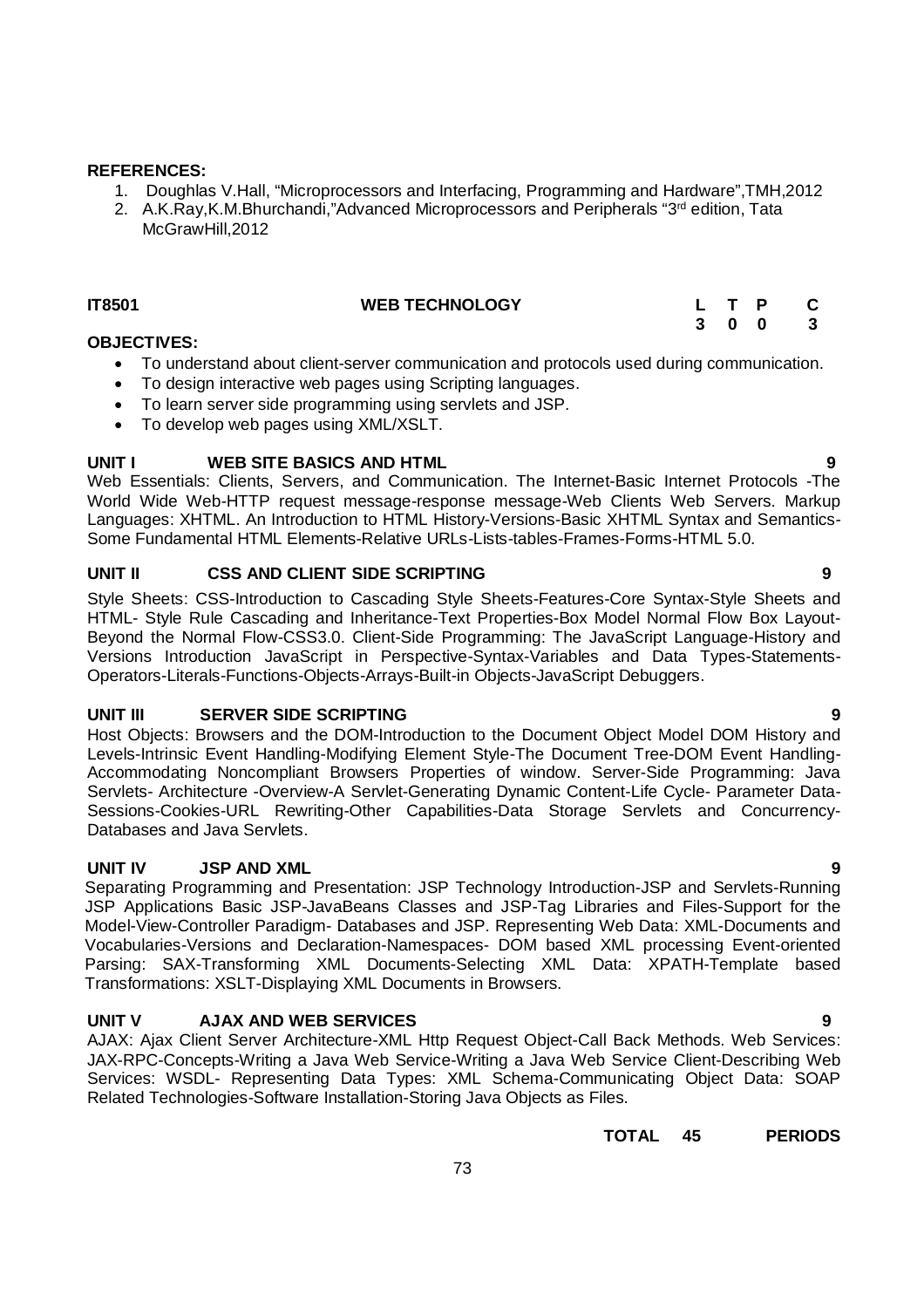**REFERENCES:**

1. Doughlas V.Hall, "Microprocessors and Interfacing, Programming and Hardware",TMH,2012
2. A.K.Ray,K.M.Bhurchandi,"Advanced Microprocessors and Peripherals "3rd edition, Tata McGrawHill,2012

| **IT8501** | **WEB TECHNOLOGY** | **L** | **T** | **P** | **C** |
|---|---|---|---|---|---|
| | | **3** | **0** | **0** | **3** |

**OBJECTIVES:**

- To understand about client-server communication and protocols used during communication.
- To design interactive web pages using Scripting languages.
- To learn server side programming using servlets and JSP.
- To develop web pages using XML/XSLT.

**UNIT I WEB SITE BASICS AND HTML 9**

Web Essentials: Clients, Servers, and Communication. The Internet-Basic Internet Protocols -The World Wide Web-HTTP request message-response message-Web Clients Web Servers. Markup Languages: XHTML. An Introduction to HTML History-Versions-Basic XHTML Syntax and Semantics-Some Fundamental HTML Elements-Relative URLs-Lists-tables-Frames-Forms-HTML 5.0.

**UNIT II CSS AND CLIENT SIDE SCRIPTING 9**

Style Sheets: CSS-Introduction to Cascading Style Sheets-Features-Core Syntax-Style Sheets and HTML- Style Rule Cascading and Inheritance-Text Properties-Box Model Normal Flow Box Layout-Beyond the Normal Flow-CSS3.0. Client-Side Programming: The JavaScript Language-History and Versions Introduction JavaScript in Perspective-Syntax-Variables and Data Types-Statements-Operators-Literals-Functions-Objects-Arrays-Built-in Objects-JavaScript Debuggers.

**UNIT III SERVER SIDE SCRIPTING 9**

Host Objects: Browsers and the DOM-Introduction to the Document Object Model DOM History and Levels-Intrinsic Event Handling-Modifying Element Style-The Document Tree-DOM Event Handling-Accommodating Noncompliant Browsers Properties of window. Server-Side Programming: Java Servlets- Architecture -Overview-A Servlet-Generating Dynamic Content-Life Cycle- Parameter Data-Sessions-Cookies-URL Rewriting-Other Capabilities-Data Storage Servlets and Concurrency-Databases and Java Servlets.

**UNIT IV JSP AND XML 9**

Separating Programming and Presentation: JSP Technology Introduction-JSP and Servlets-Running JSP Applications Basic JSP-JavaBeans Classes and JSP-Tag Libraries and Files-Support for the Model-View-Controller Paradigm- Databases and JSP. Representing Web Data: XML-Documents and Vocabularies-Versions and Declaration-Namespaces- DOM based XML processing Event-oriented Parsing: SAX-Transforming XML Documents-Selecting XML Data: XPATH-Template based Transformations: XSLT-Displaying XML Documents in Browsers.

**UNIT V AJAX AND WEB SERVICES 9**

AJAX: Ajax Client Server Architecture-XML Http Request Object-Call Back Methods. Web Services: JAX-RPC-Concepts-Writing a Java Web Service-Writing a Java Web Service Client-Describing Web Services: WSDL- Representing Data Types: XML Schema-Communicating Object Data: SOAP Related Technologies-Software Installation-Storing Java Objects as Files.

**TOTAL 45 PERIODS**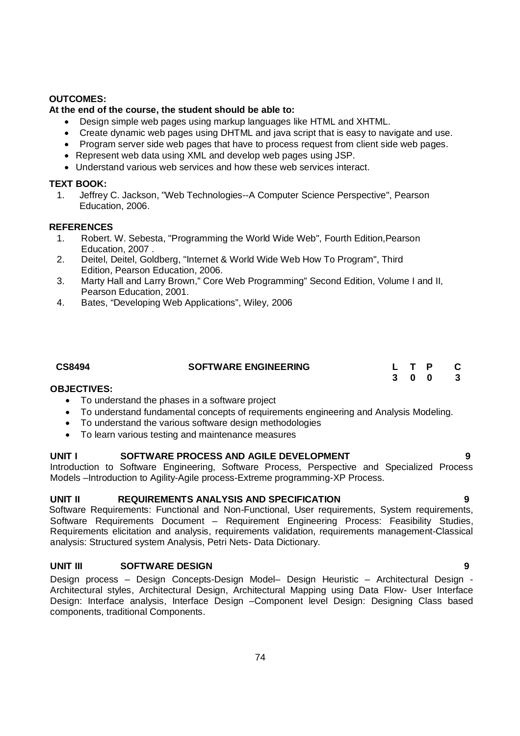**OUTCOMES:**

**At the end of the course, the student should be able to:**

- Design simple web pages using markup languages like HTML and XHTML.
- Create dynamic web pages using DHTML and java script that is easy to navigate and use.
- Program server side web pages that have to process request from client side web pages.
- Represent web data using XML and develop web pages using JSP.
- Understand various web services and how these web services interact.

**TEXT BOOK:**

1. Jeffrey C. Jackson, "Web Technologies--A Computer Science Perspective", Pearson Education, 2006.

**REFERENCES**

1. Robert. W. Sebesta, "Programming the World Wide Web", Fourth Edition,Pearson Education, 2007 .
2. Deitel, Deitel, Goldberg, "Internet & World Wide Web How To Program", Third Edition, Pearson Education, 2006.
3. Marty Hall and Larry Brown," Core Web Programming" Second Edition, Volume I and II, Pearson Education, 2001.
4. Bates, "Developing Web Applications", Wiley, 2006

| CS8494 | SOFTWARE ENGINEERING | L | T | P | C |
|---|---|---|---|---|---|
| | | 3 | 0 | 0 | 3 |

**OBJECTIVES:**

- To understand the phases in a software project
- To understand fundamental concepts of requirements engineering and Analysis Modeling.
- To understand the various software design methodologies
- To learn various testing and maintenance measures

**UNIT I SOFTWARE PROCESS AND AGILE DEVELOPMENT 9**

Introduction to Software Engineering, Software Process, Perspective and Specialized Process Models –Introduction to Agility-Agile process-Extreme programming-XP Process.

**UNIT II REQUIREMENTS ANALYSIS AND SPECIFICATION 9**

Software Requirements: Functional and Non-Functional, User requirements, System requirements, Software Requirements Document – Requirement Engineering Process: Feasibility Studies, Requirements elicitation and analysis, requirements validation, requirements management-Classical analysis: Structured system Analysis, Petri Nets- Data Dictionary.

**UNIT III SOFTWARE DESIGN 9**

Design process – Design Concepts-Design Model– Design Heuristic – Architectural Design - Architectural styles, Architectural Design, Architectural Mapping using Data Flow- User Interface Design: Interface analysis, Interface Design –Component level Design: Designing Class based components, traditional Components.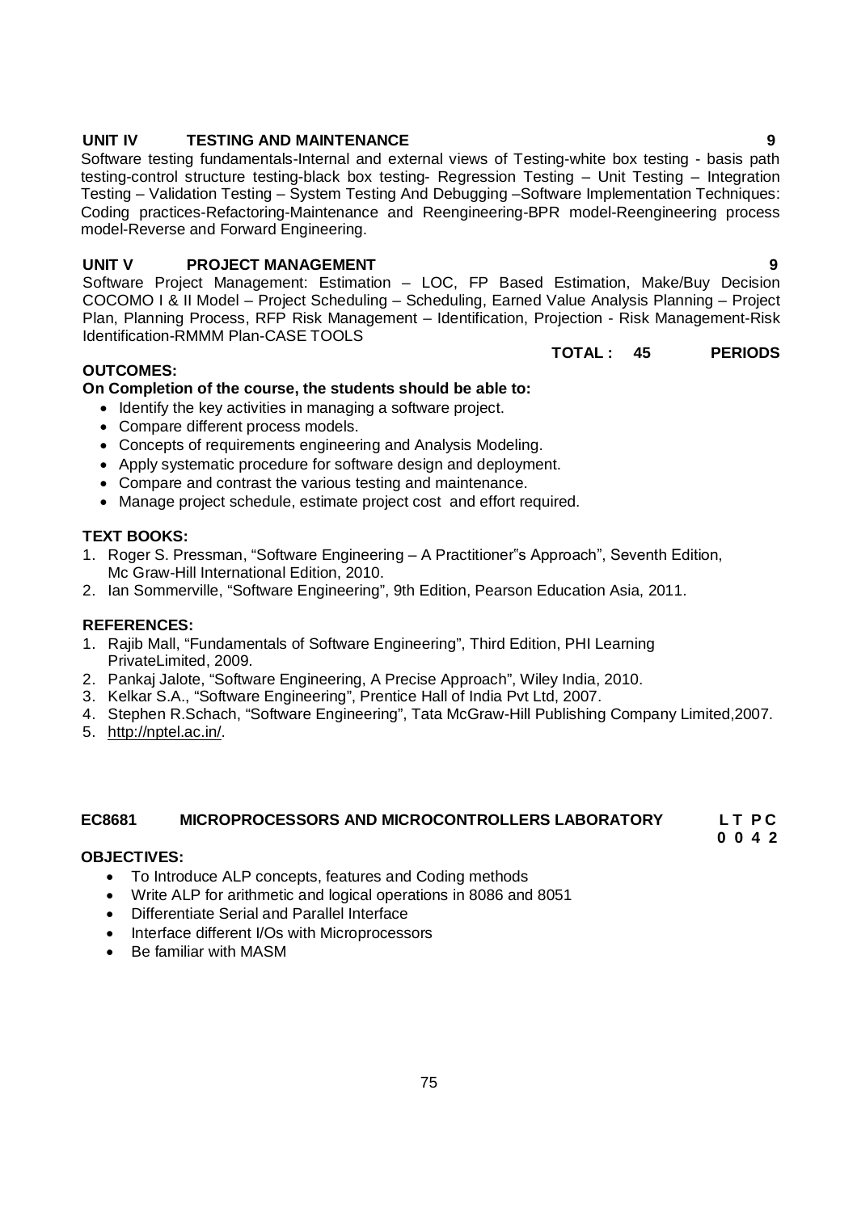**UNIT IV TESTING AND MAINTENANCE 9**

Software testing fundamentals-Internal and external views of Testing-white box testing - basis path testing-control structure testing-black box testing- Regression Testing – Unit Testing – Integration Testing – Validation Testing – System Testing And Debugging –Software Implementation Techniques: Coding practices-Refactoring-Maintenance and Reengineering-BPR model-Reengineering process model-Reverse and Forward Engineering.

**UNIT V PROJECT MANAGEMENT 9**

Software Project Management: Estimation – LOC, FP Based Estimation, Make/Buy Decision COCOMO I & II Model – Project Scheduling – Scheduling, Earned Value Analysis Planning – Project Plan, Planning Process, RFP Risk Management – Identification, Projection - Risk Management-Risk Identification-RMMM Plan-CASE TOOLS

**TOTAL : 45 PERIODS**

**OUTCOMES:**

**On Completion of the course, the students should be able to:**

- Identify the key activities in managing a software project.
- Compare different process models.
- Concepts of requirements engineering and Analysis Modeling.
- Apply systematic procedure for software design and deployment.
- Compare and contrast the various testing and maintenance.
- Manage project schedule, estimate project cost and effort required.

**TEXT BOOKS:**

1. Roger S. Pressman, "Software Engineering – A Practitioner"s Approach", Seventh Edition, Mc Graw-Hill International Edition, 2010.
2. Ian Sommerville, "Software Engineering", 9th Edition, Pearson Education Asia, 2011.

**REFERENCES:**

1. Rajib Mall, "Fundamentals of Software Engineering", Third Edition, PHI Learning PrivateLimited, 2009.
2. Pankaj Jalote, "Software Engineering, A Precise Approach", Wiley India, 2010.
3. Kelkar S.A., "Software Engineering", Prentice Hall of India Pvt Ltd, 2007.
4. Stephen R.Schach, "Software Engineering", Tata McGraw-Hill Publishing Company Limited,2007.
5. http://nptel.ac.in/.

**EC8681 MICROPROCESSORS AND MICROCONTROLLERS LABORATORY L T P C**
**0 0 4 2**

**OBJECTIVES:**

- To Introduce ALP concepts, features and Coding methods
- Write ALP for arithmetic and logical operations in 8086 and 8051
- Differentiate Serial and Parallel Interface
- Interface different I/Os with Microprocessors
- Be familiar with MASM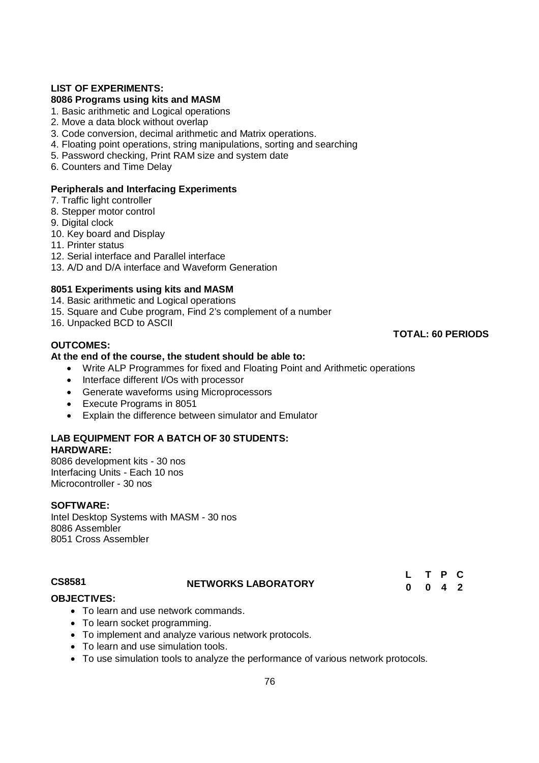**LIST OF EXPERIMENTS:**

**8086 Programs using kits and MASM**

1. Basic arithmetic and Logical operations
2. Move a data block without overlap
3. Code conversion, decimal arithmetic and Matrix operations.
4. Floating point operations, string manipulations, sorting and searching
5. Password checking, Print RAM size and system date
6. Counters and Time Delay

**Peripherals and Interfacing Experiments**

7. Traffic light controller
8. Stepper motor control
9. Digital clock
10. Key board and Display
11. Printer status
12. Serial interface and Parallel interface
13. A/D and D/A interface and Waveform Generation

**8051 Experiments using kits and MASM**

14. Basic arithmetic and Logical operations
15. Square and Cube program, Find 2's complement of a number
16. Unpacked BCD to ASCII

**TOTAL: 60 PERIODS**

**OUTCOMES:**

**At the end of the course, the student should be able to:**

- Write ALP Programmes for fixed and Floating Point and Arithmetic operations
- Interface different I/Os with processor
- Generate waveforms using Microprocessors
- Execute Programs in 8051
- Explain the difference between simulator and Emulator

**LAB EQUIPMENT FOR A BATCH OF 30 STUDENTS:**

**HARDWARE:**

8086 development kits - 30 nos
Interfacing Units - Each 10 nos
Microcontroller - 30 nos

**SOFTWARE:**

Intel Desktop Systems with MASM - 30 nos
8086 Assembler
8051 Cross Assembler

| CS8581 | NETWORKS LABORATORY | L | T | P | C |
|---|---|---|---|---|---|
| | | 0 | 0 | 4 | 2 |

**OBJECTIVES:**

- To learn and use network commands.
- To learn socket programming.
- To implement and analyze various network protocols.
- To learn and use simulation tools.
- To use simulation tools to analyze the performance of various network protocols.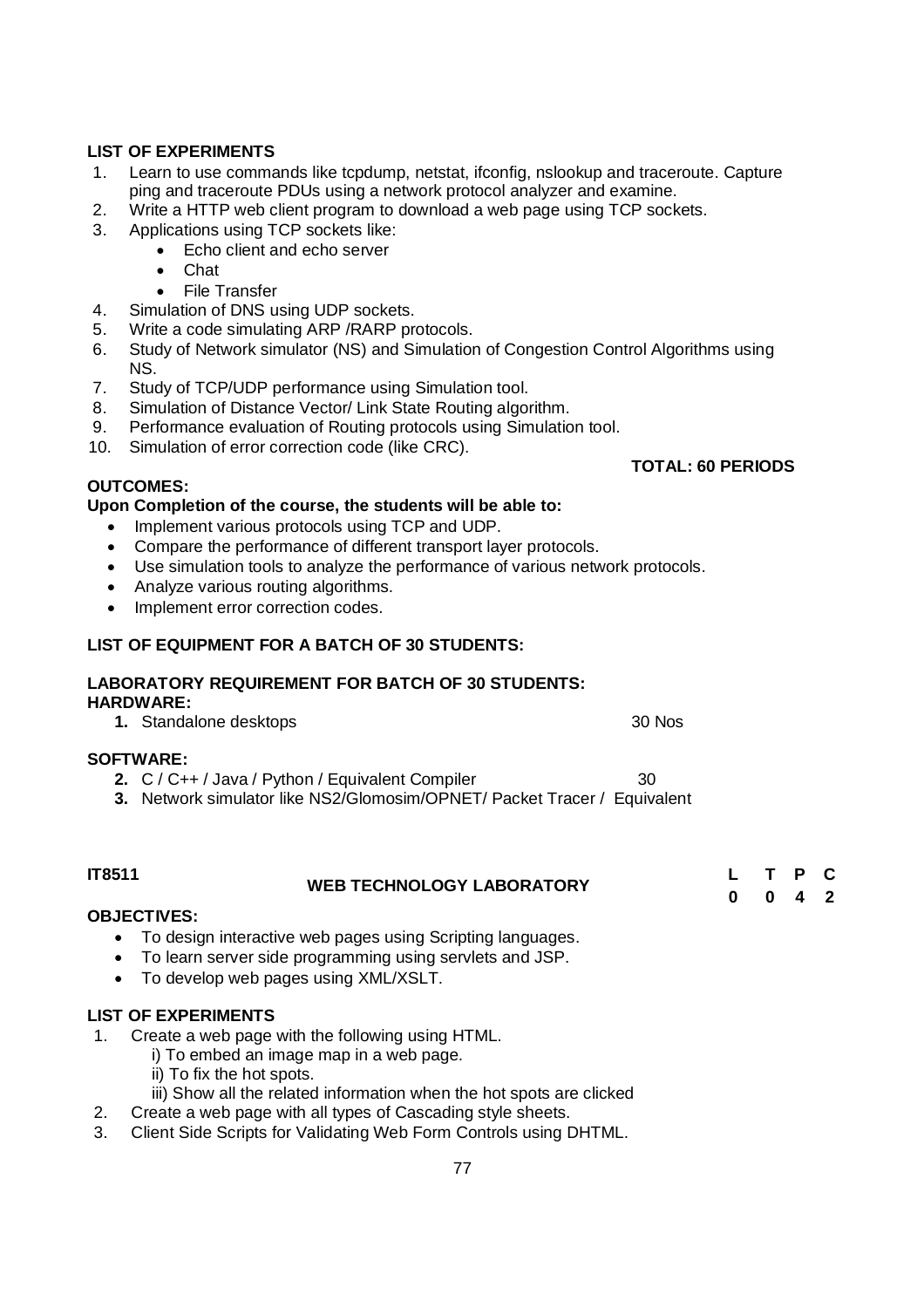**LIST OF EXPERIMENTS**

1. Learn to use commands like tcpdump, netstat, ifconfig, nslookup and traceroute. Capture ping and traceroute PDUs using a network protocol analyzer and examine.
2. Write a HTTP web client program to download a web page using TCP sockets.
3. Applications using TCP sockets like:
   - Echo client and echo server
   - Chat
   - File Transfer
4. Simulation of DNS using UDP sockets.
5. Write a code simulating ARP /RARP protocols.
6. Study of Network simulator (NS) and Simulation of Congestion Control Algorithms using NS.
7. Study of TCP/UDP performance using Simulation tool.
8. Simulation of Distance Vector/ Link State Routing algorithm.
9. Performance evaluation of Routing protocols using Simulation tool.
10. Simulation of error correction code (like CRC).

**TOTAL: 60 PERIODS**

**OUTCOMES:**

**Upon Completion of the course, the students will be able to:**

- Implement various protocols using TCP and UDP.
- Compare the performance of different transport layer protocols.
- Use simulation tools to analyze the performance of various network protocols.
- Analyze various routing algorithms.
- Implement error correction codes.

**LIST OF EQUIPMENT FOR A BATCH OF 30 STUDENTS:**

**LABORATORY REQUIREMENT FOR BATCH OF 30 STUDENTS:**

**HARDWARE:**

1. Standalone desktops 30 Nos

**SOFTWARE:**

2. C / C++ / Java / Python / Equivalent Compiler 30
3. Network simulator like NS2/Glomosim/OPNET/ Packet Tracer / Equivalent

| IT8511 | WEB TECHNOLOGY LABORATORY | L | T | P | C |
|---|---|---|---|---|---|
| | | 0 | 0 | 4 | 2 |

**OBJECTIVES:**

- To design interactive web pages using Scripting languages.
- To learn server side programming using servlets and JSP.
- To develop web pages using XML/XSLT.

**LIST OF EXPERIMENTS**

1. Create a web page with the following using HTML.
   i) To embed an image map in a web page.
   ii) To fix the hot spots.
   iii) Show all the related information when the hot spots are clicked
2. Create a web page with all types of Cascading style sheets.
3. Client Side Scripts for Validating Web Form Controls using DHTML.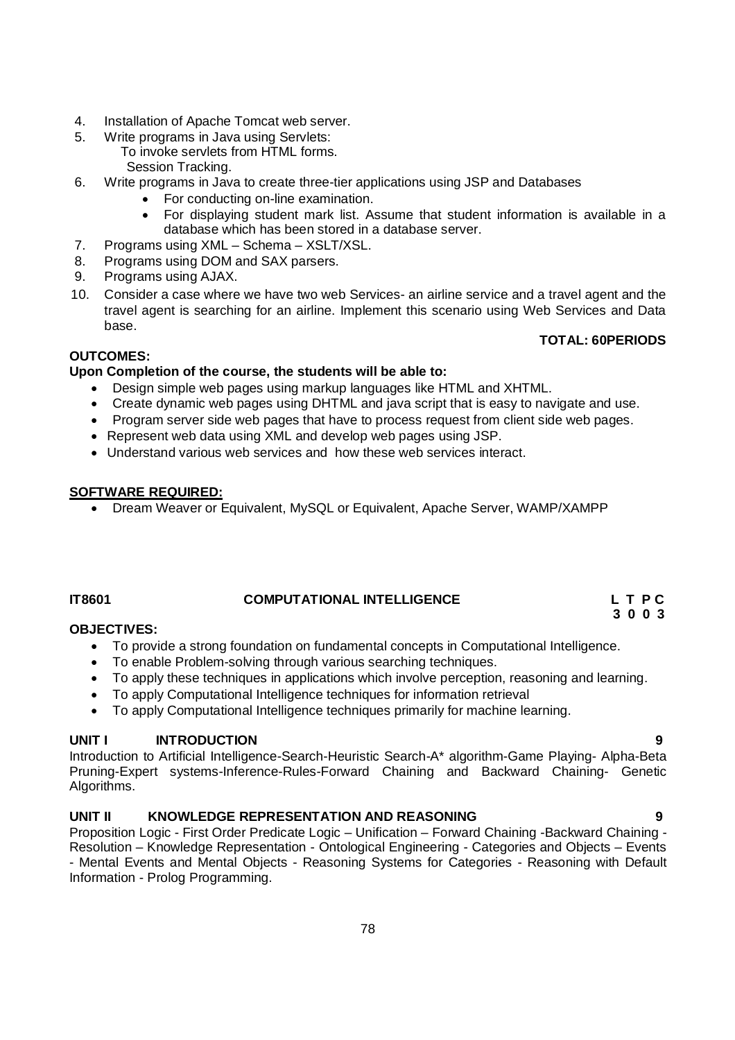4. Installation of Apache Tomcat web server.
5. Write programs in Java using Servlets:
   To invoke servlets from HTML forms.
   Session Tracking.
6. Write programs in Java to create three-tier applications using JSP and Databases
   - For conducting on-line examination.
   - For displaying student mark list. Assume that student information is available in a database which has been stored in a database server.
7. Programs using XML – Schema – XSLT/XSL.
8. Programs using DOM and SAX parsers.
9. Programs using AJAX.
10. Consider a case where we have two web Services- an airline service and a travel agent and the travel agent is searching for an airline. Implement this scenario using Web Services and Data base.

**TOTAL: 60PERIODS**

**OUTCOMES:**

**Upon Completion of the course, the students will be able to:**

- Design simple web pages using markup languages like HTML and XHTML.
- Create dynamic web pages using DHTML and java script that is easy to navigate and use.
- Program server side web pages that have to process request from client side web pages.
- Represent web data using XML and develop web pages using JSP.
- Understand various web services and how these web services interact.

**SOFTWARE REQUIRED:**

- Dream Weaver or Equivalent, MySQL or Equivalent, Apache Server, WAMP/XAMPP

## IT8601 COMPUTATIONAL INTELLIGENCE

**L T P C**
**3 0 0 3**

**OBJECTIVES:**

- To provide a strong foundation on fundamental concepts in Computational Intelligence.
- To enable Problem-solving through various searching techniques.
- To apply these techniques in applications which involve perception, reasoning and learning.
- To apply Computational Intelligence techniques for information retrieval
- To apply Computational Intelligence techniques primarily for machine learning.

### UNIT I INTRODUCTION 9

Introduction to Artificial Intelligence-Search-Heuristic Search-A* algorithm-Game Playing- Alpha-Beta Pruning-Expert systems-Inference-Rules-Forward Chaining and Backward Chaining- Genetic Algorithms.

### UNIT II KNOWLEDGE REPRESENTATION AND REASONING 9

Proposition Logic - First Order Predicate Logic – Unification – Forward Chaining -Backward Chaining - Resolution – Knowledge Representation - Ontological Engineering - Categories and Objects – Events - Mental Events and Mental Objects - Reasoning Systems for Categories - Reasoning with Default Information - Prolog Programming.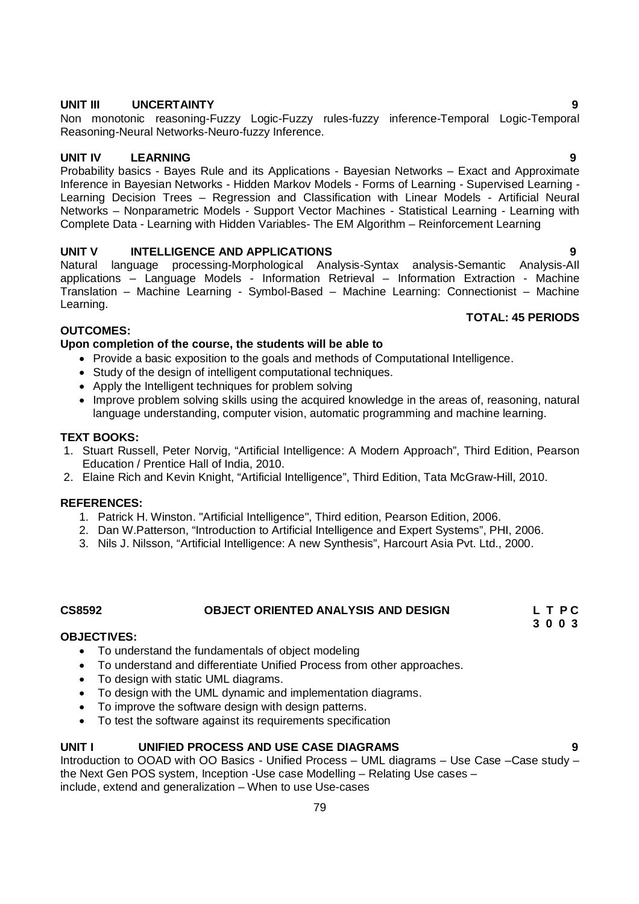**UNIT III UNCERTAINTY 9**

Non monotonic reasoning-Fuzzy Logic-Fuzzy rules-fuzzy inference-Temporal Logic-Temporal Reasoning-Neural Networks-Neuro-fuzzy Inference.

**UNIT IV LEARNING 9**

Probability basics - Bayes Rule and its Applications - Bayesian Networks – Exact and Approximate Inference in Bayesian Networks - Hidden Markov Models - Forms of Learning - Supervised Learning - Learning Decision Trees – Regression and Classification with Linear Models - Artificial Neural Networks – Nonparametric Models - Support Vector Machines - Statistical Learning - Learning with Complete Data - Learning with Hidden Variables- The EM Algorithm – Reinforcement Learning

**UNIT V INTELLIGENCE AND APPLICATIONS 9**

Natural language processing-Morphological Analysis-Syntax analysis-Semantic Analysis-All applications – Language Models - Information Retrieval – Information Extraction - Machine Translation – Machine Learning - Symbol-Based – Machine Learning: Connectionist – Machine Learning.

**TOTAL: 45 PERIODS**

**OUTCOMES:**

**Upon completion of the course, the students will be able to**

- Provide a basic exposition to the goals and methods of Computational Intelligence.
- Study of the design of intelligent computational techniques.
- Apply the Intelligent techniques for problem solving
- Improve problem solving skills using the acquired knowledge in the areas of, reasoning, natural language understanding, computer vision, automatic programming and machine learning.

**TEXT BOOKS:**

1. Stuart Russell, Peter Norvig, "Artificial Intelligence: A Modern Approach", Third Edition, Pearson Education / Prentice Hall of India, 2010.
2. Elaine Rich and Kevin Knight, "Artificial Intelligence", Third Edition, Tata McGraw-Hill, 2010.

**REFERENCES:**

1. Patrick H. Winston. "Artificial Intelligence", Third edition, Pearson Edition, 2006.
2. Dan W.Patterson, "Introduction to Artificial Intelligence and Expert Systems", PHI, 2006.
3. Nils J. Nilsson, "Artificial Intelligence: A new Synthesis", Harcourt Asia Pvt. Ltd., 2000.

## CS8592 OBJECT ORIENTED ANALYSIS AND DESIGN

| L | T | P | C |
|---|---|---|---|
| 3 | 0 | 0 | 3 |

**OBJECTIVES:**

- To understand the fundamentals of object modeling
- To understand and differentiate Unified Process from other approaches.
- To design with static UML diagrams.
- To design with the UML dynamic and implementation diagrams.
- To improve the software design with design patterns.
- To test the software against its requirements specification

**UNIT I UNIFIED PROCESS AND USE CASE DIAGRAMS 9**

Introduction to OOAD with OO Basics - Unified Process – UML diagrams – Use Case –Case study – the Next Gen POS system, Inception -Use case Modelling – Relating Use cases – include, extend and generalization – When to use Use-cases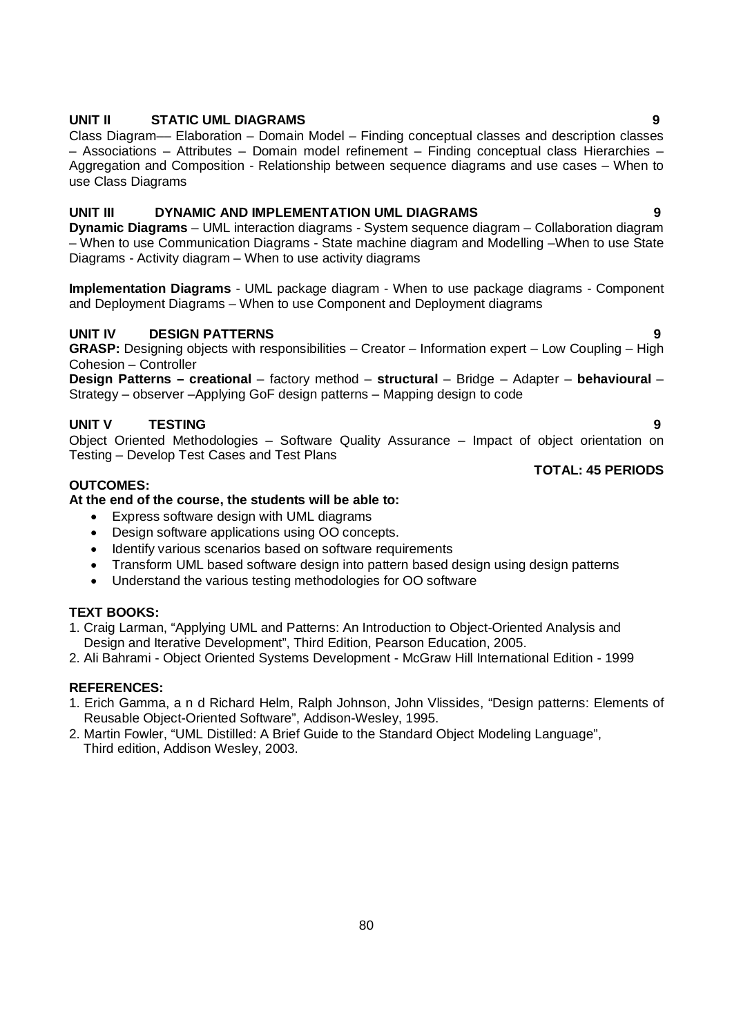**UNIT II STATIC UML DIAGRAMS 9**

Class Diagram–– Elaboration – Domain Model – Finding conceptual classes and description classes – Associations – Attributes – Domain model refinement – Finding conceptual class Hierarchies – Aggregation and Composition - Relationship between sequence diagrams and use cases – When to use Class Diagrams

**UNIT III DYNAMIC AND IMPLEMENTATION UML DIAGRAMS 9**

**Dynamic Diagrams** – UML interaction diagrams - System sequence diagram – Collaboration diagram – When to use Communication Diagrams - State machine diagram and Modelling –When to use State Diagrams - Activity diagram – When to use activity diagrams

**Implementation Diagrams** - UML package diagram - When to use package diagrams - Component and Deployment Diagrams – When to use Component and Deployment diagrams

**UNIT IV DESIGN PATTERNS 9**

**GRASP:** Designing objects with responsibilities – Creator – Information expert – Low Coupling – High Cohesion – Controller

**Design Patterns – creational** – factory method – **structural** – Bridge – Adapter – **behavioural** – Strategy – observer –Applying GoF design patterns – Mapping design to code

**UNIT V TESTING 9**

Object Oriented Methodologies – Software Quality Assurance – Impact of object orientation on Testing – Develop Test Cases and Test Plans

**TOTAL: 45 PERIODS**

**OUTCOMES:**

**At the end of the course, the students will be able to:**

- Express software design with UML diagrams
- Design software applications using OO concepts.
- Identify various scenarios based on software requirements
- Transform UML based software design into pattern based design using design patterns
- Understand the various testing methodologies for OO software

**TEXT BOOKS:**

1. Craig Larman, "Applying UML and Patterns: An Introduction to Object-Oriented Analysis and Design and Iterative Development", Third Edition, Pearson Education, 2005.
2. Ali Bahrami - Object Oriented Systems Development - McGraw Hill International Edition - 1999

**REFERENCES:**

1. Erich Gamma, a n d Richard Helm, Ralph Johnson, John Vlissides, "Design patterns: Elements of Reusable Object-Oriented Software", Addison-Wesley, 1995.
2. Martin Fowler, "UML Distilled: A Brief Guide to the Standard Object Modeling Language", Third edition, Addison Wesley, 2003.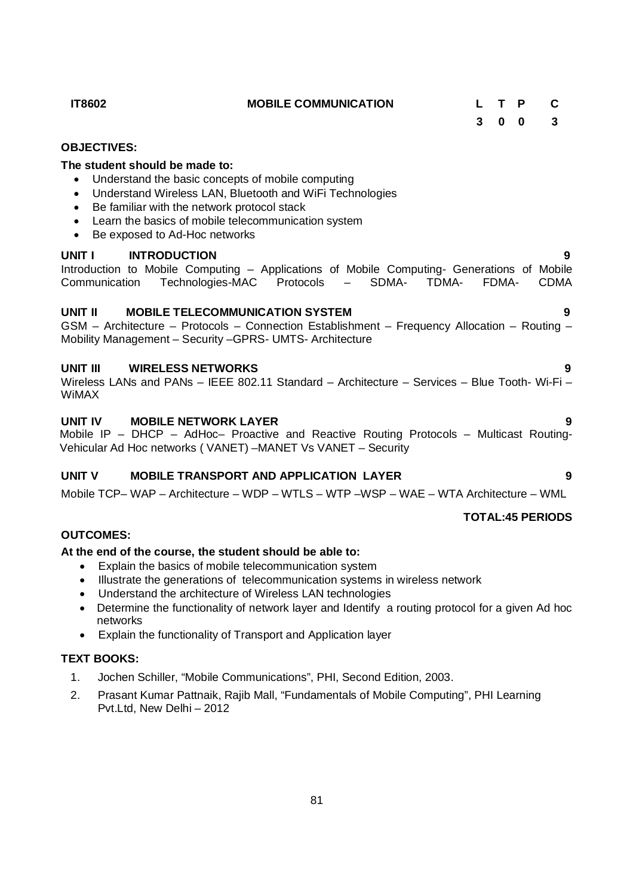| IT8602 | MOBILE COMMUNICATION | L | T | P | C |
|---|---|---|---|---|---|
| | | 3 | 0 | 0 | 3 |

**OBJECTIVES:**

**The student should be made to:**

- Understand the basic concepts of mobile computing
- Understand Wireless LAN, Bluetooth and WiFi Technologies
- Be familiar with the network protocol stack
- Learn the basics of mobile telecommunication system
- Be exposed to Ad-Hoc networks

**UNIT I INTRODUCTION** **9**

Introduction to Mobile Computing – Applications of Mobile Computing- Generations of Mobile Communication Technologies-MAC Protocols – SDMA- TDMA- FDMA- CDMA

**UNIT II MOBILE TELECOMMUNICATION SYSTEM** **9**

GSM – Architecture – Protocols – Connection Establishment – Frequency Allocation – Routing – Mobility Management – Security –GPRS- UMTS- Architecture

**UNIT III WIRELESS NETWORKS** **9**

Wireless LANs and PANs – IEEE 802.11 Standard – Architecture – Services – Blue Tooth- Wi-Fi – WiMAX

**UNIT IV MOBILE NETWORK LAYER** **9**

Mobile IP – DHCP – AdHoc– Proactive and Reactive Routing Protocols – Multicast Routing- Vehicular Ad Hoc networks ( VANET) –MANET Vs VANET – Security

**UNIT V MOBILE TRANSPORT AND APPLICATION LAYER** **9**

Mobile TCP– WAP – Architecture – WDP – WTLS – WTP –WSP – WAE – WTA Architecture – WML

**TOTAL:45 PERIODS**

**OUTCOMES:**

**At the end of the course, the student should be able to:**

- Explain the basics of mobile telecommunication system
- Illustrate the generations of telecommunication systems in wireless network
- Understand the architecture of Wireless LAN technologies
- Determine the functionality of network layer and Identify a routing protocol for a given Ad hoc networks
- Explain the functionality of Transport and Application layer

**TEXT BOOKS:**

1. Jochen Schiller, "Mobile Communications", PHI, Second Edition, 2003.
2. Prasant Kumar Pattnaik, Rajib Mall, "Fundamentals of Mobile Computing", PHI Learning Pvt.Ltd, New Delhi – 2012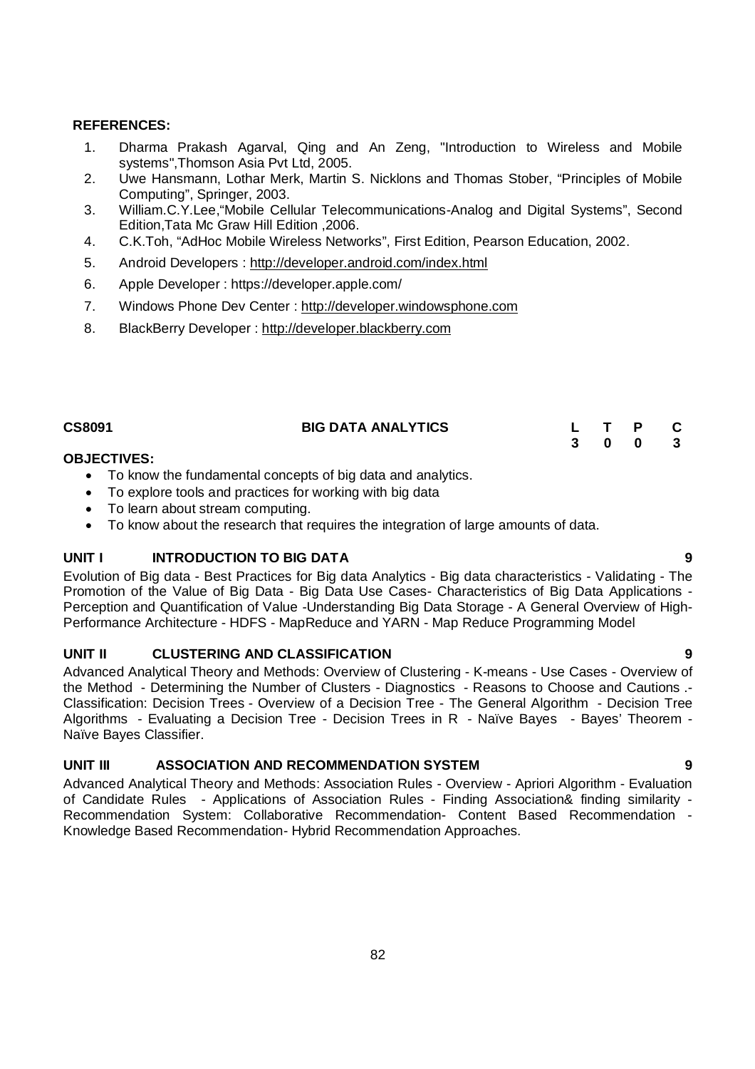**REFERENCES:**

1. Dharma Prakash Agarval, Qing and An Zeng, "Introduction to Wireless and Mobile systems",Thomson Asia Pvt Ltd, 2005.
2. Uwe Hansmann, Lothar Merk, Martin S. Nicklons and Thomas Stober, "Principles of Mobile Computing", Springer, 2003.
3. William.C.Y.Lee,"Mobile Cellular Telecommunications-Analog and Digital Systems", Second Edition,Tata Mc Graw Hill Edition ,2006.
4. C.K.Toh, "AdHoc Mobile Wireless Networks", First Edition, Pearson Education, 2002.
5. Android Developers : http://developer.android.com/index.html
6. Apple Developer : https://developer.apple.com/
7. Windows Phone Dev Center : http://developer.windowsphone.com
8. BlackBerry Developer : http://developer.blackberry.com

| CS8091 | BIG DATA ANALYTICS | L | T | P | C |
|---|---|---|---|---|---|
| | | 3 | 0 | 0 | 3 |

**OBJECTIVES:**

- To know the fundamental concepts of big data and analytics.
- To explore tools and practices for working with big data
- To learn about stream computing.
- To know about the research that requires the integration of large amounts of data.

**UNIT I INTRODUCTION TO BIG DATA 9**

Evolution of Big data - Best Practices for Big data Analytics - Big data characteristics - Validating - The Promotion of the Value of Big Data - Big Data Use Cases- Characteristics of Big Data Applications - Perception and Quantification of Value -Understanding Big Data Storage - A General Overview of High-Performance Architecture - HDFS - MapReduce and YARN - Map Reduce Programming Model

**UNIT II CLUSTERING AND CLASSIFICATION 9**

Advanced Analytical Theory and Methods: Overview of Clustering - K-means - Use Cases - Overview of the Method - Determining the Number of Clusters - Diagnostics - Reasons to Choose and Cautions .- Classification: Decision Trees - Overview of a Decision Tree - The General Algorithm - Decision Tree Algorithms - Evaluating a Decision Tree - Decision Trees in R - Naïve Bayes - Bayes' Theorem - Naïve Bayes Classifier.

**UNIT III ASSOCIATION AND RECOMMENDATION SYSTEM 9**

Advanced Analytical Theory and Methods: Association Rules - Overview - Apriori Algorithm - Evaluation of Candidate Rules - Applications of Association Rules - Finding Association& finding similarity - Recommendation System: Collaborative Recommendation- Content Based Recommendation - Knowledge Based Recommendation- Hybrid Recommendation Approaches.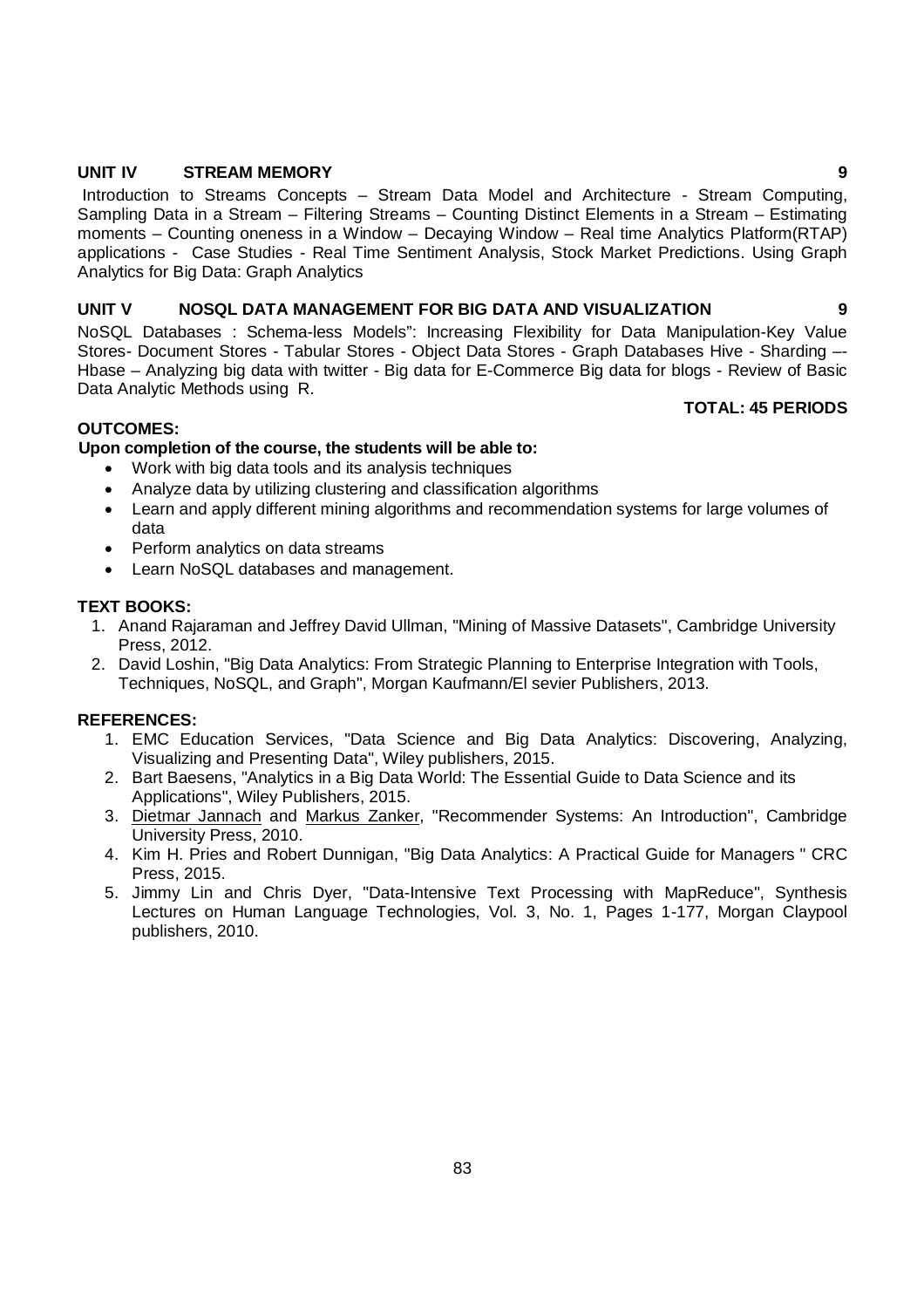**UNIT IV STREAM MEMORY** **9**

Introduction to Streams Concepts – Stream Data Model and Architecture - Stream Computing, Sampling Data in a Stream – Filtering Streams – Counting Distinct Elements in a Stream – Estimating moments – Counting oneness in a Window – Decaying Window – Real time Analytics Platform(RTAP) applications - Case Studies - Real Time Sentiment Analysis, Stock Market Predictions. Using Graph Analytics for Big Data: Graph Analytics

**UNIT V NOSQL DATA MANAGEMENT FOR BIG DATA AND VISUALIZATION** **9**

NoSQL Databases : Schema-less Models": Increasing Flexibility for Data Manipulation-Key Value Stores- Document Stores - Tabular Stores - Object Data Stores - Graph Databases Hive - Sharding –- Hbase – Analyzing big data with twitter - Big data for E-Commerce Big data for blogs - Review of Basic Data Analytic Methods using R.

**TOTAL: 45 PERIODS**

**OUTCOMES:**

**Upon completion of the course, the students will be able to:**

- Work with big data tools and its analysis techniques
- Analyze data by utilizing clustering and classification algorithms
- Learn and apply different mining algorithms and recommendation systems for large volumes of data
- Perform analytics on data streams
- Learn NoSQL databases and management.

**TEXT BOOKS:**

1. Anand Rajaraman and Jeffrey David Ullman, "Mining of Massive Datasets", Cambridge University Press, 2012.
2. David Loshin, "Big Data Analytics: From Strategic Planning to Enterprise Integration with Tools, Techniques, NoSQL, and Graph", Morgan Kaufmann/El sevier Publishers, 2013.

**REFERENCES:**

1. EMC Education Services, "Data Science and Big Data Analytics: Discovering, Analyzing, Visualizing and Presenting Data", Wiley publishers, 2015.
2. Bart Baesens, "Analytics in a Big Data World: The Essential Guide to Data Science and its Applications", Wiley Publishers, 2015.
3. Dietmar Jannach and Markus Zanker, "Recommender Systems: An Introduction", Cambridge University Press, 2010.
4. Kim H. Pries and Robert Dunnigan, "Big Data Analytics: A Practical Guide for Managers " CRC Press, 2015.
5. Jimmy Lin and Chris Dyer, "Data-Intensive Text Processing with MapReduce", Synthesis Lectures on Human Language Technologies, Vol. 3, No. 1, Pages 1-177, Morgan Claypool publishers, 2010.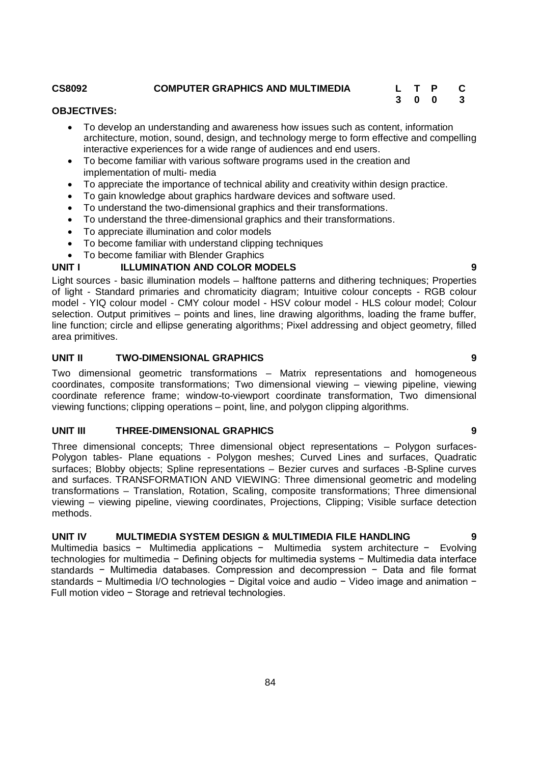**CS8092 COMPUTER GRAPHICS AND MULTIMEDIA**

| L | T | P | C |
|---|---|---|---|
| 3 | 0 | 0 | 3 |

**OBJECTIVES:**

- To develop an understanding and awareness how issues such as content, information architecture, motion, sound, design, and technology merge to form effective and compelling interactive experiences for a wide range of audiences and end users.
- To become familiar with various software programs used in the creation and implementation of multi- media
- To appreciate the importance of technical ability and creativity within design practice.
- To gain knowledge about graphics hardware devices and software used.
- To understand the two-dimensional graphics and their transformations.
- To understand the three-dimensional graphics and their transformations.
- To appreciate illumination and color models
- To become familiar with understand clipping techniques
- To become familiar with Blender Graphics

**UNIT I ILLUMINATION AND COLOR MODELS 9**

Light sources - basic illumination models – halftone patterns and dithering techniques; Properties of light - Standard primaries and chromaticity diagram; Intuitive colour concepts - RGB colour model - YIQ colour model - CMY colour model - HSV colour model - HLS colour model; Colour selection. Output primitives – points and lines, line drawing algorithms, loading the frame buffer, line function; circle and ellipse generating algorithms; Pixel addressing and object geometry, filled area primitives.

**UNIT II TWO-DIMENSIONAL GRAPHICS 9**

Two dimensional geometric transformations – Matrix representations and homogeneous coordinates, composite transformations; Two dimensional viewing – viewing pipeline, viewing coordinate reference frame; window-to-viewport coordinate transformation, Two dimensional viewing functions; clipping operations – point, line, and polygon clipping algorithms.

**UNIT III THREE-DIMENSIONAL GRAPHICS 9**

Three dimensional concepts; Three dimensional object representations – Polygon surfaces- Polygon tables- Plane equations - Polygon meshes; Curved Lines and surfaces, Quadratic surfaces; Blobby objects; Spline representations – Bezier curves and surfaces -B-Spline curves and surfaces. TRANSFORMATION AND VIEWING: Three dimensional geometric and modeling transformations – Translation, Rotation, Scaling, composite transformations; Three dimensional viewing – viewing pipeline, viewing coordinates, Projections, Clipping; Visible surface detection methods.

**UNIT IV MULTIMEDIA SYSTEM DESIGN & MULTIMEDIA FILE HANDLING 9**

Multimedia basics − Multimedia applications − Multimedia system architecture − Evolving technologies for multimedia − Defining objects for multimedia systems − Multimedia data interface standards − Multimedia databases. Compression and decompression − Data and file format standards − Multimedia I/O technologies − Digital voice and audio − Video image and animation − Full motion video − Storage and retrieval technologies.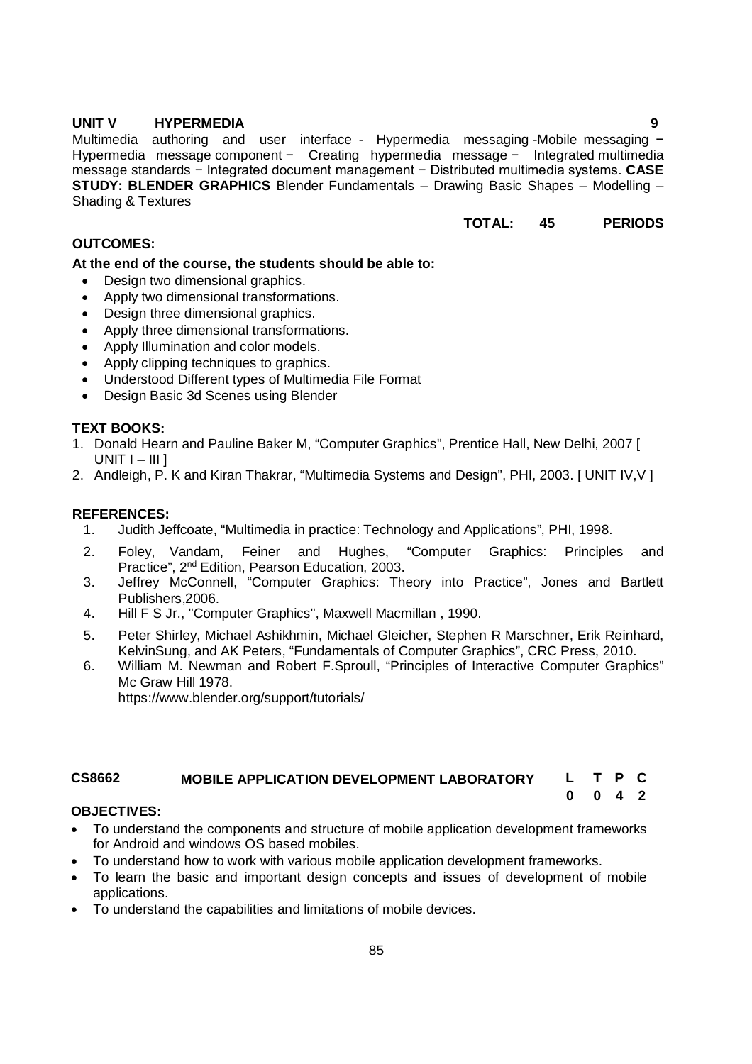**UNIT V HYPERMEDIA** **9**

Multimedia authoring and user interface - Hypermedia messaging -Mobile messaging − Hypermedia message component − Creating hypermedia message − Integrated multimedia message standards − Integrated document management − Distributed multimedia systems. **CASE STUDY: BLENDER GRAPHICS** Blender Fundamentals – Drawing Basic Shapes – Modelling – Shading & Textures

**TOTAL: 45 PERIODS**

**OUTCOMES:**

**At the end of the course, the students should be able to:**

- Design two dimensional graphics.
- Apply two dimensional transformations.
- Design three dimensional graphics.
- Apply three dimensional transformations.
- Apply Illumination and color models.
- Apply clipping techniques to graphics.
- Understood Different types of Multimedia File Format
- Design Basic 3d Scenes using Blender

**TEXT BOOKS:**

1. Donald Hearn and Pauline Baker M, "Computer Graphics", Prentice Hall, New Delhi, 2007 [ UNIT I – III ]
2. Andleigh, P. K and Kiran Thakrar, "Multimedia Systems and Design", PHI, 2003. [ UNIT IV,V ]

**REFERENCES:**

1. Judith Jeffcoate, "Multimedia in practice: Technology and Applications", PHI, 1998.
2. Foley, Vandam, Feiner and Hughes, "Computer Graphics: Principles and Practice", 2nd Edition, Pearson Education, 2003.
3. Jeffrey McConnell, "Computer Graphics: Theory into Practice", Jones and Bartlett Publishers,2006.
4. Hill F S Jr., "Computer Graphics", Maxwell Macmillan , 1990.
5. Peter Shirley, Michael Ashikhmin, Michael Gleicher, Stephen R Marschner, Erik Reinhard, KelvinSung, and AK Peters, "Fundamentals of Computer Graphics", CRC Press, 2010.
6. William M. Newman and Robert F.Sproull, "Principles of Interactive Computer Graphics" Mc Graw Hill 1978.
   https://www.blender.org/support/tutorials/

## CS8662 MOBILE APPLICATION DEVELOPMENT LABORATORY

| L | T | P | C |
|---|---|---|---|
| 0 | 0 | 4 | 2 |

**OBJECTIVES:**

- To understand the components and structure of mobile application development frameworks for Android and windows OS based mobiles.
- To understand how to work with various mobile application development frameworks.
- To learn the basic and important design concepts and issues of development of mobile applications.
- To understand the capabilities and limitations of mobile devices.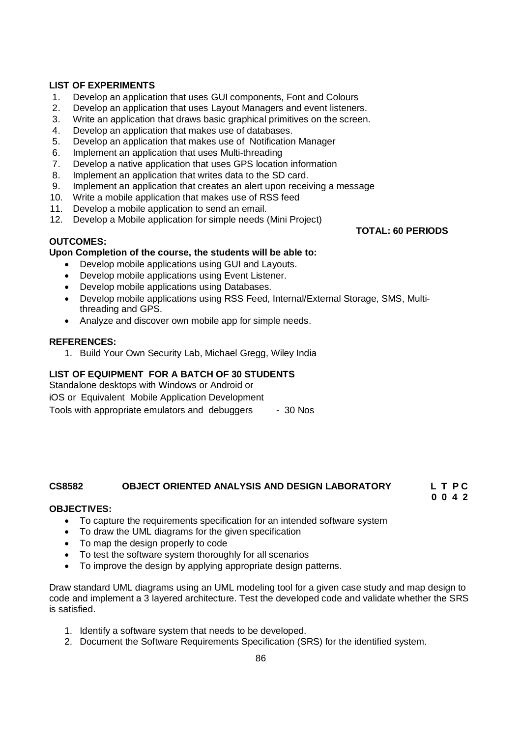**LIST OF EXPERIMENTS**

1. Develop an application that uses GUI components, Font and Colours
2. Develop an application that uses Layout Managers and event listeners.
3. Write an application that draws basic graphical primitives on the screen.
4. Develop an application that makes use of databases.
5. Develop an application that makes use of Notification Manager
6. Implement an application that uses Multi-threading
7. Develop a native application that uses GPS location information
8. Implement an application that writes data to the SD card.
9. Implement an application that creates an alert upon receiving a message
10. Write a mobile application that makes use of RSS feed
11. Develop a mobile application to send an email.
12. Develop a Mobile application for simple needs (Mini Project)

**TOTAL: 60 PERIODS**

**OUTCOMES:**

**Upon Completion of the course, the students will be able to:**

- Develop mobile applications using GUI and Layouts.
- Develop mobile applications using Event Listener.
- Develop mobile applications using Databases.
- Develop mobile applications using RSS Feed, Internal/External Storage, SMS, Multi-threading and GPS.
- Analyze and discover own mobile app for simple needs.

**REFERENCES:**

1. Build Your Own Security Lab, Michael Gregg, Wiley India

**LIST OF EQUIPMENT FOR A BATCH OF 30 STUDENTS**

Standalone desktops with Windows or Android or
iOS or Equivalent Mobile Application Development
Tools with appropriate emulators and debuggers - 30 Nos

## CS8582 OBJECT ORIENTED ANALYSIS AND DESIGN LABORATORY

**L T P C**
**0 0 4 2**

**OBJECTIVES:**

- To capture the requirements specification for an intended software system
- To draw the UML diagrams for the given specification
- To map the design properly to code
- To test the software system thoroughly for all scenarios
- To improve the design by applying appropriate design patterns.

Draw standard UML diagrams using an UML modeling tool for a given case study and map design to code and implement a 3 layered architecture. Test the developed code and validate whether the SRS is satisfied.

1. Identify a software system that needs to be developed.
2. Document the Software Requirements Specification (SRS) for the identified system.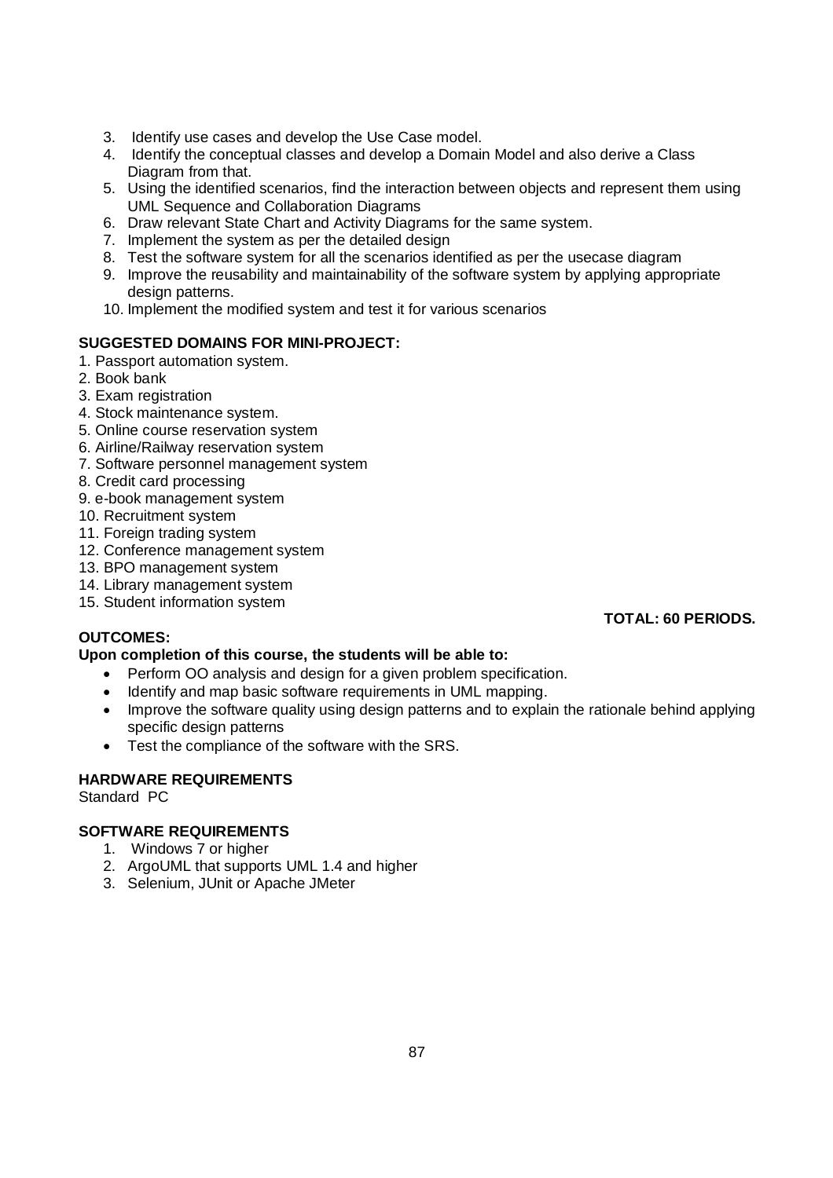3. Identify use cases and develop the Use Case model.
4. Identify the conceptual classes and develop a Domain Model and also derive a Class Diagram from that.
5. Using the identified scenarios, find the interaction between objects and represent them using UML Sequence and Collaboration Diagrams
6. Draw relevant State Chart and Activity Diagrams for the same system.
7. Implement the system as per the detailed design
8. Test the software system for all the scenarios identified as per the usecase diagram
9. Improve the reusability and maintainability of the software system by applying appropriate design patterns.
10. Implement the modified system and test it for various scenarios

**SUGGESTED DOMAINS FOR MINI-PROJECT:**

1. Passport automation system.
2. Book bank
3. Exam registration
4. Stock maintenance system.
5. Online course reservation system
6. Airline/Railway reservation system
7. Software personnel management system
8. Credit card processing
9. e-book management system
10. Recruitment system
11. Foreign trading system
12. Conference management system
13. BPO management system
14. Library management system
15. Student information system

**TOTAL: 60 PERIODS.**

**OUTCOMES:**

**Upon completion of this course, the students will be able to:**

- Perform OO analysis and design for a given problem specification.
- Identify and map basic software requirements in UML mapping.
- Improve the software quality using design patterns and to explain the rationale behind applying specific design patterns
- Test the compliance of the software with the SRS.

**HARDWARE REQUIREMENTS**

Standard PC

**SOFTWARE REQUIREMENTS**

1. Windows 7 or higher
2. ArgoUML that supports UML 1.4 and higher
3. Selenium, JUnit or Apache JMeter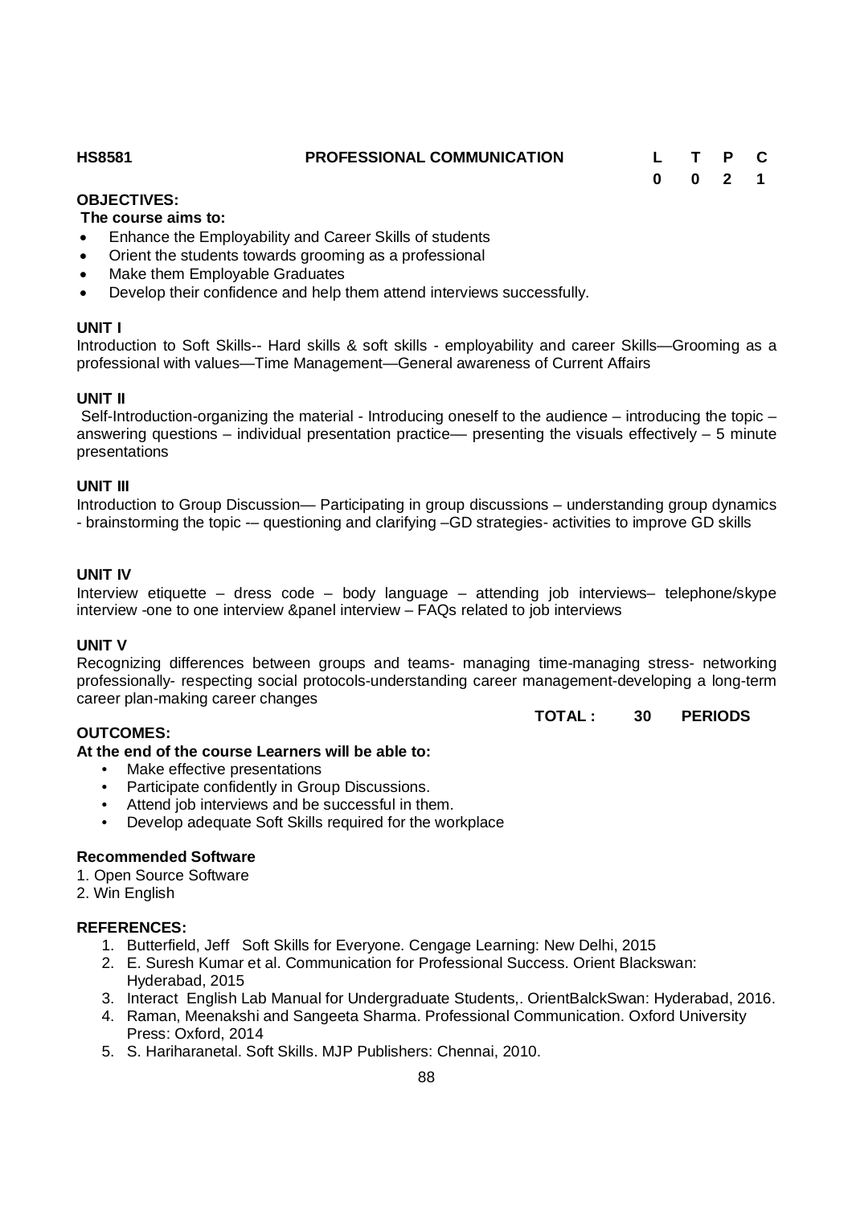| HS8581 | PROFESSIONAL COMMUNICATION | L | T | P | C |
|---|---|---|---|---|---|
| | | 0 | 0 | 2 | 1 |

**OBJECTIVES:**

**The course aims to:**

- Enhance the Employability and Career Skills of students
- Orient the students towards grooming as a professional
- Make them Employable Graduates
- Develop their confidence and help them attend interviews successfully.

**UNIT I**

Introduction to Soft Skills-- Hard skills & soft skills - employability and career Skills—Grooming as a professional with values—Time Management—General awareness of Current Affairs

**UNIT II**

Self-Introduction-organizing the material - Introducing oneself to the audience – introducing the topic – answering questions – individual presentation practice–– presenting the visuals effectively – 5 minute presentations

**UNIT III**

Introduction to Group Discussion— Participating in group discussions – understanding group dynamics - brainstorming the topic -– questioning and clarifying –GD strategies- activities to improve GD skills

**UNIT IV**

Interview etiquette – dress code – body language – attending job interviews– telephone/skype interview -one to one interview &panel interview – FAQs related to job interviews

**UNIT V**

Recognizing differences between groups and teams- managing time-managing stress- networking professionally- respecting social protocols-understanding career management-developing a long-term career plan-making career changes

**TOTAL : 30 PERIODS**

**OUTCOMES:**

**At the end of the course Learners will be able to:**

- Make effective presentations
- Participate confidently in Group Discussions.
- Attend job interviews and be successful in them.
- Develop adequate Soft Skills required for the workplace

**Recommended Software**

1. Open Source Software
2. Win English

**REFERENCES:**

1. Butterfield, Jeff Soft Skills for Everyone. Cengage Learning: New Delhi, 2015
2. E. Suresh Kumar et al. Communication for Professional Success. Orient Blackswan: Hyderabad, 2015
3. Interact English Lab Manual for Undergraduate Students,. OrientBalckSwan: Hyderabad, 2016.
4. Raman, Meenakshi and Sangeeta Sharma. Professional Communication. Oxford University Press: Oxford, 2014
5. S. Hariharanetal. Soft Skills. MJP Publishers: Chennai, 2010.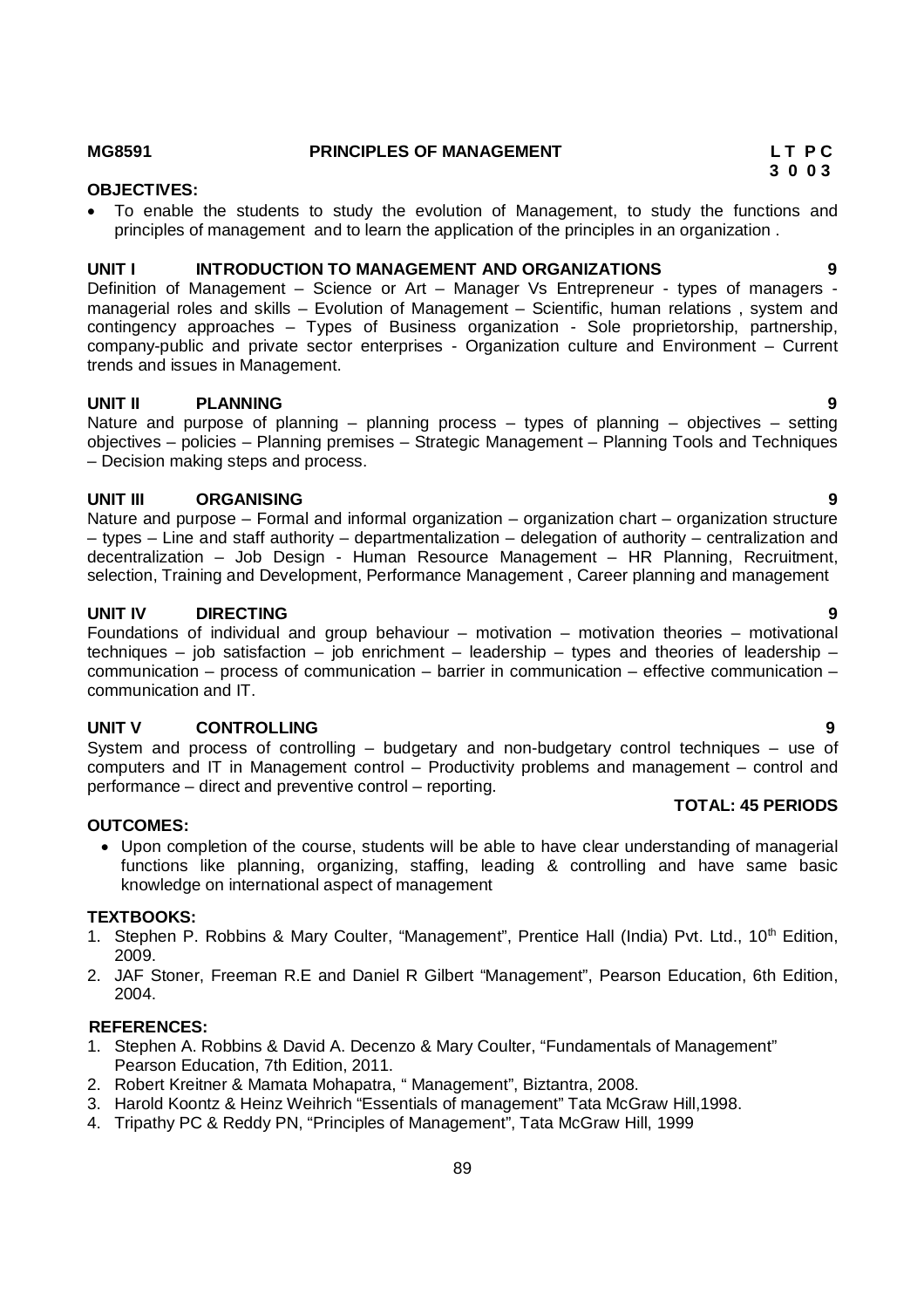**MG8591 PRINCIPLES OF MANAGEMENT**

**L T P C**
**3 0 0 3**

**OBJECTIVES:**

- To enable the students to study the evolution of Management, to study the functions and principles of management and to learn the application of the principles in an organization .

**UNIT I INTRODUCTION TO MANAGEMENT AND ORGANIZATIONS 9**

Definition of Management – Science or Art – Manager Vs Entrepreneur - types of managers - managerial roles and skills – Evolution of Management – Scientific, human relations , system and contingency approaches – Types of Business organization - Sole proprietorship, partnership, company-public and private sector enterprises - Organization culture and Environment – Current trends and issues in Management.

**UNIT II PLANNING 9**

Nature and purpose of planning – planning process – types of planning – objectives – setting objectives – policies – Planning premises – Strategic Management – Planning Tools and Techniques – Decision making steps and process.

**UNIT III ORGANISING 9**

Nature and purpose – Formal and informal organization – organization chart – organization structure – types – Line and staff authority – departmentalization – delegation of authority – centralization and decentralization – Job Design - Human Resource Management – HR Planning, Recruitment, selection, Training and Development, Performance Management , Career planning and management

**UNIT IV DIRECTING 9**

Foundations of individual and group behaviour – motivation – motivation theories – motivational techniques – job satisfaction – job enrichment – leadership – types and theories of leadership – communication – process of communication – barrier in communication – effective communication – communication and IT.

**UNIT V CONTROLLING 9**

System and process of controlling – budgetary and non-budgetary control techniques – use of computers and IT in Management control – Productivity problems and management – control and performance – direct and preventive control – reporting.

**TOTAL: 45 PERIODS**

**OUTCOMES:**

- Upon completion of the course, students will be able to have clear understanding of managerial functions like planning, organizing, staffing, leading & controlling and have same basic knowledge on international aspect of management

**TEXTBOOKS:**

1. Stephen P. Robbins & Mary Coulter, "Management", Prentice Hall (India) Pvt. Ltd., 10th Edition, 2009.
2. JAF Stoner, Freeman R.E and Daniel R Gilbert "Management", Pearson Education, 6th Edition, 2004.

**REFERENCES:**

1. Stephen A. Robbins & David A. Decenzo & Mary Coulter, "Fundamentals of Management" Pearson Education, 7th Edition, 2011.
2. Robert Kreitner & Mamata Mohapatra, " Management", Biztantra, 2008.
3. Harold Koontz & Heinz Weihrich "Essentials of management" Tata McGraw Hill,1998.
4. Tripathy PC & Reddy PN, "Principles of Management", Tata McGraw Hill, 1999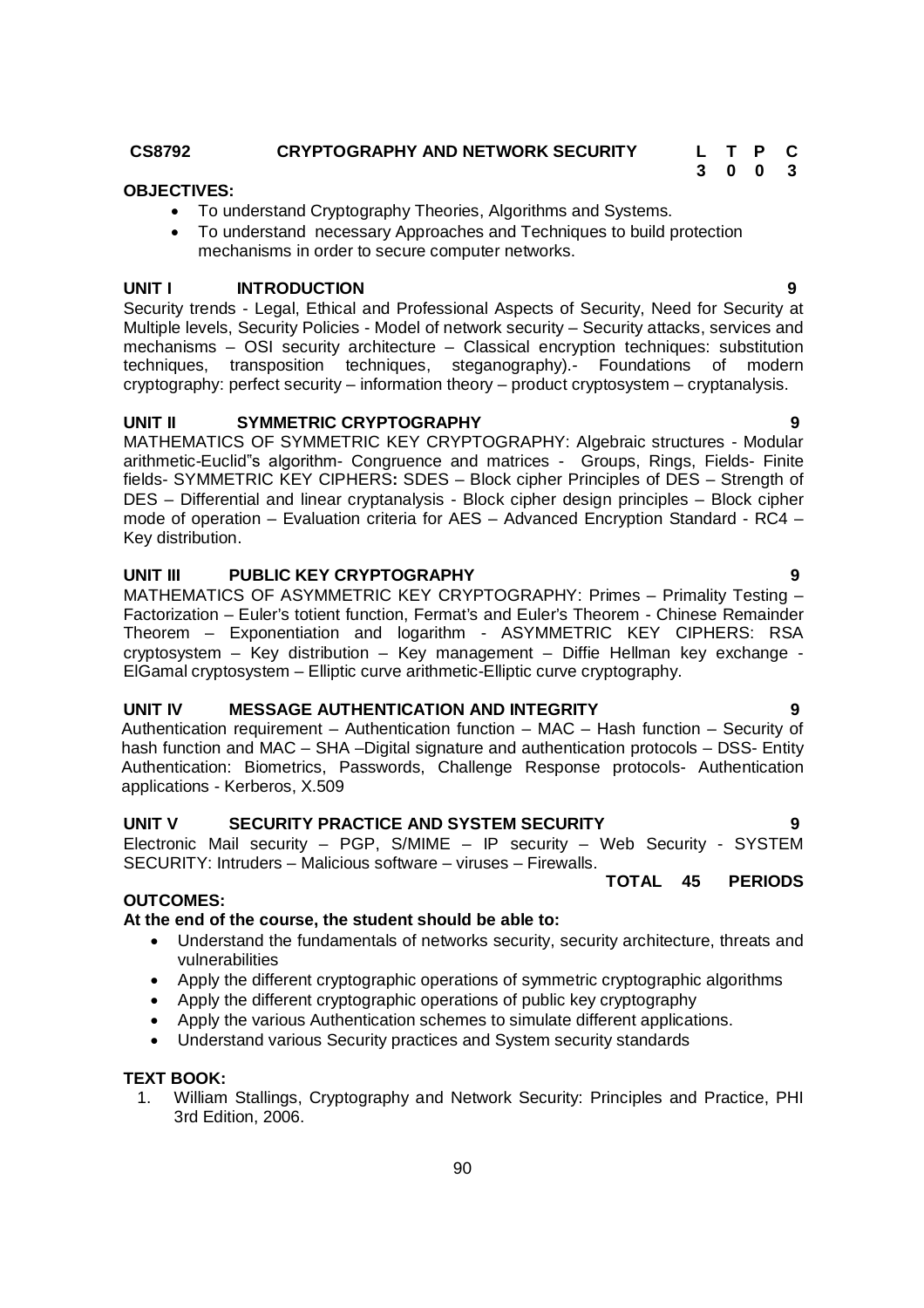**CS8792 CRYPTOGRAPHY AND NETWORK SECURITY**

| L | T | P | C |
|---|---|---|---|
| 3 | 0 | 0 | 3 |

**OBJECTIVES:**

- To understand Cryptography Theories, Algorithms and Systems.
- To understand necessary Approaches and Techniques to build protection mechanisms in order to secure computer networks.

**UNIT I INTRODUCTION 9**

Security trends - Legal, Ethical and Professional Aspects of Security, Need for Security at Multiple levels, Security Policies - Model of network security – Security attacks, services and mechanisms – OSI security architecture – Classical encryption techniques: substitution techniques, transposition techniques, steganography).- Foundations of modern cryptography: perfect security – information theory – product cryptosystem – cryptanalysis.

**UNIT II SYMMETRIC CRYPTOGRAPHY 9**

MATHEMATICS OF SYMMETRIC KEY CRYPTOGRAPHY: Algebraic structures - Modular arithmetic-Euclid"s algorithm- Congruence and matrices - Groups, Rings, Fields- Finite fields- SYMMETRIC KEY CIPHERS**:** SDES – Block cipher Principles of DES – Strength of DES – Differential and linear cryptanalysis - Block cipher design principles – Block cipher mode of operation – Evaluation criteria for AES – Advanced Encryption Standard - RC4 – Key distribution.

**UNIT III PUBLIC KEY CRYPTOGRAPHY 9**

MATHEMATICS OF ASYMMETRIC KEY CRYPTOGRAPHY: Primes – Primality Testing – Factorization – Euler's totient function, Fermat's and Euler's Theorem - Chinese Remainder Theorem – Exponentiation and logarithm - ASYMMETRIC KEY CIPHERS: RSA cryptosystem – Key distribution – Key management – Diffie Hellman key exchange - ElGamal cryptosystem – Elliptic curve arithmetic-Elliptic curve cryptography.

**UNIT IV MESSAGE AUTHENTICATION AND INTEGRITY 9**

Authentication requirement – Authentication function – MAC – Hash function – Security of hash function and MAC – SHA –Digital signature and authentication protocols – DSS- Entity Authentication: Biometrics, Passwords, Challenge Response protocols- Authentication applications - Kerberos, X.509

**UNIT V SECURITY PRACTICE AND SYSTEM SECURITY 9**

Electronic Mail security – PGP, S/MIME – IP security – Web Security - SYSTEM SECURITY: Intruders – Malicious software – viruses – Firewalls.

**TOTAL 45 PERIODS**

**OUTCOMES:**

**At the end of the course, the student should be able to:**

- Understand the fundamentals of networks security, security architecture, threats and vulnerabilities
- Apply the different cryptographic operations of symmetric cryptographic algorithms
- Apply the different cryptographic operations of public key cryptography
- Apply the various Authentication schemes to simulate different applications.
- Understand various Security practices and System security standards

**TEXT BOOK:**

1. William Stallings, Cryptography and Network Security: Principles and Practice, PHI 3rd Edition, 2006.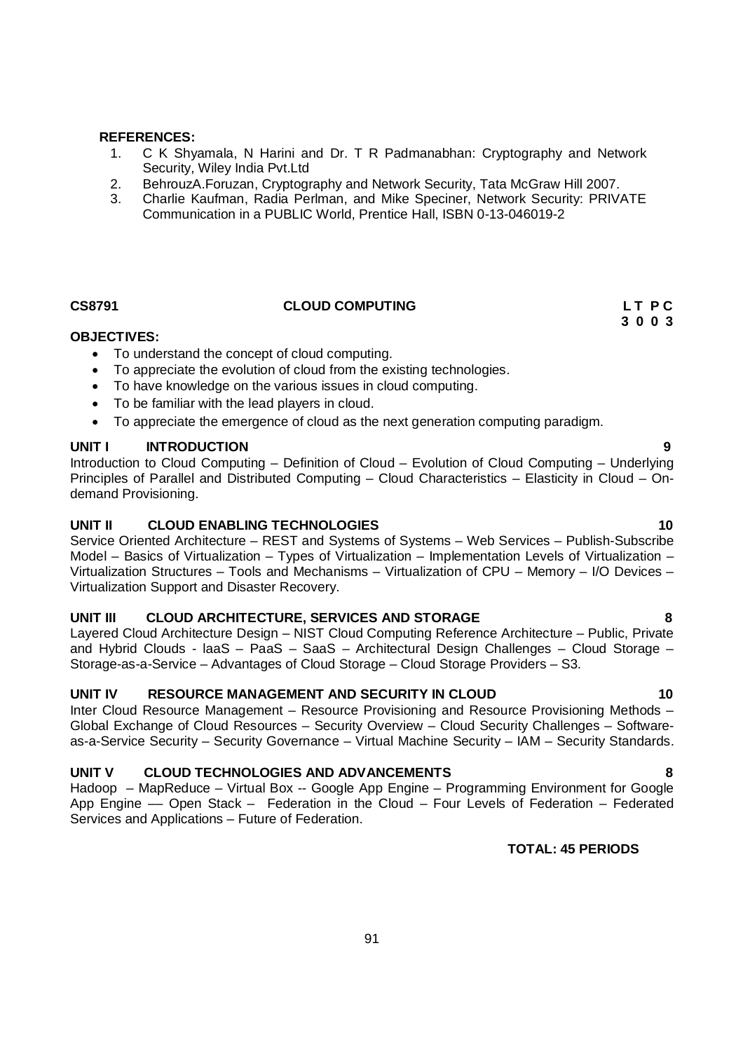**REFERENCES:**

1. C K Shyamala, N Harini and Dr. T R Padmanabhan: Cryptography and Network Security, Wiley India Pvt.Ltd
2. BehrouzA.Foruzan, Cryptography and Network Security, Tata McGraw Hill 2007.
3. Charlie Kaufman, Radia Perlman, and Mike Speciner, Network Security: PRIVATE Communication in a PUBLIC World, Prentice Hall, ISBN 0-13-046019-2

## CS8791 CLOUD COMPUTING

**L T P C**
**3 0 0 3**

**OBJECTIVES:**

- To understand the concept of cloud computing.
- To appreciate the evolution of cloud from the existing technologies.
- To have knowledge on the various issues in cloud computing.
- To be familiar with the lead players in cloud.
- To appreciate the emergence of cloud as the next generation computing paradigm.

### UNIT I INTRODUCTION 9

Introduction to Cloud Computing – Definition of Cloud – Evolution of Cloud Computing – Underlying Principles of Parallel and Distributed Computing – Cloud Characteristics – Elasticity in Cloud – On-demand Provisioning.

### UNIT II CLOUD ENABLING TECHNOLOGIES 10

Service Oriented Architecture – REST and Systems of Systems – Web Services – Publish-Subscribe Model – Basics of Virtualization – Types of Virtualization – Implementation Levels of Virtualization – Virtualization Structures – Tools and Mechanisms – Virtualization of CPU – Memory – I/O Devices – Virtualization Support and Disaster Recovery.

### UNIT III CLOUD ARCHITECTURE, SERVICES AND STORAGE 8

Layered Cloud Architecture Design – NIST Cloud Computing Reference Architecture – Public, Private and Hybrid Clouds - laaS – PaaS – SaaS – Architectural Design Challenges – Cloud Storage – Storage-as-a-Service – Advantages of Cloud Storage – Cloud Storage Providers – S3.

### UNIT IV RESOURCE MANAGEMENT AND SECURITY IN CLOUD 10

Inter Cloud Resource Management – Resource Provisioning and Resource Provisioning Methods – Global Exchange of Cloud Resources – Security Overview – Cloud Security Challenges – Software-as-a-Service Security – Security Governance – Virtual Machine Security – IAM – Security Standards.

### UNIT V CLOUD TECHNOLOGIES AND ADVANCEMENTS 8

Hadoop – MapReduce – Virtual Box -- Google App Engine – Programming Environment for Google App Engine –– Open Stack – Federation in the Cloud – Four Levels of Federation – Federated Services and Applications – Future of Federation.

**TOTAL: 45 PERIODS**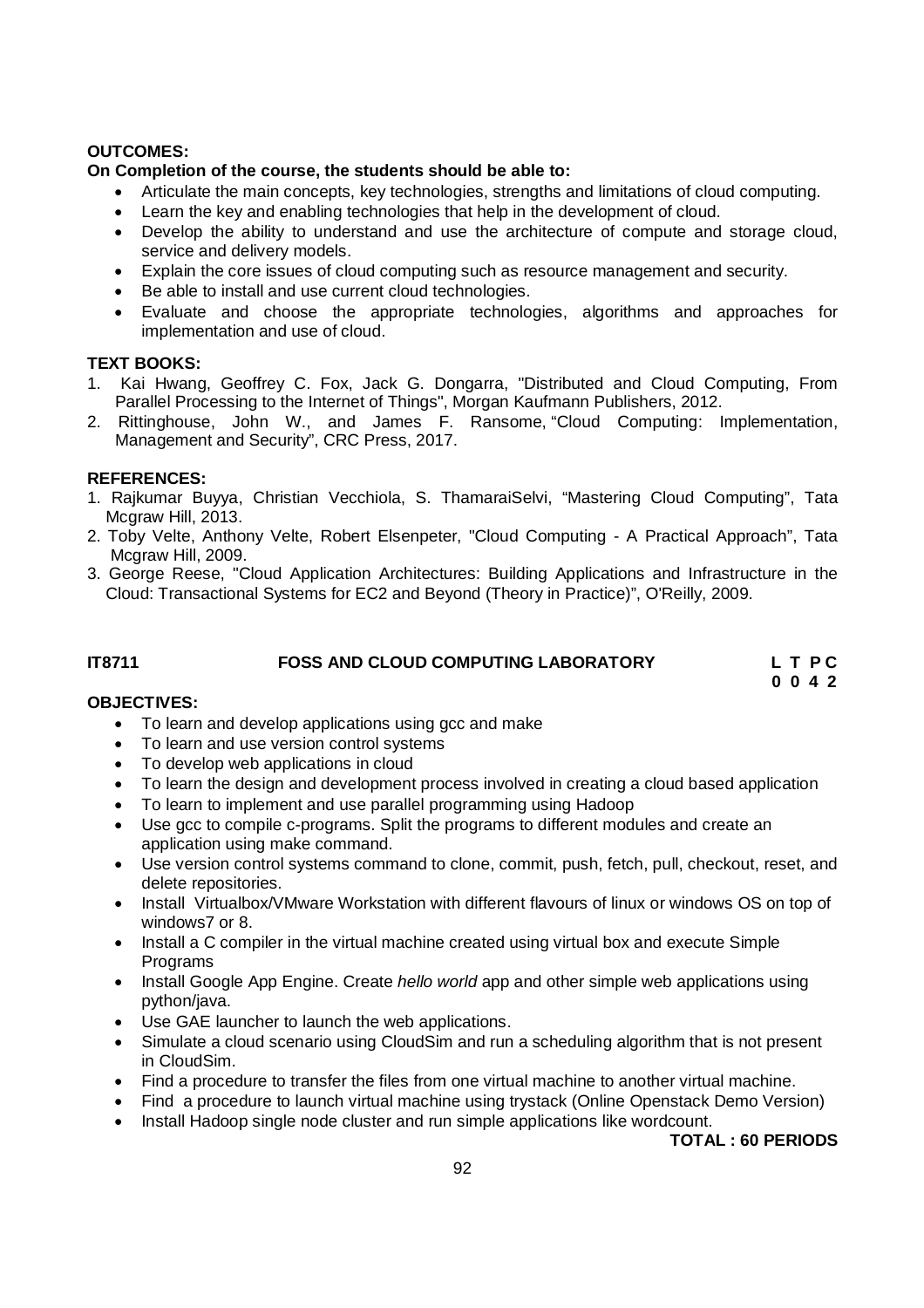**OUTCOMES:**

**On Completion of the course, the students should be able to:**

- Articulate the main concepts, key technologies, strengths and limitations of cloud computing.
- Learn the key and enabling technologies that help in the development of cloud.
- Develop the ability to understand and use the architecture of compute and storage cloud, service and delivery models.
- Explain the core issues of cloud computing such as resource management and security.
- Be able to install and use current cloud technologies.
- Evaluate and choose the appropriate technologies, algorithms and approaches for implementation and use of cloud.

**TEXT BOOKS:**

1. Kai Hwang, Geoffrey C. Fox, Jack G. Dongarra, "Distributed and Cloud Computing, From Parallel Processing to the Internet of Things", Morgan Kaufmann Publishers, 2012.
2. Rittinghouse, John W., and James F. Ransome, "Cloud Computing: Implementation, Management and Security", CRC Press, 2017.

**REFERENCES:**

1. Rajkumar Buyya, Christian Vecchiola, S. ThamaraiSelvi, "Mastering Cloud Computing", Tata Mcgraw Hill, 2013.
2. Toby Velte, Anthony Velte, Robert Elsenpeter, "Cloud Computing - A Practical Approach", Tata Mcgraw Hill, 2009.
3. George Reese, "Cloud Application Architectures: Building Applications and Infrastructure in the Cloud: Transactional Systems for EC2 and Beyond (Theory in Practice)", O'Reilly, 2009.

## IT8711 FOSS AND CLOUD COMPUTING LABORATORY

| L | T | P | C |
|---|---|---|---|
| 0 | 0 | 4 | 2 |

**OBJECTIVES:**

- To learn and develop applications using gcc and make
- To learn and use version control systems
- To develop web applications in cloud
- To learn the design and development process involved in creating a cloud based application
- To learn to implement and use parallel programming using Hadoop
- Use gcc to compile c-programs. Split the programs to different modules and create an application using make command.
- Use version control systems command to clone, commit, push, fetch, pull, checkout, reset, and delete repositories.
- Install Virtualbox/VMware Workstation with different flavours of linux or windows OS on top of windows7 or 8.
- Install a C compiler in the virtual machine created using virtual box and execute Simple Programs
- Install Google App Engine. Create *hello world* app and other simple web applications using python/java.
- Use GAE launcher to launch the web applications.
- Simulate a cloud scenario using CloudSim and run a scheduling algorithm that is not present in CloudSim.
- Find a procedure to transfer the files from one virtual machine to another virtual machine.
- Find a procedure to launch virtual machine using trystack (Online Openstack Demo Version)
- Install Hadoop single node cluster and run simple applications like wordcount.

**TOTAL : 60 PERIODS**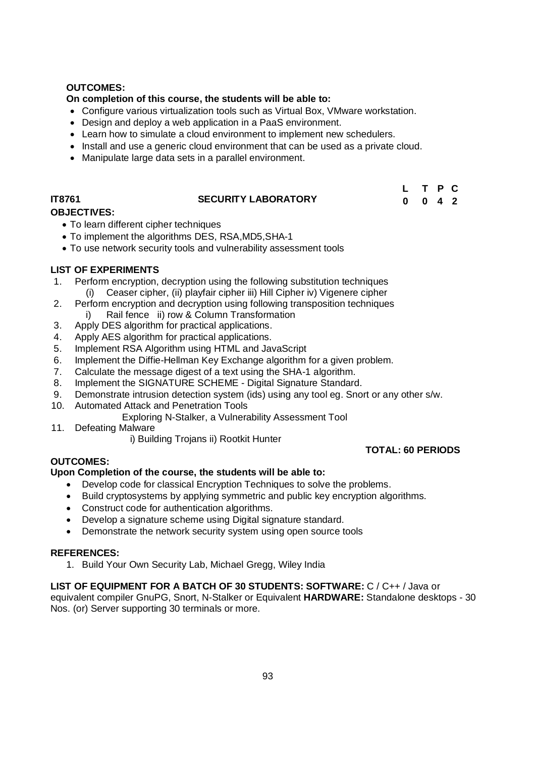**OUTCOMES:**

**On completion of this course, the students will be able to:**

- Configure various virtualization tools such as Virtual Box, VMware workstation.
- Design and deploy a web application in a PaaS environment.
- Learn how to simulate a cloud environment to implement new schedulers.
- Install and use a generic cloud environment that can be used as a private cloud.
- Manipulate large data sets in a parallel environment.

## IT8761 SECURITY LABORATORY

| L | T | P | C |
|---|---|---|---|
| 0 | 0 | 4 | 2 |

**OBJECTIVES:**

- To learn different cipher techniques
- To implement the algorithms DES, RSA,MD5,SHA-1
- To use network security tools and vulnerability assessment tools

**LIST OF EXPERIMENTS**

1. Perform encryption, decryption using the following substitution techniques
   (i) Ceaser cipher, (ii) playfair cipher iii) Hill Cipher iv) Vigenere cipher
2. Perform encryption and decryption using following transposition techniques
   i) Rail fence ii) row & Column Transformation
3. Apply DES algorithm for practical applications.
4. Apply AES algorithm for practical applications.
5. Implement RSA Algorithm using HTML and JavaScript
6. Implement the Diffie-Hellman Key Exchange algorithm for a given problem.
7. Calculate the message digest of a text using the SHA-1 algorithm.
8. Implement the SIGNATURE SCHEME - Digital Signature Standard.
9. Demonstrate intrusion detection system (ids) using any tool eg. Snort or any other s/w.
10. Automated Attack and Penetration Tools
    Exploring N-Stalker, a Vulnerability Assessment Tool
11. Defeating Malware
    i) Building Trojans ii) Rootkit Hunter

**TOTAL: 60 PERIODS**

**OUTCOMES:**

**Upon Completion of the course, the students will be able to:**

- Develop code for classical Encryption Techniques to solve the problems.
- Build cryptosystems by applying symmetric and public key encryption algorithms.
- Construct code for authentication algorithms.
- Develop a signature scheme using Digital signature standard.
- Demonstrate the network security system using open source tools

**REFERENCES:**

1. Build Your Own Security Lab, Michael Gregg, Wiley India

**LIST OF EQUIPMENT FOR A BATCH OF 30 STUDENTS: SOFTWARE:** C / C++ / Java or equivalent compiler GnuPG, Snort, N-Stalker or Equivalent **HARDWARE:** Standalone desktops - 30 Nos. (or) Server supporting 30 terminals or more.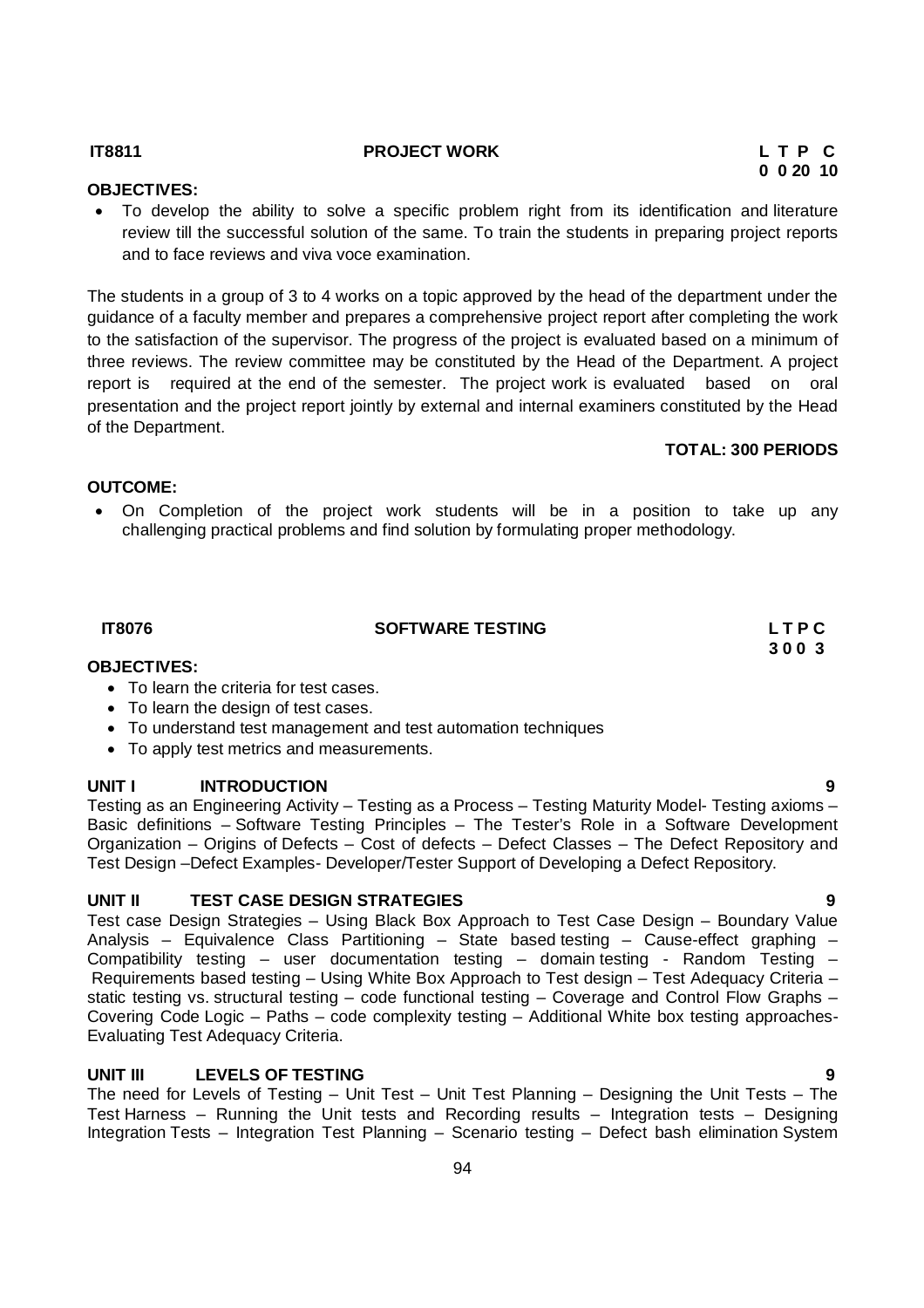**IT8811 PROJECT WORK L T P C**
**0 0 20 10**

**OBJECTIVES:**

- To develop the ability to solve a specific problem right from its identification and literature review till the successful solution of the same. To train the students in preparing project reports and to face reviews and viva voce examination.

The students in a group of 3 to 4 works on a topic approved by the head of the department under the guidance of a faculty member and prepares a comprehensive project report after completing the work to the satisfaction of the supervisor. The progress of the project is evaluated based on a minimum of three reviews. The review committee may be constituted by the Head of the Department. A project report is required at the end of the semester. The project work is evaluated based on oral presentation and the project report jointly by external and internal examiners constituted by the Head of the Department.

**TOTAL: 300 PERIODS**

**OUTCOME:**

- On Completion of the project work students will be in a position to take up any challenging practical problems and find solution by formulating proper methodology.

**IT8076 SOFTWARE TESTING L T P C**
**3 0 0 3**

**OBJECTIVES:**

- To learn the criteria for test cases.
- To learn the design of test cases.
- To understand test management and test automation techniques
- To apply test metrics and measurements.

**UNIT I INTRODUCTION 9**

Testing as an Engineering Activity – Testing as a Process – Testing Maturity Model- Testing axioms – Basic definitions – Software Testing Principles – The Tester's Role in a Software Development Organization – Origins of Defects – Cost of defects – Defect Classes – The Defect Repository and Test Design –Defect Examples- Developer/Tester Support of Developing a Defect Repository.

**UNIT II TEST CASE DESIGN STRATEGIES 9**

Test case Design Strategies – Using Black Box Approach to Test Case Design – Boundary Value Analysis – Equivalence Class Partitioning – State based testing – Cause-effect graphing – Compatibility testing – user documentation testing – domain testing - Random Testing – Requirements based testing – Using White Box Approach to Test design – Test Adequacy Criteria – static testing vs. structural testing – code functional testing – Coverage and Control Flow Graphs – Covering Code Logic – Paths – code complexity testing – Additional White box testing approaches- Evaluating Test Adequacy Criteria.

**UNIT III LEVELS OF TESTING 9**

The need for Levels of Testing – Unit Test – Unit Test Planning – Designing the Unit Tests – The Test Harness – Running the Unit tests and Recording results – Integration tests – Designing Integration Tests – Integration Test Planning – Scenario testing – Defect bash elimination System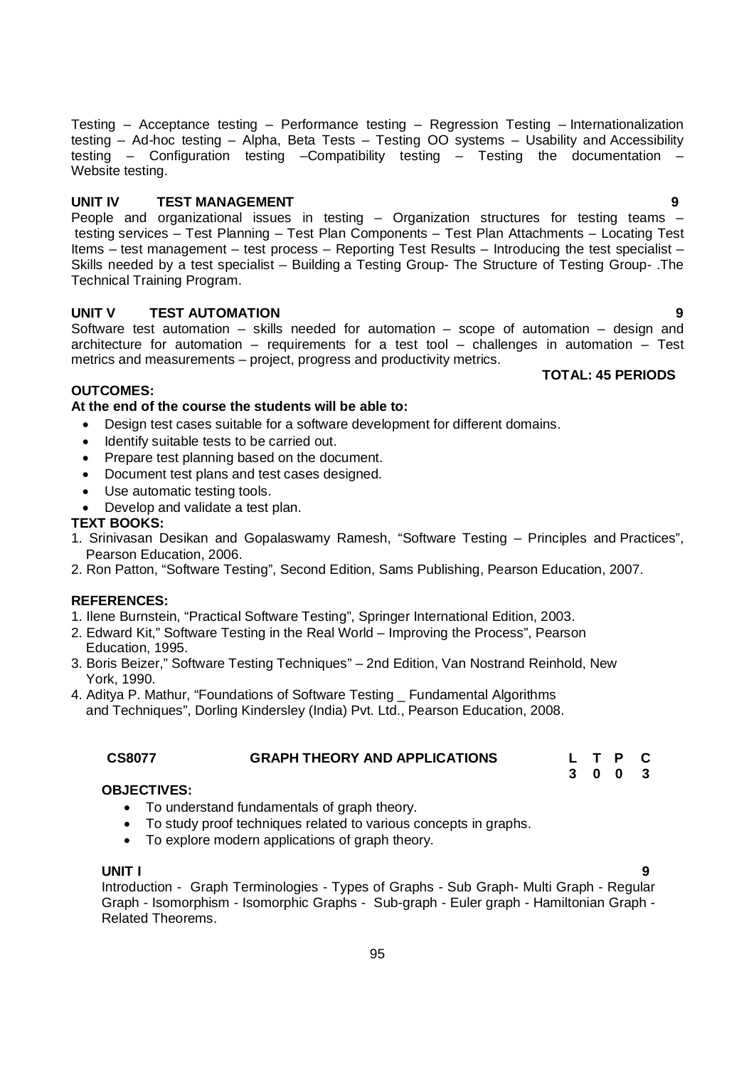Testing – Acceptance testing – Performance testing – Regression Testing – Internationalization testing – Ad-hoc testing – Alpha, Beta Tests – Testing OO systems – Usability and Accessibility testing – Configuration testing –Compatibility testing – Testing the documentation – Website testing.

**UNIT IV TEST MANAGEMENT** **9**

People and organizational issues in testing – Organization structures for testing teams – testing services – Test Planning – Test Plan Components – Test Plan Attachments – Locating Test Items – test management – test process – Reporting Test Results – Introducing the test specialist – Skills needed by a test specialist – Building a Testing Group- The Structure of Testing Group- .The Technical Training Program.

**UNIT V TEST AUTOMATION** **9**

Software test automation – skills needed for automation – scope of automation – design and architecture for automation – requirements for a test tool – challenges in automation – Test metrics and measurements – project, progress and productivity metrics.

**TOTAL: 45 PERIODS**

**OUTCOMES:**

**At the end of the course the students will be able to:**

- Design test cases suitable for a software development for different domains.
- Identify suitable tests to be carried out.
- Prepare test planning based on the document.
- Document test plans and test cases designed.
- Use automatic testing tools.
- Develop and validate a test plan.

**TEXT BOOKS:**

1. Srinivasan Desikan and Gopalaswamy Ramesh, "Software Testing – Principles and Practices", Pearson Education, 2006.
2. Ron Patton, "Software Testing", Second Edition, Sams Publishing, Pearson Education, 2007.

**REFERENCES:**

1. Ilene Burnstein, "Practical Software Testing", Springer International Edition, 2003.
2. Edward Kit," Software Testing in the Real World – Improving the Process", Pearson Education, 1995.
3. Boris Beizer," Software Testing Techniques" – 2nd Edition, Van Nostrand Reinhold, New York, 1990.
4. Aditya P. Mathur, "Foundations of Software Testing _ Fundamental Algorithms and Techniques", Dorling Kindersley (India) Pvt. Ltd., Pearson Education, 2008.

| **CS8077** | **GRAPH THEORY AND APPLICATIONS** | **L** | **T** | **P** | **C** |
|---|---|---|---|---|---|
| | | **3** | **0** | **0** | **3** |

**OBJECTIVES:**

- To understand fundamentals of graph theory.
- To study proof techniques related to various concepts in graphs.
- To explore modern applications of graph theory.

**UNIT I** **9**

Introduction - Graph Terminologies - Types of Graphs - Sub Graph- Multi Graph - Regular Graph - Isomorphism - Isomorphic Graphs - Sub-graph - Euler graph - Hamiltonian Graph - Related Theorems.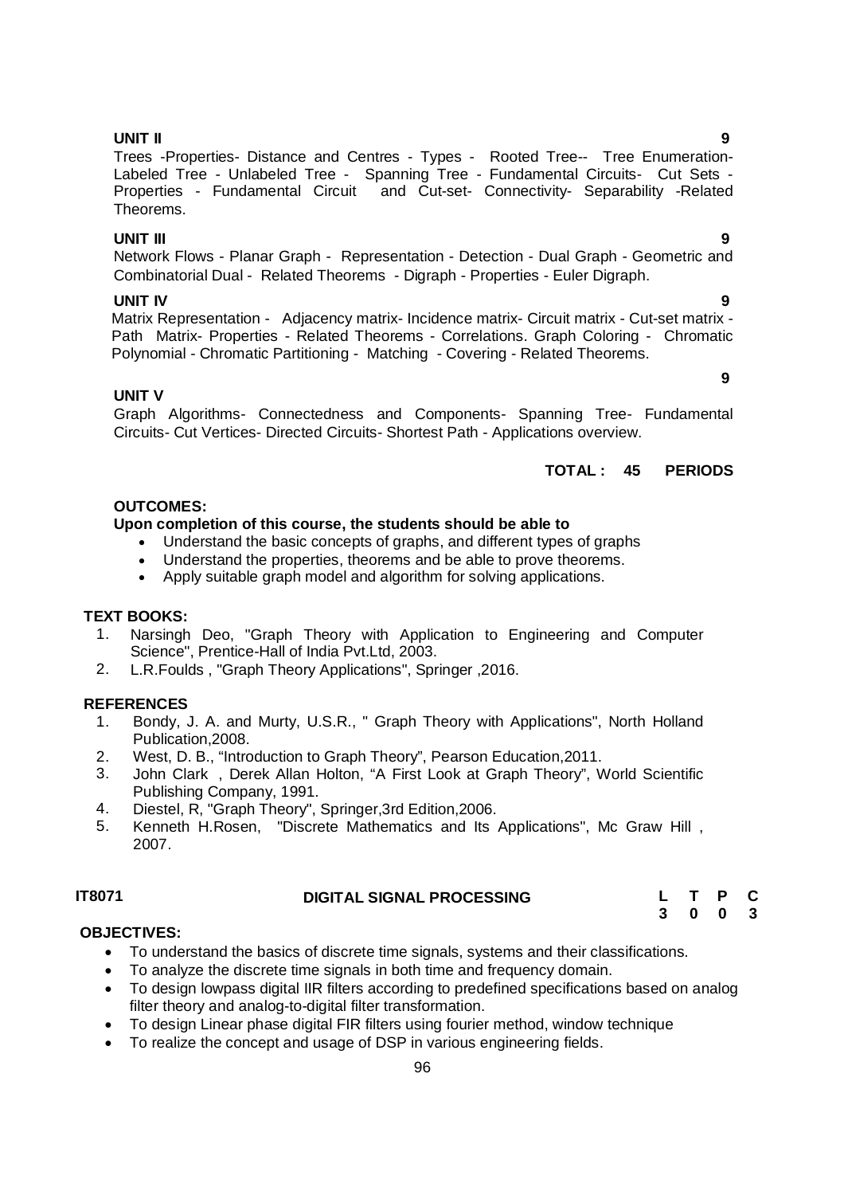**UNIT II** **9**

Trees -Properties- Distance and Centres - Types - Rooted Tree-- Tree Enumeration- Labeled Tree - Unlabeled Tree - Spanning Tree - Fundamental Circuits- Cut Sets - Properties - Fundamental Circuit and Cut-set- Connectivity- Separability -Related Theorems.

**UNIT III** **9**

Network Flows - Planar Graph - Representation - Detection - Dual Graph - Geometric and Combinatorial Dual - Related Theorems - Digraph - Properties - Euler Digraph.

**UNIT IV** **9**

Matrix Representation - Adjacency matrix- Incidence matrix- Circuit matrix - Cut-set matrix - Path Matrix- Properties - Related Theorems - Correlations. Graph Coloring - Chromatic Polynomial - Chromatic Partitioning - Matching - Covering - Related Theorems.

**UNIT V** **9**

Graph Algorithms- Connectedness and Components- Spanning Tree- Fundamental Circuits- Cut Vertices- Directed Circuits- Shortest Path - Applications overview.

**TOTAL : 45 PERIODS**

**OUTCOMES:**

**Upon completion of this course, the students should be able to**

- Understand the basic concepts of graphs, and different types of graphs
- Understand the properties, theorems and be able to prove theorems.
- Apply suitable graph model and algorithm for solving applications.

**TEXT BOOKS:**

1. Narsingh Deo, "Graph Theory with Application to Engineering and Computer Science", Prentice-Hall of India Pvt.Ltd, 2003.
2. L.R.Foulds , "Graph Theory Applications", Springer ,2016.

**REFERENCES**

1. Bondy, J. A. and Murty, U.S.R., " Graph Theory with Applications", North Holland Publication,2008.
2. West, D. B., "Introduction to Graph Theory", Pearson Education,2011.
3. John Clark , Derek Allan Holton, "A First Look at Graph Theory", World Scientific Publishing Company, 1991.
4. Diestel, R, "Graph Theory", Springer,3rd Edition,2006.
5. Kenneth H.Rosen, "Discrete Mathematics and Its Applications", Mc Graw Hill , 2007.

**IT8071** **DIGITAL SIGNAL PROCESSING**

| L | T | P | C |
|---|---|---|---|
| 3 | 0 | 0 | 3 |

**OBJECTIVES:**

- To understand the basics of discrete time signals, systems and their classifications.
- To analyze the discrete time signals in both time and frequency domain.
- To design lowpass digital IIR filters according to predefined specifications based on analog filter theory and analog-to-digital filter transformation.
- To design Linear phase digital FIR filters using fourier method, window technique
- To realize the concept and usage of DSP in various engineering fields.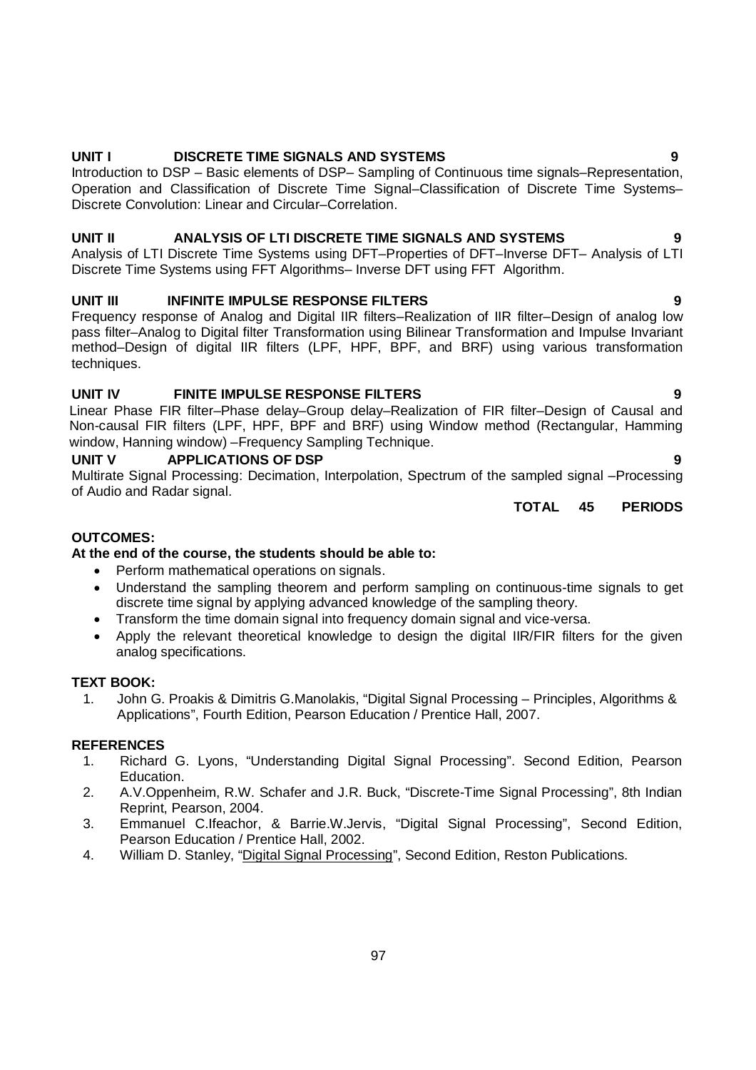**UNIT I DISCRETE TIME SIGNALS AND SYSTEMS 9**

Introduction to DSP – Basic elements of DSP– Sampling of Continuous time signals–Representation, Operation and Classification of Discrete Time Signal–Classification of Discrete Time Systems–Discrete Convolution: Linear and Circular–Correlation.

**UNIT II ANALYSIS OF LTI DISCRETE TIME SIGNALS AND SYSTEMS 9**

Analysis of LTI Discrete Time Systems using DFT–Properties of DFT–Inverse DFT– Analysis of LTI Discrete Time Systems using FFT Algorithms– Inverse DFT using FFT Algorithm.

**UNIT III INFINITE IMPULSE RESPONSE FILTERS 9**

Frequency response of Analog and Digital IIR filters–Realization of IIR filter–Design of analog low pass filter–Analog to Digital filter Transformation using Bilinear Transformation and Impulse Invariant method–Design of digital IIR filters (LPF, HPF, BPF, and BRF) using various transformation techniques.

**UNIT IV FINITE IMPULSE RESPONSE FILTERS 9**

Linear Phase FIR filter–Phase delay–Group delay–Realization of FIR filter–Design of Causal and Non-causal FIR filters (LPF, HPF, BPF and BRF) using Window method (Rectangular, Hamming window, Hanning window) –Frequency Sampling Technique.

**UNIT V APPLICATIONS OF DSP 9**

Multirate Signal Processing: Decimation, Interpolation, Spectrum of the sampled signal –Processing of Audio and Radar signal.

**TOTAL 45 PERIODS**

**OUTCOMES:**

**At the end of the course, the students should be able to:**

- Perform mathematical operations on signals.
- Understand the sampling theorem and perform sampling on continuous-time signals to get discrete time signal by applying advanced knowledge of the sampling theory.
- Transform the time domain signal into frequency domain signal and vice-versa.
- Apply the relevant theoretical knowledge to design the digital IIR/FIR filters for the given analog specifications.

**TEXT BOOK:**

1. John G. Proakis & Dimitris G.Manolakis, "Digital Signal Processing – Principles, Algorithms & Applications", Fourth Edition, Pearson Education / Prentice Hall, 2007.

**REFERENCES**

1. Richard G. Lyons, "Understanding Digital Signal Processing". Second Edition, Pearson Education.
2. A.V.Oppenheim, R.W. Schafer and J.R. Buck, "Discrete-Time Signal Processing", 8th Indian Reprint, Pearson, 2004.
3. Emmanuel C.Ifeachor, & Barrie.W.Jervis, "Digital Signal Processing", Second Edition, Pearson Education / Prentice Hall, 2002.
4. William D. Stanley, "Digital Signal Processing", Second Edition, Reston Publications.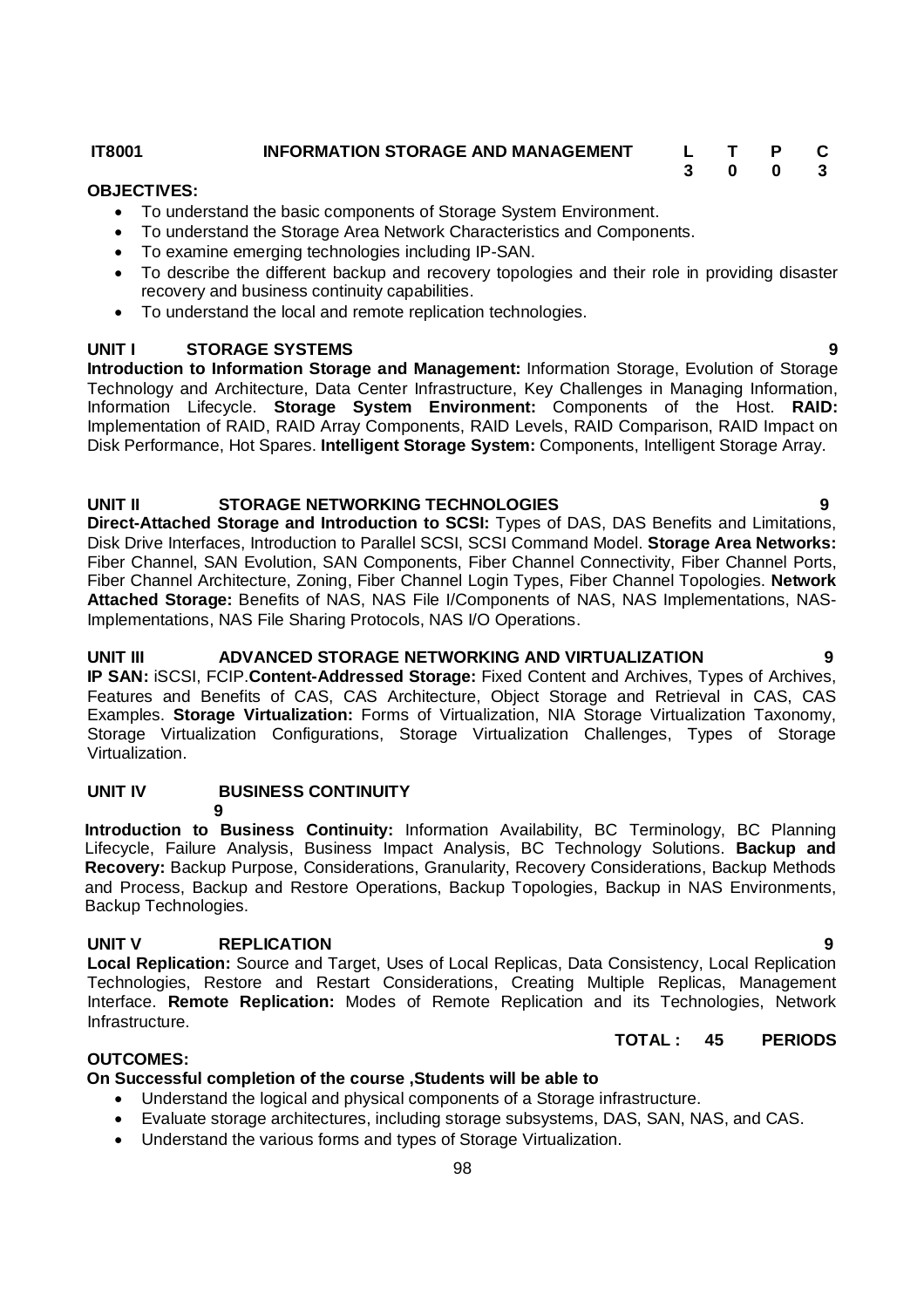| IT8001 | INFORMATION STORAGE AND MANAGEMENT | L | T | P | C |
|---|---|---|---|---|---|
| | | 3 | 0 | 0 | 3 |

**OBJECTIVES:**

- To understand the basic components of Storage System Environment.
- To understand the Storage Area Network Characteristics and Components.
- To examine emerging technologies including IP-SAN.
- To describe the different backup and recovery topologies and their role in providing disaster recovery and business continuity capabilities.
- To understand the local and remote replication technologies.

**UNIT I STORAGE SYSTEMS 9**

**Introduction to Information Storage and Management:** Information Storage, Evolution of Storage Technology and Architecture, Data Center Infrastructure, Key Challenges in Managing Information, Information Lifecycle. **Storage System Environment:** Components of the Host. **RAID:** Implementation of RAID, RAID Array Components, RAID Levels, RAID Comparison, RAID Impact on Disk Performance, Hot Spares. **Intelligent Storage System:** Components, Intelligent Storage Array.

**UNIT II STORAGE NETWORKING TECHNOLOGIES 9**

**Direct-Attached Storage and Introduction to SCSI:** Types of DAS, DAS Benefits and Limitations, Disk Drive Interfaces, Introduction to Parallel SCSI, SCSI Command Model. **Storage Area Networks:** Fiber Channel, SAN Evolution, SAN Components, Fiber Channel Connectivity, Fiber Channel Ports, Fiber Channel Architecture, Zoning, Fiber Channel Login Types, Fiber Channel Topologies. **Network Attached Storage:** Benefits of NAS, NAS File I/Components of NAS, NAS Implementations, NAS-Implementations, NAS File Sharing Protocols, NAS I/O Operations.

**UNIT III ADVANCED STORAGE NETWORKING AND VIRTUALIZATION 9**

**IP SAN:** iSCSI, FCIP.**Content-Addressed Storage:** Fixed Content and Archives, Types of Archives, Features and Benefits of CAS, CAS Architecture, Object Storage and Retrieval in CAS, CAS Examples. **Storage Virtualization:** Forms of Virtualization, NIA Storage Virtualization Taxonomy, Storage Virtualization Configurations, Storage Virtualization Challenges, Types of Storage Virtualization.

**UNIT IV BUSINESS CONTINUITY 9**

**Introduction to Business Continuity:** Information Availability, BC Terminology, BC Planning Lifecycle, Failure Analysis, Business Impact Analysis, BC Technology Solutions. **Backup and Recovery:** Backup Purpose, Considerations, Granularity, Recovery Considerations, Backup Methods and Process, Backup and Restore Operations, Backup Topologies, Backup in NAS Environments, Backup Technologies.

**UNIT V REPLICATION 9**

**Local Replication:** Source and Target, Uses of Local Replicas, Data Consistency, Local Replication Technologies, Restore and Restart Considerations, Creating Multiple Replicas, Management Interface. **Remote Replication:** Modes of Remote Replication and its Technologies, Network Infrastructure.

**TOTAL : 45 PERIODS**

**OUTCOMES:**

**On Successful completion of the course ,Students will be able to**

- Understand the logical and physical components of a Storage infrastructure.
- Evaluate storage architectures, including storage subsystems, DAS, SAN, NAS, and CAS.
- Understand the various forms and types of Storage Virtualization.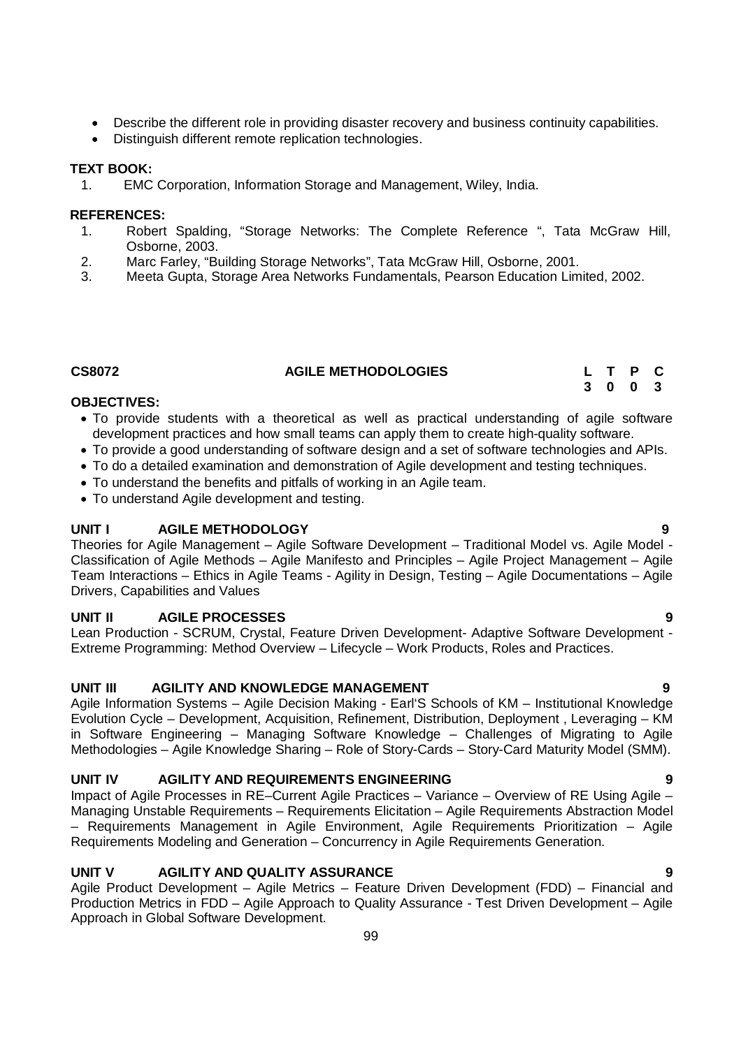- Describe the different role in providing disaster recovery and business continuity capabilities.
- Distinguish different remote replication technologies.

**TEXT BOOK:**

1. EMC Corporation, Information Storage and Management, Wiley, India.

**REFERENCES:**

1. Robert Spalding, "Storage Networks: The Complete Reference ", Tata McGraw Hill, Osborne, 2003.
2. Marc Farley, "Building Storage Networks", Tata McGraw Hill, Osborne, 2001.
3. Meeta Gupta, Storage Area Networks Fundamentals, Pearson Education Limited, 2002.

## CS8072 AGILE METHODOLOGIES

| L | T | P | C |
|---|---|---|---|
| 3 | 0 | 0 | 3 |

**OBJECTIVES:**

- To provide students with a theoretical as well as practical understanding of agile software development practices and how small teams can apply them to create high-quality software.
- To provide a good understanding of software design and a set of software technologies and APIs.
- To do a detailed examination and demonstration of Agile development and testing techniques.
- To understand the benefits and pitfalls of working in an Agile team.
- To understand Agile development and testing.

**UNIT I AGILE METHODOLOGY 9**

Theories for Agile Management – Agile Software Development – Traditional Model vs. Agile Model - Classification of Agile Methods – Agile Manifesto and Principles – Agile Project Management – Agile Team Interactions – Ethics in Agile Teams - Agility in Design, Testing – Agile Documentations – Agile Drivers, Capabilities and Values

**UNIT II AGILE PROCESSES 9**

Lean Production - SCRUM, Crystal, Feature Driven Development- Adaptive Software Development - Extreme Programming: Method Overview – Lifecycle – Work Products, Roles and Practices.

**UNIT III AGILITY AND KNOWLEDGE MANAGEMENT 9**

Agile Information Systems – Agile Decision Making - Earl'S Schools of KM – Institutional Knowledge Evolution Cycle – Development, Acquisition, Refinement, Distribution, Deployment , Leveraging – KM in Software Engineering – Managing Software Knowledge – Challenges of Migrating to Agile Methodologies – Agile Knowledge Sharing – Role of Story-Cards – Story-Card Maturity Model (SMM).

**UNIT IV AGILITY AND REQUIREMENTS ENGINEERING 9**

Impact of Agile Processes in RE–Current Agile Practices – Variance – Overview of RE Using Agile – Managing Unstable Requirements – Requirements Elicitation – Agile Requirements Abstraction Model – Requirements Management in Agile Environment, Agile Requirements Prioritization – Agile Requirements Modeling and Generation – Concurrency in Agile Requirements Generation.

**UNIT V AGILITY AND QUALITY ASSURANCE 9**

Agile Product Development – Agile Metrics – Feature Driven Development (FDD) – Financial and Production Metrics in FDD – Agile Approach to Quality Assurance - Test Driven Development – Agile Approach in Global Software Development.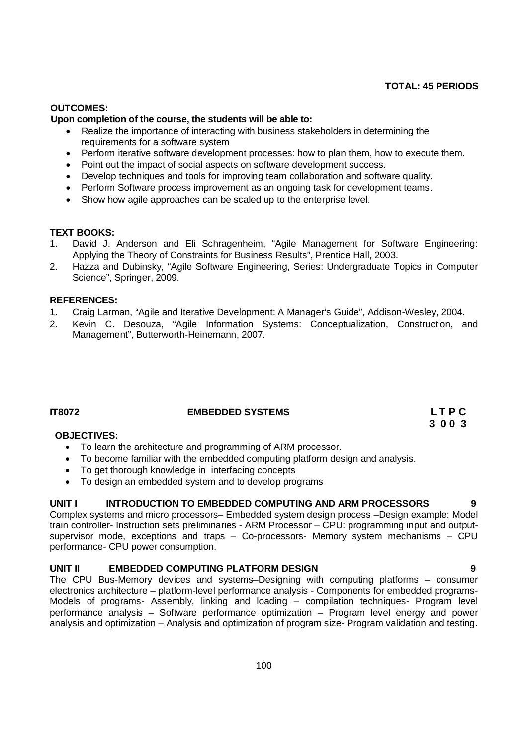**TOTAL: 45 PERIODS**

**OUTCOMES:**

**Upon completion of the course, the students will be able to:**

- Realize the importance of interacting with business stakeholders in determining the requirements for a software system
- Perform iterative software development processes: how to plan them, how to execute them.
- Point out the impact of social aspects on software development success.
- Develop techniques and tools for improving team collaboration and software quality.
- Perform Software process improvement as an ongoing task for development teams.
- Show how agile approaches can be scaled up to the enterprise level.

**TEXT BOOKS:**

1. David J. Anderson and Eli Schragenheim, "Agile Management for Software Engineering: Applying the Theory of Constraints for Business Results", Prentice Hall, 2003.
2. Hazza and Dubinsky, "Agile Software Engineering, Series: Undergraduate Topics in Computer Science", Springer, 2009.

**REFERENCES:**

1. Craig Larman, "Agile and Iterative Development: A Manager's Guide", Addison-Wesley, 2004.
2. Kevin C. Desouza, "Agile Information Systems: Conceptualization, Construction, and Management", Butterworth-Heinemann, 2007.

## IT8072 EMBEDDED SYSTEMS

**L T P C**
**3 0 0 3**

**OBJECTIVES:**

- To learn the architecture and programming of ARM processor.
- To become familiar with the embedded computing platform design and analysis.
- To get thorough knowledge in interfacing concepts
- To design an embedded system and to develop programs

**UNIT I INTRODUCTION TO EMBEDDED COMPUTING AND ARM PROCESSORS 9**

Complex systems and micro processors– Embedded system design process –Design example: Model train controller- Instruction sets preliminaries - ARM Processor – CPU: programming input and output-supervisor mode, exceptions and traps – Co-processors- Memory system mechanisms – CPU performance- CPU power consumption.

**UNIT II EMBEDDED COMPUTING PLATFORM DESIGN 9**

The CPU Bus-Memory devices and systems–Designing with computing platforms – consumer electronics architecture – platform-level performance analysis - Components for embedded programs- Models of programs- Assembly, linking and loading – compilation techniques- Program level performance analysis – Software performance optimization – Program level energy and power analysis and optimization – Analysis and optimization of program size- Program validation and testing.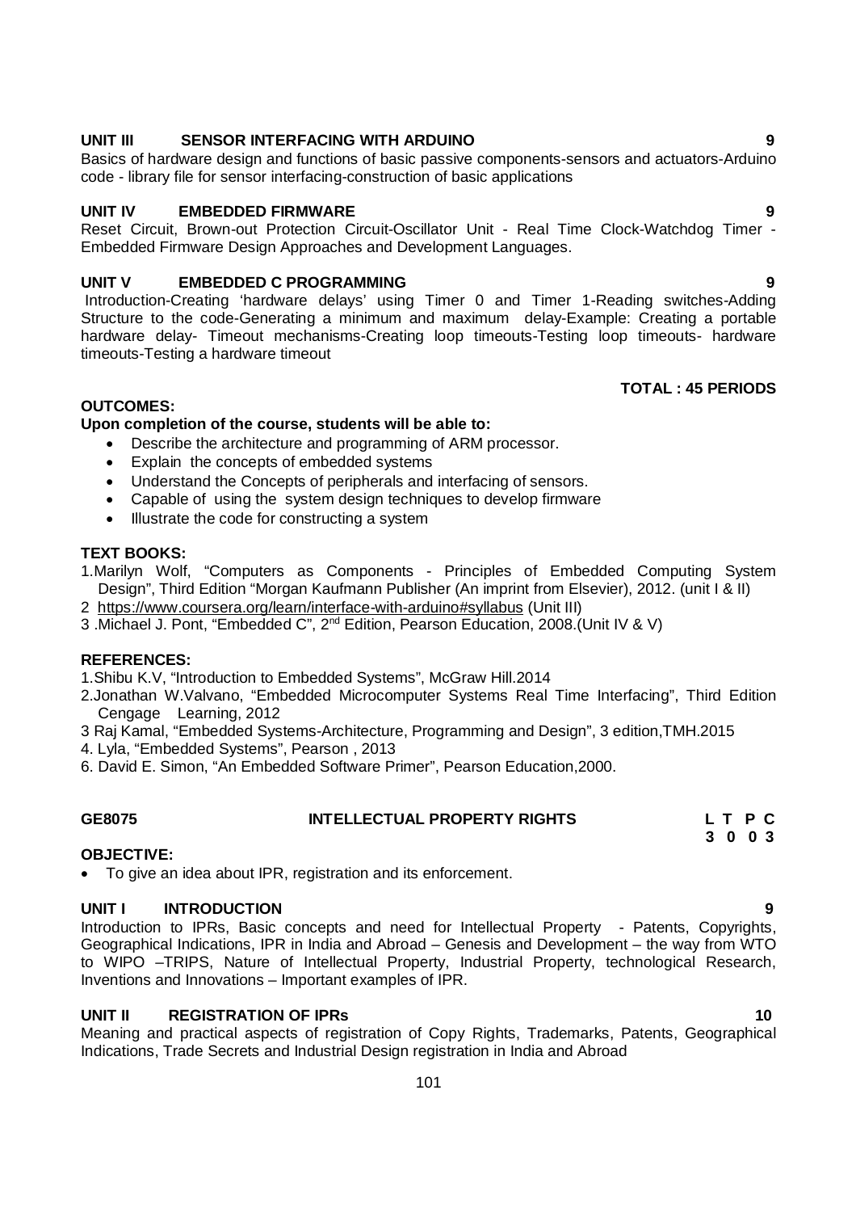**UNIT III SENSOR INTERFACING WITH ARDUINO 9**

Basics of hardware design and functions of basic passive components-sensors and actuators-Arduino code - library file for sensor interfacing-construction of basic applications

**UNIT IV EMBEDDED FIRMWARE 9**

Reset Circuit, Brown-out Protection Circuit-Oscillator Unit - Real Time Clock-Watchdog Timer - Embedded Firmware Design Approaches and Development Languages.

**UNIT V EMBEDDED C PROGRAMMING 9**

Introduction-Creating 'hardware delays' using Timer 0 and Timer 1-Reading switches-Adding Structure to the code-Generating a minimum and maximum delay-Example: Creating a portable hardware delay- Timeout mechanisms-Creating loop timeouts-Testing loop timeouts- hardware timeouts-Testing a hardware timeout

**TOTAL : 45 PERIODS**

**OUTCOMES:**

**Upon completion of the course, students will be able to:**

- Describe the architecture and programming of ARM processor.
- Explain the concepts of embedded systems
- Understand the Concepts of peripherals and interfacing of sensors.
- Capable of using the system design techniques to develop firmware
- Illustrate the code for constructing a system

**TEXT BOOKS:**

1. Marilyn Wolf, "Computers as Components - Principles of Embedded Computing System Design", Third Edition "Morgan Kaufmann Publisher (An imprint from Elsevier), 2012. (unit I & II)
2. https://www.coursera.org/learn/interface-with-arduino#syllabus (Unit III)
3. Michael J. Pont, "Embedded C", 2nd Edition, Pearson Education, 2008.(Unit IV & V)

**REFERENCES:**

1. Shibu K.V, "Introduction to Embedded Systems", McGraw Hill.2014
2. Jonathan W.Valvano, "Embedded Microcomputer Systems Real Time Interfacing", Third Edition Cengage Learning, 2012
3. Raj Kamal, "Embedded Systems-Architecture, Programming and Design", 3 edition,TMH.2015
4. Lyla, "Embedded Systems", Pearson , 2013
6. David E. Simon, "An Embedded Software Primer", Pearson Education,2000.

**GE8075 INTELLECTUAL PROPERTY RIGHTS**

| L | T | P | C |
|---|---|---|---|
| 3 | 0 | 0 | 3 |

**OBJECTIVE:**

- To give an idea about IPR, registration and its enforcement.

**UNIT I INTRODUCTION 9**

Introduction to IPRs, Basic concepts and need for Intellectual Property - Patents, Copyrights, Geographical Indications, IPR in India and Abroad – Genesis and Development – the way from WTO to WIPO –TRIPS, Nature of Intellectual Property, Industrial Property, technological Research, Inventions and Innovations – Important examples of IPR.

**UNIT II REGISTRATION OF IPRs 10**

Meaning and practical aspects of registration of Copy Rights, Trademarks, Patents, Geographical Indications, Trade Secrets and Industrial Design registration in India and Abroad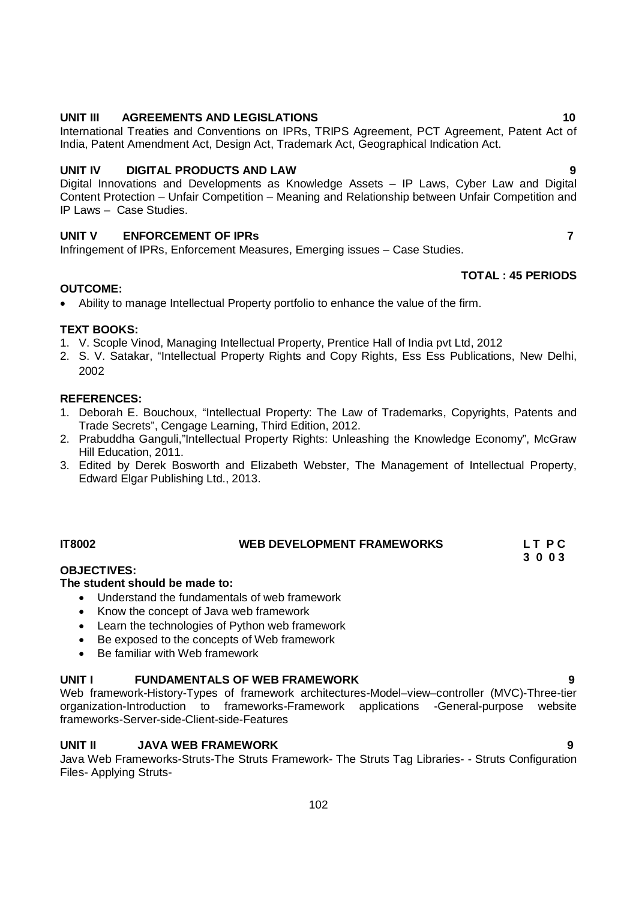**UNIT III AGREEMENTS AND LEGISLATIONS 10**

International Treaties and Conventions on IPRs, TRIPS Agreement, PCT Agreement, Patent Act of India, Patent Amendment Act, Design Act, Trademark Act, Geographical Indication Act.

**UNIT IV DIGITAL PRODUCTS AND LAW 9**

Digital Innovations and Developments as Knowledge Assets – IP Laws, Cyber Law and Digital Content Protection – Unfair Competition – Meaning and Relationship between Unfair Competition and IP Laws – Case Studies.

**UNIT V ENFORCEMENT OF IPRs 7**

Infringement of IPRs, Enforcement Measures, Emerging issues – Case Studies.

**TOTAL : 45 PERIODS**

**OUTCOME:**

- Ability to manage Intellectual Property portfolio to enhance the value of the firm.

**TEXT BOOKS:**

1. V. Scople Vinod, Managing Intellectual Property, Prentice Hall of India pvt Ltd, 2012
2. S. V. Satakar, "Intellectual Property Rights and Copy Rights, Ess Ess Publications, New Delhi, 2002

**REFERENCES:**

1. Deborah E. Bouchoux, "Intellectual Property: The Law of Trademarks, Copyrights, Patents and Trade Secrets", Cengage Learning, Third Edition, 2012.
2. Prabuddha Ganguli,"Intellectual Property Rights: Unleashing the Knowledge Economy", McGraw Hill Education, 2011.
3. Edited by Derek Bosworth and Elizabeth Webster, The Management of Intellectual Property, Edward Elgar Publishing Ltd., 2013.

## IT8002 WEB DEVELOPMENT FRAMEWORKS

**L T P C**
**3 0 0 3**

**OBJECTIVES:**

**The student should be made to:**

- Understand the fundamentals of web framework
- Know the concept of Java web framework
- Learn the technologies of Python web framework
- Be exposed to the concepts of Web framework
- Be familiar with Web framework

**UNIT I FUNDAMENTALS OF WEB FRAMEWORK 9**

Web framework-History-Types of framework architectures-Model–view–controller (MVC)-Three-tier organization-Introduction to frameworks-Framework applications -General-purpose website frameworks-Server-side-Client-side-Features

**UNIT II JAVA WEB FRAMEWORK 9**

Java Web Frameworks-Struts-The Struts Framework- The Struts Tag Libraries- - Struts Configuration Files- Applying Struts-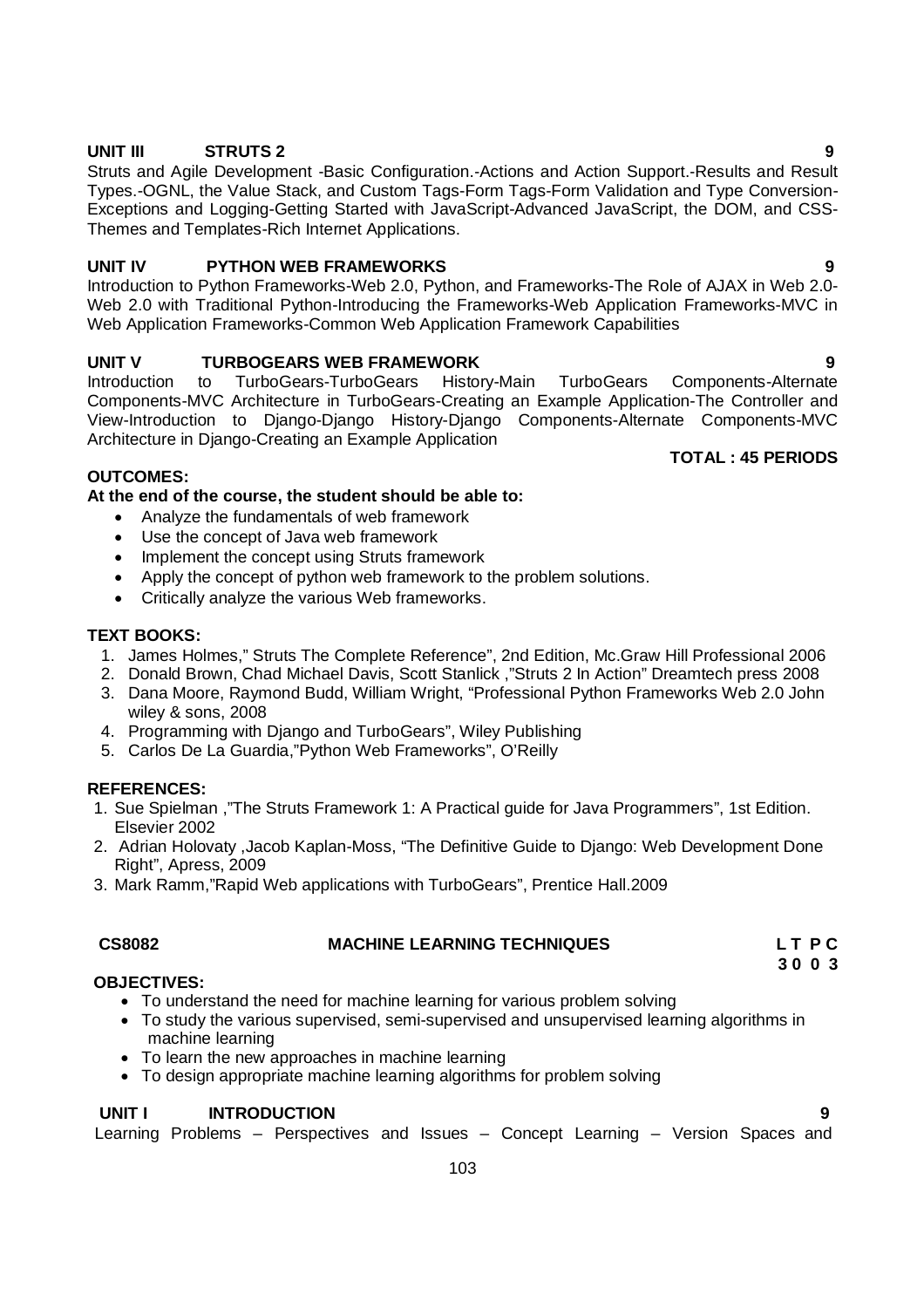**UNIT III STRUTS 2 9**

Struts and Agile Development -Basic Configuration.-Actions and Action Support.-Results and Result Types.-OGNL, the Value Stack, and Custom Tags-Form Tags-Form Validation and Type Conversion-Exceptions and Logging-Getting Started with JavaScript-Advanced JavaScript, the DOM, and CSS-Themes and Templates-Rich Internet Applications.

**UNIT IV PYTHON WEB FRAMEWORKS 9**

Introduction to Python Frameworks-Web 2.0, Python, and Frameworks-The Role of AJAX in Web 2.0-Web 2.0 with Traditional Python-Introducing the Frameworks-Web Application Frameworks-MVC in Web Application Frameworks-Common Web Application Framework Capabilities

**UNIT V TURBOGEARS WEB FRAMEWORK 9**

Introduction to TurboGears-TurboGears History-Main TurboGears Components-Alternate Components-MVC Architecture in TurboGears-Creating an Example Application-The Controller and View-Introduction to Django-Django History-Django Components-Alternate Components-MVC Architecture in Django-Creating an Example Application

**TOTAL : 45 PERIODS**

**OUTCOMES:**

**At the end of the course, the student should be able to:**

- Analyze the fundamentals of web framework
- Use the concept of Java web framework
- Implement the concept using Struts framework
- Apply the concept of python web framework to the problem solutions.
- Critically analyze the various Web frameworks.

**TEXT BOOKS:**

1. James Holmes," Struts The Complete Reference", 2nd Edition, Mc.Graw Hill Professional 2006
2. Donald Brown, Chad Michael Davis, Scott Stanlick ,"Struts 2 In Action" Dreamtech press 2008
3. Dana Moore, Raymond Budd, William Wright, "Professional Python Frameworks Web 2.0 John wiley & sons, 2008
4. Programming with Django and TurboGears", Wiley Publishing
5. Carlos De La Guardia,"Python Web Frameworks", O'Reilly

**REFERENCES:**

1. Sue Spielman ,"The Struts Framework 1: A Practical guide for Java Programmers", 1st Edition. Elsevier 2002
2. Adrian Holovaty ,Jacob Kaplan-Moss, "The Definitive Guide to Django: Web Development Done Right", Apress, 2009
3. Mark Ramm,"Rapid Web applications with TurboGears", Prentice Hall.2009

**CS8082 MACHINE LEARNING TECHNIQUES L T P C**
**3 0 0 3**

**OBJECTIVES:**

- To understand the need for machine learning for various problem solving
- To study the various supervised, semi-supervised and unsupervised learning algorithms in machine learning
- To learn the new approaches in machine learning
- To design appropriate machine learning algorithms for problem solving

**UNIT I INTRODUCTION 9**

Learning Problems – Perspectives and Issues – Concept Learning – Version Spaces and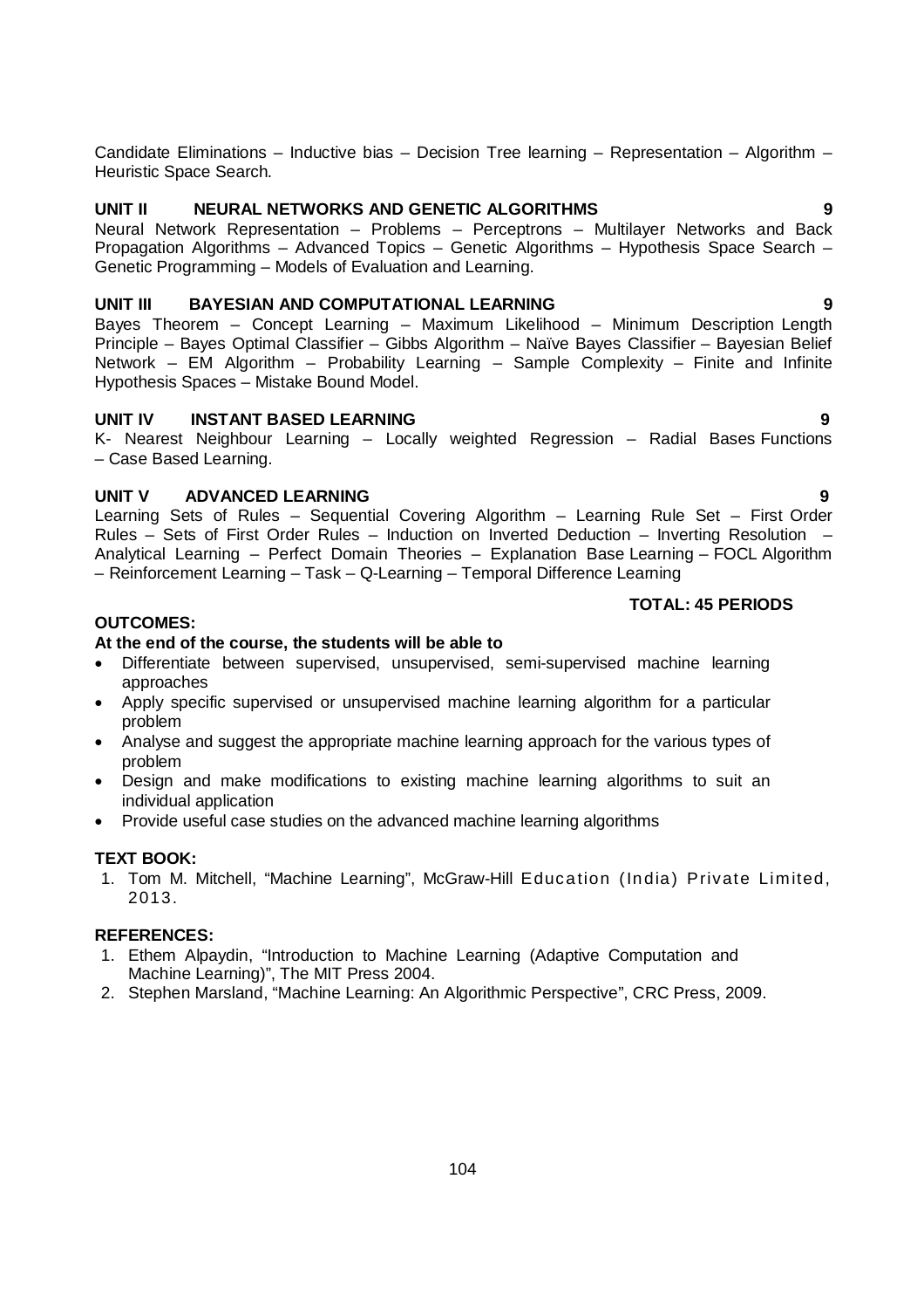Candidate Eliminations – Inductive bias – Decision Tree learning – Representation – Algorithm – Heuristic Space Search.

### UNIT II NEURAL NETWORKS AND GENETIC ALGORITHMS 9

Neural Network Representation – Problems – Perceptrons – Multilayer Networks and Back Propagation Algorithms – Advanced Topics – Genetic Algorithms – Hypothesis Space Search – Genetic Programming – Models of Evaluation and Learning.

### UNIT III BAYESIAN AND COMPUTATIONAL LEARNING 9

Bayes Theorem – Concept Learning – Maximum Likelihood – Minimum Description Length Principle – Bayes Optimal Classifier – Gibbs Algorithm – Naïve Bayes Classifier – Bayesian Belief Network – EM Algorithm – Probability Learning – Sample Complexity – Finite and Infinite Hypothesis Spaces – Mistake Bound Model.

### UNIT IV INSTANT BASED LEARNING 9

K- Nearest Neighbour Learning – Locally weighted Regression – Radial Bases Functions – Case Based Learning.

### UNIT V ADVANCED LEARNING 9

Learning Sets of Rules – Sequential Covering Algorithm – Learning Rule Set – First Order Rules – Sets of First Order Rules – Induction on Inverted Deduction – Inverting Resolution – Analytical Learning – Perfect Domain Theories – Explanation Base Learning – FOCL Algorithm – Reinforcement Learning – Task – Q-Learning – Temporal Difference Learning

**TOTAL: 45 PERIODS**

**OUTCOMES:**

**At the end of the course, the students will be able to**

- Differentiate between supervised, unsupervised, semi-supervised machine learning approaches
- Apply specific supervised or unsupervised machine learning algorithm for a particular problem
- Analyse and suggest the appropriate machine learning approach for the various types of problem
- Design and make modifications to existing machine learning algorithms to suit an individual application
- Provide useful case studies on the advanced machine learning algorithms

**TEXT BOOK:**

1. Tom M. Mitchell, "Machine Learning", McGraw-Hill Education (India) Private Limited, 2013.

**REFERENCES:**

1. Ethem Alpaydin, "Introduction to Machine Learning (Adaptive Computation and Machine Learning)", The MIT Press 2004.
2. Stephen Marsland, "Machine Learning: An Algorithmic Perspective", CRC Press, 2009.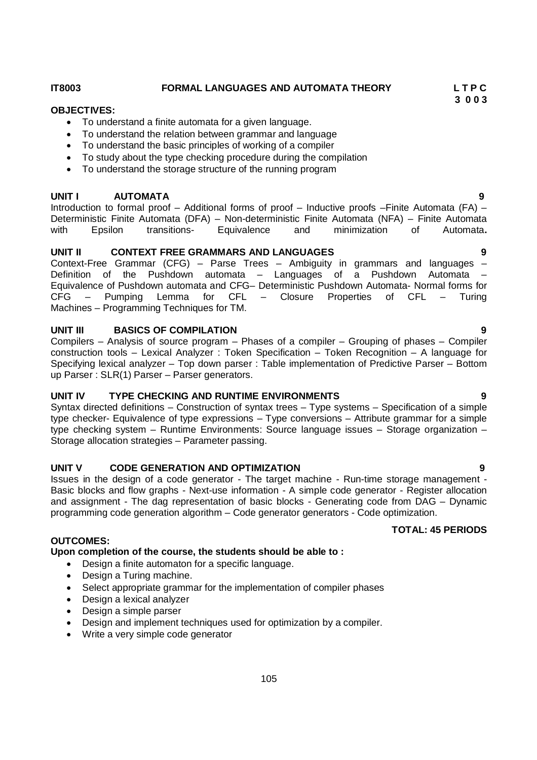**IT8003 FORMAL LANGUAGES AND AUTOMATA THEORY**

**L T P C**
**3 0 0 3**

**OBJECTIVES:**

- To understand a finite automata for a given language.
- To understand the relation between grammar and language
- To understand the basic principles of working of a compiler
- To study about the type checking procedure during the compilation
- To understand the storage structure of the running program

**UNIT I AUTOMATA 9**

Introduction to formal proof – Additional forms of proof – Inductive proofs –Finite Automata (FA) – Deterministic Finite Automata (DFA) – Non-deterministic Finite Automata (NFA) – Finite Automata with Epsilon transitions- Equivalence and minimization of Automata**.**

**UNIT II CONTEXT FREE GRAMMARS AND LANGUAGES 9**

Context-Free Grammar (CFG) – Parse Trees – Ambiguity in grammars and languages – Definition of the Pushdown automata – Languages of a Pushdown Automata – Equivalence of Pushdown automata and CFG– Deterministic Pushdown Automata- Normal forms for CFG – Pumping Lemma for CFL – Closure Properties of CFL – Turing Machines – Programming Techniques for TM.

**UNIT III BASICS OF COMPILATION 9**

Compilers – Analysis of source program – Phases of a compiler – Grouping of phases – Compiler construction tools – Lexical Analyzer : Token Specification – Token Recognition – A language for Specifying lexical analyzer – Top down parser : Table implementation of Predictive Parser – Bottom up Parser : SLR(1) Parser – Parser generators.

**UNIT IV TYPE CHECKING AND RUNTIME ENVIRONMENTS 9**

Syntax directed definitions – Construction of syntax trees – Type systems – Specification of a simple type checker- Equivalence of type expressions – Type conversions – Attribute grammar for a simple type checking system – Runtime Environments: Source language issues – Storage organization – Storage allocation strategies – Parameter passing.

**UNIT V CODE GENERATION AND OPTIMIZATION 9**

Issues in the design of a code generator - The target machine - Run-time storage management - Basic blocks and flow graphs - Next-use information - A simple code generator - Register allocation and assignment - The dag representation of basic blocks - Generating code from DAG – Dynamic programming code generation algorithm – Code generator generators - Code optimization.

**TOTAL: 45 PERIODS**

**OUTCOMES:**

**Upon completion of the course, the students should be able to :**

- Design a finite automaton for a specific language.
- Design a Turing machine.
- Select appropriate grammar for the implementation of compiler phases
- Design a lexical analyzer
- Design a simple parser
- Design and implement techniques used for optimization by a compiler.
- Write a very simple code generator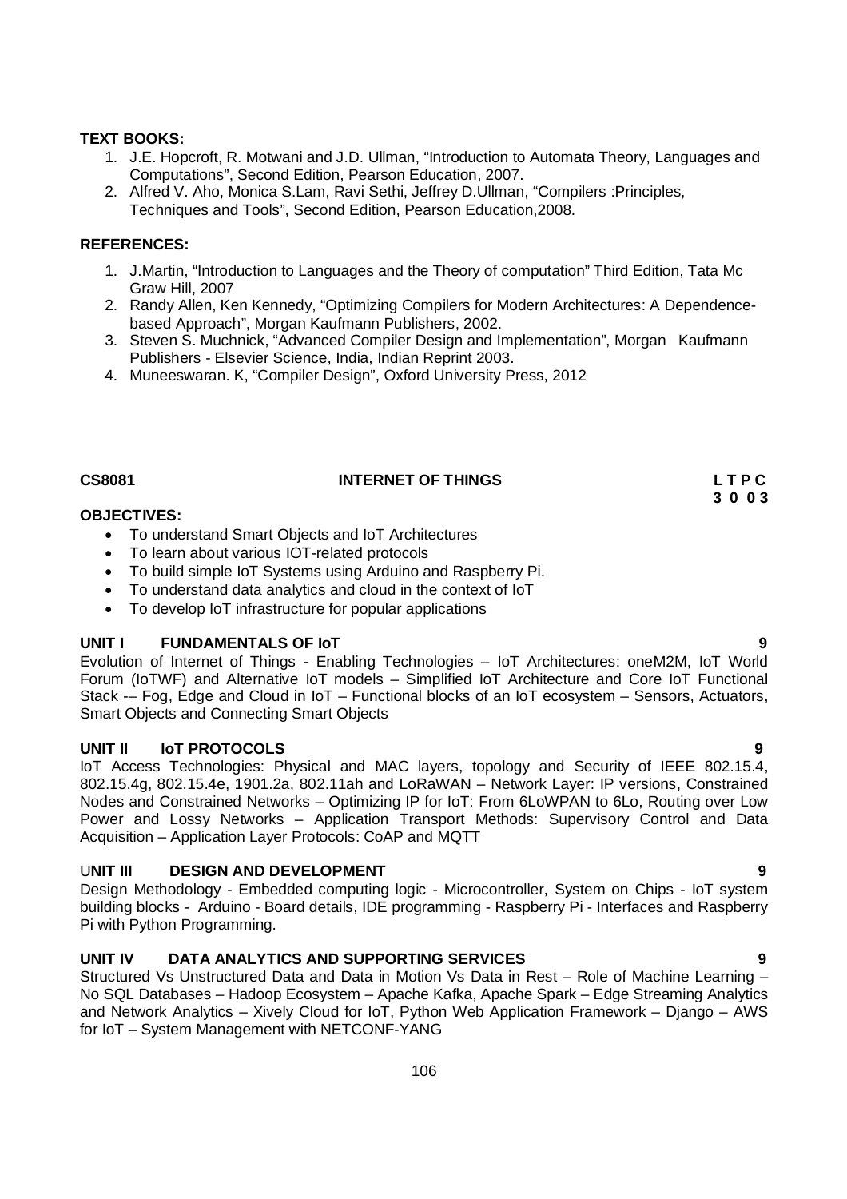**TEXT BOOKS:**

1. J.E. Hopcroft, R. Motwani and J.D. Ullman, "Introduction to Automata Theory, Languages and Computations", Second Edition, Pearson Education, 2007.
2. Alfred V. Aho, Monica S.Lam, Ravi Sethi, Jeffrey D.Ullman, "Compilers :Principles, Techniques and Tools", Second Edition, Pearson Education,2008.

**REFERENCES:**

1. J.Martin, "Introduction to Languages and the Theory of computation" Third Edition, Tata Mc Graw Hill, 2007
2. Randy Allen, Ken Kennedy, "Optimizing Compilers for Modern Architectures: A Dependence-based Approach", Morgan Kaufmann Publishers, 2002.
3. Steven S. Muchnick, "Advanced Compiler Design and Implementation", Morgan Kaufmann Publishers - Elsevier Science, India, Indian Reprint 2003.
4. Muneeswaran. K, "Compiler Design", Oxford University Press, 2012

## CS8081 INTERNET OF THINGS

**L T P C**
**3 0 0 3**

**OBJECTIVES:**

- To understand Smart Objects and IoT Architectures
- To learn about various IOT-related protocols
- To build simple IoT Systems using Arduino and Raspberry Pi.
- To understand data analytics and cloud in the context of IoT
- To develop IoT infrastructure for popular applications

**UNIT I FUNDAMENTALS OF IoT 9**

Evolution of Internet of Things - Enabling Technologies – IoT Architectures: oneM2M, IoT World Forum (IoTWF) and Alternative IoT models – Simplified IoT Architecture and Core IoT Functional Stack -– Fog, Edge and Cloud in IoT – Functional blocks of an IoT ecosystem – Sensors, Actuators, Smart Objects and Connecting Smart Objects

**UNIT II IoT PROTOCOLS 9**

IoT Access Technologies: Physical and MAC layers, topology and Security of IEEE 802.15.4, 802.15.4g, 802.15.4e, 1901.2a, 802.11ah and LoRaWAN – Network Layer: IP versions, Constrained Nodes and Constrained Networks – Optimizing IP for IoT: From 6LoWPAN to 6Lo, Routing over Low Power and Lossy Networks – Application Transport Methods: Supervisory Control and Data Acquisition – Application Layer Protocols: CoAP and MQTT

**UNIT III DESIGN AND DEVELOPMENT 9**

Design Methodology - Embedded computing logic - Microcontroller, System on Chips - IoT system building blocks - Arduino - Board details, IDE programming - Raspberry Pi - Interfaces and Raspberry Pi with Python Programming.

**UNIT IV DATA ANALYTICS AND SUPPORTING SERVICES 9**

Structured Vs Unstructured Data and Data in Motion Vs Data in Rest – Role of Machine Learning – No SQL Databases – Hadoop Ecosystem – Apache Kafka, Apache Spark – Edge Streaming Analytics and Network Analytics – Xively Cloud for IoT, Python Web Application Framework – Django – AWS for IoT – System Management with NETCONF-YANG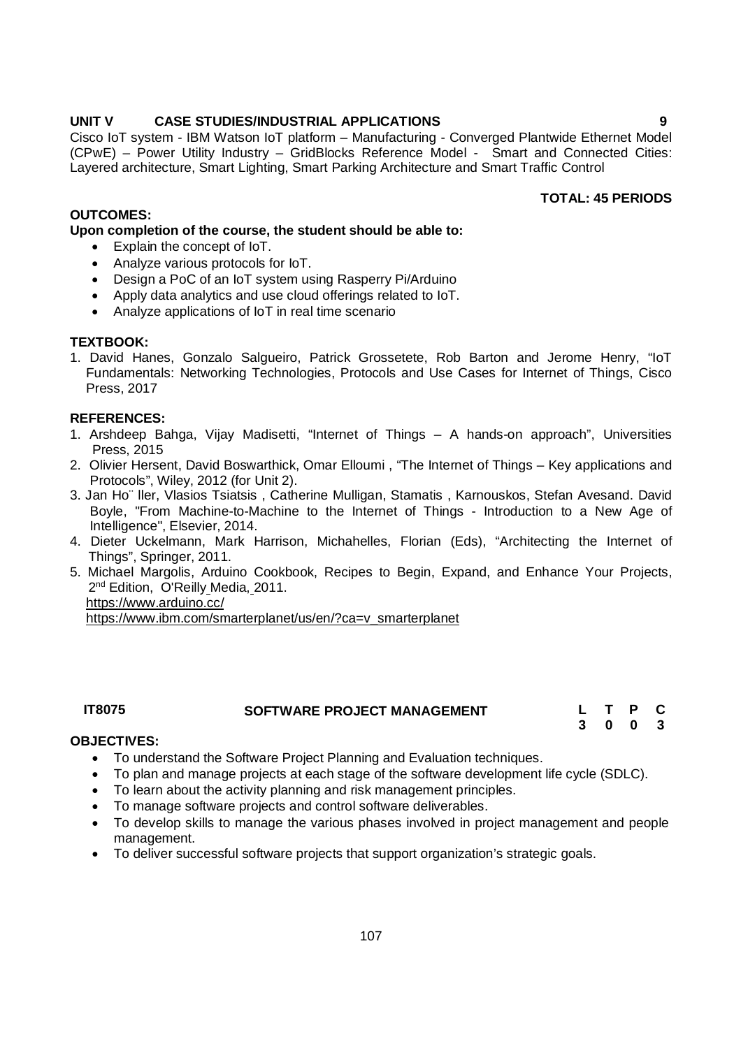**UNIT V CASE STUDIES/INDUSTRIAL APPLICATIONS 9**

Cisco IoT system - IBM Watson IoT platform – Manufacturing - Converged Plantwide Ethernet Model (CPwE) – Power Utility Industry – GridBlocks Reference Model - Smart and Connected Cities: Layered architecture, Smart Lighting, Smart Parking Architecture and Smart Traffic Control

**TOTAL: 45 PERIODS**

**OUTCOMES:**

**Upon completion of the course, the student should be able to:**

- Explain the concept of IoT.
- Analyze various protocols for IoT.
- Design a PoC of an IoT system using Rasperry Pi/Arduino
- Apply data analytics and use cloud offerings related to IoT.
- Analyze applications of IoT in real time scenario

**TEXTBOOK:**

1. David Hanes, Gonzalo Salgueiro, Patrick Grossetete, Rob Barton and Jerome Henry, "IoT Fundamentals: Networking Technologies, Protocols and Use Cases for Internet of Things, Cisco Press, 2017

**REFERENCES:**

1. Arshdeep Bahga, Vijay Madisetti, "Internet of Things – A hands-on approach", Universities Press, 2015
2. Olivier Hersent, David Boswarthick, Omar Elloumi , "The Internet of Things – Key applications and Protocols", Wiley, 2012 (for Unit 2).
3. Jan Ho¨ ller, Vlasios Tsiatsis , Catherine Mulligan, Stamatis , Karnouskos, Stefan Avesand. David Boyle, "From Machine-to-Machine to the Internet of Things - Introduction to a New Age of Intelligence", Elsevier, 2014.
4. Dieter Uckelmann, Mark Harrison, Michahelles, Florian (Eds), "Architecting the Internet of Things", Springer, 2011.
5. Michael Margolis, Arduino Cookbook, Recipes to Begin, Expand, and Enhance Your Projects, 2nd Edition, O'Reilly Media, 2011.
   https://www.arduino.cc/
   https://www.ibm.com/smarterplanet/us/en/?ca=v_smarterplanet

**IT8075 SOFTWARE PROJECT MANAGEMENT**

| L | T | P | C |
|---|---|---|---|
| 3 | 0 | 0 | 3 |

**OBJECTIVES:**

- To understand the Software Project Planning and Evaluation techniques.
- To plan and manage projects at each stage of the software development life cycle (SDLC).
- To learn about the activity planning and risk management principles.
- To manage software projects and control software deliverables.
- To develop skills to manage the various phases involved in project management and people management.
- To deliver successful software projects that support organization's strategic goals.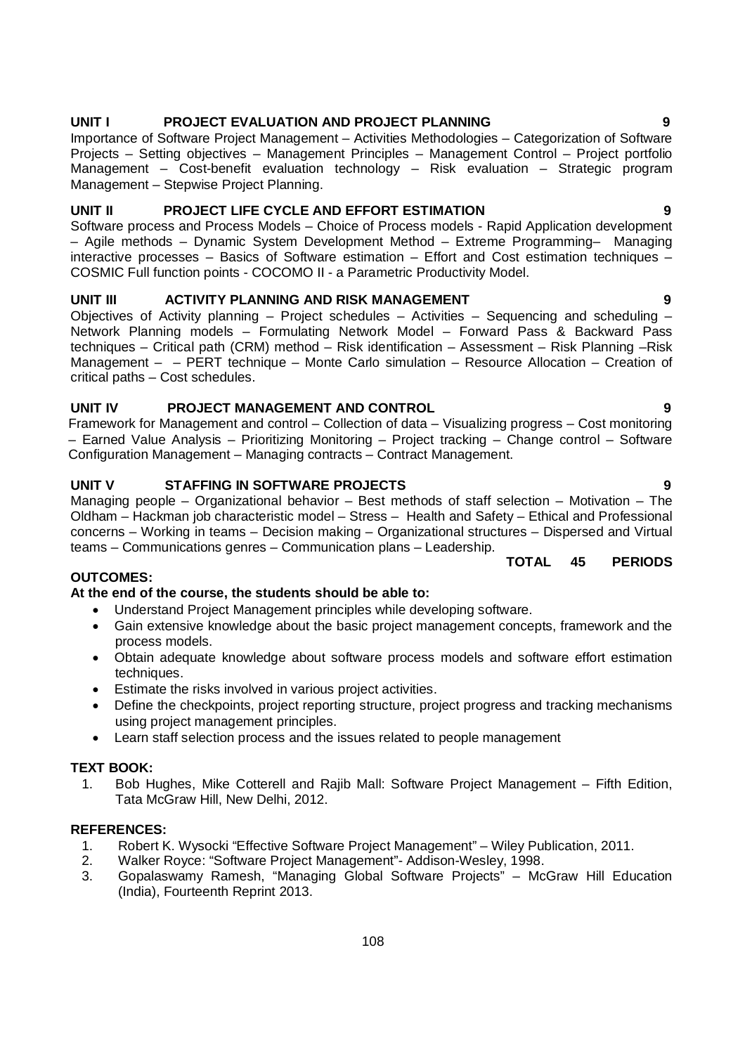**UNIT I PROJECT EVALUATION AND PROJECT PLANNING 9**

Importance of Software Project Management – Activities Methodologies – Categorization of Software Projects – Setting objectives – Management Principles – Management Control – Project portfolio Management – Cost-benefit evaluation technology – Risk evaluation – Strategic program Management – Stepwise Project Planning.

**UNIT II PROJECT LIFE CYCLE AND EFFORT ESTIMATION 9**

Software process and Process Models – Choice of Process models - Rapid Application development – Agile methods – Dynamic System Development Method – Extreme Programming– Managing interactive processes – Basics of Software estimation – Effort and Cost estimation techniques – COSMIC Full function points - COCOMO II - a Parametric Productivity Model.

**UNIT III ACTIVITY PLANNING AND RISK MANAGEMENT 9**

Objectives of Activity planning – Project schedules – Activities – Sequencing and scheduling – Network Planning models – Formulating Network Model – Forward Pass & Backward Pass techniques – Critical path (CRM) method – Risk identification – Assessment – Risk Planning –Risk Management – – PERT technique – Monte Carlo simulation – Resource Allocation – Creation of critical paths – Cost schedules.

**UNIT IV PROJECT MANAGEMENT AND CONTROL 9**

Framework for Management and control – Collection of data – Visualizing progress – Cost monitoring – Earned Value Analysis – Prioritizing Monitoring – Project tracking – Change control – Software Configuration Management – Managing contracts – Contract Management.

**UNIT V STAFFING IN SOFTWARE PROJECTS 9**

Managing people – Organizational behavior – Best methods of staff selection – Motivation – The Oldham – Hackman job characteristic model – Stress – Health and Safety – Ethical and Professional concerns – Working in teams – Decision making – Organizational structures – Dispersed and Virtual teams – Communications genres – Communication plans – Leadership.

**TOTAL 45 PERIODS**

**OUTCOMES:**

**At the end of the course, the students should be able to:**

- Understand Project Management principles while developing software.
- Gain extensive knowledge about the basic project management concepts, framework and the process models.
- Obtain adequate knowledge about software process models and software effort estimation techniques.
- Estimate the risks involved in various project activities.
- Define the checkpoints, project reporting structure, project progress and tracking mechanisms using project management principles.
- Learn staff selection process and the issues related to people management

**TEXT BOOK:**

1. Bob Hughes, Mike Cotterell and Rajib Mall: Software Project Management – Fifth Edition, Tata McGraw Hill, New Delhi, 2012.

**REFERENCES:**

1. Robert K. Wysocki "Effective Software Project Management" – Wiley Publication, 2011.
2. Walker Royce: "Software Project Management"- Addison-Wesley, 1998.
3. Gopalaswamy Ramesh, "Managing Global Software Projects" – McGraw Hill Education (India), Fourteenth Reprint 2013.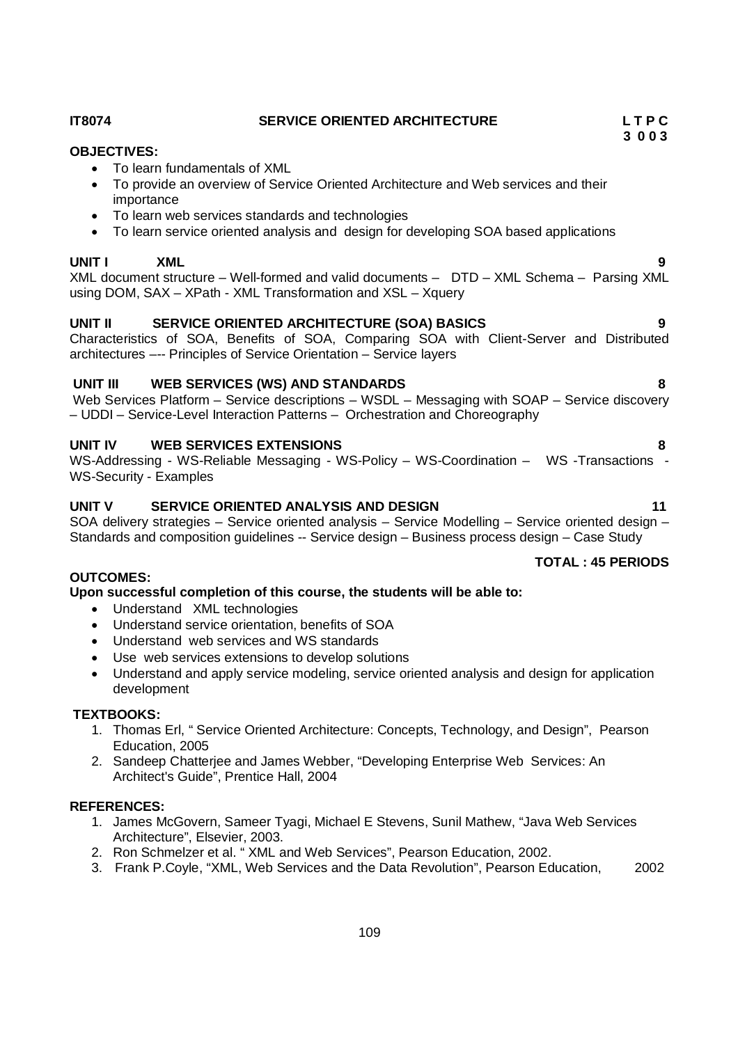**IT8074 SERVICE ORIENTED ARCHITECTURE** **L T P C**
**3 0 0 3**

**OBJECTIVES:**

- To learn fundamentals of XML
- To provide an overview of Service Oriented Architecture and Web services and their importance
- To learn web services standards and technologies
- To learn service oriented analysis and design for developing SOA based applications

**UNIT I XML 9**

XML document structure – Well-formed and valid documents – DTD – XML Schema – Parsing XML using DOM, SAX – XPath - XML Transformation and XSL – Xquery

**UNIT II SERVICE ORIENTED ARCHITECTURE (SOA) BASICS 9**

Characteristics of SOA, Benefits of SOA, Comparing SOA with Client-Server and Distributed architectures –-- Principles of Service Orientation – Service layers

**UNIT III WEB SERVICES (WS) AND STANDARDS 8**

Web Services Platform – Service descriptions – WSDL – Messaging with SOAP – Service discovery – UDDI – Service-Level Interaction Patterns – Orchestration and Choreography

**UNIT IV WEB SERVICES EXTENSIONS 8**

WS-Addressing - WS-Reliable Messaging - WS-Policy – WS-Coordination – WS -Transactions - WS-Security - Examples

**UNIT V SERVICE ORIENTED ANALYSIS AND DESIGN 11**

SOA delivery strategies – Service oriented analysis – Service Modelling – Service oriented design – Standards and composition guidelines -- Service design – Business process design – Case Study

**TOTAL : 45 PERIODS**

**OUTCOMES:**

**Upon successful completion of this course, the students will be able to:**

- Understand XML technologies
- Understand service orientation, benefits of SOA
- Understand web services and WS standards
- Use web services extensions to develop solutions
- Understand and apply service modeling, service oriented analysis and design for application development

**TEXTBOOKS:**

1. Thomas Erl, " Service Oriented Architecture: Concepts, Technology, and Design", Pearson Education, 2005
2. Sandeep Chatterjee and James Webber, "Developing Enterprise Web Services: An Architect's Guide", Prentice Hall, 2004

**REFERENCES:**

1. James McGovern, Sameer Tyagi, Michael E Stevens, Sunil Mathew, "Java Web Services Architecture", Elsevier, 2003.
2. Ron Schmelzer et al. " XML and Web Services", Pearson Education, 2002.
3. Frank P.Coyle, "XML, Web Services and the Data Revolution", Pearson Education, 2002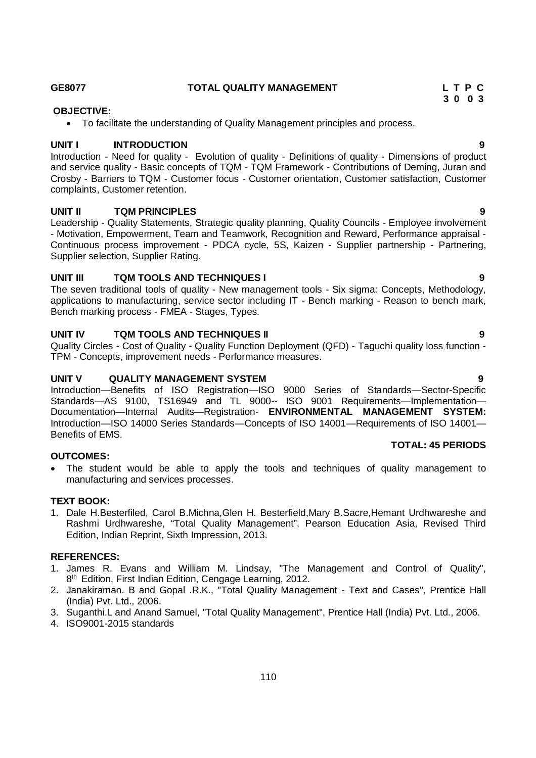**GE8077 TOTAL QUALITY MANAGEMENT**

| L | T | P | C |
|---|---|---|---|
| 3 | 0 | 0 | 3 |

**OBJECTIVE:**

- To facilitate the understanding of Quality Management principles and process.

**UNIT I INTRODUCTION 9**

Introduction - Need for quality - Evolution of quality - Definitions of quality - Dimensions of product and service quality - Basic concepts of TQM - TQM Framework - Contributions of Deming, Juran and Crosby - Barriers to TQM - Customer focus - Customer orientation, Customer satisfaction, Customer complaints, Customer retention.

**UNIT II TQM PRINCIPLES 9**

Leadership - Quality Statements, Strategic quality planning, Quality Councils - Employee involvement - Motivation, Empowerment, Team and Teamwork, Recognition and Reward, Performance appraisal - Continuous process improvement - PDCA cycle, 5S, Kaizen - Supplier partnership - Partnering, Supplier selection, Supplier Rating.

**UNIT III TQM TOOLS AND TECHNIQUES I 9**

The seven traditional tools of quality - New management tools - Six sigma: Concepts, Methodology, applications to manufacturing, service sector including IT - Bench marking - Reason to bench mark, Bench marking process - FMEA - Stages, Types.

**UNIT IV TQM TOOLS AND TECHNIQUES II 9**

Quality Circles - Cost of Quality - Quality Function Deployment (QFD) - Taguchi quality loss function - TPM - Concepts, improvement needs - Performance measures.

**UNIT V QUALITY MANAGEMENT SYSTEM 9**

Introduction—Benefits of ISO Registration—ISO 9000 Series of Standards—Sector-Specific Standards—AS 9100, TS16949 and TL 9000-- ISO 9001 Requirements—Implementation—Documentation—Internal Audits—Registration- **ENVIRONMENTAL MANAGEMENT SYSTEM:** Introduction—ISO 14000 Series Standards—Concepts of ISO 14001—Requirements of ISO 14001—Benefits of EMS.

**TOTAL: 45 PERIODS**

**OUTCOMES:**

- The student would be able to apply the tools and techniques of quality management to manufacturing and services processes.

**TEXT BOOK:**

1. Dale H.Besterfiled, Carol B.Michna,Glen H. Besterfield,Mary B.Sacre,Hemant Urdhwareshe and Rashmi Urdhwareshe, "Total Quality Management", Pearson Education Asia, Revised Third Edition, Indian Reprint, Sixth Impression, 2013.

**REFERENCES:**

1. James R. Evans and William M. Lindsay, "The Management and Control of Quality", 8th Edition, First Indian Edition, Cengage Learning, 2012.
2. Janakiraman. B and Gopal .R.K., "Total Quality Management - Text and Cases", Prentice Hall (India) Pvt. Ltd., 2006.
3. Suganthi.L and Anand Samuel, "Total Quality Management", Prentice Hall (India) Pvt. Ltd., 2006.
4. ISO9001-2015 standards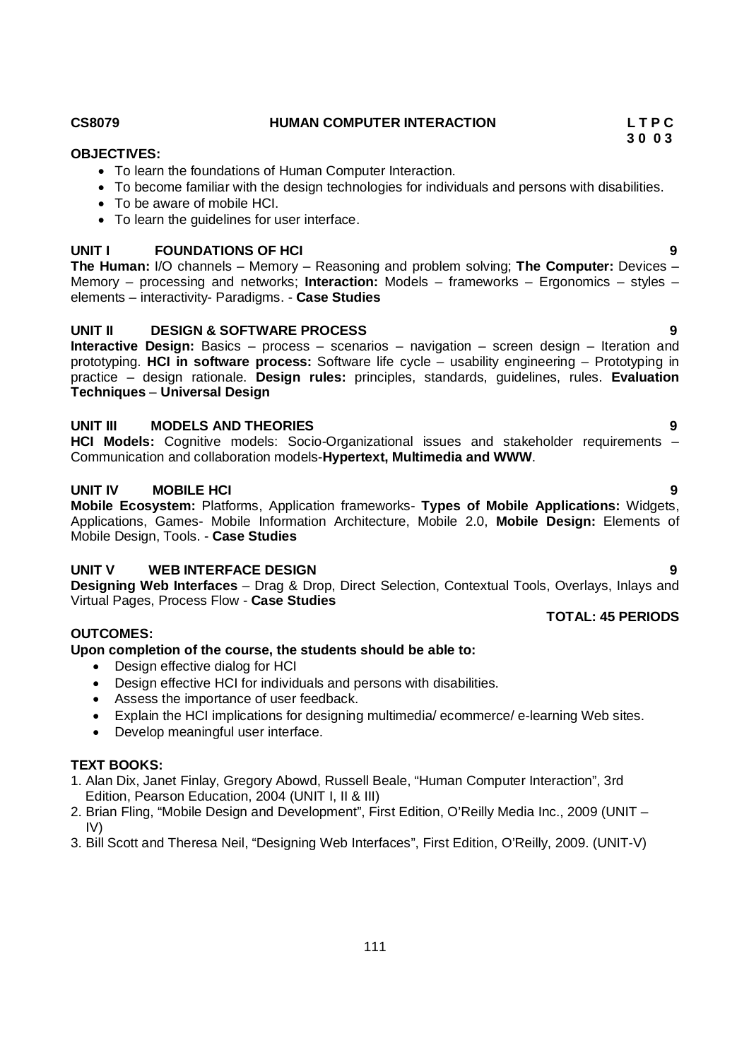**CS8079 HUMAN COMPUTER INTERACTION** **L T P C**
**3 0 0 3**

**OBJECTIVES:**

- To learn the foundations of Human Computer Interaction.
- To become familiar with the design technologies for individuals and persons with disabilities.
- To be aware of mobile HCI.
- To learn the guidelines for user interface.

**UNIT I FOUNDATIONS OF HCI** **9**

**The Human:** I/O channels – Memory – Reasoning and problem solving; **The Computer:** Devices – Memory – processing and networks; **Interaction:** Models – frameworks – Ergonomics – styles – elements – interactivity- Paradigms. - **Case Studies**

**UNIT II DESIGN & SOFTWARE PROCESS** **9**

**Interactive Design:** Basics – process – scenarios – navigation – screen design – Iteration and prototyping. **HCI in software process:** Software life cycle – usability engineering – Prototyping in practice – design rationale. **Design rules:** principles, standards, guidelines, rules. **Evaluation Techniques** – **Universal Design**

**UNIT III MODELS AND THEORIES** **9**

**HCI Models:** Cognitive models: Socio-Organizational issues and stakeholder requirements – Communication and collaboration models-**Hypertext, Multimedia and WWW**.

**UNIT IV MOBILE HCI** **9**

**Mobile Ecosystem:** Platforms, Application frameworks- **Types of Mobile Applications:** Widgets, Applications, Games- Mobile Information Architecture, Mobile 2.0, **Mobile Design:** Elements of Mobile Design, Tools. - **Case Studies**

**UNIT V WEB INTERFACE DESIGN** **9**

**Designing Web Interfaces** – Drag & Drop, Direct Selection, Contextual Tools, Overlays, Inlays and Virtual Pages, Process Flow - **Case Studies**

**TOTAL: 45 PERIODS**

**OUTCOMES:**

**Upon completion of the course, the students should be able to:**

- Design effective dialog for HCI
- Design effective HCI for individuals and persons with disabilities.
- Assess the importance of user feedback.
- Explain the HCI implications for designing multimedia/ ecommerce/ e-learning Web sites.
- Develop meaningful user interface.

**TEXT BOOKS:**

1. Alan Dix, Janet Finlay, Gregory Abowd, Russell Beale, "Human Computer Interaction", 3rd Edition, Pearson Education, 2004 (UNIT I, II & III)
2. Brian Fling, "Mobile Design and Development", First Edition, O'Reilly Media Inc., 2009 (UNIT – IV)
3. Bill Scott and Theresa Neil, "Designing Web Interfaces", First Edition, O'Reilly, 2009. (UNIT-V)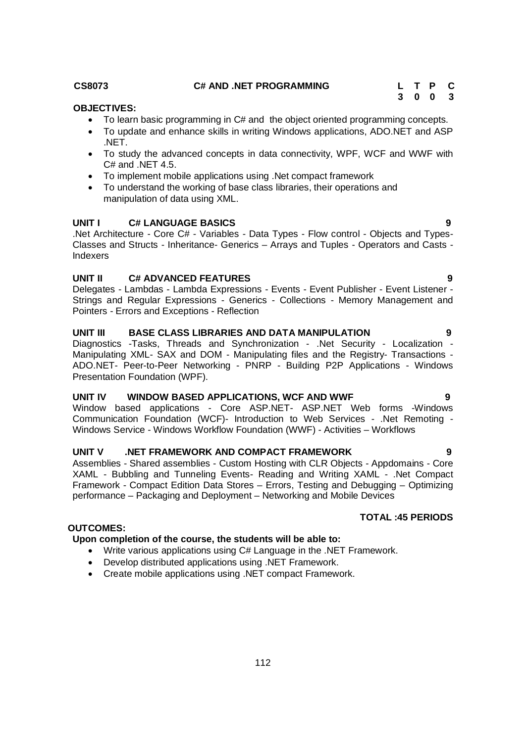**CS8073 C# AND .NET PROGRAMMING**

| L | T | P | C |
|---|---|---|---|
| 3 | 0 | 0 | 3 |

**OBJECTIVES:**

- To learn basic programming in C# and the object oriented programming concepts.
- To update and enhance skills in writing Windows applications, ADO.NET and ASP .NET.
- To study the advanced concepts in data connectivity, WPF, WCF and WWF with C# and .NET 4.5.
- To implement mobile applications using .Net compact framework
- To understand the working of base class libraries, their operations and manipulation of data using XML.

**UNIT I C# LANGUAGE BASICS** **9**

.Net Architecture - Core C# - Variables - Data Types - Flow control - Objects and Types- Classes and Structs - Inheritance- Generics – Arrays and Tuples - Operators and Casts - Indexers

**UNIT II C# ADVANCED FEATURES** **9**

Delegates - Lambdas - Lambda Expressions - Events - Event Publisher - Event Listener - Strings and Regular Expressions - Generics - Collections - Memory Management and Pointers - Errors and Exceptions - Reflection

**UNIT III BASE CLASS LIBRARIES AND DATA MANIPULATION** **9**

Diagnostics -Tasks, Threads and Synchronization - .Net Security - Localization - Manipulating XML- SAX and DOM - Manipulating files and the Registry- Transactions - ADO.NET- Peer-to-Peer Networking - PNRP - Building P2P Applications - Windows Presentation Foundation (WPF).

**UNIT IV WINDOW BASED APPLICATIONS, WCF AND WWF** **9**

Window based applications - Core ASP.NET- ASP.NET Web forms -Windows Communication Foundation (WCF)- Introduction to Web Services - .Net Remoting - Windows Service - Windows Workflow Foundation (WWF) - Activities – Workflows

**UNIT V .NET FRAMEWORK AND COMPACT FRAMEWORK** **9**

Assemblies - Shared assemblies - Custom Hosting with CLR Objects - Appdomains - Core XAML - Bubbling and Tunneling Events- Reading and Writing XAML - .Net Compact Framework - Compact Edition Data Stores – Errors, Testing and Debugging – Optimizing performance – Packaging and Deployment – Networking and Mobile Devices

**TOTAL :45 PERIODS**

**OUTCOMES:**

**Upon completion of the course, the students will be able to:**

- Write various applications using C# Language in the .NET Framework.
- Develop distributed applications using .NET Framework.
- Create mobile applications using .NET compact Framework.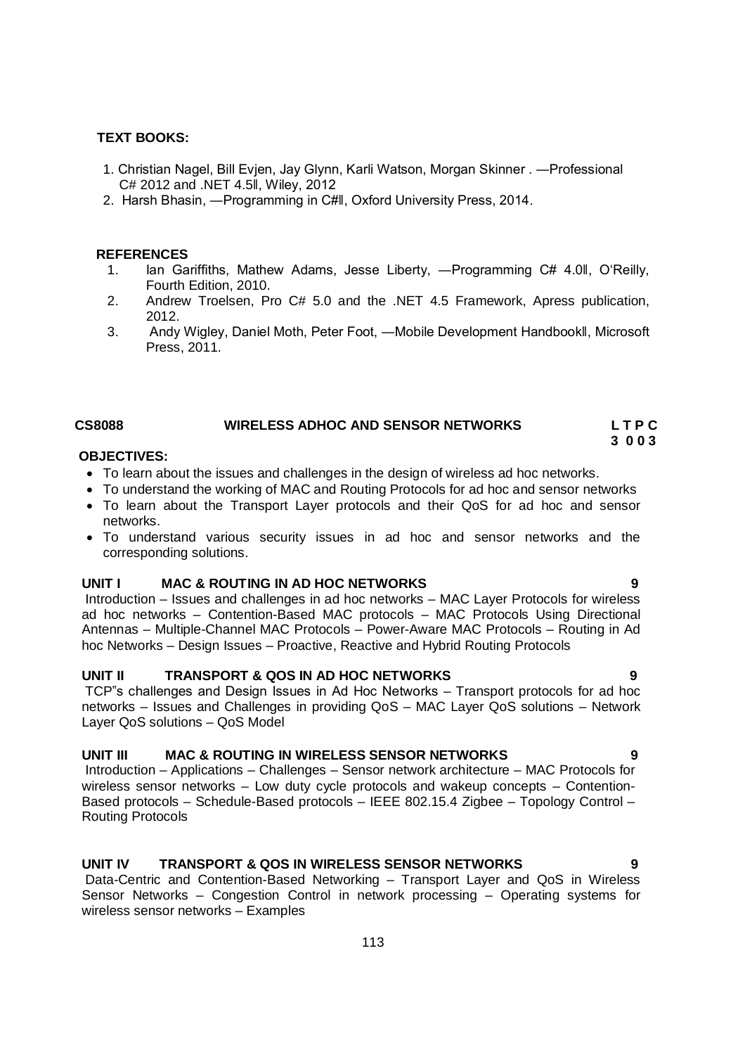**TEXT BOOKS:**

1. Christian Nagel, Bill Evjen, Jay Glynn, Karli Watson, Morgan Skinner . ―Professional C# 2012 and .NET 4.5‖, Wiley, 2012
2. Harsh Bhasin, ―Programming in C#‖, Oxford University Press, 2014.

**REFERENCES**

1. Ian Gariffiths, Mathew Adams, Jesse Liberty, ―Programming C# 4.0‖, O'Reilly, Fourth Edition, 2010.
2. Andrew Troelsen, Pro C# 5.0 and the .NET 4.5 Framework, Apress publication, 2012.
3. Andy Wigley, Daniel Moth, Peter Foot, ―Mobile Development Handbook‖, Microsoft Press, 2011.

## CS8088 WIRELESS ADHOC AND SENSOR NETWORKS

**L T P C**
**3 0 0 3**

**OBJECTIVES:**

- To learn about the issues and challenges in the design of wireless ad hoc networks.
- To understand the working of MAC and Routing Protocols for ad hoc and sensor networks
- To learn about the Transport Layer protocols and their QoS for ad hoc and sensor networks.
- To understand various security issues in ad hoc and sensor networks and the corresponding solutions.

**UNIT I MAC & ROUTING IN AD HOC NETWORKS 9**

Introduction – Issues and challenges in ad hoc networks – MAC Layer Protocols for wireless ad hoc networks – Contention-Based MAC protocols – MAC Protocols Using Directional Antennas – Multiple-Channel MAC Protocols – Power-Aware MAC Protocols – Routing in Ad hoc Networks – Design Issues – Proactive, Reactive and Hybrid Routing Protocols

**UNIT II TRANSPORT & QOS IN AD HOC NETWORKS 9**

TCP"s challenges and Design Issues in Ad Hoc Networks – Transport protocols for ad hoc networks – Issues and Challenges in providing QoS – MAC Layer QoS solutions – Network Layer QoS solutions – QoS Model

**UNIT III MAC & ROUTING IN WIRELESS SENSOR NETWORKS 9**

Introduction – Applications – Challenges – Sensor network architecture – MAC Protocols for wireless sensor networks – Low duty cycle protocols and wakeup concepts – Contention-Based protocols – Schedule-Based protocols – IEEE 802.15.4 Zigbee – Topology Control – Routing Protocols

**UNIT IV TRANSPORT & QOS IN WIRELESS SENSOR NETWORKS 9**

Data-Centric and Contention-Based Networking – Transport Layer and QoS in Wireless Sensor Networks – Congestion Control in network processing – Operating systems for wireless sensor networks – Examples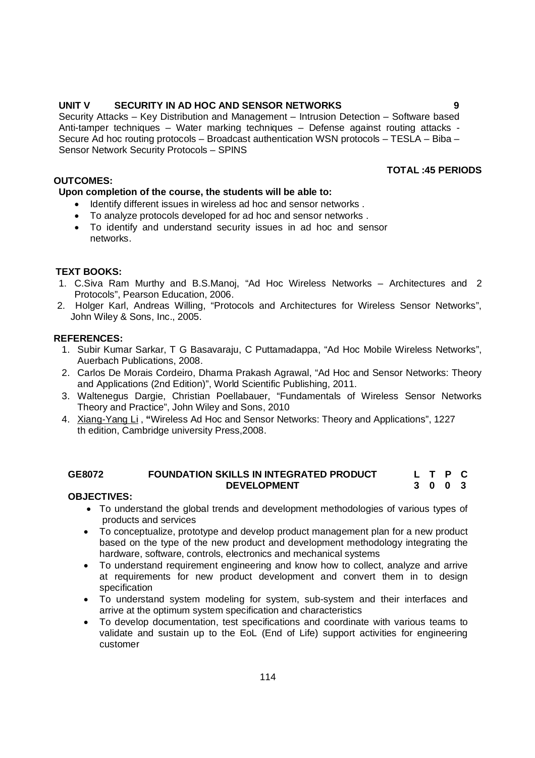**UNIT V SECURITY IN AD HOC AND SENSOR NETWORKS 9**

Security Attacks – Key Distribution and Management – Intrusion Detection – Software based Anti-tamper techniques – Water marking techniques – Defense against routing attacks - Secure Ad hoc routing protocols – Broadcast authentication WSN protocols – TESLA – Biba – Sensor Network Security Protocols – SPINS

**TOTAL :45 PERIODS**

**OUTCOMES:**

**Upon completion of the course, the students will be able to:**

- Identify different issues in wireless ad hoc and sensor networks .
- To analyze protocols developed for ad hoc and sensor networks .
- To identify and understand security issues in ad hoc and sensor networks.

**TEXT BOOKS:**

1. C.Siva Ram Murthy and B.S.Manoj, "Ad Hoc Wireless Networks – Architectures and 2 Protocols", Pearson Education, 2006.
2. Holger Karl, Andreas Willing, "Protocols and Architectures for Wireless Sensor Networks", John Wiley & Sons, Inc., 2005.

**REFERENCES:**

1. Subir Kumar Sarkar, T G Basavaraju, C Puttamadappa, "Ad Hoc Mobile Wireless Networks", Auerbach Publications, 2008.
2. Carlos De Morais Cordeiro, Dharma Prakash Agrawal, "Ad Hoc and Sensor Networks: Theory and Applications (2nd Edition)", World Scientific Publishing, 2011.
3. Waltenegus Dargie, Christian Poellabauer, "Fundamentals of Wireless Sensor Networks Theory and Practice", John Wiley and Sons, 2010
4. Xiang-Yang Li , **"**Wireless Ad Hoc and Sensor Networks: Theory and Applications", 1227 th edition, Cambridge university Press,2008.

| **GE8072** | **FOUNDATION SKILLS IN INTEGRATED PRODUCT DEVELOPMENT** | **L** | **T** | **P** | **C** |
|---|---|---|---|---|---|
| | | **3** | **0** | **0** | **3** |

**OBJECTIVES:**

- To understand the global trends and development methodologies of various types of products and services
- To conceptualize, prototype and develop product management plan for a new product based on the type of the new product and development methodology integrating the hardware, software, controls, electronics and mechanical systems
- To understand requirement engineering and know how to collect, analyze and arrive at requirements for new product development and convert them in to design specification
- To understand system modeling for system, sub-system and their interfaces and arrive at the optimum system specification and characteristics
- To develop documentation, test specifications and coordinate with various teams to validate and sustain up to the EoL (End of Life) support activities for engineering customer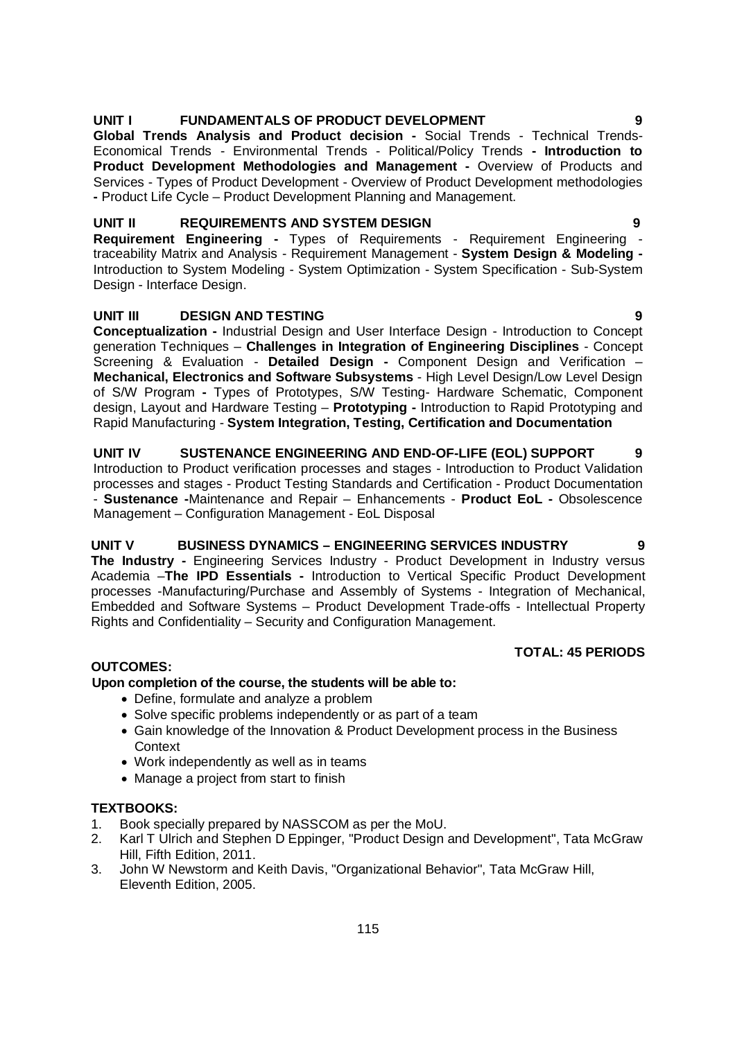**UNIT I FUNDAMENTALS OF PRODUCT DEVELOPMENT 9**

**Global Trends Analysis and Product decision -** Social Trends - Technical Trends- Economical Trends - Environmental Trends - Political/Policy Trends **- Introduction to Product Development Methodologies and Management -** Overview of Products and Services - Types of Product Development - Overview of Product Development methodologies **-** Product Life Cycle – Product Development Planning and Management.

**UNIT II REQUIREMENTS AND SYSTEM DESIGN 9**

**Requirement Engineering -** Types of Requirements - Requirement Engineering - traceability Matrix and Analysis - Requirement Management - **System Design & Modeling -** Introduction to System Modeling - System Optimization - System Specification - Sub-System Design - Interface Design.

**UNIT III DESIGN AND TESTING 9**

**Conceptualization -** Industrial Design and User Interface Design - Introduction to Concept generation Techniques – **Challenges in Integration of Engineering Disciplines** - Concept Screening & Evaluation - **Detailed Design -** Component Design and Verification – **Mechanical, Electronics and Software Subsystems** - High Level Design/Low Level Design of S/W Program **-** Types of Prototypes, S/W Testing- Hardware Schematic, Component design, Layout and Hardware Testing – **Prototyping -** Introduction to Rapid Prototyping and Rapid Manufacturing - **System Integration, Testing, Certification and Documentation**

**UNIT IV SUSTENANCE ENGINEERING AND END-OF-LIFE (EOL) SUPPORT 9**

Introduction to Product verification processes and stages - Introduction to Product Validation processes and stages - Product Testing Standards and Certification - Product Documentation - **Sustenance -**Maintenance and Repair – Enhancements - **Product EoL -** Obsolescence Management – Configuration Management - EoL Disposal

**UNIT V BUSINESS DYNAMICS – ENGINEERING SERVICES INDUSTRY 9**

**The Industry -** Engineering Services Industry - Product Development in Industry versus Academia –**The IPD Essentials -** Introduction to Vertical Specific Product Development processes -Manufacturing/Purchase and Assembly of Systems - Integration of Mechanical, Embedded and Software Systems – Product Development Trade-offs - Intellectual Property Rights and Confidentiality – Security and Configuration Management.

**TOTAL: 45 PERIODS**

**OUTCOMES:**

**Upon completion of the course, the students will be able to:**

- Define, formulate and analyze a problem
- Solve specific problems independently or as part of a team
- Gain knowledge of the Innovation & Product Development process in the Business Context
- Work independently as well as in teams
- Manage a project from start to finish

**TEXTBOOKS:**

1. Book specially prepared by NASSCOM as per the MoU.
2. Karl T Ulrich and Stephen D Eppinger, "Product Design and Development", Tata McGraw Hill, Fifth Edition, 2011.
3. John W Newstorm and Keith Davis, "Organizational Behavior", Tata McGraw Hill, Eleventh Edition, 2005.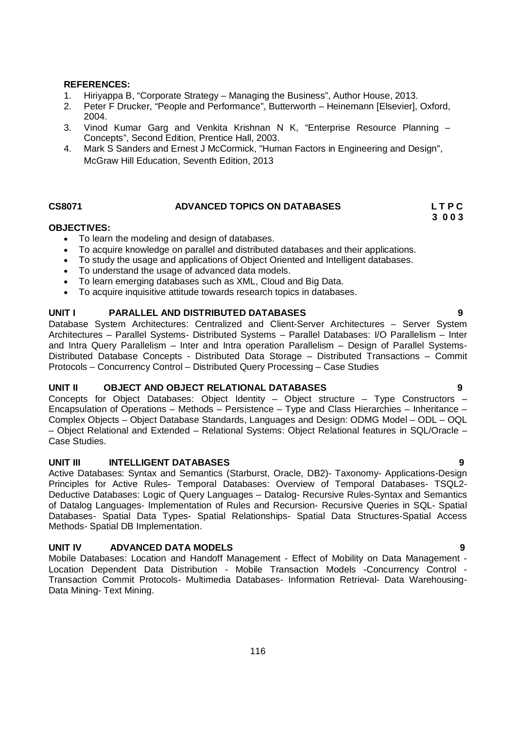**REFERENCES:**

1. Hiriyappa B, “Corporate Strategy – Managing the Business”, Author House, 2013.
2. Peter F Drucker, “People and Performance”, Butterworth – Heinemann [Elsevier], Oxford, 2004.
3. Vinod Kumar Garg and Venkita Krishnan N K, “Enterprise Resource Planning – Concepts”, Second Edition, Prentice Hall, 2003.
4. Mark S Sanders and Ernest J McCormick, "Human Factors in Engineering and Design", McGraw Hill Education, Seventh Edition, 2013

## CS8071 ADVANCED TOPICS ON DATABASES

**L T P C**
**3 0 0 3**

**OBJECTIVES:**

- To learn the modeling and design of databases.
- To acquire knowledge on parallel and distributed databases and their applications.
- To study the usage and applications of Object Oriented and Intelligent databases.
- To understand the usage of advanced data models.
- To learn emerging databases such as XML, Cloud and Big Data.
- To acquire inquisitive attitude towards research topics in databases.

**UNIT I PARALLEL AND DISTRIBUTED DATABASES 9**

Database System Architectures: Centralized and Client-Server Architectures – Server System Architectures – Parallel Systems- Distributed Systems – Parallel Databases: I/O Parallelism – Inter and Intra Query Parallelism – Inter and Intra operation Parallelism – Design of Parallel Systems- Distributed Database Concepts - Distributed Data Storage – Distributed Transactions – Commit Protocols – Concurrency Control – Distributed Query Processing – Case Studies

**UNIT II OBJECT AND OBJECT RELATIONAL DATABASES 9**

Concepts for Object Databases: Object Identity – Object structure – Type Constructors – Encapsulation of Operations – Methods – Persistence – Type and Class Hierarchies – Inheritance – Complex Objects – Object Database Standards, Languages and Design: ODMG Model – ODL – OQL – Object Relational and Extended – Relational Systems: Object Relational features in SQL/Oracle – Case Studies.

**UNIT III INTELLIGENT DATABASES 9**

Active Databases: Syntax and Semantics (Starburst, Oracle, DB2)- Taxonomy- Applications-Design Principles for Active Rules- Temporal Databases: Overview of Temporal Databases- TSQL2- Deductive Databases: Logic of Query Languages – Datalog- Recursive Rules-Syntax and Semantics of Datalog Languages- Implementation of Rules and Recursion- Recursive Queries in SQL- Spatial Databases- Spatial Data Types- Spatial Relationships- Spatial Data Structures-Spatial Access Methods- Spatial DB Implementation.

**UNIT IV ADVANCED DATA MODELS 9**

Mobile Databases: Location and Handoff Management - Effect of Mobility on Data Management - Location Dependent Data Distribution - Mobile Transaction Models -Concurrency Control - Transaction Commit Protocols- Multimedia Databases- Information Retrieval- Data Warehousing- Data Mining- Text Mining.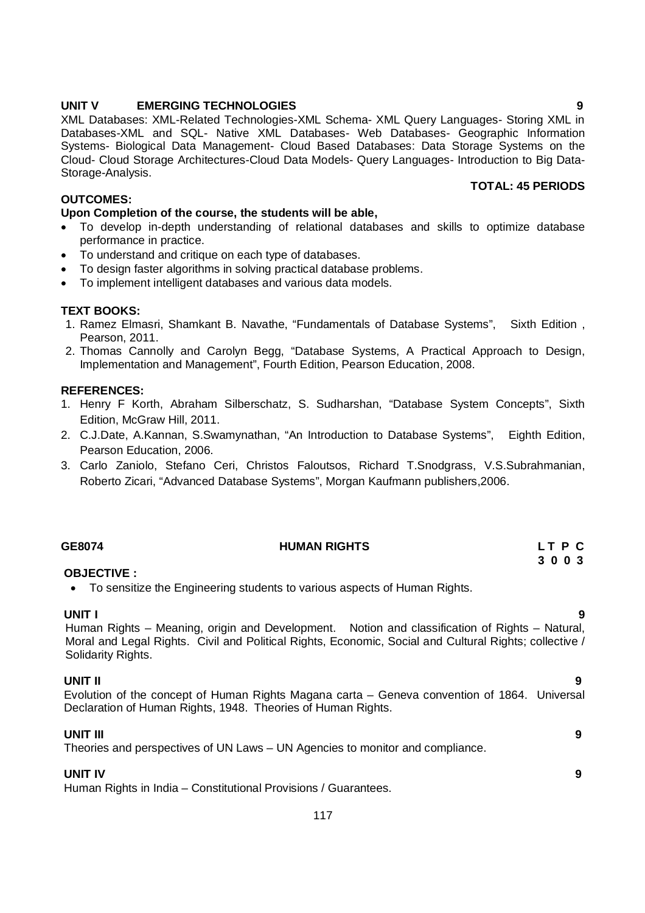**UNIT V EMERGING TECHNOLOGIES 9**

XML Databases: XML-Related Technologies-XML Schema- XML Query Languages- Storing XML in Databases-XML and SQL- Native XML Databases- Web Databases- Geographic Information Systems- Biological Data Management- Cloud Based Databases: Data Storage Systems on the Cloud- Cloud Storage Architectures-Cloud Data Models- Query Languages- Introduction to Big Data-Storage-Analysis.

**TOTAL: 45 PERIODS**

**OUTCOMES:**

**Upon Completion of the course, the students will be able,**

- To develop in-depth understanding of relational databases and skills to optimize database performance in practice.
- To understand and critique on each type of databases.
- To design faster algorithms in solving practical database problems.
- To implement intelligent databases and various data models.

**TEXT BOOKS:**

1. Ramez Elmasri, Shamkant B. Navathe, "Fundamentals of Database Systems", Sixth Edition , Pearson, 2011.
2. Thomas Cannolly and Carolyn Begg, "Database Systems, A Practical Approach to Design, Implementation and Management", Fourth Edition, Pearson Education, 2008.

**REFERENCES:**

1. Henry F Korth, Abraham Silberschatz, S. Sudharshan, "Database System Concepts", Sixth Edition, McGraw Hill, 2011.
2. C.J.Date, A.Kannan, S.Swamynathan, "An Introduction to Database Systems", Eighth Edition, Pearson Education, 2006.
3. Carlo Zaniolo, Stefano Ceri, Christos Faloutsos, Richard T.Snodgrass, V.S.Subrahmanian, Roberto Zicari, "Advanced Database Systems", Morgan Kaufmann publishers,2006.

## GE8074 HUMAN RIGHTS

| L | T | P | C |
|---|---|---|---|
| 3 | 0 | 0 | 3 |

**OBJECTIVE :**

- To sensitize the Engineering students to various aspects of Human Rights.

**UNIT I 9**

Human Rights – Meaning, origin and Development. Notion and classification of Rights – Natural, Moral and Legal Rights. Civil and Political Rights, Economic, Social and Cultural Rights; collective / Solidarity Rights.

**UNIT II 9**

Evolution of the concept of Human Rights Magana carta – Geneva convention of 1864. Universal Declaration of Human Rights, 1948. Theories of Human Rights.

**UNIT III 9**

Theories and perspectives of UN Laws – UN Agencies to monitor and compliance.

**UNIT IV 9**

Human Rights in India – Constitutional Provisions / Guarantees.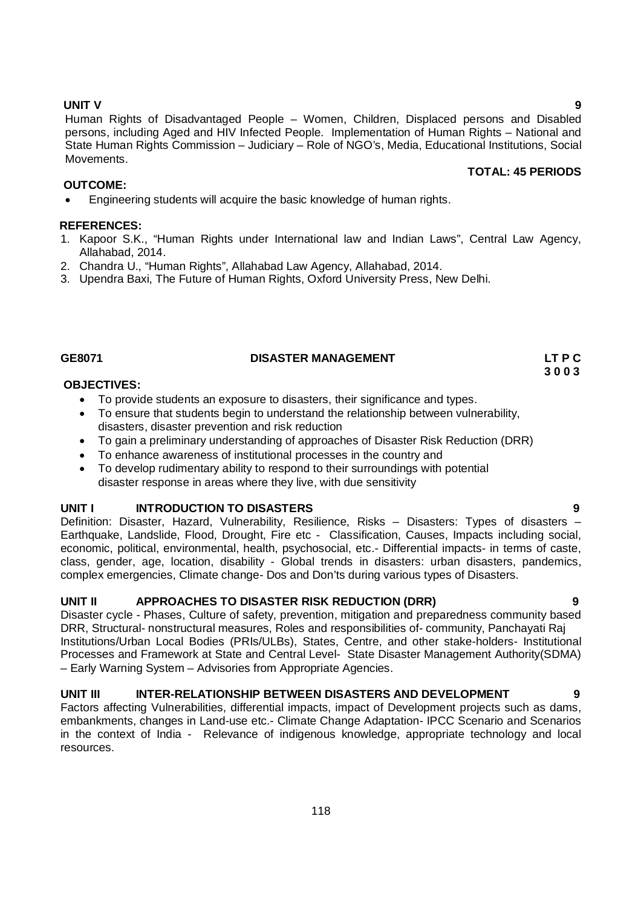**UNIT V 9**

Human Rights of Disadvantaged People – Women, Children, Displaced persons and Disabled persons, including Aged and HIV Infected People. Implementation of Human Rights – National and State Human Rights Commission – Judiciary – Role of NGO's, Media, Educational Institutions, Social Movements.

**TOTAL: 45 PERIODS**

**OUTCOME:**

- Engineering students will acquire the basic knowledge of human rights.

**REFERENCES:**

1. Kapoor S.K., "Human Rights under International law and Indian Laws", Central Law Agency, Allahabad, 2014.
2. Chandra U., "Human Rights", Allahabad Law Agency, Allahabad, 2014.
3. Upendra Baxi, The Future of Human Rights, Oxford University Press, New Delhi.

## GE8071 DISASTER MANAGEMENT

**LT P C**
**3 0 0 3**

**OBJECTIVES:**

- To provide students an exposure to disasters, their significance and types.
- To ensure that students begin to understand the relationship between vulnerability, disasters, disaster prevention and risk reduction
- To gain a preliminary understanding of approaches of Disaster Risk Reduction (DRR)
- To enhance awareness of institutional processes in the country and
- To develop rudimentary ability to respond to their surroundings with potential disaster response in areas where they live, with due sensitivity

**UNIT I INTRODUCTION TO DISASTERS 9**

Definition: Disaster, Hazard, Vulnerability, Resilience, Risks – Disasters: Types of disasters – Earthquake, Landslide, Flood, Drought, Fire etc - Classification, Causes, Impacts including social, economic, political, environmental, health, psychosocial, etc.- Differential impacts- in terms of caste, class, gender, age, location, disability - Global trends in disasters: urban disasters, pandemics, complex emergencies, Climate change- Dos and Don'ts during various types of Disasters.

**UNIT II APPROACHES TO DISASTER RISK REDUCTION (DRR) 9**

Disaster cycle - Phases, Culture of safety, prevention, mitigation and preparedness community based DRR, Structural- nonstructural measures, Roles and responsibilities of- community, Panchayati Raj Institutions/Urban Local Bodies (PRIs/ULBs), States, Centre, and other stake-holders- Institutional Processes and Framework at State and Central Level- State Disaster Management Authority(SDMA) – Early Warning System – Advisories from Appropriate Agencies.

**UNIT III INTER-RELATIONSHIP BETWEEN DISASTERS AND DEVELOPMENT 9**

Factors affecting Vulnerabilities, differential impacts, impact of Development projects such as dams, embankments, changes in Land-use etc.- Climate Change Adaptation- IPCC Scenario and Scenarios in the context of India - Relevance of indigenous knowledge, appropriate technology and local resources.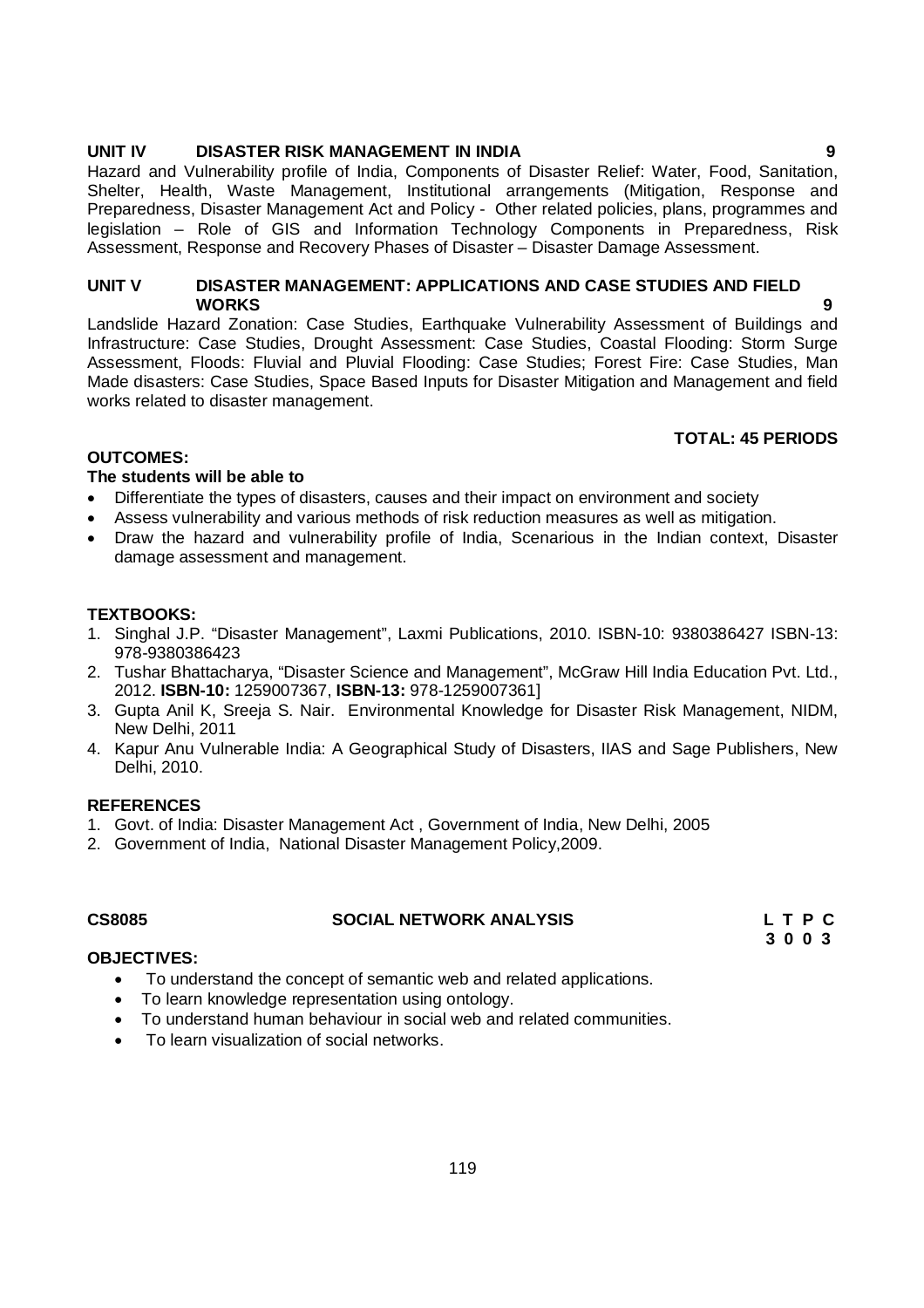**UNIT IV DISASTER RISK MANAGEMENT IN INDIA 9**

Hazard and Vulnerability profile of India, Components of Disaster Relief: Water, Food, Sanitation, Shelter, Health, Waste Management, Institutional arrangements (Mitigation, Response and Preparedness, Disaster Management Act and Policy - Other related policies, plans, programmes and legislation – Role of GIS and Information Technology Components in Preparedness, Risk Assessment, Response and Recovery Phases of Disaster – Disaster Damage Assessment.

**UNIT V DISASTER MANAGEMENT: APPLICATIONS AND CASE STUDIES AND FIELD WORKS 9**

Landslide Hazard Zonation: Case Studies, Earthquake Vulnerability Assessment of Buildings and Infrastructure: Case Studies, Drought Assessment: Case Studies, Coastal Flooding: Storm Surge Assessment, Floods: Fluvial and Pluvial Flooding: Case Studies; Forest Fire: Case Studies, Man Made disasters: Case Studies, Space Based Inputs for Disaster Mitigation and Management and field works related to disaster management.

**TOTAL: 45 PERIODS**

**OUTCOMES:**

**The students will be able to**

- Differentiate the types of disasters, causes and their impact on environment and society
- Assess vulnerability and various methods of risk reduction measures as well as mitigation.
- Draw the hazard and vulnerability profile of India, Scenarious in the Indian context, Disaster damage assessment and management.

**TEXTBOOKS:**

1. Singhal J.P. "Disaster Management", Laxmi Publications, 2010. ISBN-10: 9380386427 ISBN-13: 978-9380386423
2. Tushar Bhattacharya, "Disaster Science and Management", McGraw Hill India Education Pvt. Ltd., 2012. **ISBN-10:** 1259007367, **ISBN-13:** 978-1259007361]
3. Gupta Anil K, Sreeja S. Nair. Environmental Knowledge for Disaster Risk Management, NIDM, New Delhi, 2011
4. Kapur Anu Vulnerable India: A Geographical Study of Disasters, IIAS and Sage Publishers, New Delhi, 2010.

**REFERENCES**

1. Govt. of India: Disaster Management Act , Government of India, New Delhi, 2005
2. Government of India, National Disaster Management Policy,2009.

**CS8085 SOCIAL NETWORK ANALYSIS L T P C**
**3 0 0 3**

**OBJECTIVES:**

- To understand the concept of semantic web and related applications.
- To learn knowledge representation using ontology.
- To understand human behaviour in social web and related communities.
- To learn visualization of social networks.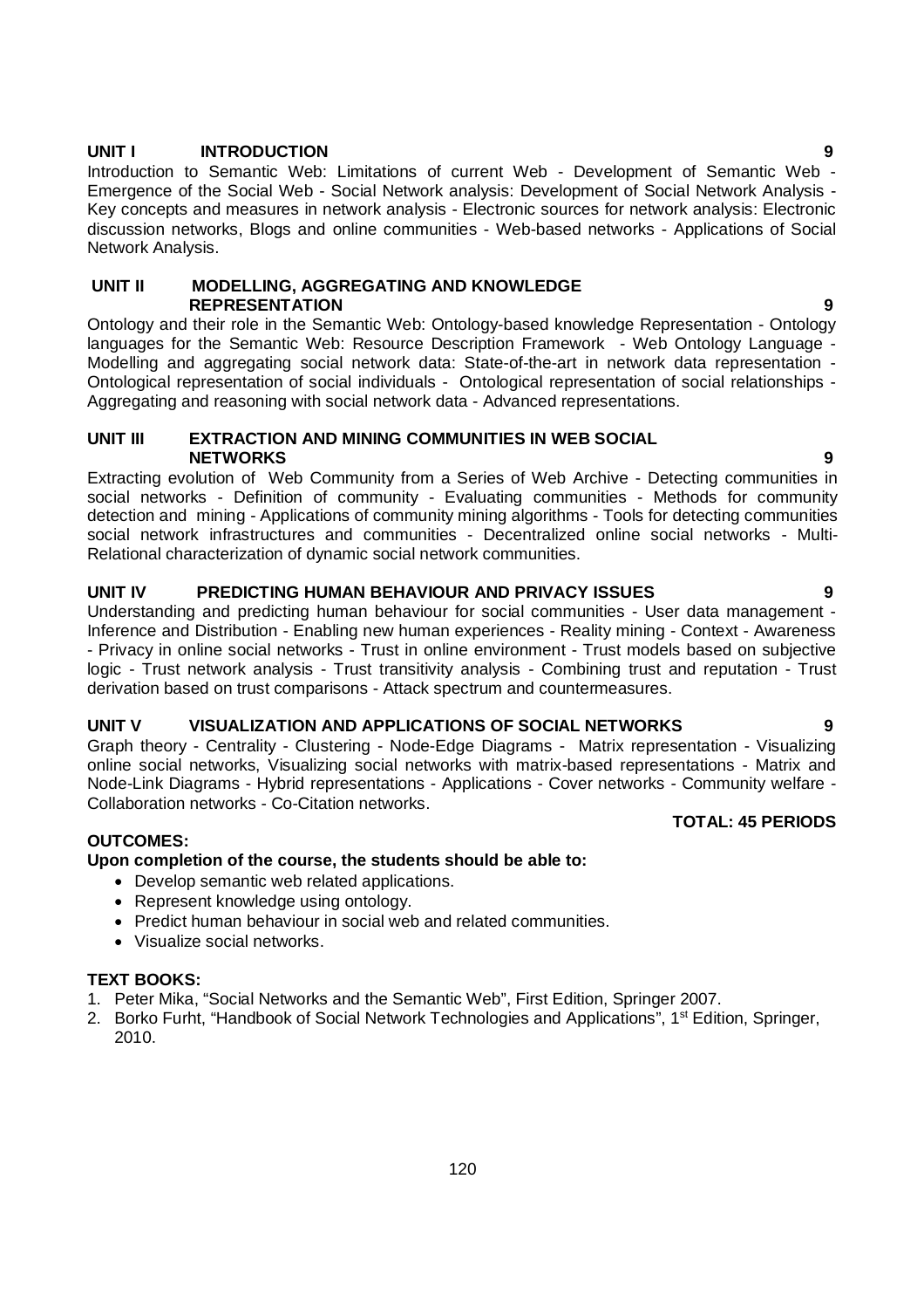**UNIT I INTRODUCTION 9**

Introduction to Semantic Web: Limitations of current Web - Development of Semantic Web - Emergence of the Social Web - Social Network analysis: Development of Social Network Analysis - Key concepts and measures in network analysis - Electronic sources for network analysis: Electronic discussion networks, Blogs and online communities - Web-based networks - Applications of Social Network Analysis.

**UNIT II MODELLING, AGGREGATING AND KNOWLEDGE REPRESENTATION 9**

Ontology and their role in the Semantic Web: Ontology-based knowledge Representation - Ontology languages for the Semantic Web: Resource Description Framework - Web Ontology Language - Modelling and aggregating social network data: State-of-the-art in network data representation - Ontological representation of social individuals - Ontological representation of social relationships - Aggregating and reasoning with social network data - Advanced representations.

**UNIT III EXTRACTION AND MINING COMMUNITIES IN WEB SOCIAL NETWORKS 9**

Extracting evolution of Web Community from a Series of Web Archive - Detecting communities in social networks - Definition of community - Evaluating communities - Methods for community detection and mining - Applications of community mining algorithms - Tools for detecting communities social network infrastructures and communities - Decentralized online social networks - Multi-Relational characterization of dynamic social network communities.

**UNIT IV PREDICTING HUMAN BEHAVIOUR AND PRIVACY ISSUES 9**

Understanding and predicting human behaviour for social communities - User data management - Inference and Distribution - Enabling new human experiences - Reality mining - Context - Awareness - Privacy in online social networks - Trust in online environment - Trust models based on subjective logic - Trust network analysis - Trust transitivity analysis - Combining trust and reputation - Trust derivation based on trust comparisons - Attack spectrum and countermeasures.

**UNIT V VISUALIZATION AND APPLICATIONS OF SOCIAL NETWORKS 9**

Graph theory - Centrality - Clustering - Node-Edge Diagrams - Matrix representation - Visualizing online social networks, Visualizing social networks with matrix-based representations - Matrix and Node-Link Diagrams - Hybrid representations - Applications - Cover networks - Community welfare - Collaboration networks - Co-Citation networks.

**TOTAL: 45 PERIODS**

**OUTCOMES:**

**Upon completion of the course, the students should be able to:**

- Develop semantic web related applications.
- Represent knowledge using ontology.
- Predict human behaviour in social web and related communities.
- Visualize social networks.

**TEXT BOOKS:**

1. Peter Mika, "Social Networks and the Semantic Web", First Edition, Springer 2007.
2. Borko Furht, "Handbook of Social Network Technologies and Applications", 1st Edition, Springer, 2010.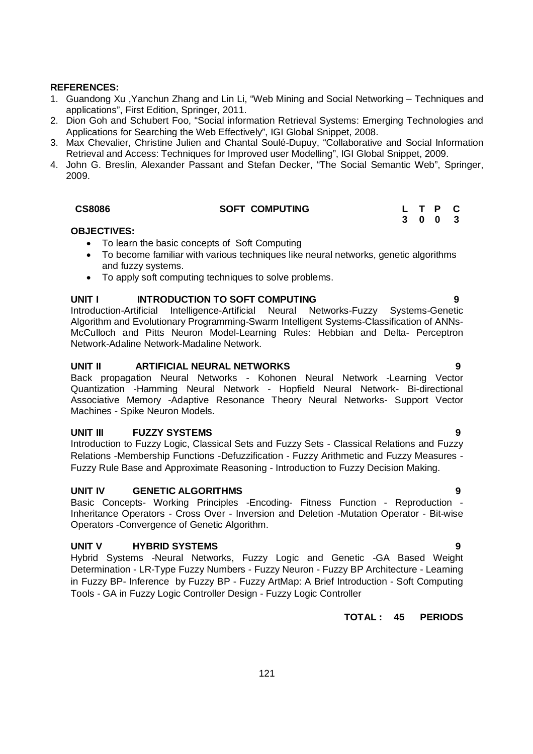**REFERENCES:**

1. Guandong Xu ,Yanchun Zhang and Lin Li, "Web Mining and Social Networking – Techniques and applications", First Edition, Springer, 2011.
2. Dion Goh and Schubert Foo, "Social information Retrieval Systems: Emerging Technologies and Applications for Searching the Web Effectively", IGI Global Snippet, 2008.
3. Max Chevalier, Christine Julien and Chantal Soulé-Dupuy, "Collaborative and Social Information Retrieval and Access: Techniques for Improved user Modelling", IGI Global Snippet, 2009.
4. John G. Breslin, Alexander Passant and Stefan Decker, "The Social Semantic Web", Springer, 2009.

| CS8086 | SOFT COMPUTING | L | T | P | C |
|---|---|---|---|---|---|
| | | 3 | 0 | 0 | 3 |

**OBJECTIVES:**

- To learn the basic concepts of Soft Computing
- To become familiar with various techniques like neural networks, genetic algorithms and fuzzy systems.
- To apply soft computing techniques to solve problems.

**UNIT I INTRODUCTION TO SOFT COMPUTING 9**

Introduction-Artificial Intelligence-Artificial Neural Networks-Fuzzy Systems-Genetic Algorithm and Evolutionary Programming-Swarm Intelligent Systems-Classification of ANNs-McCulloch and Pitts Neuron Model-Learning Rules: Hebbian and Delta- Perceptron Network-Adaline Network-Madaline Network.

**UNIT II ARTIFICIAL NEURAL NETWORKS 9**

Back propagation Neural Networks - Kohonen Neural Network -Learning Vector Quantization -Hamming Neural Network - Hopfield Neural Network- Bi-directional Associative Memory -Adaptive Resonance Theory Neural Networks- Support Vector Machines - Spike Neuron Models.

**UNIT III FUZZY SYSTEMS 9**

Introduction to Fuzzy Logic, Classical Sets and Fuzzy Sets - Classical Relations and Fuzzy Relations -Membership Functions -Defuzzification - Fuzzy Arithmetic and Fuzzy Measures - Fuzzy Rule Base and Approximate Reasoning - Introduction to Fuzzy Decision Making.

**UNIT IV GENETIC ALGORITHMS 9**

Basic Concepts- Working Principles -Encoding- Fitness Function - Reproduction - Inheritance Operators - Cross Over - Inversion and Deletion -Mutation Operator - Bit-wise Operators -Convergence of Genetic Algorithm.

**UNIT V HYBRID SYSTEMS 9**

Hybrid Systems -Neural Networks, Fuzzy Logic and Genetic -GA Based Weight Determination - LR-Type Fuzzy Numbers - Fuzzy Neuron - Fuzzy BP Architecture - Learning in Fuzzy BP- Inference by Fuzzy BP - Fuzzy ArtMap: A Brief Introduction - Soft Computing Tools - GA in Fuzzy Logic Controller Design - Fuzzy Logic Controller

**TOTAL : 45 PERIODS**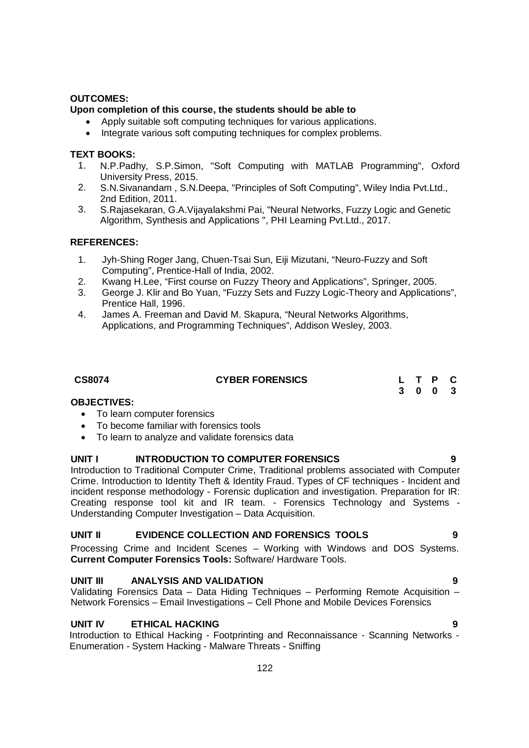**OUTCOMES:**

**Upon completion of this course, the students should be able to**

- Apply suitable soft computing techniques for various applications.
- Integrate various soft computing techniques for complex problems.

**TEXT BOOKS:**

1. N.P.Padhy, S.P.Simon, "Soft Computing with MATLAB Programming", Oxford University Press, 2015.
2. S.N.Sivanandam , S.N.Deepa, "Principles of Soft Computing", Wiley India Pvt.Ltd., 2nd Edition, 2011.
3. S.Rajasekaran, G.A.Vijayalakshmi Pai, "Neural Networks, Fuzzy Logic and Genetic Algorithm, Synthesis and Applications ", PHI Learning Pvt.Ltd., 2017.

**REFERENCES:**

1. Jyh-Shing Roger Jang, Chuen-Tsai Sun, Eiji Mizutani, "Neuro-Fuzzy and Soft Computing", Prentice-Hall of India, 2002.
2. Kwang H.Lee, "First course on Fuzzy Theory and Applications", Springer, 2005.
3. George J. Klir and Bo Yuan, "Fuzzy Sets and Fuzzy Logic-Theory and Applications", Prentice Hall, 1996.
4. James A. Freeman and David M. Skapura, "Neural Networks Algorithms, Applications, and Programming Techniques", Addison Wesley, 2003.

| CS8074 | CYBER FORENSICS | L | T | P | C |
|---|---|---|---|---|---|
| | | 3 | 0 | 0 | 3 |

**OBJECTIVES:**

- To learn computer forensics
- To become familiar with forensics tools
- To learn to analyze and validate forensics data

**UNIT I INTRODUCTION TO COMPUTER FORENSICS 9**

Introduction to Traditional Computer Crime, Traditional problems associated with Computer Crime. Introduction to Identity Theft & Identity Fraud. Types of CF techniques - Incident and incident response methodology - Forensic duplication and investigation. Preparation for IR: Creating response tool kit and IR team. - Forensics Technology and Systems - Understanding Computer Investigation – Data Acquisition.

**UNIT II EVIDENCE COLLECTION AND FORENSICS TOOLS 9**

Processing Crime and Incident Scenes – Working with Windows and DOS Systems. **Current Computer Forensics Tools:** Software/ Hardware Tools.

**UNIT III ANALYSIS AND VALIDATION 9**

Validating Forensics Data – Data Hiding Techniques – Performing Remote Acquisition – Network Forensics – Email Investigations – Cell Phone and Mobile Devices Forensics

**UNIT IV ETHICAL HACKING 9**

Introduction to Ethical Hacking - Footprinting and Reconnaissance - Scanning Networks - Enumeration - System Hacking - Malware Threats - Sniffing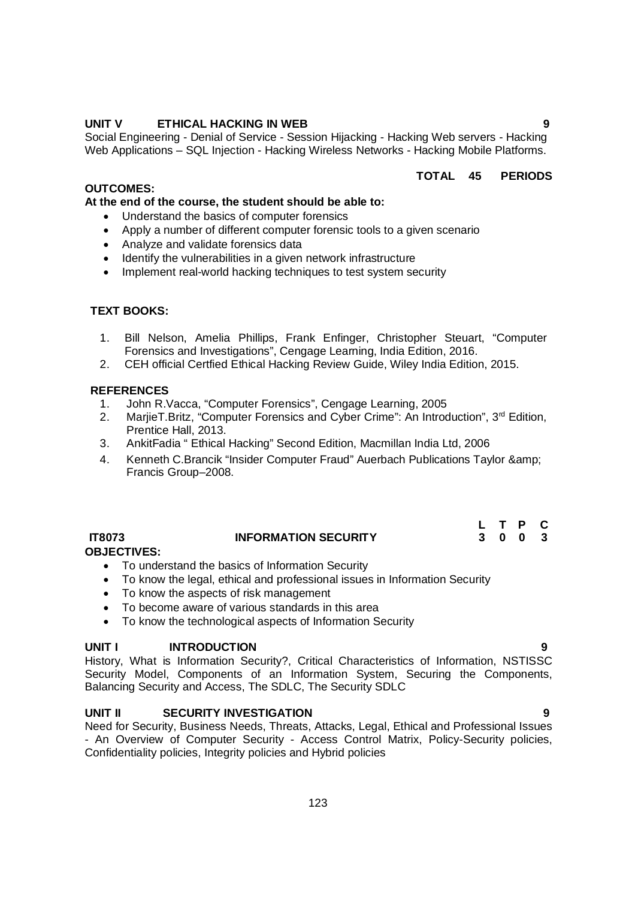**UNIT V ETHICAL HACKING IN WEB** **9**

Social Engineering - Denial of Service - Session Hijacking - Hacking Web servers - Hacking Web Applications – SQL Injection - Hacking Wireless Networks - Hacking Mobile Platforms.

**TOTAL 45 PERIODS**

**OUTCOMES:**

**At the end of the course, the student should be able to:**

- Understand the basics of computer forensics
- Apply a number of different computer forensic tools to a given scenario
- Analyze and validate forensics data
- Identify the vulnerabilities in a given network infrastructure
- Implement real-world hacking techniques to test system security

**TEXT BOOKS:**

1. Bill Nelson, Amelia Phillips, Frank Enfinger, Christopher Steuart, "Computer Forensics and Investigations", Cengage Learning, India Edition, 2016.
2. CEH official Certfied Ethical Hacking Review Guide, Wiley India Edition, 2015.

**REFERENCES**

1. John R.Vacca, "Computer Forensics", Cengage Learning, 2005
2. MarjieT.Britz, "Computer Forensics and Cyber Crime": An Introduction", 3rd Edition, Prentice Hall, 2013.
3. AnkitFadia " Ethical Hacking" Second Edition, Macmillan India Ltd, 2006
4. Kenneth C.Brancik "Insider Computer Fraud" Auerbach Publications Taylor &amp; Francis Group–2008.

| **IT8073** | **INFORMATION SECURITY** | **L** | **T** | **P** | **C** |
|---|---|---|---|---|---|
| | | **3** | **0** | **0** | **3** |

**OBJECTIVES:**

- To understand the basics of Information Security
- To know the legal, ethical and professional issues in Information Security
- To know the aspects of risk management
- To become aware of various standards in this area
- To know the technological aspects of Information Security

**UNIT I INTRODUCTION** **9**

History, What is Information Security?, Critical Characteristics of Information, NSTISSC Security Model, Components of an Information System, Securing the Components, Balancing Security and Access, The SDLC, The Security SDLC

**UNIT II SECURITY INVESTIGATION** **9**

Need for Security, Business Needs, Threats, Attacks, Legal, Ethical and Professional Issues - An Overview of Computer Security - Access Control Matrix, Policy-Security policies, Confidentiality policies, Integrity policies and Hybrid policies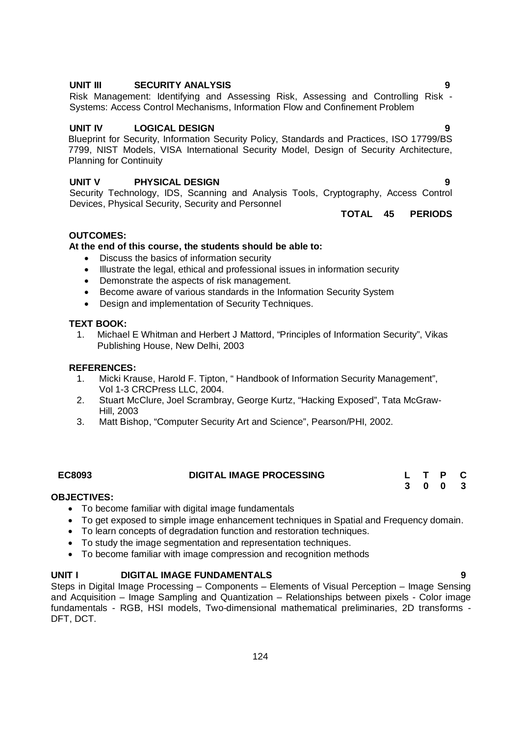**UNIT III SECURITY ANALYSIS 9**

Risk Management: Identifying and Assessing Risk, Assessing and Controlling Risk - Systems: Access Control Mechanisms, Information Flow and Confinement Problem

**UNIT IV LOGICAL DESIGN 9**

Blueprint for Security, Information Security Policy, Standards and Practices, ISO 17799/BS 7799, NIST Models, VISA International Security Model, Design of Security Architecture, Planning for Continuity

**UNIT V PHYSICAL DESIGN 9**

Security Technology, IDS, Scanning and Analysis Tools, Cryptography, Access Control Devices, Physical Security, Security and Personnel

**TOTAL 45 PERIODS**

**OUTCOMES:**

**At the end of this course, the students should be able to:**

- Discuss the basics of information security
- Illustrate the legal, ethical and professional issues in information security
- Demonstrate the aspects of risk management.
- Become aware of various standards in the Information Security System
- Design and implementation of Security Techniques.

**TEXT BOOK:**

1. Michael E Whitman and Herbert J Mattord, "Principles of Information Security", Vikas Publishing House, New Delhi, 2003

**REFERENCES:**

1. Micki Krause, Harold F. Tipton, " Handbook of Information Security Management", Vol 1-3 CRCPress LLC, 2004.
2. Stuart McClure, Joel Scrambray, George Kurtz, "Hacking Exposed", Tata McGraw-Hill, 2003
3. Matt Bishop, "Computer Security Art and Science", Pearson/PHI, 2002.

## EC8093 DIGITAL IMAGE PROCESSING

| L | T | P | C |
|---|---|---|---|
| 3 | 0 | 0 | 3 |

**OBJECTIVES:**

- To become familiar with digital image fundamentals
- To get exposed to simple image enhancement techniques in Spatial and Frequency domain.
- To learn concepts of degradation function and restoration techniques.
- To study the image segmentation and representation techniques.
- To become familiar with image compression and recognition methods

**UNIT I DIGITAL IMAGE FUNDAMENTALS 9**

Steps in Digital Image Processing – Components – Elements of Visual Perception – Image Sensing and Acquisition – Image Sampling and Quantization – Relationships between pixels - Color image fundamentals - RGB, HSI models, Two-dimensional mathematical preliminaries, 2D transforms - DFT, DCT.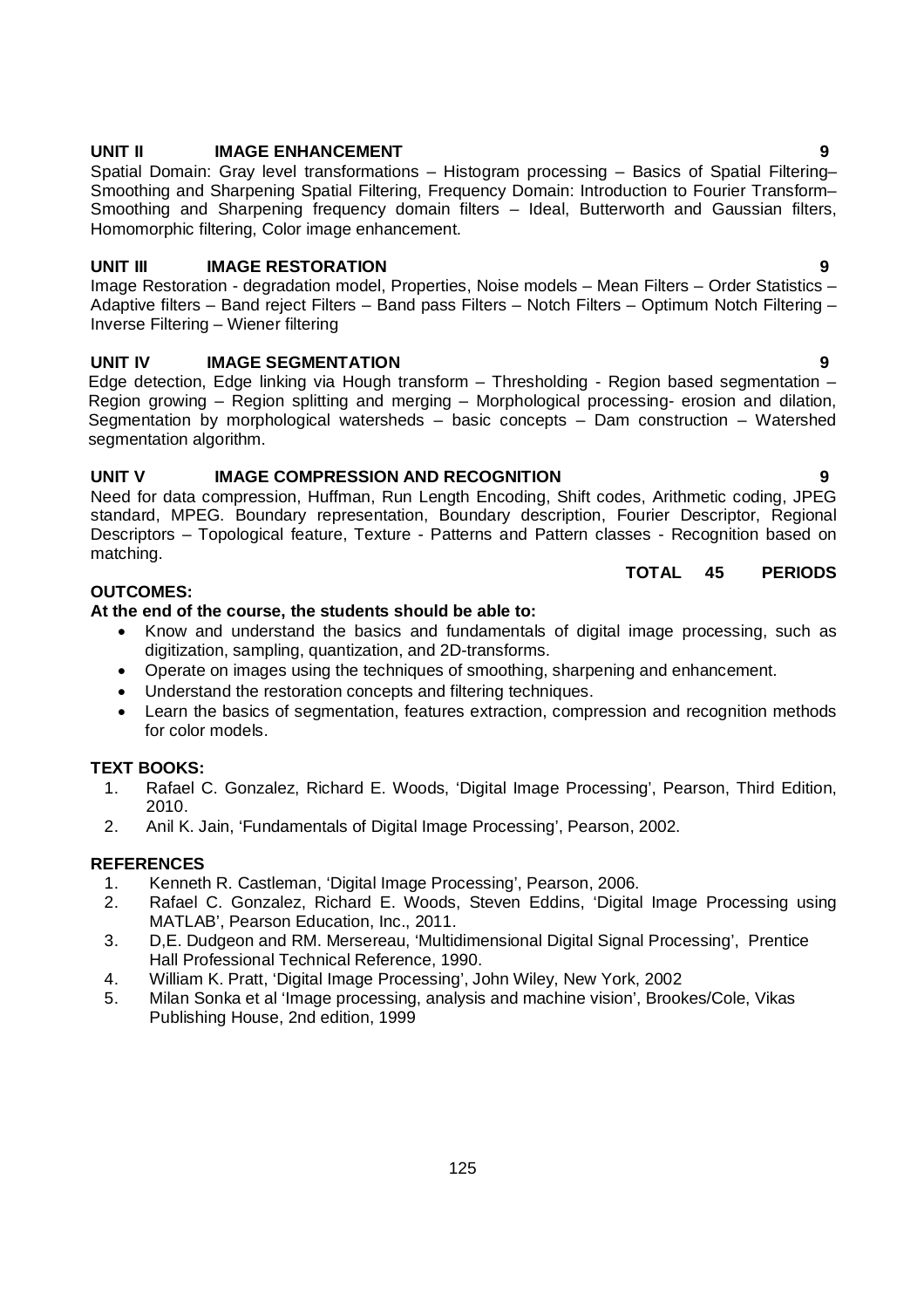**UNIT II IMAGE ENHANCEMENT 9**

Spatial Domain: Gray level transformations – Histogram processing – Basics of Spatial Filtering– Smoothing and Sharpening Spatial Filtering, Frequency Domain: Introduction to Fourier Transform– Smoothing and Sharpening frequency domain filters – Ideal, Butterworth and Gaussian filters, Homomorphic filtering, Color image enhancement.

**UNIT III IMAGE RESTORATION 9**

Image Restoration - degradation model, Properties, Noise models – Mean Filters – Order Statistics – Adaptive filters – Band reject Filters – Band pass Filters – Notch Filters – Optimum Notch Filtering – Inverse Filtering – Wiener filtering

**UNIT IV IMAGE SEGMENTATION 9**

Edge detection, Edge linking via Hough transform – Thresholding - Region based segmentation – Region growing – Region splitting and merging – Morphological processing- erosion and dilation, Segmentation by morphological watersheds – basic concepts – Dam construction – Watershed segmentation algorithm.

**UNIT V IMAGE COMPRESSION AND RECOGNITION 9**

Need for data compression, Huffman, Run Length Encoding, Shift codes, Arithmetic coding, JPEG standard, MPEG. Boundary representation, Boundary description, Fourier Descriptor, Regional Descriptors – Topological feature, Texture - Patterns and Pattern classes - Recognition based on matching.

**TOTAL 45 PERIODS**

**OUTCOMES:**

**At the end of the course, the students should be able to:**

- Know and understand the basics and fundamentals of digital image processing, such as digitization, sampling, quantization, and 2D-transforms.
- Operate on images using the techniques of smoothing, sharpening and enhancement.
- Understand the restoration concepts and filtering techniques.
- Learn the basics of segmentation, features extraction, compression and recognition methods for color models.

**TEXT BOOKS:**

1. Rafael C. Gonzalez, Richard E. Woods, 'Digital Image Processing', Pearson, Third Edition, 2010.
2. Anil K. Jain, 'Fundamentals of Digital Image Processing', Pearson, 2002.

**REFERENCES**

1. Kenneth R. Castleman, 'Digital Image Processing', Pearson, 2006.
2. Rafael C. Gonzalez, Richard E. Woods, Steven Eddins, 'Digital Image Processing using MATLAB', Pearson Education, Inc., 2011.
3. D,E. Dudgeon and RM. Mersereau, 'Multidimensional Digital Signal Processing', Prentice Hall Professional Technical Reference, 1990.
4. William K. Pratt, 'Digital Image Processing', John Wiley, New York, 2002
5. Milan Sonka et al 'Image processing, analysis and machine vision', Brookes/Cole, Vikas Publishing House, 2nd edition, 1999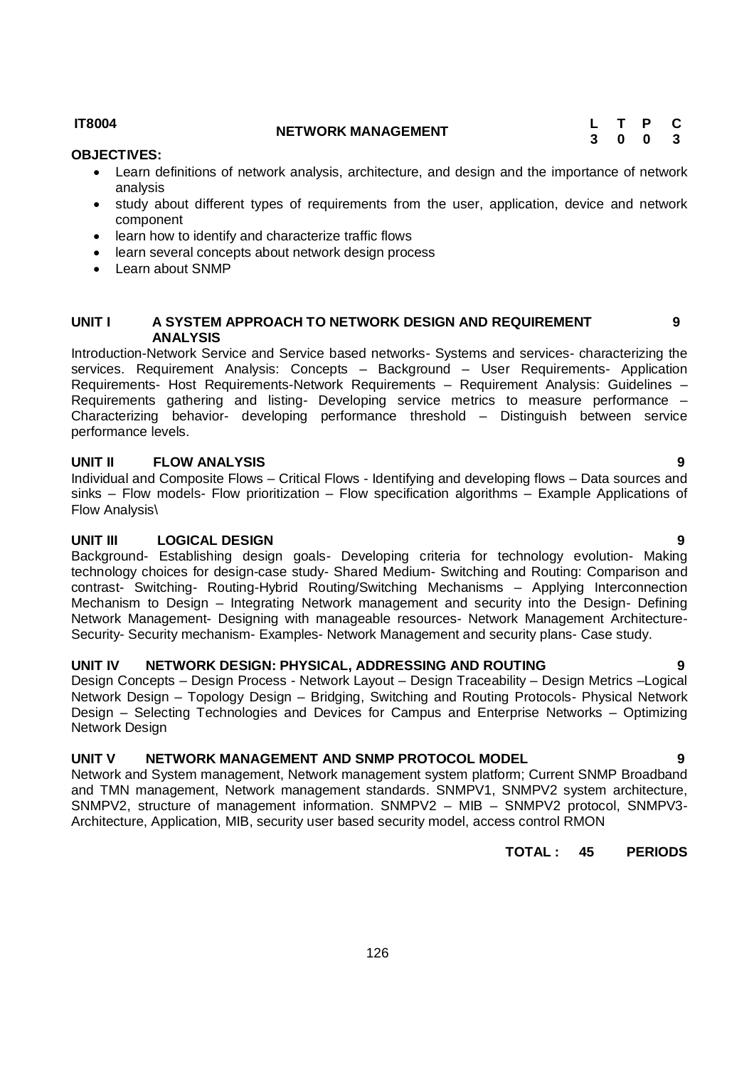**IT8004** **NETWORK MANAGEMENT**

| L | T | P | C |
|---|---|---|---|
| 3 | 0 | 0 | 3 |

**OBJECTIVES:**

- Learn definitions of network analysis, architecture, and design and the importance of network analysis
- study about different types of requirements from the user, application, device and network component
- learn how to identify and characterize traffic flows
- learn several concepts about network design process
- Learn about SNMP

**UNIT I A SYSTEM APPROACH TO NETWORK DESIGN AND REQUIREMENT ANALYSIS** **9**

Introduction-Network Service and Service based networks- Systems and services- characterizing the services. Requirement Analysis: Concepts – Background – User Requirements- Application Requirements- Host Requirements-Network Requirements – Requirement Analysis: Guidelines – Requirements gathering and listing- Developing service metrics to measure performance – Characterizing behavior- developing performance threshold – Distinguish between service performance levels.

**UNIT II FLOW ANALYSIS** **9**

Individual and Composite Flows – Critical Flows - Identifying and developing flows – Data sources and sinks – Flow models- Flow prioritization – Flow specification algorithms – Example Applications of Flow Analysis\

**UNIT III LOGICAL DESIGN** **9**

Background- Establishing design goals- Developing criteria for technology evolution- Making technology choices for design-case study- Shared Medium- Switching and Routing: Comparison and contrast- Switching- Routing-Hybrid Routing/Switching Mechanisms – Applying Interconnection Mechanism to Design – Integrating Network management and security into the Design- Defining Network Management- Designing with manageable resources- Network Management Architecture-Security- Security mechanism- Examples- Network Management and security plans- Case study.

**UNIT IV NETWORK DESIGN: PHYSICAL, ADDRESSING AND ROUTING** **9**

Design Concepts – Design Process - Network Layout – Design Traceability – Design Metrics –Logical Network Design – Topology Design – Bridging, Switching and Routing Protocols- Physical Network Design – Selecting Technologies and Devices for Campus and Enterprise Networks – Optimizing Network Design

**UNIT V NETWORK MANAGEMENT AND SNMP PROTOCOL MODEL** **9**

Network and System management, Network management system platform; Current SNMP Broadband and TMN management, Network management standards. SNMPV1, SNMPV2 system architecture, SNMPV2, structure of management information. SNMPV2 – MIB – SNMPV2 protocol, SNMPV3-Architecture, Application, MIB, security user based security model, access control RMON

**TOTAL : 45 PERIODS**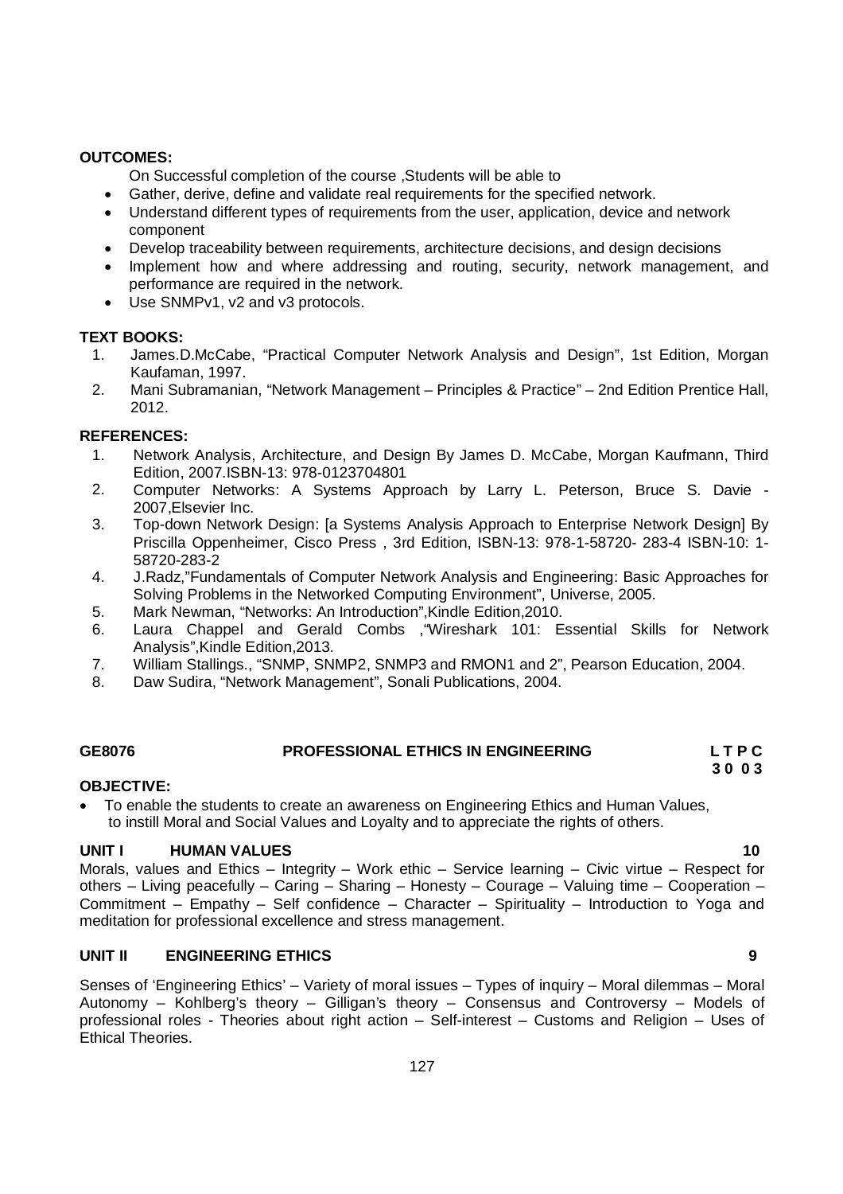**OUTCOMES:**

On Successful completion of the course ,Students will be able to

- Gather, derive, define and validate real requirements for the specified network.
- Understand different types of requirements from the user, application, device and network component
- Develop traceability between requirements, architecture decisions, and design decisions
- Implement how and where addressing and routing, security, network management, and performance are required in the network.
- Use SNMPv1, v2 and v3 protocols.

**TEXT BOOKS:**

1. James.D.McCabe, "Practical Computer Network Analysis and Design", 1st Edition, Morgan Kaufaman, 1997.
2. Mani Subramanian, "Network Management – Principles & Practice" – 2nd Edition Prentice Hall, 2012.

**REFERENCES:**

1. Network Analysis, Architecture, and Design By James D. McCabe, Morgan Kaufmann, Third Edition, 2007.ISBN-13: 978-0123704801
2. Computer Networks: A Systems Approach by Larry L. Peterson, Bruce S. Davie - 2007,Elsevier Inc.
3. Top-down Network Design: [a Systems Analysis Approach to Enterprise Network Design] By Priscilla Oppenheimer, Cisco Press , 3rd Edition, ISBN-13: 978-1-58720- 283-4 ISBN-10: 1-58720-283-2
4. J.Radz,"Fundamentals of Computer Network Analysis and Engineering: Basic Approaches for Solving Problems in the Networked Computing Environment", Universe, 2005.
5. Mark Newman, "Networks: An Introduction",Kindle Edition,2010.
6. Laura Chappel and Gerald Combs ,"Wireshark 101: Essential Skills for Network Analysis",Kindle Edition,2013.
7. William Stallings., "SNMP, SNMP2, SNMP3 and RMON1 and 2", Pearson Education, 2004.
8. Daw Sudira, "Network Management", Sonali Publications, 2004.

## GE8076 PROFESSIONAL ETHICS IN ENGINEERING

| L | T | P | C |
|---|---|---|---|
| 3 | 0 | 0 | 3 |

**OBJECTIVE:**

- To enable the students to create an awareness on Engineering Ethics and Human Values, to instill Moral and Social Values and Loyalty and to appreciate the rights of others.

**UNIT I HUMAN VALUES** **10**

Morals, values and Ethics – Integrity – Work ethic – Service learning – Civic virtue – Respect for others – Living peacefully – Caring – Sharing – Honesty – Courage – Valuing time – Cooperation – Commitment – Empathy – Self confidence – Character – Spirituality – Introduction to Yoga and meditation for professional excellence and stress management.

**UNIT II ENGINEERING ETHICS** **9**

Senses of 'Engineering Ethics' – Variety of moral issues – Types of inquiry – Moral dilemmas – Moral Autonomy – Kohlberg's theory – Gilligan's theory – Consensus and Controversy – Models of professional roles - Theories about right action – Self-interest – Customs and Religion – Uses of Ethical Theories.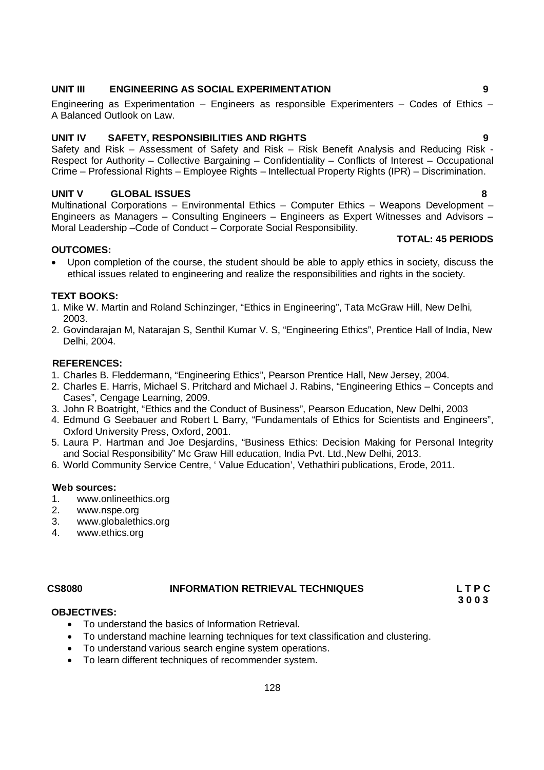**UNIT III ENGINEERING AS SOCIAL EXPERIMENTATION 9**

Engineering as Experimentation – Engineers as responsible Experimenters – Codes of Ethics – A Balanced Outlook on Law.

**UNIT IV SAFETY, RESPONSIBILITIES AND RIGHTS 9**

Safety and Risk – Assessment of Safety and Risk – Risk Benefit Analysis and Reducing Risk - Respect for Authority – Collective Bargaining – Confidentiality – Conflicts of Interest – Occupational Crime – Professional Rights – Employee Rights – Intellectual Property Rights (IPR) – Discrimination.

**UNIT V GLOBAL ISSUES 8**

Multinational Corporations – Environmental Ethics – Computer Ethics – Weapons Development – Engineers as Managers – Consulting Engineers – Engineers as Expert Witnesses and Advisors – Moral Leadership –Code of Conduct – Corporate Social Responsibility.

**TOTAL: 45 PERIODS**

**OUTCOMES:**

- Upon completion of the course, the student should be able to apply ethics in society, discuss the ethical issues related to engineering and realize the responsibilities and rights in the society.

**TEXT BOOKS:**

1. Mike W. Martin and Roland Schinzinger, "Ethics in Engineering", Tata McGraw Hill, New Delhi, 2003.
2. Govindarajan M, Natarajan S, Senthil Kumar V. S, "Engineering Ethics", Prentice Hall of India, New Delhi, 2004.

**REFERENCES:**

1. Charles B. Fleddermann, "Engineering Ethics", Pearson Prentice Hall, New Jersey, 2004.
2. Charles E. Harris, Michael S. Pritchard and Michael J. Rabins, "Engineering Ethics – Concepts and Cases", Cengage Learning, 2009.
3. John R Boatright, "Ethics and the Conduct of Business", Pearson Education, New Delhi, 2003
4. Edmund G Seebauer and Robert L Barry, "Fundamentals of Ethics for Scientists and Engineers", Oxford University Press, Oxford, 2001.
5. Laura P. Hartman and Joe Desjardins, "Business Ethics: Decision Making for Personal Integrity and Social Responsibility" Mc Graw Hill education, India Pvt. Ltd.,New Delhi, 2013.
6. World Community Service Centre, ' Value Education', Vethathiri publications, Erode, 2011.

**Web sources:**

1. www.onlineethics.org
2. www.nspe.org
3. www.globalethics.org
4. www.ethics.org

**CS8080 INFORMATION RETRIEVAL TECHNIQUES L T P C**
**3 0 0 3**

**OBJECTIVES:**

- To understand the basics of Information Retrieval.
- To understand machine learning techniques for text classification and clustering.
- To understand various search engine system operations.
- To learn different techniques of recommender system.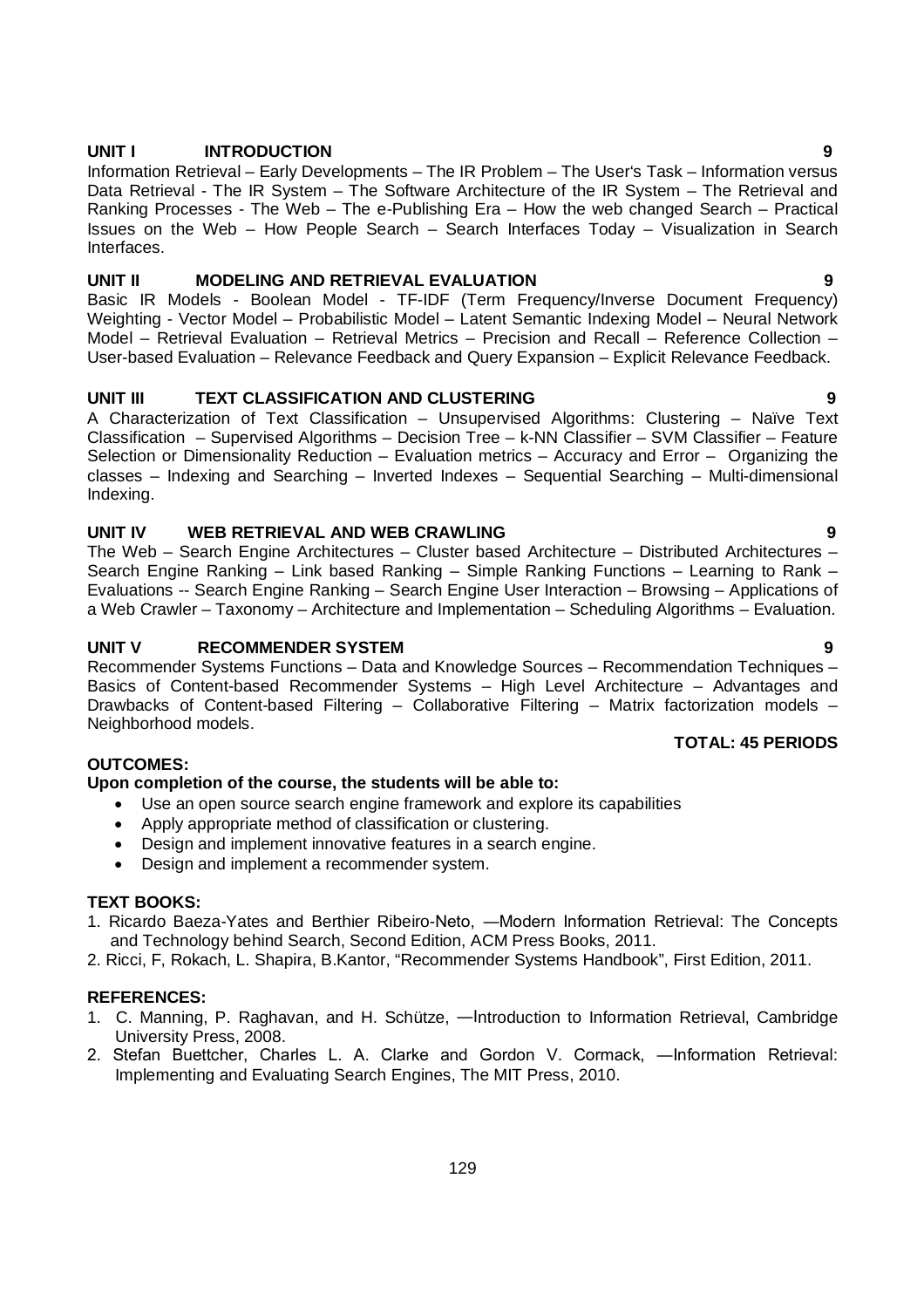### UNIT I INTRODUCTION 9

Information Retrieval – Early Developments – The IR Problem – The User's Task – Information versus Data Retrieval - The IR System – The Software Architecture of the IR System – The Retrieval and Ranking Processes - The Web – The e-Publishing Era – How the web changed Search – Practical Issues on the Web – How People Search – Search Interfaces Today – Visualization in Search Interfaces.

### UNIT II MODELING AND RETRIEVAL EVALUATION 9

Basic IR Models - Boolean Model - TF-IDF (Term Frequency/Inverse Document Frequency) Weighting - Vector Model – Probabilistic Model – Latent Semantic Indexing Model – Neural Network Model – Retrieval Evaluation – Retrieval Metrics – Precision and Recall – Reference Collection – User-based Evaluation – Relevance Feedback and Query Expansion – Explicit Relevance Feedback.

### UNIT III TEXT CLASSIFICATION AND CLUSTERING 9

A Characterization of Text Classification – Unsupervised Algorithms: Clustering – Naïve Text Classification – Supervised Algorithms – Decision Tree – k-NN Classifier – SVM Classifier – Feature Selection or Dimensionality Reduction – Evaluation metrics – Accuracy and Error – Organizing the classes – Indexing and Searching – Inverted Indexes – Sequential Searching – Multi-dimensional Indexing.

### UNIT IV WEB RETRIEVAL AND WEB CRAWLING 9

The Web – Search Engine Architectures – Cluster based Architecture – Distributed Architectures – Search Engine Ranking – Link based Ranking – Simple Ranking Functions – Learning to Rank – Evaluations -- Search Engine Ranking – Search Engine User Interaction – Browsing – Applications of a Web Crawler – Taxonomy – Architecture and Implementation – Scheduling Algorithms – Evaluation.

### UNIT V RECOMMENDER SYSTEM 9

Recommender Systems Functions – Data and Knowledge Sources – Recommendation Techniques – Basics of Content-based Recommender Systems – High Level Architecture – Advantages and Drawbacks of Content-based Filtering – Collaborative Filtering – Matrix factorization models – Neighborhood models.

**TOTAL: 45 PERIODS**

**OUTCOMES:**

**Upon completion of the course, the students will be able to:**

- Use an open source search engine framework and explore its capabilities
- Apply appropriate method of classification or clustering.
- Design and implement innovative features in a search engine.
- Design and implement a recommender system.

**TEXT BOOKS:**

1. Ricardo Baeza-Yates and Berthier Ribeiro-Neto, ―Modern Information Retrieval: The Concepts and Technology behind Search, Second Edition, ACM Press Books, 2011.
2. Ricci, F, Rokach, L. Shapira, B.Kantor, "Recommender Systems Handbook", First Edition, 2011.

**REFERENCES:**

1. C. Manning, P. Raghavan, and H. Schütze, ―Introduction to Information Retrieval, Cambridge University Press, 2008.
2. Stefan Buettcher, Charles L. A. Clarke and Gordon V. Cormack, ―Information Retrieval: Implementing and Evaluating Search Engines, The MIT Press, 2010.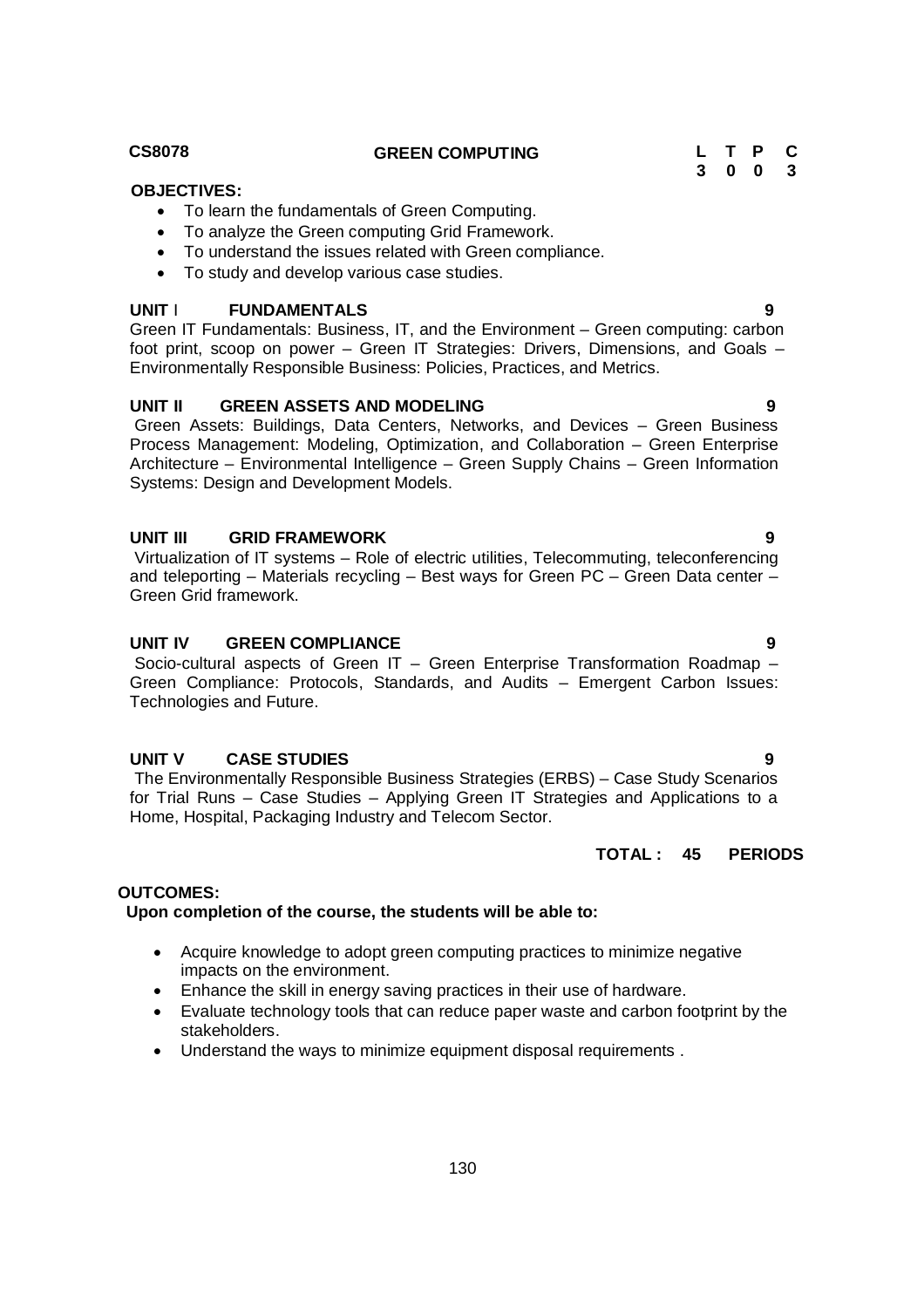**CS8078** **GREEN COMPUTING**

| L | T | P | C |
|---|---|---|---|
| 3 | 0 | 0 | 3 |

**OBJECTIVES:**

- To learn the fundamentals of Green Computing.
- To analyze the Green computing Grid Framework.
- To understand the issues related with Green compliance.
- To study and develop various case studies.

**UNIT I FUNDAMENTALS** **9**

Green IT Fundamentals: Business, IT, and the Environment – Green computing: carbon foot print, scoop on power – Green IT Strategies: Drivers, Dimensions, and Goals – Environmentally Responsible Business: Policies, Practices, and Metrics.

**UNIT II GREEN ASSETS AND MODELING** **9**

Green Assets: Buildings, Data Centers, Networks, and Devices – Green Business Process Management: Modeling, Optimization, and Collaboration – Green Enterprise Architecture – Environmental Intelligence – Green Supply Chains – Green Information Systems: Design and Development Models.

**UNIT III GRID FRAMEWORK** **9**

Virtualization of IT systems – Role of electric utilities, Telecommuting, teleconferencing and teleporting – Materials recycling – Best ways for Green PC – Green Data center – Green Grid framework.

**UNIT IV GREEN COMPLIANCE** **9**

Socio-cultural aspects of Green IT – Green Enterprise Transformation Roadmap – Green Compliance: Protocols, Standards, and Audits – Emergent Carbon Issues: Technologies and Future.

**UNIT V CASE STUDIES** **9**

The Environmentally Responsible Business Strategies (ERBS) – Case Study Scenarios for Trial Runs – Case Studies – Applying Green IT Strategies and Applications to a Home, Hospital, Packaging Industry and Telecom Sector.

**TOTAL : 45 PERIODS**

**OUTCOMES:**

**Upon completion of the course, the students will be able to:**

- Acquire knowledge to adopt green computing practices to minimize negative impacts on the environment.
- Enhance the skill in energy saving practices in their use of hardware.
- Evaluate technology tools that can reduce paper waste and carbon footprint by the stakeholders.
- Understand the ways to minimize equipment disposal requirements .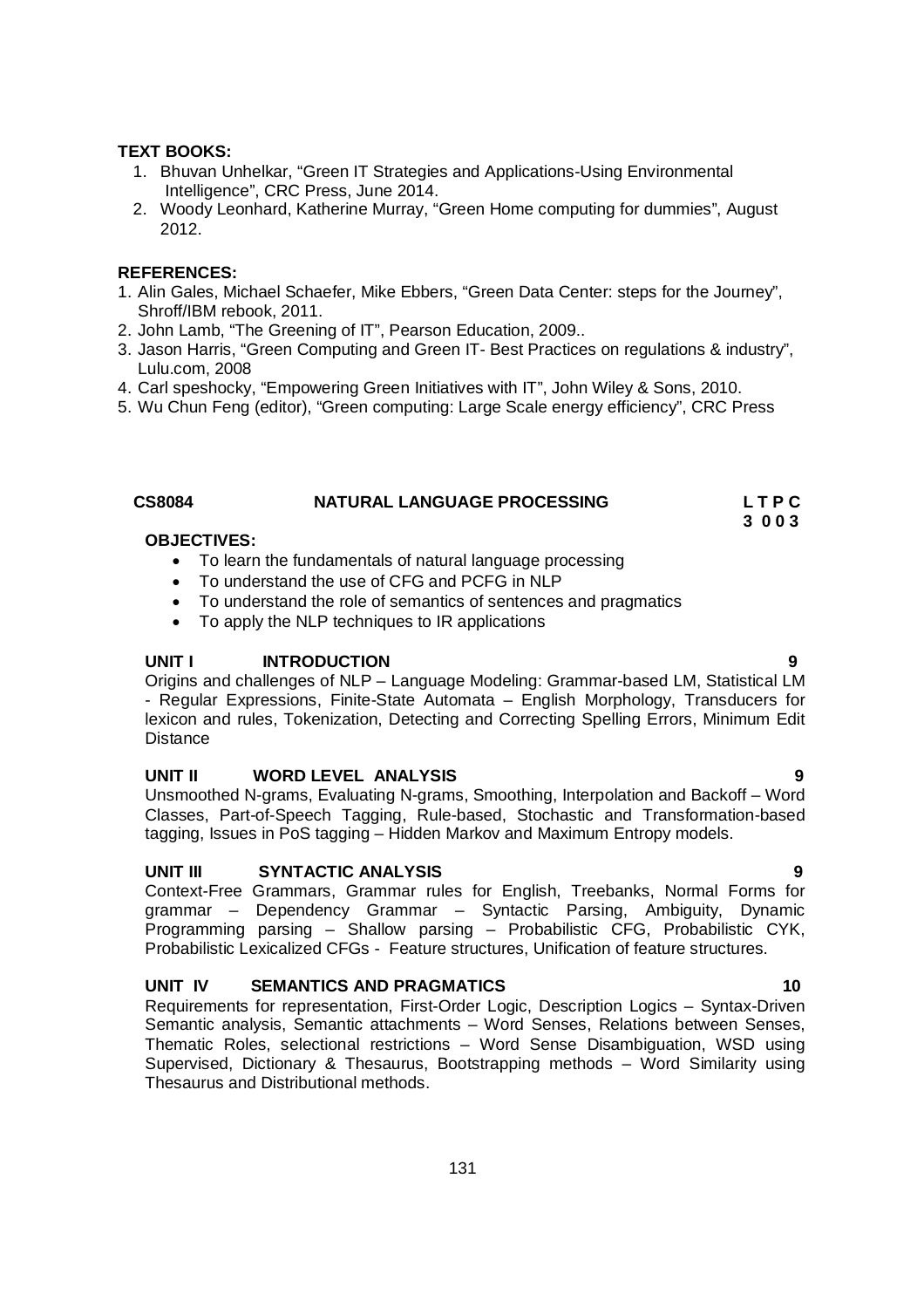**TEXT BOOKS:**

1. Bhuvan Unhelkar, "Green IT Strategies and Applications-Using Environmental Intelligence", CRC Press, June 2014.
2. Woody Leonhard, Katherine Murray, "Green Home computing for dummies", August 2012.

**REFERENCES:**

1. Alin Gales, Michael Schaefer, Mike Ebbers, "Green Data Center: steps for the Journey", Shroff/IBM rebook, 2011.
2. John Lamb, "The Greening of IT", Pearson Education, 2009..
3. Jason Harris, "Green Computing and Green IT- Best Practices on regulations & industry", Lulu.com, 2008
4. Carl speshocky, "Empowering Green Initiatives with IT", John Wiley & Sons, 2010.
5. Wu Chun Feng (editor), "Green computing: Large Scale energy efficiency", CRC Press

## CS8084 NATURAL LANGUAGE PROCESSING

**L T P C**
**3 0 0 3**

**OBJECTIVES:**

- To learn the fundamentals of natural language processing
- To understand the use of CFG and PCFG in NLP
- To understand the role of semantics of sentences and pragmatics
- To apply the NLP techniques to IR applications

**UNIT I INTRODUCTION 9**

Origins and challenges of NLP – Language Modeling: Grammar-based LM, Statistical LM - Regular Expressions, Finite-State Automata – English Morphology, Transducers for lexicon and rules, Tokenization, Detecting and Correcting Spelling Errors, Minimum Edit Distance

**UNIT II WORD LEVEL ANALYSIS 9**

Unsmoothed N-grams, Evaluating N-grams, Smoothing, Interpolation and Backoff – Word Classes, Part-of-Speech Tagging, Rule-based, Stochastic and Transformation-based tagging, Issues in PoS tagging – Hidden Markov and Maximum Entropy models.

**UNIT III SYNTACTIC ANALYSIS 9**

Context-Free Grammars, Grammar rules for English, Treebanks, Normal Forms for grammar – Dependency Grammar – Syntactic Parsing, Ambiguity, Dynamic Programming parsing – Shallow parsing – Probabilistic CFG, Probabilistic CYK, Probabilistic Lexicalized CFGs - Feature structures, Unification of feature structures.

**UNIT IV SEMANTICS AND PRAGMATICS 10**

Requirements for representation, First-Order Logic, Description Logics – Syntax-Driven Semantic analysis, Semantic attachments – Word Senses, Relations between Senses, Thematic Roles, selectional restrictions – Word Sense Disambiguation, WSD using Supervised, Dictionary & Thesaurus, Bootstrapping methods – Word Similarity using Thesaurus and Distributional methods.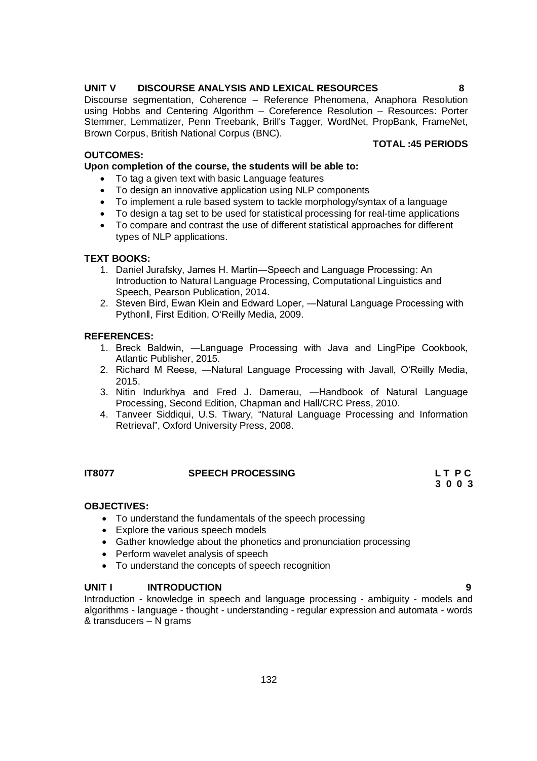**UNIT V DISCOURSE ANALYSIS AND LEXICAL RESOURCES 8**

Discourse segmentation, Coherence – Reference Phenomena, Anaphora Resolution using Hobbs and Centering Algorithm – Coreference Resolution – Resources: Porter Stemmer, Lemmatizer, Penn Treebank, Brill's Tagger, WordNet, PropBank, FrameNet, Brown Corpus, British National Corpus (BNC).

**TOTAL :45 PERIODS**

**OUTCOMES:**

**Upon completion of the course, the students will be able to:**

- To tag a given text with basic Language features
- To design an innovative application using NLP components
- To implement a rule based system to tackle morphology/syntax of a language
- To design a tag set to be used for statistical processing for real-time applications
- To compare and contrast the use of different statistical approaches for different types of NLP applications.

**TEXT BOOKS:**

1. Daniel Jurafsky, James H. Martin—Speech and Language Processing: An Introduction to Natural Language Processing, Computational Linguistics and Speech, Pearson Publication, 2014.
2. Steven Bird, Ewan Klein and Edward Loper, —Natural Language Processing with Python‖, First Edition, O‘Reilly Media, 2009.

**REFERENCES:**

1. Breck Baldwin, —Language Processing with Java and LingPipe Cookbook, Atlantic Publisher, 2015.
2. Richard M Reese, —Natural Language Processing with Java‖, O‘Reilly Media, 2015.
3. Nitin Indurkhya and Fred J. Damerau, —Handbook of Natural Language Processing, Second Edition, Chapman and Hall/CRC Press, 2010.
4. Tanveer Siddiqui, U.S. Tiwary, "Natural Language Processing and Information Retrieval", Oxford University Press, 2008.

## IT8077 SPEECH PROCESSING

**L T P C**
**3 0 0 3**

**OBJECTIVES:**

- To understand the fundamentals of the speech processing
- Explore the various speech models
- Gather knowledge about the phonetics and pronunciation processing
- Perform wavelet analysis of speech
- To understand the concepts of speech recognition

**UNIT I INTRODUCTION 9**

Introduction - knowledge in speech and language processing - ambiguity - models and algorithms - language - thought - understanding - regular expression and automata - words & transducers – N grams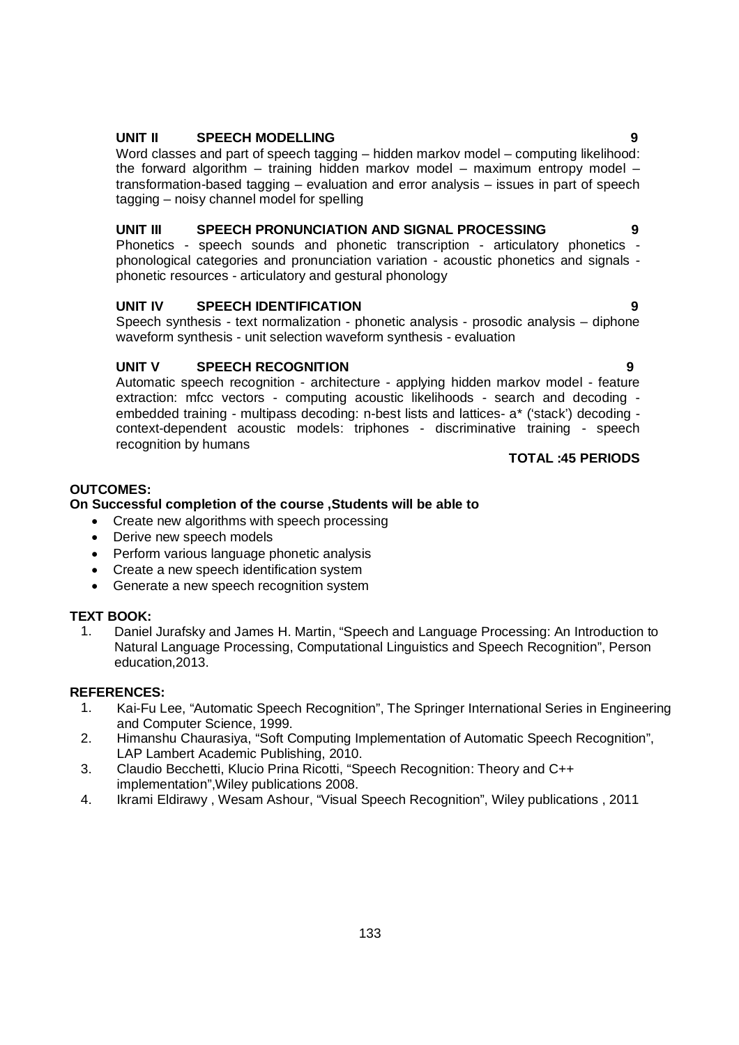**UNIT II SPEECH MODELLING 9**

Word classes and part of speech tagging – hidden markov model – computing likelihood: the forward algorithm – training hidden markov model – maximum entropy model – transformation-based tagging – evaluation and error analysis – issues in part of speech tagging – noisy channel model for spelling

**UNIT III SPEECH PRONUNCIATION AND SIGNAL PROCESSING 9**

Phonetics - speech sounds and phonetic transcription - articulatory phonetics - phonological categories and pronunciation variation - acoustic phonetics and signals - phonetic resources - articulatory and gestural phonology

**UNIT IV SPEECH IDENTIFICATION 9**

Speech synthesis - text normalization - phonetic analysis - prosodic analysis – diphone waveform synthesis - unit selection waveform synthesis - evaluation

**UNIT V SPEECH RECOGNITION 9**

Automatic speech recognition - architecture - applying hidden markov model - feature extraction: mfcc vectors - computing acoustic likelihoods - search and decoding - embedded training - multipass decoding: n-best lists and lattices- a* ('stack') decoding - context-dependent acoustic models: triphones - discriminative training - speech recognition by humans

**TOTAL :45 PERIODS**

**OUTCOMES:**

**On Successful completion of the course ,Students will be able to**

- Create new algorithms with speech processing
- Derive new speech models
- Perform various language phonetic analysis
- Create a new speech identification system
- Generate a new speech recognition system

**TEXT BOOK:**

1. Daniel Jurafsky and James H. Martin, "Speech and Language Processing: An Introduction to Natural Language Processing, Computational Linguistics and Speech Recognition", Person education,2013.

**REFERENCES:**

1. Kai-Fu Lee, "Automatic Speech Recognition", The Springer International Series in Engineering and Computer Science, 1999.
2. Himanshu Chaurasiya, "Soft Computing Implementation of Automatic Speech Recognition", LAP Lambert Academic Publishing, 2010.
3. Claudio Becchetti, Klucio Prina Ricotti, "Speech Recognition: Theory and C++ implementation",Wiley publications 2008.
4. Ikrami Eldirawy , Wesam Ashour, "Visual Speech Recognition", Wiley publications , 2011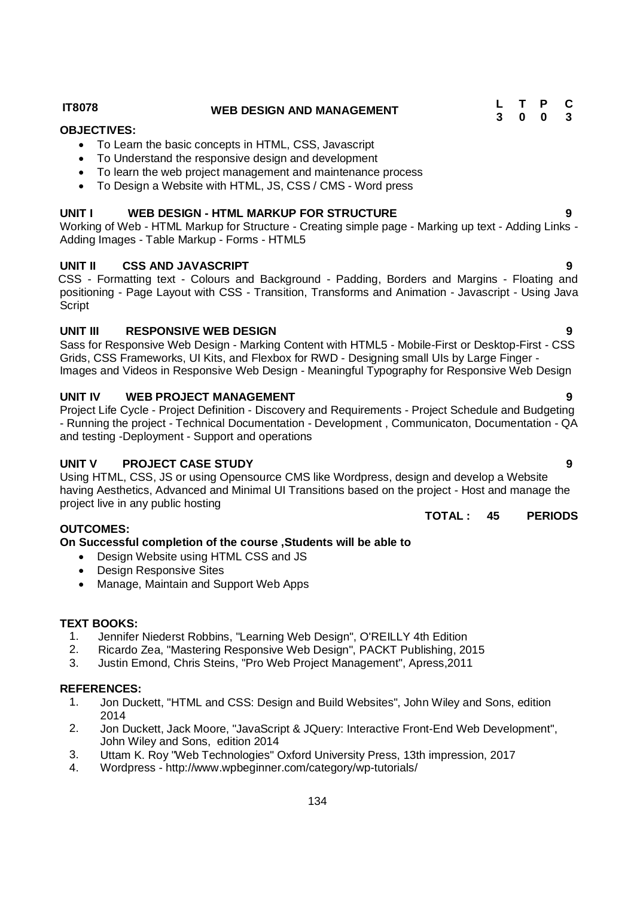**IT8078** **WEB DESIGN AND MANAGEMENT**

| L | T | P | C |
|---|---|---|---|
| 3 | 0 | 0 | 3 |

**OBJECTIVES:**

- To Learn the basic concepts in HTML, CSS, Javascript
- To Understand the responsive design and development
- To learn the web project management and maintenance process
- To Design a Website with HTML, JS, CSS / CMS - Word press

**UNIT I WEB DESIGN - HTML MARKUP FOR STRUCTURE** **9**

Working of Web - HTML Markup for Structure - Creating simple page - Marking up text - Adding Links - Adding Images - Table Markup - Forms - HTML5

**UNIT II CSS AND JAVASCRIPT** **9**

CSS - Formatting text - Colours and Background - Padding, Borders and Margins - Floating and positioning - Page Layout with CSS - Transition, Transforms and Animation - Javascript - Using Java Script

**UNIT III RESPONSIVE WEB DESIGN** **9**

Sass for Responsive Web Design - Marking Content with HTML5 - Mobile-First or Desktop-First - CSS Grids, CSS Frameworks, UI Kits, and Flexbox for RWD - Designing small UIs by Large Finger - Images and Videos in Responsive Web Design - Meaningful Typography for Responsive Web Design

**UNIT IV WEB PROJECT MANAGEMENT** **9**

Project Life Cycle - Project Definition - Discovery and Requirements - Project Schedule and Budgeting - Running the project - Technical Documentation - Development , Communicaton, Documentation - QA and testing -Deployment - Support and operations

**UNIT V PROJECT CASE STUDY** **9**

Using HTML, CSS, JS or using Opensource CMS like Wordpress, design and develop a Website having Aesthetics, Advanced and Minimal UI Transitions based on the project - Host and manage the project live in any public hosting

**TOTAL : 45 PERIODS**

**OUTCOMES:**

**On Successful completion of the course ,Students will be able to**

- Design Website using HTML CSS and JS
- Design Responsive Sites
- Manage, Maintain and Support Web Apps

**TEXT BOOKS:**

1. Jennifer Niederst Robbins, "Learning Web Design", O'REILLY 4th Edition
2. Ricardo Zea, "Mastering Responsive Web Design", PACKT Publishing, 2015
3. Justin Emond, Chris Steins, "Pro Web Project Management", Apress,2011

**REFERENCES:**

1. Jon Duckett, "HTML and CSS: Design and Build Websites", John Wiley and Sons, edition 2014
2. Jon Duckett, Jack Moore, "JavaScript & JQuery: Interactive Front-End Web Development", John Wiley and Sons, edition 2014
3. Uttam K. Roy "Web Technologies" Oxford University Press, 13th impression, 2017
4. Wordpress - http://www.wpbeginner.com/category/wp-tutorials/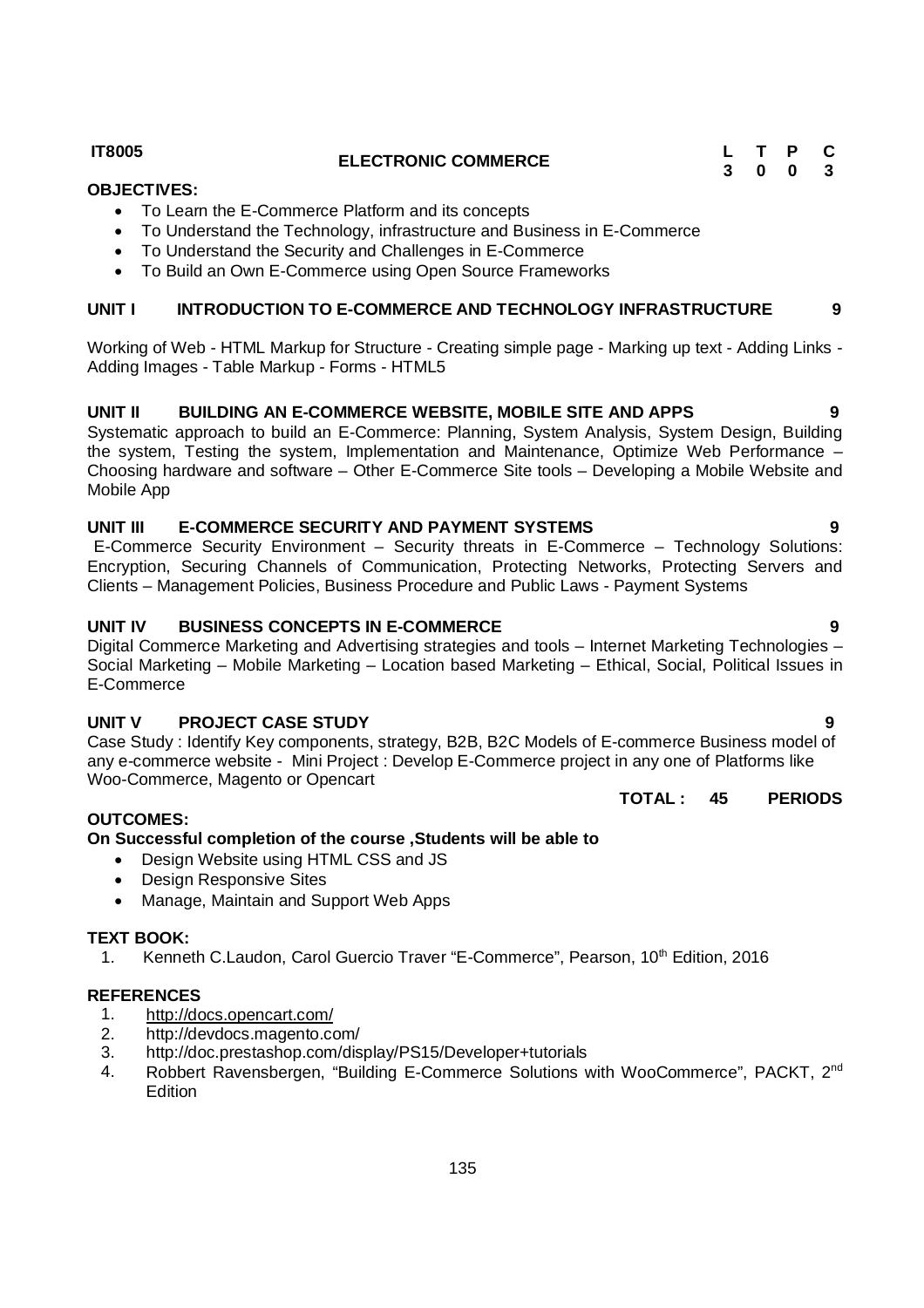**IT8005** **ELECTRONIC COMMERCE**

| L | T | P | C |
|---|---|---|---|
| 3 | 0 | 0 | 3 |

**OBJECTIVES:**

- To Learn the E-Commerce Platform and its concepts
- To Understand the Technology, infrastructure and Business in E-Commerce
- To Understand the Security and Challenges in E-Commerce
- To Build an Own E-Commerce using Open Source Frameworks

**UNIT I INTRODUCTION TO E-COMMERCE AND TECHNOLOGY INFRASTRUCTURE 9**

Working of Web - HTML Markup for Structure - Creating simple page - Marking up text - Adding Links - Adding Images - Table Markup - Forms - HTML5

**UNIT II BUILDING AN E-COMMERCE WEBSITE, MOBILE SITE AND APPS 9**

Systematic approach to build an E-Commerce: Planning, System Analysis, System Design, Building the system, Testing the system, Implementation and Maintenance, Optimize Web Performance – Choosing hardware and software – Other E-Commerce Site tools – Developing a Mobile Website and Mobile App

**UNIT III E-COMMERCE SECURITY AND PAYMENT SYSTEMS 9**

E-Commerce Security Environment – Security threats in E-Commerce – Technology Solutions: Encryption, Securing Channels of Communication, Protecting Networks, Protecting Servers and Clients – Management Policies, Business Procedure and Public Laws - Payment Systems

**UNIT IV BUSINESS CONCEPTS IN E-COMMERCE 9**

Digital Commerce Marketing and Advertising strategies and tools – Internet Marketing Technologies – Social Marketing – Mobile Marketing – Location based Marketing – Ethical, Social, Political Issues in E-Commerce

**UNIT V PROJECT CASE STUDY 9**

Case Study : Identify Key components, strategy, B2B, B2C Models of E-commerce Business model of any e-commerce website - Mini Project : Develop E-Commerce project in any one of Platforms like Woo-Commerce, Magento or Opencart

**TOTAL : 45 PERIODS**

**OUTCOMES:**

**On Successful completion of the course ,Students will be able to**

- Design Website using HTML CSS and JS
- Design Responsive Sites
- Manage, Maintain and Support Web Apps

**TEXT BOOK:**

1. Kenneth C.Laudon, Carol Guercio Traver "E-Commerce", Pearson, 10th Edition, 2016

**REFERENCES**

1. http://docs.opencart.com/
2. http://devdocs.magento.com/
3. http://doc.prestashop.com/display/PS15/Developer+tutorials
4. Robbert Ravensbergen, "Building E-Commerce Solutions with WooCommerce", PACKT, 2nd Edition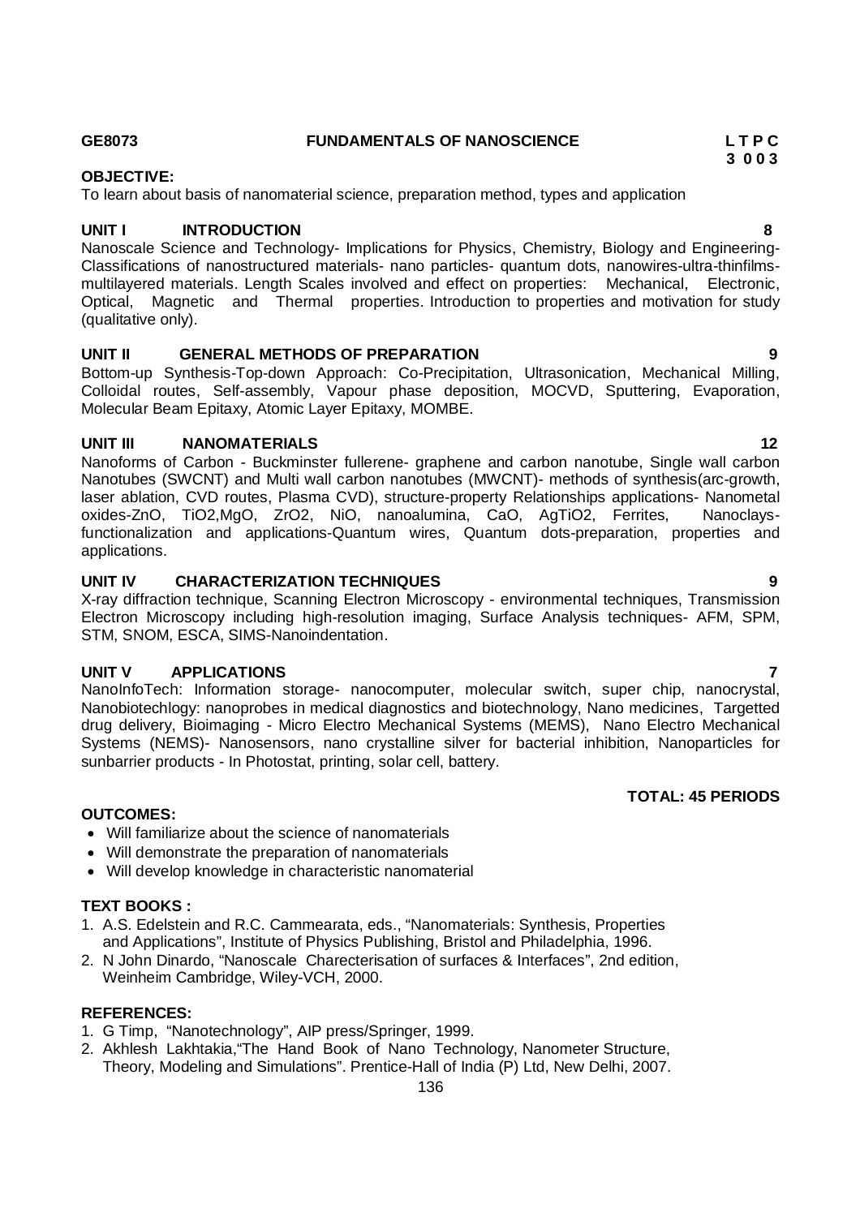## GE8073 FUNDAMENTALS OF NANOSCIENCE

**L T P C**
**3 0 0 3**

**OBJECTIVE:**

To learn about basis of nanomaterial science, preparation method, types and application

### UNIT I INTRODUCTION 8

Nanoscale Science and Technology- Implications for Physics, Chemistry, Biology and Engineering-Classifications of nanostructured materials- nano particles- quantum dots, nanowires-ultra-thinfilms-multilayered materials. Length Scales involved and effect on properties: Mechanical, Electronic, Optical, Magnetic and Thermal properties. Introduction to properties and motivation for study (qualitative only).

### UNIT II GENERAL METHODS OF PREPARATION 9

Bottom-up Synthesis-Top-down Approach: Co-Precipitation, Ultrasonication, Mechanical Milling, Colloidal routes, Self-assembly, Vapour phase deposition, MOCVD, Sputtering, Evaporation, Molecular Beam Epitaxy, Atomic Layer Epitaxy, MOMBE.

### UNIT III NANOMATERIALS 12

Nanoforms of Carbon - Buckminster fullerene- graphene and carbon nanotube, Single wall carbon Nanotubes (SWCNT) and Multi wall carbon nanotubes (MWCNT)- methods of synthesis(arc-growth, laser ablation, CVD routes, Plasma CVD), structure-property Relationships applications- Nanometal oxides-ZnO, $TiO_2$,MgO, $ZrO_2$, NiO, nanoalumina, CaO, $AgTiO_2$, Ferrites, Nanoclays-functionalization and applications-Quantum wires, Quantum dots-preparation, properties and applications.

### UNIT IV CHARACTERIZATION TECHNIQUES 9

X-ray diffraction technique, Scanning Electron Microscopy - environmental techniques, Transmission Electron Microscopy including high-resolution imaging, Surface Analysis techniques- AFM, SPM, STM, SNOM, ESCA, SIMS-Nanoindentation.

### UNIT V APPLICATIONS 7

NanoInfoTech: Information storage- nanocomputer, molecular switch, super chip, nanocrystal, Nanobiotechlogy: nanoprobes in medical diagnostics and biotechnology, Nano medicines, Targetted drug delivery, Bioimaging - Micro Electro Mechanical Systems (MEMS), Nano Electro Mechanical Systems (NEMS)- Nanosensors, nano crystalline silver for bacterial inhibition, Nanoparticles for sunbarrier products - In Photostat, printing, solar cell, battery.

**TOTAL: 45 PERIODS**

**OUTCOMES:**

- Will familiarize about the science of nanomaterials
- Will demonstrate the preparation of nanomaterials
- Will develop knowledge in characteristic nanomaterial

**TEXT BOOKS :**

1. A.S. Edelstein and R.C. Cammearata, eds., "Nanomaterials: Synthesis, Properties and Applications", Institute of Physics Publishing, Bristol and Philadelphia, 1996.
2. N John Dinardo, "Nanoscale Charecterisation of surfaces & Interfaces", 2nd edition, Weinheim Cambridge, Wiley-VCH, 2000.

**REFERENCES:**

1. G Timp, "Nanotechnology", AIP press/Springer, 1999.
2. Akhlesh Lakhtakia,"The Hand Book of Nano Technology, Nanometer Structure, Theory, Modeling and Simulations". Prentice-Hall of India (P) Ltd, New Delhi, 2007.